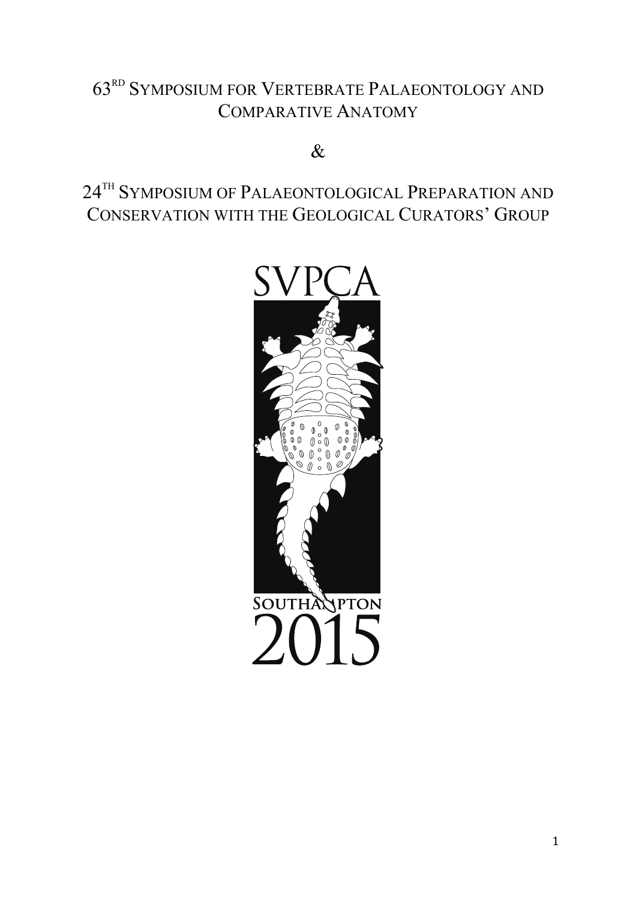# 63[RD] SYMPOSIUM FOR VERTEBRATE PALAEONTOLOGY AND COMPARATIVE ANATOMY

&

# 24[TH] SYMPOSIUM OF PALAEONTOLOGICAL PREPARATION AND CONSERVATION WITH THE GEOLOGICAL CURATORS' GROUP

SVPCA

SOUTHAMPTON

2015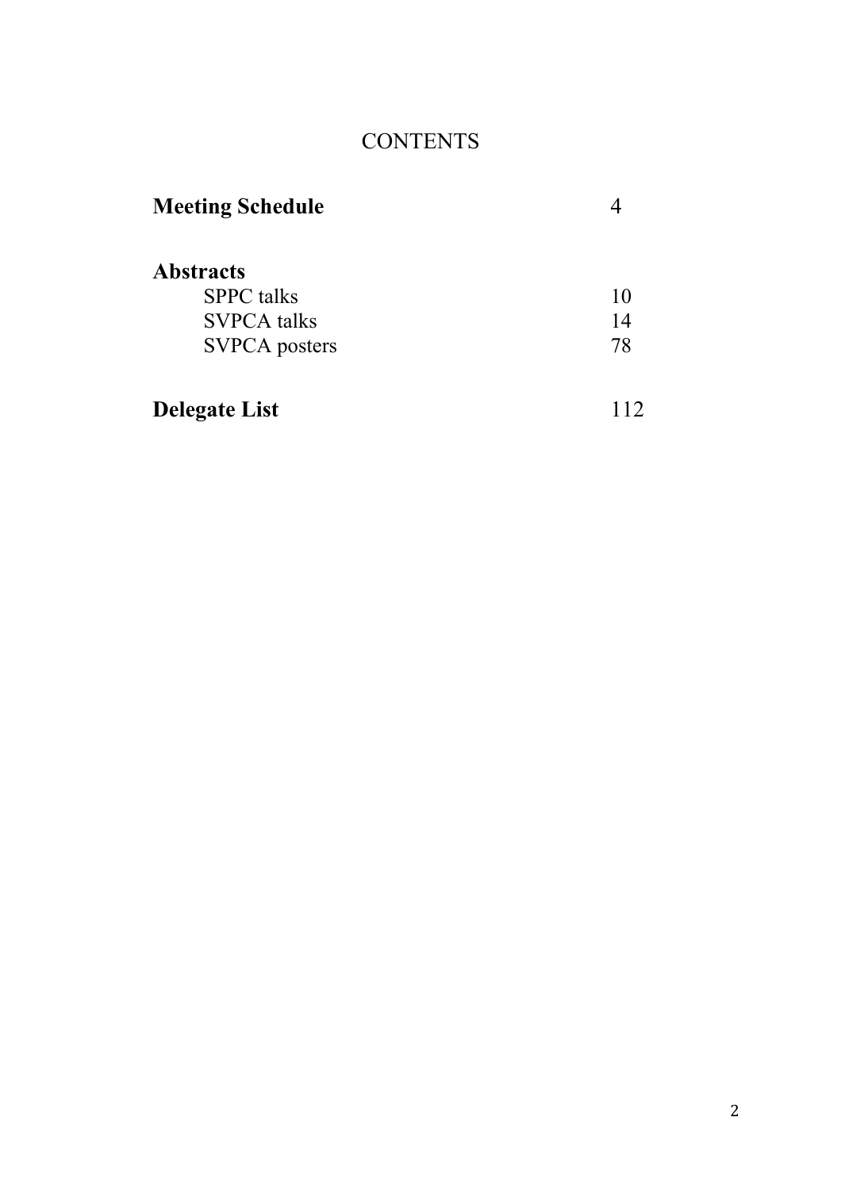# CONTENTS

| | |
|---|---|
| **Meeting Schedule** | 4 |
| **Abstracts** | |
| SPPC talks | 10 |
| SVPCA talks | 14 |
| SVPCA posters | 78 |
| **Delegate List** | 112 |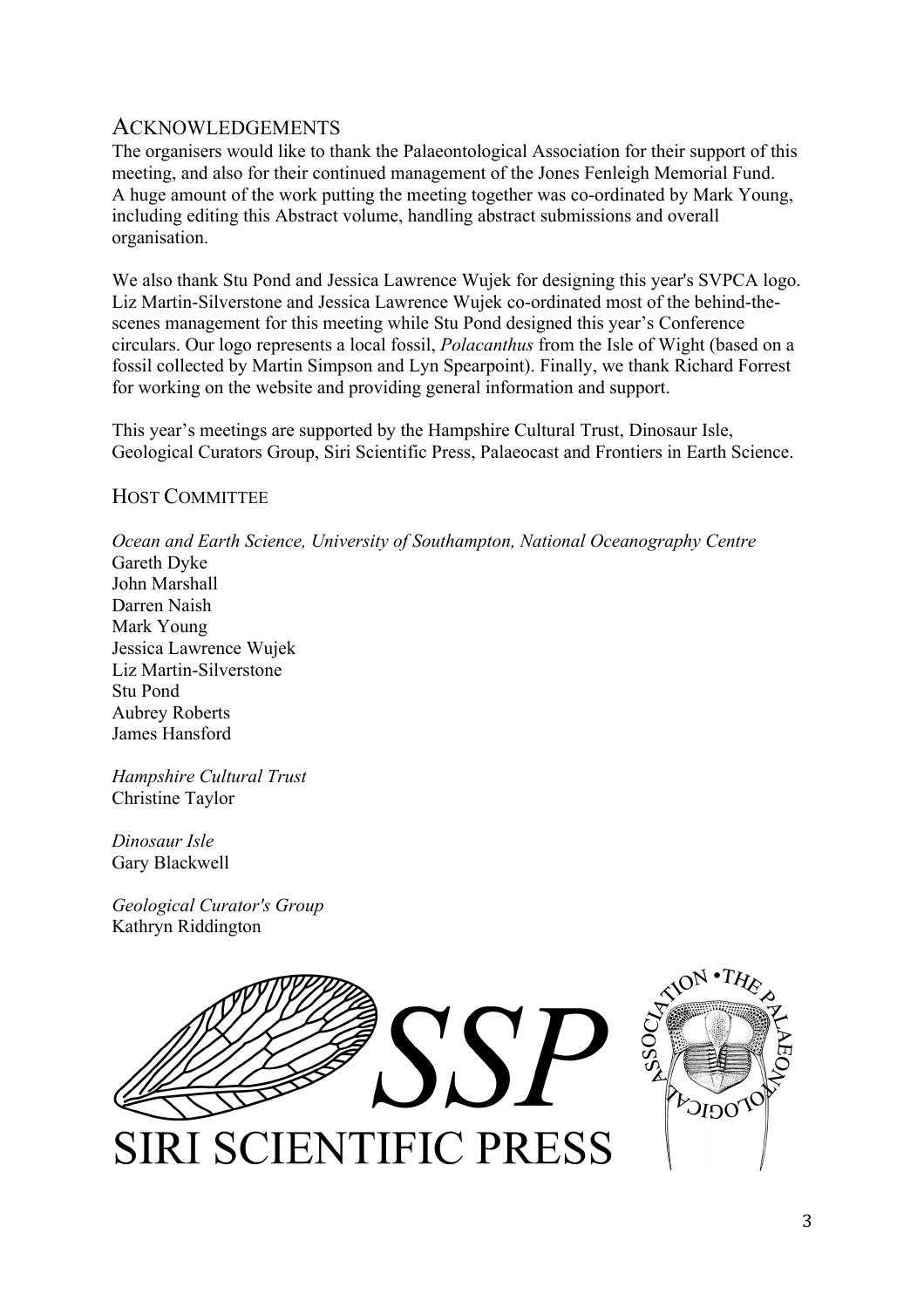## Acknowledgements

The organisers would like to thank the Palaeontological Association for their support of this meeting, and also for their continued management of the Jones Fenleigh Memorial Fund. A huge amount of the work putting the meeting together was co-ordinated by Mark Young, including editing this Abstract volume, handling abstract submissions and overall organisation.

We also thank Stu Pond and Jessica Lawrence Wujek for designing this year's SVPCA logo. Liz Martin-Silverstone and Jessica Lawrence Wujek co-ordinated most of the behind-the-scenes management for this meeting while Stu Pond designed this year's Conference circulars. Our logo represents a local fossil, *Polacanthus* from the Isle of Wight (based on a fossil collected by Martin Simpson and Lyn Spearpoint). Finally, we thank Richard Forrest for working on the website and providing general information and support.

This year's meetings are supported by the Hampshire Cultural Trust, Dinosaur Isle, Geological Curators Group, Siri Scientific Press, Palaeocast and Frontiers in Earth Science.

## Host Committee

*Ocean and Earth Science, University of Southampton, National Oceanography Centre*
Gareth Dyke
John Marshall
Darren Naish
Mark Young
Jessica Lawrence Wujek
Liz Martin-Silverstone
Stu Pond
Aubrey Roberts
James Hansford

*Hampshire Cultural Trust*
Christine Taylor

*Dinosaur Isle*
Gary Blackwell

*Geological Curator's Group*
Kathryn Riddington

SSP
SIRI SCIENTIFIC PRESS

THE PALAEONTOLOGICAL ASSOCIATION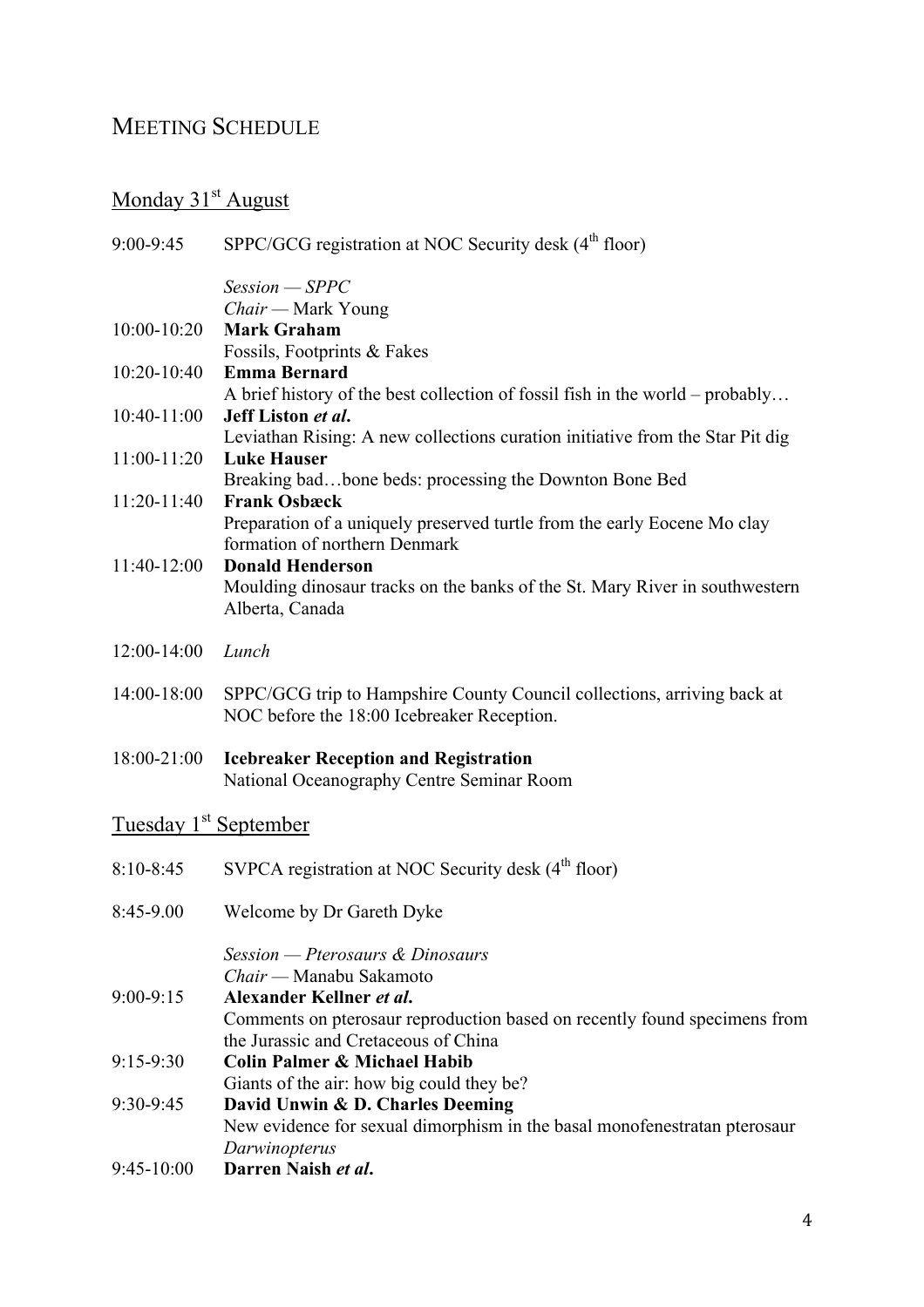## Meeting Schedule

### Monday 31st August

9:00-9:45 SPPC/GCG registration at NOC Security desk (4th floor)

*Session — SPPC*
*Chair* — Mark Young

10:00-10:20 **Mark Graham**
Fossils, Footprints & Fakes

10:20-10:40 **Emma Bernard**
A brief history of the best collection of fossil fish in the world – probably…

10:40-11:00 **Jeff Liston *et al*.**
Leviathan Rising: A new collections curation initiative from the Star Pit dig

11:00-11:20 **Luke Hauser**
Breaking bad…bone beds: processing the Downton Bone Bed

11:20-11:40 **Frank Osbæck**
Preparation of a uniquely preserved turtle from the early Eocene Mo clay formation of northern Denmark

11:40-12:00 **Donald Henderson**
Moulding dinosaur tracks on the banks of the St. Mary River in southwestern Alberta, Canada

12:00-14:00 *Lunch*

14:00-18:00 SPPC/GCG trip to Hampshire County Council collections, arriving back at NOC before the 18:00 Icebreaker Reception.

18:00-21:00 **Icebreaker Reception and Registration**
National Oceanography Centre Seminar Room

### Tuesday 1st September

8:10-8:45 SVPCA registration at NOC Security desk (4th floor)

8:45-9.00 Welcome by Dr Gareth Dyke

*Session — Pterosaurs & Dinosaurs*
*Chair* — Manabu Sakamoto

9:00-9:15 **Alexander Kellner *et al*.**
Comments on pterosaur reproduction based on recently found specimens from the Jurassic and Cretaceous of China

9:15-9:30 **Colin Palmer & Michael Habib**
Giants of the air: how big could they be?

9:30-9:45 **David Unwin & D. Charles Deeming**
New evidence for sexual dimorphism in the basal monofenestratan pterosaur *Darwinopterus*

9:45-10:00 **Darren Naish *et al*.**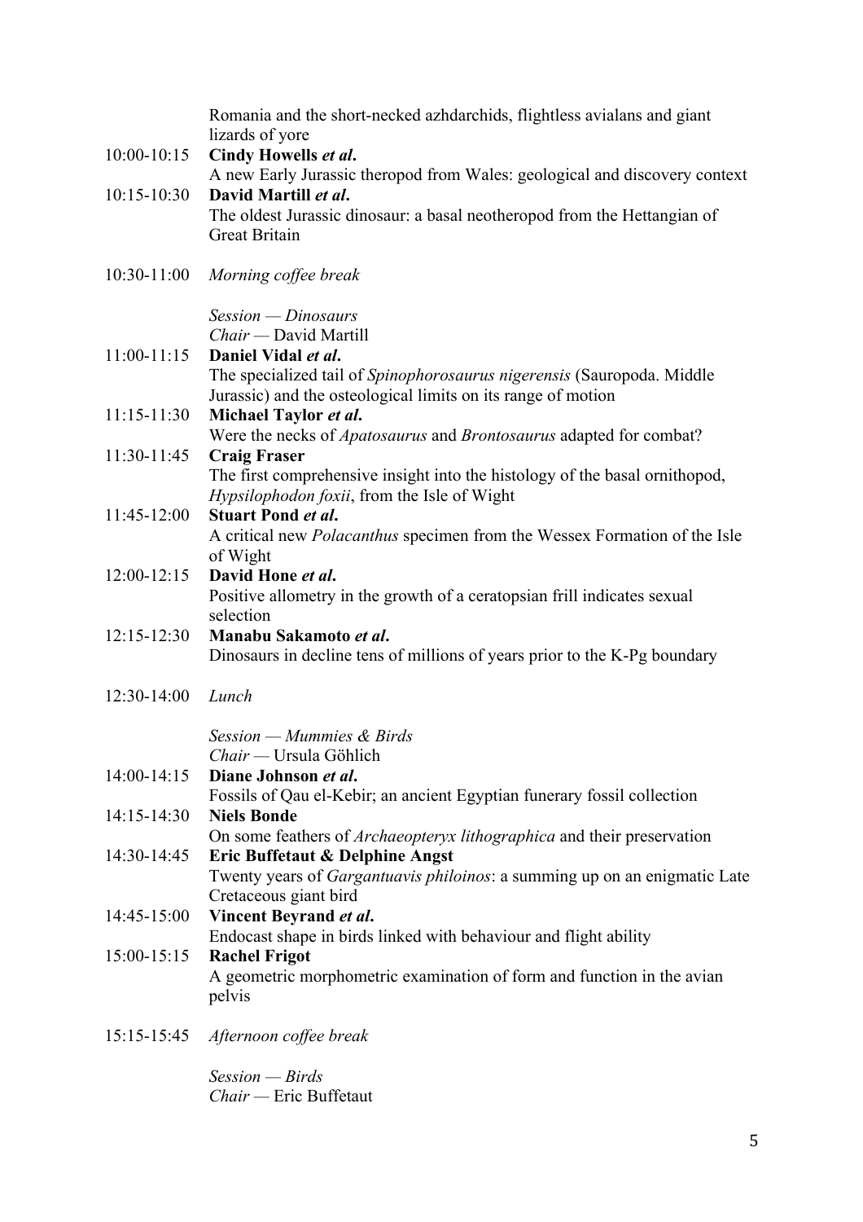Romania and the short-necked azhdarchids, flightless avialans and giant lizards of yore

10:00-10:15 **Cindy Howells *et al*.**
A new Early Jurassic theropod from Wales: geological and discovery context

10:15-10:30 **David Martill *et al*.**
The oldest Jurassic dinosaur: a basal neotheropod from the Hettangian of Great Britain

10:30-11:00 *Morning coffee break*

*Session — Dinosaurs*
*Chair —* David Martill

11:00-11:15 **Daniel Vidal *et al*.**
The specialized tail of *Spinophorosaurus nigerensis* (Sauropoda. Middle Jurassic) and the osteological limits on its range of motion

11:15-11:30 **Michael Taylor *et al*.**
Were the necks of *Apatosaurus* and *Brontosaurus* adapted for combat?

11:30-11:45 **Craig Fraser**
The first comprehensive insight into the histology of the basal ornithopod, *Hypsilophodon foxii*, from the Isle of Wight

11:45-12:00 **Stuart Pond *et al*.**
A critical new *Polacanthus* specimen from the Wessex Formation of the Isle of Wight

12:00-12:15 **David Hone *et al*.**
Positive allometry in the growth of a ceratopsian frill indicates sexual selection

12:15-12:30 **Manabu Sakamoto *et al*.**
Dinosaurs in decline tens of millions of years prior to the K-Pg boundary

12:30-14:00 *Lunch*

*Session — Mummies & Birds*
*Chair —* Ursula Göhlich

14:00-14:15 **Diane Johnson *et al*.**
Fossils of Qau el-Kebir; an ancient Egyptian funerary fossil collection

14:15-14:30 **Niels Bonde**
On some feathers of *Archaeopteryx lithographica* and their preservation

14:30-14:45 **Eric Buffetaut & Delphine Angst**
Twenty years of *Gargantuavis philoinos*: a summing up on an enigmatic Late Cretaceous giant bird

14:45-15:00 **Vincent Beyrand *et al*.**
Endocast shape in birds linked with behaviour and flight ability

15:00-15:15 **Rachel Frigot**
A geometric morphometric examination of form and function in the avian pelvis

15:15-15:45 *Afternoon coffee break*

*Session — Birds*
*Chair —* Eric Buffetaut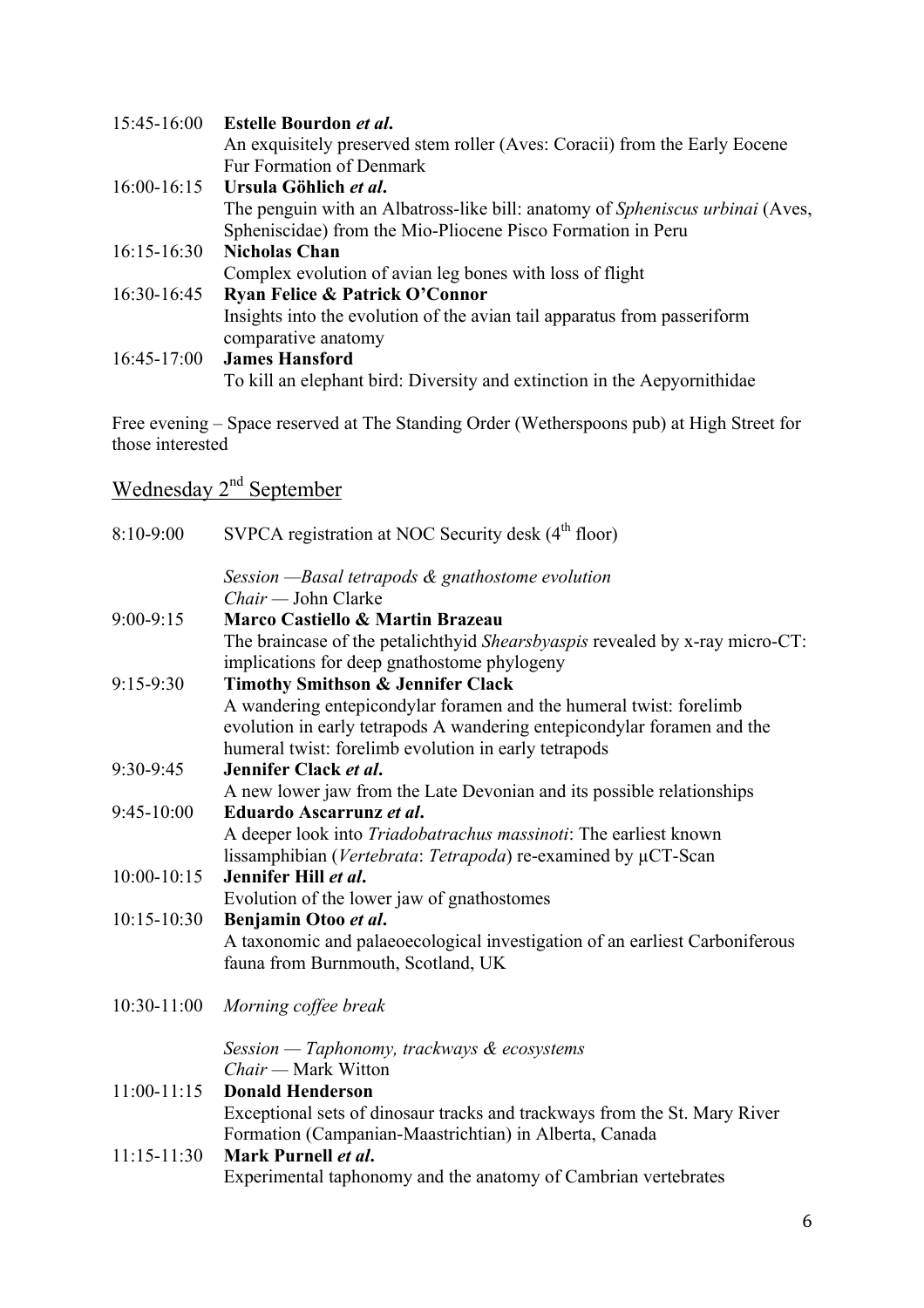15:45-16:00 **Estelle Bourdon *et al*.**
An exquisitely preserved stem roller (Aves: Coracii) from the Early Eocene Fur Formation of Denmark

16:00-16:15 **Ursula Göhlich *et al*.**
The penguin with an Albatross-like bill: anatomy of *Spheniscus urbinai* (Aves, Spheniscidae) from the Mio-Pliocene Pisco Formation in Peru

16:15-16:30 **Nicholas Chan**
Complex evolution of avian leg bones with loss of flight

16:30-16:45 **Ryan Felice & Patrick O'Connor**
Insights into the evolution of the avian tail apparatus from passeriform comparative anatomy

16:45-17:00 **James Hansford**
To kill an elephant bird: Diversity and extinction in the Aepyornithidae

Free evening – Space reserved at The Standing Order (Wetherspoons pub) at High Street for those interested

## Wednesday 2nd September

8:10-9:00 SVPCA registration at NOC Security desk (4th floor)

*Session —Basal tetrapods & gnathostome evolution*
*Chair* — John Clarke

9:00-9:15 **Marco Castiello & Martin Brazeau**
The braincase of the petalichthyid *Shearsbyaspis* revealed by x-ray micro-CT: implications for deep gnathostome phylogeny

9:15-9:30 **Timothy Smithson & Jennifer Clack**
A wandering entepicondylar foramen and the humeral twist: forelimb evolution in early tetrapods A wandering entepicondylar foramen and the humeral twist: forelimb evolution in early tetrapods

9:30-9:45 **Jennifer Clack *et al*.**
A new lower jaw from the Late Devonian and its possible relationships

9:45-10:00 **Eduardo Ascarrunz *et al*.**
A deeper look into *Triadobatrachus massinoti*: The earliest known lissamphibian (*Vertebrata*: *Tetrapoda*) re-examined by µCT-Scan

10:00-10:15 **Jennifer Hill *et al*.**
Evolution of the lower jaw of gnathostomes

10:15-10:30 **Benjamin Otoo *et al*.**
A taxonomic and palaeoecological investigation of an earliest Carboniferous fauna from Burnmouth, Scotland, UK

10:30-11:00 *Morning coffee break*

*Session — Taphonomy, trackways & ecosystems*
*Chair* — Mark Witton

11:00-11:15 **Donald Henderson**
Exceptional sets of dinosaur tracks and trackways from the St. Mary River Formation (Campanian-Maastrichtian) in Alberta, Canada

11:15-11:30 **Mark Purnell *et al*.**
Experimental taphonomy and the anatomy of Cambrian vertebrates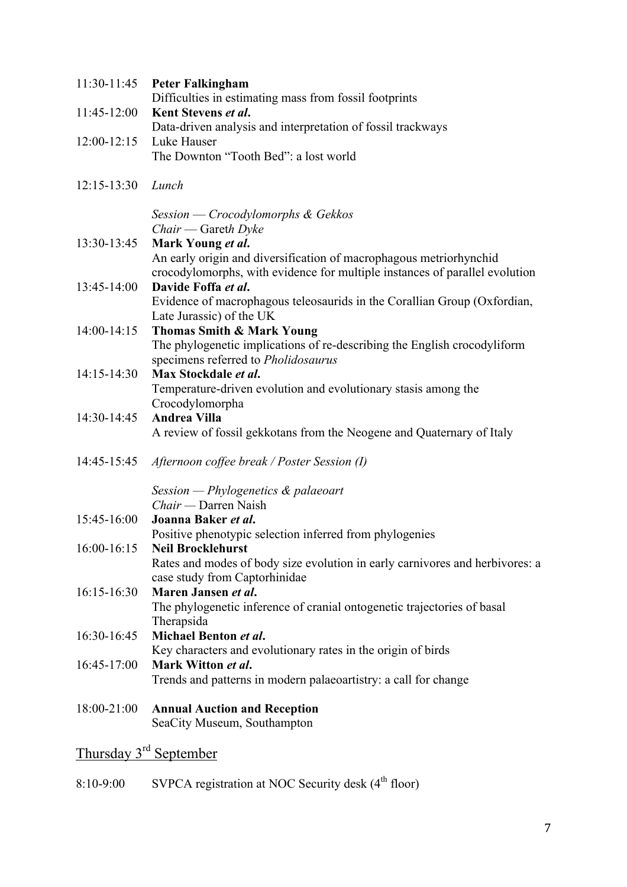11:30-11:45 **Peter Falkingham**
Difficulties in estimating mass from fossil footprints

11:45-12:00 **Kent Stevens *et al*.**
Data-driven analysis and interpretation of fossil trackways

12:00-12:15 Luke Hauser
The Downton "Tooth Bed": a lost world

12:15-13:30 *Lunch*

*Session — Crocodylomorphs & Gekkos*
*Chair* — Garet*h Dyke*

13:30-13:45 **Mark Young *et al*.**
An early origin and diversification of macrophagous metriorhynchid crocodylomorphs, with evidence for multiple instances of parallel evolution

13:45-14:00 **Davide Foffa *et al*.**
Evidence of macrophagous teleosaurids in the Corallian Group (Oxfordian, Late Jurassic) of the UK

14:00-14:15 **Thomas Smith & Mark Young**
The phylogenetic implications of re-describing the English crocodyliform specimens referred to *Pholidosaurus*

14:15-14:30 **Max Stockdale *et al*.**
Temperature-driven evolution and evolutionary stasis among the Crocodylomorpha

14:30-14:45 **Andrea Villa**
A review of fossil gekkotans from the Neogene and Quaternary of Italy

14:45-15:45 *Afternoon coffee break / Poster Session (I)*

*Session — Phylogenetics & palaeoart*
*Chair* — Darren Naish

15:45-16:00 **Joanna Baker *et al*.**
Positive phenotypic selection inferred from phylogenies

16:00-16:15 **Neil Brocklehurst**
Rates and modes of body size evolution in early carnivores and herbivores: a case study from Captorhinidae

16:15-16:30 **Maren Jansen *et al*.**
The phylogenetic inference of cranial ontogenetic trajectories of basal Therapsida

16:30-16:45 **Michael Benton *et al*.**
Key characters and evolutionary rates in the origin of birds

16:45-17:00 **Mark Witton *et al*.**
Trends and patterns in modern palaeoartistry: a call for change

18:00-21:00 **Annual Auction and Reception**
SeaCity Museum, Southampton

## Thursday 3rd September

8:10-9:00 SVPCA registration at NOC Security desk (4th floor)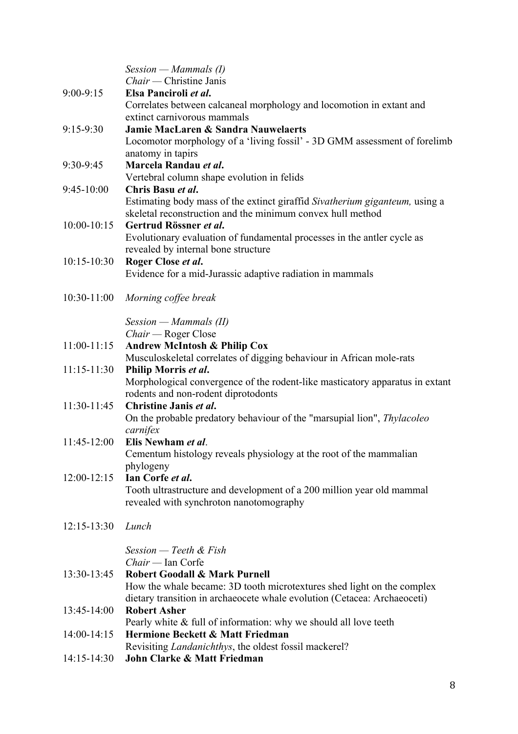*Session — Mammals (I)*
*Chair* — Christine Janis

9:00-9:15 **Elsa Panciroli *et al*.**
Correlates between calcaneal morphology and locomotion in extant and extinct carnivorous mammals

9:15-9:30 **Jamie MacLaren & Sandra Nauwelaerts**
Locomotor morphology of a 'living fossil' - 3D GMM assessment of forelimb anatomy in tapirs

9:30-9:45 **Marcela Randau *et al*.**
Vertebral column shape evolution in felids

9:45-10:00 **Chris Basu *et al*.**
Estimating body mass of the extinct giraffid *Sivatherium giganteum,* using a skeletal reconstruction and the minimum convex hull method

10:00-10:15 **Gertrud Rössner *et al*.**
Evolutionary evaluation of fundamental processes in the antler cycle as revealed by internal bone structure

10:15-10:30 **Roger Close *et al*.**
Evidence for a mid-Jurassic adaptive radiation in mammals

10:30-11:00 *Morning coffee break*

*Session — Mammals (II)*
*Chair* — Roger Close

11:00-11:15 **Andrew McIntosh & Philip Cox**
Musculoskeletal correlates of digging behaviour in African mole-rats

11:15-11:30 **Philip Morris *et al*.**
Morphological convergence of the rodent-like masticatory apparatus in extant rodents and non-rodent diprotodonts

11:30-11:45 **Christine Janis *et al*.**
On the probable predatory behaviour of the "marsupial lion", *Thylacoleo carnifex*

11:45-12:00 **Elis Newham *et al*.**
Cementum histology reveals physiology at the root of the mammalian phylogeny

12:00-12:15 **Ian Corfe *et al*.**
Tooth ultrastructure and development of a 200 million year old mammal revealed with synchroton nanotomography

12:15-13:30 *Lunch*

*Session — Teeth & Fish*
*Chair* — Ian Corfe

13:30-13:45 **Robert Goodall & Mark Purnell**
How the whale became: 3D tooth microtextures shed light on the complex dietary transition in archaeocete whale evolution (Cetacea: Archaeoceti)

13:45-14:00 **Robert Asher**
Pearly white & full of information: why we should all love teeth

14:00-14:15 **Hermione Beckett & Matt Friedman**
Revisiting *Landanichthys*, the oldest fossil mackerel?

14:15-14:30 **John Clarke & Matt Friedman**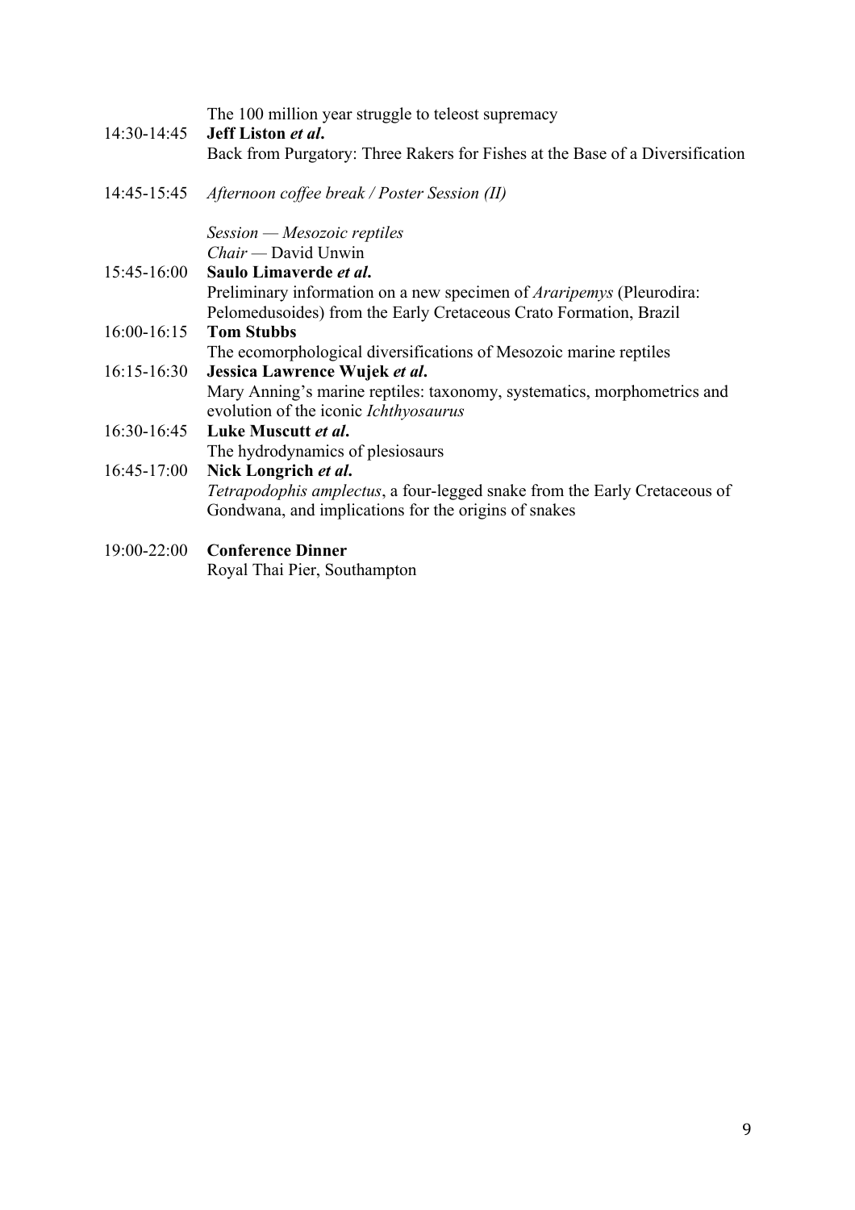The 100 million year struggle to teleost supremacy

14:30-14:45 **Jeff Liston *et al*.**
Back from Purgatory: Three Rakers for Fishes at the Base of a Diversification

14:45-15:45 *Afternoon coffee break / Poster Session (II)*

*Session — Mesozoic reptiles*
*Chair* — David Unwin

15:45-16:00 **Saulo Limaverde *et al*.**
Preliminary information on a new specimen of *Araripemys* (Pleurodira: Pelomedusoides) from the Early Cretaceous Crato Formation, Brazil

16:00-16:15 **Tom Stubbs**
The ecomorphological diversifications of Mesozoic marine reptiles

16:15-16:30 **Jessica Lawrence Wujek *et al*.**
Mary Anning's marine reptiles: taxonomy, systematics, morphometrics and evolution of the iconic *Ichthyosaurus*

16:30-16:45 **Luke Muscutt *et al*.**
The hydrodynamics of plesiosaurs

16:45-17:00 **Nick Longrich *et al*.**
*Tetrapodophis amplectus*, a four-legged snake from the Early Cretaceous of Gondwana, and implications for the origins of snakes

19:00-22:00 **Conference Dinner**
Royal Thai Pier, Southampton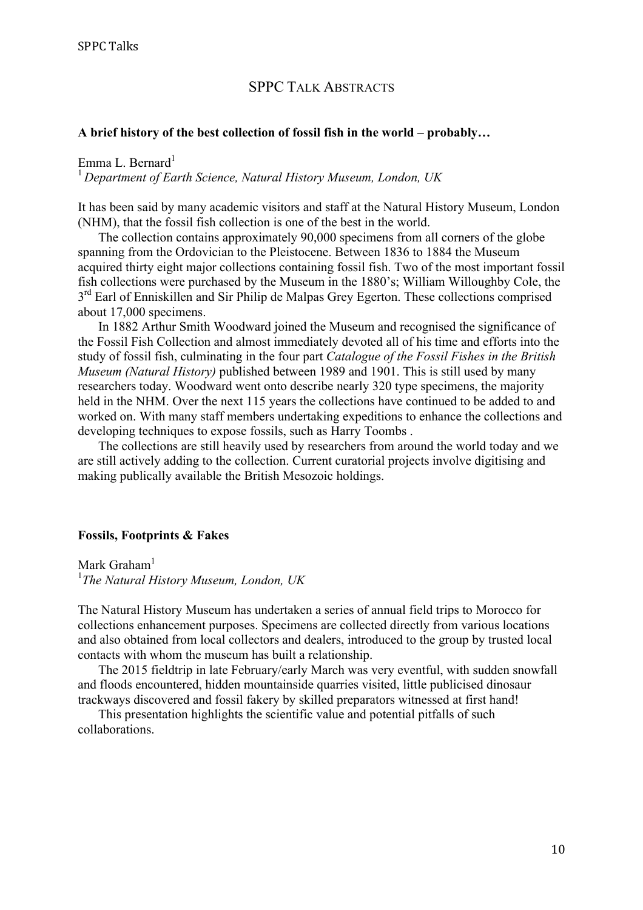# SPPC TALK ABSTRACTS

**A brief history of the best collection of fossil fish in the world – probably…**

Emma L. Bernard[1]

[1] *Department of Earth Science, Natural History Museum, London, UK*

It has been said by many academic visitors and staff at the Natural History Museum, London (NHM), that the fossil fish collection is one of the best in the world.

The collection contains approximately 90,000 specimens from all corners of the globe spanning from the Ordovician to the Pleistocene. Between 1836 to 1884 the Museum acquired thirty eight major collections containing fossil fish. Two of the most important fossil fish collections were purchased by the Museum in the 1880's; William Willoughby Cole, the 3rd Earl of Enniskillen and Sir Philip de Malpas Grey Egerton. These collections comprised about 17,000 specimens.

In 1882 Arthur Smith Woodward joined the Museum and recognised the significance of the Fossil Fish Collection and almost immediately devoted all of his time and efforts into the study of fossil fish, culminating in the four part *Catalogue of the Fossil Fishes in the British Museum (Natural History)* published between 1989 and 1901. This is still used by many researchers today. Woodward went onto describe nearly 320 type specimens, the majority held in the NHM. Over the next 115 years the collections have continued to be added to and worked on. With many staff members undertaking expeditions to enhance the collections and developing techniques to expose fossils, such as Harry Toombs .

The collections are still heavily used by researchers from around the world today and we are still actively adding to the collection. Current curatorial projects involve digitising and making publically available the British Mesozoic holdings.

**Fossils, Footprints & Fakes**

Mark Graham[1]

[1]*The Natural History Museum, London, UK*

The Natural History Museum has undertaken a series of annual field trips to Morocco for collections enhancement purposes. Specimens are collected directly from various locations and also obtained from local collectors and dealers, introduced to the group by trusted local contacts with whom the museum has built a relationship.

The 2015 fieldtrip in late February/early March was very eventful, with sudden snowfall and floods encountered, hidden mountainside quarries visited, little publicised dinosaur trackways discovered and fossil fakery by skilled preparators witnessed at first hand!

This presentation highlights the scientific value and potential pitfalls of such collaborations.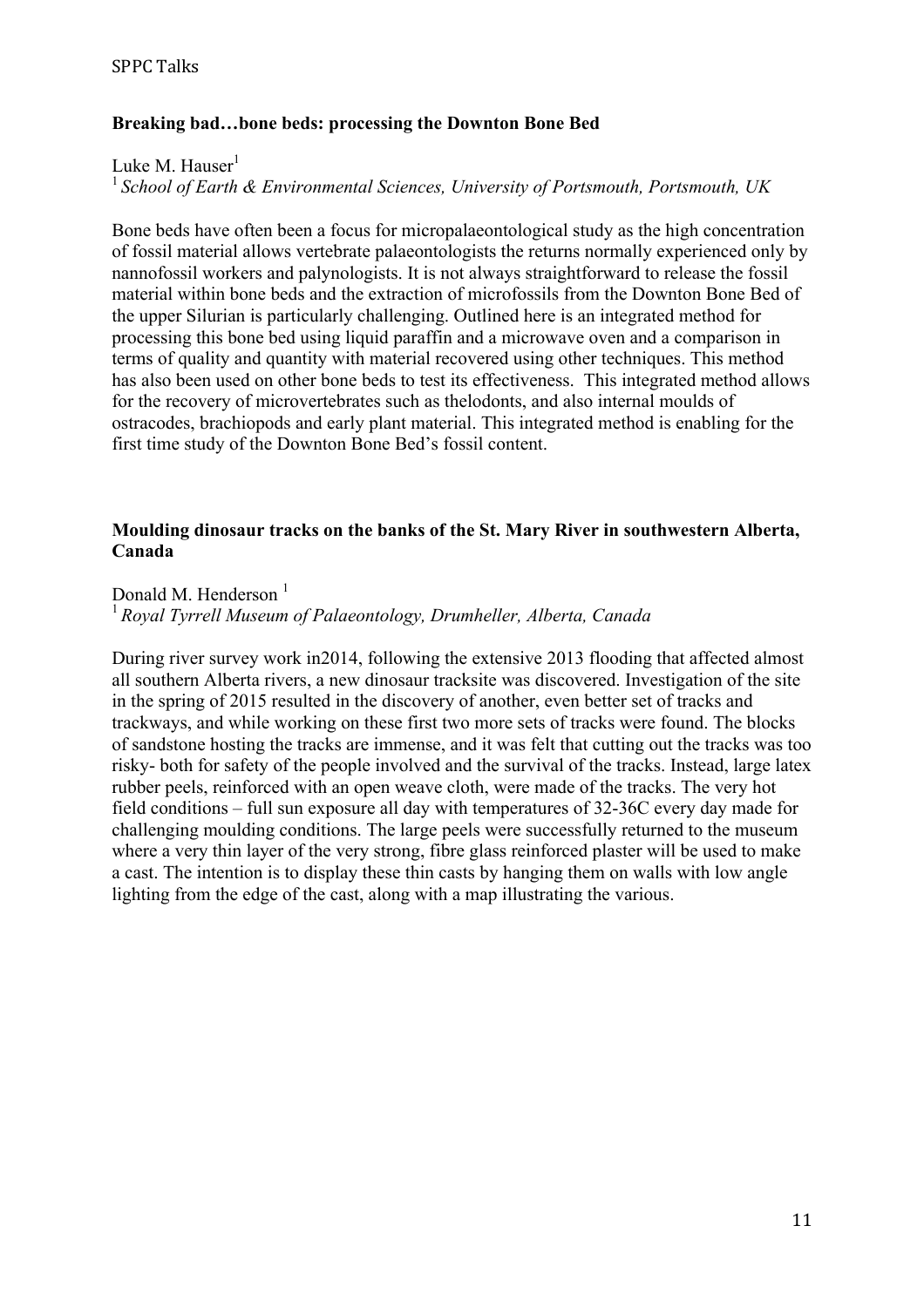**Breaking bad…bone beds: processing the Downton Bone Bed**

Luke M. Hauser[1]

[1] *School of Earth & Environmental Sciences, University of Portsmouth, Portsmouth, UK*

Bone beds have often been a focus for micropalaeontological study as the high concentration of fossil material allows vertebrate palaeontologists the returns normally experienced only by nannofossil workers and palynologists. It is not always straightforward to release the fossil material within bone beds and the extraction of microfossils from the Downton Bone Bed of the upper Silurian is particularly challenging. Outlined here is an integrated method for processing this bone bed using liquid paraffin and a microwave oven and a comparison in terms of quality and quantity with material recovered using other techniques. This method has also been used on other bone beds to test its effectiveness. This integrated method allows for the recovery of microvertebrates such as thelodonts, and also internal moulds of ostracodes, brachiopods and early plant material. This integrated method is enabling for the first time study of the Downton Bone Bed's fossil content.

**Moulding dinosaur tracks on the banks of the St. Mary River in southwestern Alberta, Canada**

Donald M. Henderson [1]

[1] *Royal Tyrrell Museum of Palaeontology, Drumheller, Alberta, Canada*

During river survey work in2014, following the extensive 2013 flooding that affected almost all southern Alberta rivers, a new dinosaur tracksite was discovered. Investigation of the site in the spring of 2015 resulted in the discovery of another, even better set of tracks and trackways, and while working on these first two more sets of tracks were found. The blocks of sandstone hosting the tracks are immense, and it was felt that cutting out the tracks was too risky- both for safety of the people involved and the survival of the tracks. Instead, large latex rubber peels, reinforced with an open weave cloth, were made of the tracks. The very hot field conditions – full sun exposure all day with temperatures of 32-36C every day made for challenging moulding conditions. The large peels were successfully returned to the museum where a very thin layer of the very strong, fibre glass reinforced plaster will be used to make a cast. The intention is to display these thin casts by hanging them on walls with low angle lighting from the edge of the cast, along with a map illustrating the various.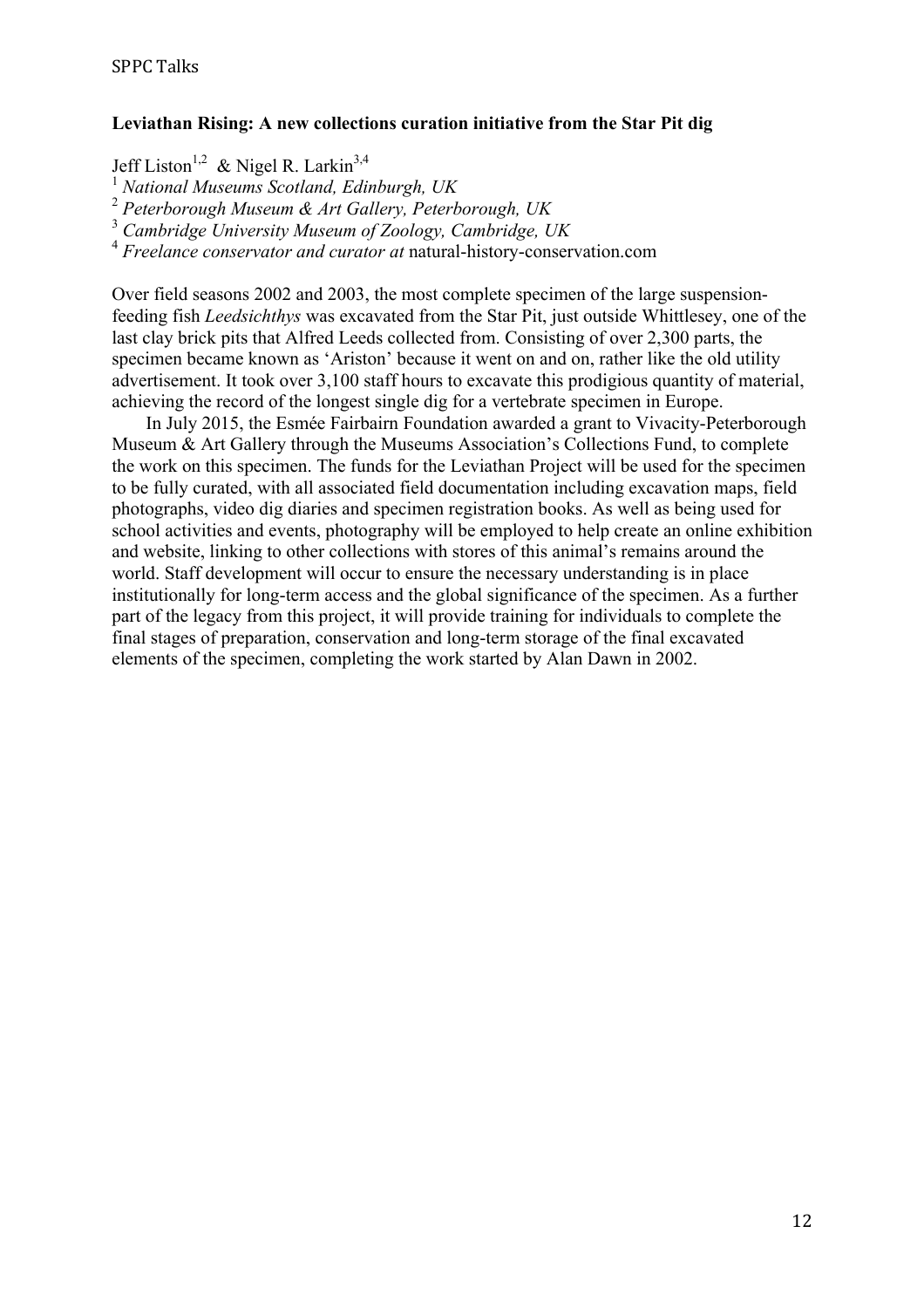**Leviathan Rising: A new collections curation initiative from the Star Pit dig**

Jeff Liston[1,2] & Nigel R. Larkin[3,4]

[1] *National Museums Scotland, Edinburgh, UK*
[2] *Peterborough Museum & Art Gallery, Peterborough, UK*
[3] *Cambridge University Museum of Zoology, Cambridge, UK*
[4] *Freelance conservator and curator at* natural-history-conservation.com

Over field seasons 2002 and 2003, the most complete specimen of the large suspension-feeding fish *Leedsichthys* was excavated from the Star Pit, just outside Whittlesey, one of the last clay brick pits that Alfred Leeds collected from. Consisting of over 2,300 parts, the specimen became known as 'Ariston' because it went on and on, rather like the old utility advertisement. It took over 3,100 staff hours to excavate this prodigious quantity of material, achieving the record of the longest single dig for a vertebrate specimen in Europe.

In July 2015, the Esmée Fairbairn Foundation awarded a grant to Vivacity-Peterborough Museum & Art Gallery through the Museums Association's Collections Fund, to complete the work on this specimen. The funds for the Leviathan Project will be used for the specimen to be fully curated, with all associated field documentation including excavation maps, field photographs, video dig diaries and specimen registration books. As well as being used for school activities and events, photography will be employed to help create an online exhibition and website, linking to other collections with stores of this animal's remains around the world. Staff development will occur to ensure the necessary understanding is in place institutionally for long-term access and the global significance of the specimen. As a further part of the legacy from this project, it will provide training for individuals to complete the final stages of preparation, conservation and long-term storage of the final excavated elements of the specimen, completing the work started by Alan Dawn in 2002.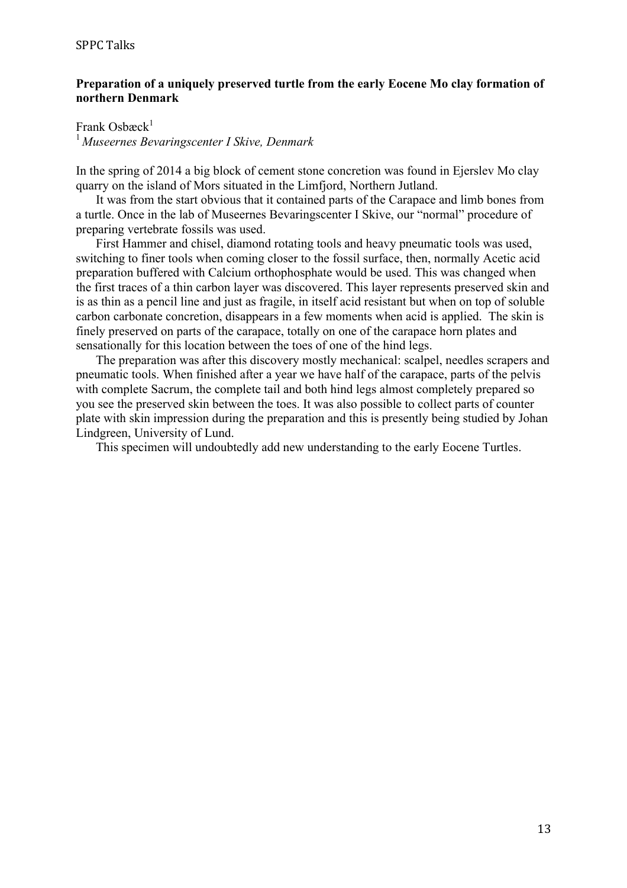**Preparation of a uniquely preserved turtle from the early Eocene Mo clay formation of northern Denmark**

Frank Osbæck[1]

[1] *Museernes Bevaringscenter I Skive, Denmark*

In the spring of 2014 a big block of cement stone concretion was found in Ejerslev Mo clay quarry on the island of Mors situated in the Limfjord, Northern Jutland.

It was from the start obvious that it contained parts of the Carapace and limb bones from a turtle. Once in the lab of Museernes Bevaringscenter I Skive, our "normal" procedure of preparing vertebrate fossils was used.

First Hammer and chisel, diamond rotating tools and heavy pneumatic tools was used, switching to finer tools when coming closer to the fossil surface, then, normally Acetic acid preparation buffered with Calcium orthophosphate would be used. This was changed when the first traces of a thin carbon layer was discovered. This layer represents preserved skin and is as thin as a pencil line and just as fragile, in itself acid resistant but when on top of soluble carbon carbonate concretion, disappears in a few moments when acid is applied. The skin is finely preserved on parts of the carapace, totally on one of the carapace horn plates and sensationally for this location between the toes of one of the hind legs.

The preparation was after this discovery mostly mechanical: scalpel, needles scrapers and pneumatic tools. When finished after a year we have half of the carapace, parts of the pelvis with complete Sacrum, the complete tail and both hind legs almost completely prepared so you see the preserved skin between the toes. It was also possible to collect parts of counter plate with skin impression during the preparation and this is presently being studied by Johan Lindgreen, University of Lund.

This specimen will undoubtedly add new understanding to the early Eocene Turtles.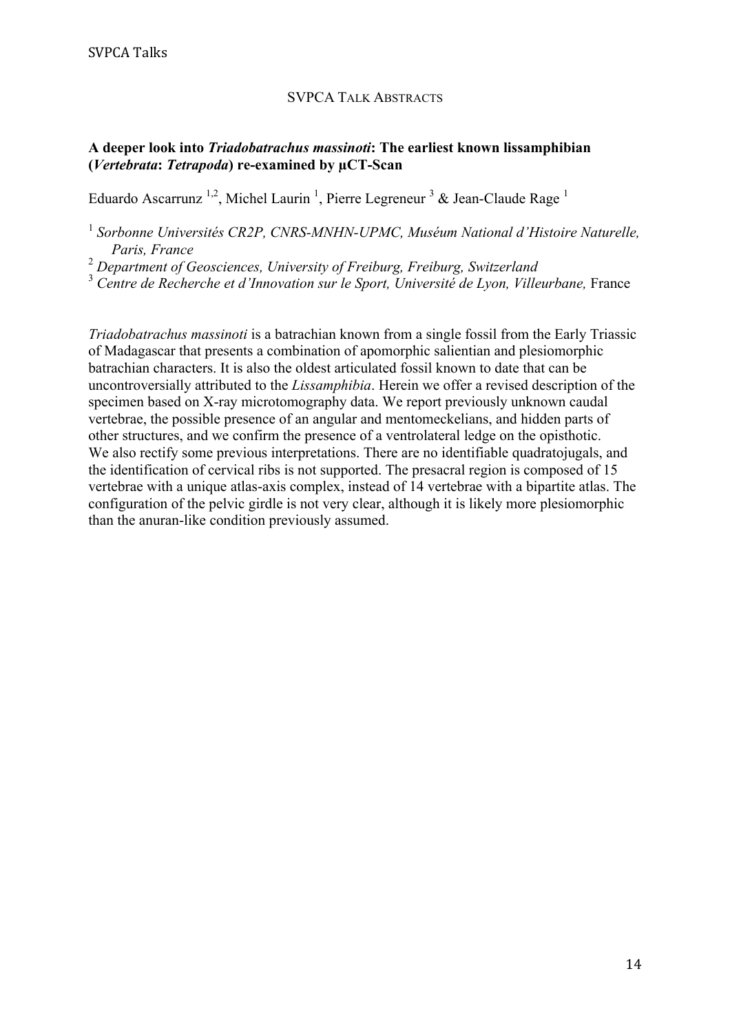## SVPCA TALK ABSTRACTS

### A deeper look into *Triadobatrachus massinoti*: The earliest known lissamphibian (*Vertebrata*: *Tetrapoda*) re-examined by µCT-Scan

Eduardo Ascarrunz [1,2], Michel Laurin [1], Pierre Legreneur [3] & Jean-Claude Rage [1]

[1] *Sorbonne Universités CR2P, CNRS-MNHN-UPMC, Muséum National d'Histoire Naturelle, Paris, France*
[2] *Department of Geosciences, University of Freiburg, Freiburg, Switzerland*
[3] *Centre de Recherche et d'Innovation sur le Sport, Université de Lyon, Villeurbane,* France

*Triadobatrachus massinoti* is a batrachian known from a single fossil from the Early Triassic of Madagascar that presents a combination of apomorphic salientian and plesiomorphic batrachian characters. It is also the oldest articulated fossil known to date that can be uncontroversially attributed to the *Lissamphibia*. Herein we offer a revised description of the specimen based on X-ray microtomography data. We report previously unknown caudal vertebrae, the possible presence of an angular and mentomeckelians, and hidden parts of other structures, and we confirm the presence of a ventrolateral ledge on the opisthotic. We also rectify some previous interpretations. There are no identifiable quadratojugals, and the identification of cervical ribs is not supported. The presacral region is composed of 15 vertebrae with a unique atlas-axis complex, instead of 14 vertebrae with a bipartite atlas. The configuration of the pelvic girdle is not very clear, although it is likely more plesiomorphic than the anuran-like condition previously assumed.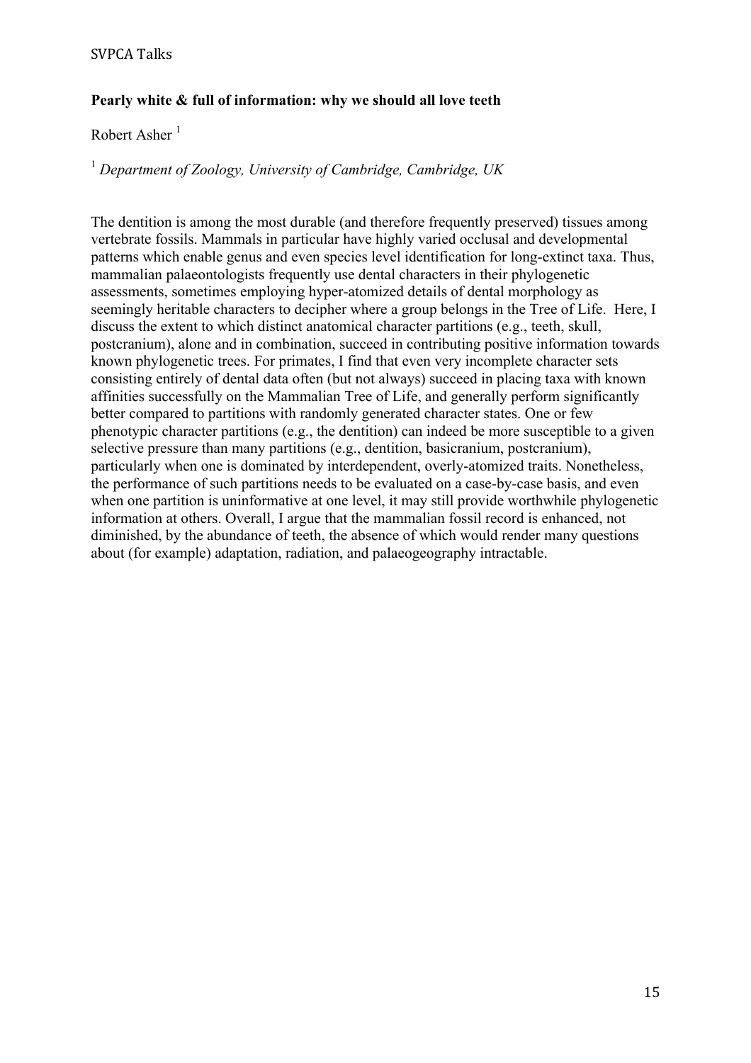**Pearly white & full of information: why we should all love teeth**

Robert Asher [1]

[1] *Department of Zoology, University of Cambridge, Cambridge, UK*

The dentition is among the most durable (and therefore frequently preserved) tissues among vertebrate fossils. Mammals in particular have highly varied occlusal and developmental patterns which enable genus and even species level identification for long-extinct taxa. Thus, mammalian palaeontologists frequently use dental characters in their phylogenetic assessments, sometimes employing hyper-atomized details of dental morphology as seemingly heritable characters to decipher where a group belongs in the Tree of Life. Here, I discuss the extent to which distinct anatomical character partitions (e.g., teeth, skull, postcranium), alone and in combination, succeed in contributing positive information towards known phylogenetic trees. For primates, I find that even very incomplete character sets consisting entirely of dental data often (but not always) succeed in placing taxa with known affinities successfully on the Mammalian Tree of Life, and generally perform significantly better compared to partitions with randomly generated character states. One or few phenotypic character partitions (e.g., the dentition) can indeed be more susceptible to a given selective pressure than many partitions (e.g., dentition, basicranium, postcranium), particularly when one is dominated by interdependent, overly-atomized traits. Nonetheless, the performance of such partitions needs to be evaluated on a case-by-case basis, and even when one partition is uninformative at one level, it may still provide worthwhile phylogenetic information at others. Overall, I argue that the mammalian fossil record is enhanced, not diminished, by the abundance of teeth, the absence of which would render many questions about (for example) adaptation, radiation, and palaeogeography intractable.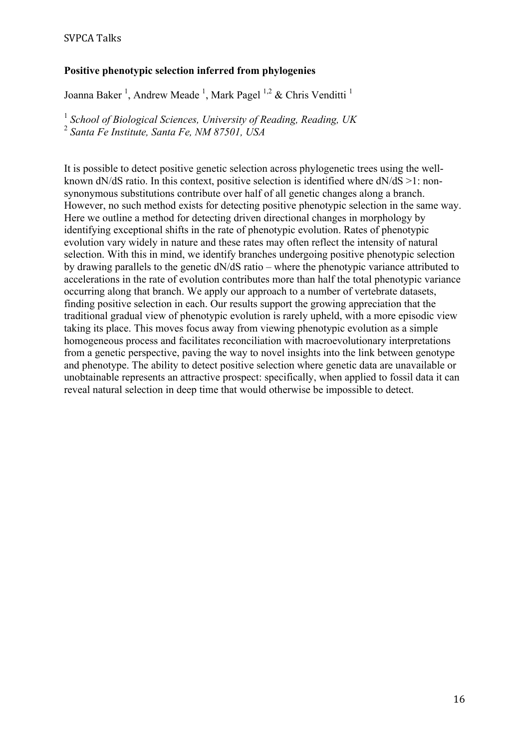**Positive phenotypic selection inferred from phylogenies**

Joanna Baker [1], Andrew Meade [1], Mark Pagel [1,2] & Chris Venditti [1]

[1] *School of Biological Sciences, University of Reading, Reading, UK*
[2] *Santa Fe Institute, Santa Fe, NM 87501, USA*

It is possible to detect positive genetic selection across phylogenetic trees using the well-known dN/dS ratio. In this context, positive selection is identified where dN/dS >1: non-synonymous substitutions contribute over half of all genetic changes along a branch. However, no such method exists for detecting positive phenotypic selection in the same way. Here we outline a method for detecting driven directional changes in morphology by identifying exceptional shifts in the rate of phenotypic evolution. Rates of phenotypic evolution vary widely in nature and these rates may often reflect the intensity of natural selection. With this in mind, we identify branches undergoing positive phenotypic selection by drawing parallels to the genetic dN/dS ratio – where the phenotypic variance attributed to accelerations in the rate of evolution contributes more than half the total phenotypic variance occurring along that branch. We apply our approach to a number of vertebrate datasets, finding positive selection in each. Our results support the growing appreciation that the traditional gradual view of phenotypic evolution is rarely upheld, with a more episodic view taking its place. This moves focus away from viewing phenotypic evolution as a simple homogeneous process and facilitates reconciliation with macroevolutionary interpretations from a genetic perspective, paving the way to novel insights into the link between genotype and phenotype. The ability to detect positive selection where genetic data are unavailable or unobtainable represents an attractive prospect: specifically, when applied to fossil data it can reveal natural selection in deep time that would otherwise be impossible to detect.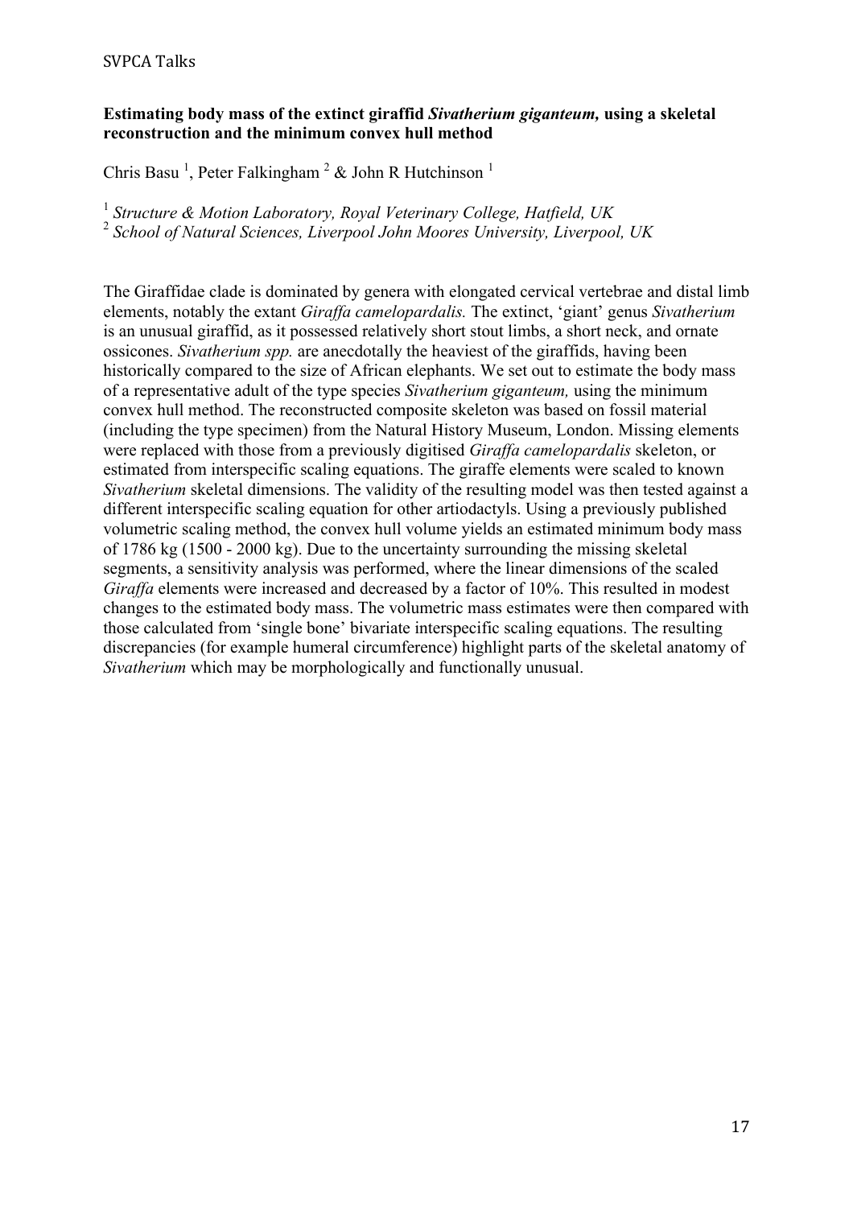**Estimating body mass of the extinct giraffid *Sivatherium giganteum,* using a skeletal reconstruction and the minimum convex hull method**

Chris Basu [1], Peter Falkingham [2] & John R Hutchinson [1]

[1] *Structure & Motion Laboratory, Royal Veterinary College, Hatfield, UK*
[2] *School of Natural Sciences, Liverpool John Moores University, Liverpool, UK*

The Giraffidae clade is dominated by genera with elongated cervical vertebrae and distal limb elements, notably the extant *Giraffa camelopardalis.* The extinct, 'giant' genus *Sivatherium* is an unusual giraffid, as it possessed relatively short stout limbs, a short neck, and ornate ossicones. *Sivatherium spp.* are anecdotally the heaviest of the giraffids, having been historically compared to the size of African elephants. We set out to estimate the body mass of a representative adult of the type species *Sivatherium giganteum,* using the minimum convex hull method. The reconstructed composite skeleton was based on fossil material (including the type specimen) from the Natural History Museum, London. Missing elements were replaced with those from a previously digitised *Giraffa camelopardalis* skeleton, or estimated from interspecific scaling equations. The giraffe elements were scaled to known *Sivatherium* skeletal dimensions. The validity of the resulting model was then tested against a different interspecific scaling equation for other artiodactyls. Using a previously published volumetric scaling method, the convex hull volume yields an estimated minimum body mass of 1786 kg (1500 - 2000 kg). Due to the uncertainty surrounding the missing skeletal segments, a sensitivity analysis was performed, where the linear dimensions of the scaled *Giraffa* elements were increased and decreased by a factor of 10%. This resulted in modest changes to the estimated body mass. The volumetric mass estimates were then compared with those calculated from 'single bone' bivariate interspecific scaling equations. The resulting discrepancies (for example humeral circumference) highlight parts of the skeletal anatomy of *Sivatherium* which may be morphologically and functionally unusual.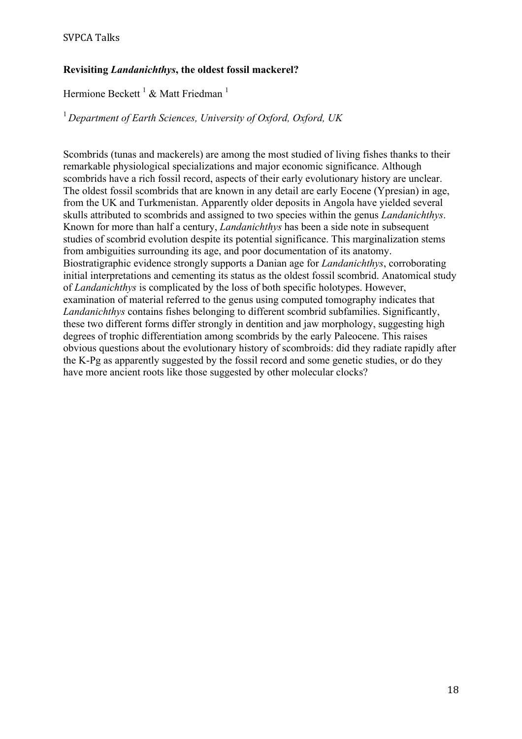## Revisiting *Landanichthys*, the oldest fossil mackerel?

Hermione Beckett [1] & Matt Friedman [1]

[1] *Department of Earth Sciences, University of Oxford, Oxford, UK*

Scombrids (tunas and mackerels) are among the most studied of living fishes thanks to their remarkable physiological specializations and major economic significance. Although scombrids have a rich fossil record, aspects of their early evolutionary history are unclear. The oldest fossil scombrids that are known in any detail are early Eocene (Ypresian) in age, from the UK and Turkmenistan. Apparently older deposits in Angola have yielded several skulls attributed to scombrids and assigned to two species within the genus *Landanichthys*. Known for more than half a century, *Landanichthys* has been a side note in subsequent studies of scombrid evolution despite its potential significance. This marginalization stems from ambiguities surrounding its age, and poor documentation of its anatomy. Biostratigraphic evidence strongly supports a Danian age for *Landanichthys*, corroborating initial interpretations and cementing its status as the oldest fossil scombrid. Anatomical study of *Landanichthys* is complicated by the loss of both specific holotypes. However, examination of material referred to the genus using computed tomography indicates that *Landanichthys* contains fishes belonging to different scombrid subfamilies. Significantly, these two different forms differ strongly in dentition and jaw morphology, suggesting high degrees of trophic differentiation among scombrids by the early Paleocene. This raises obvious questions about the evolutionary history of scombroids: did they radiate rapidly after the K-Pg as apparently suggested by the fossil record and some genetic studies, or do they have more ancient roots like those suggested by other molecular clocks?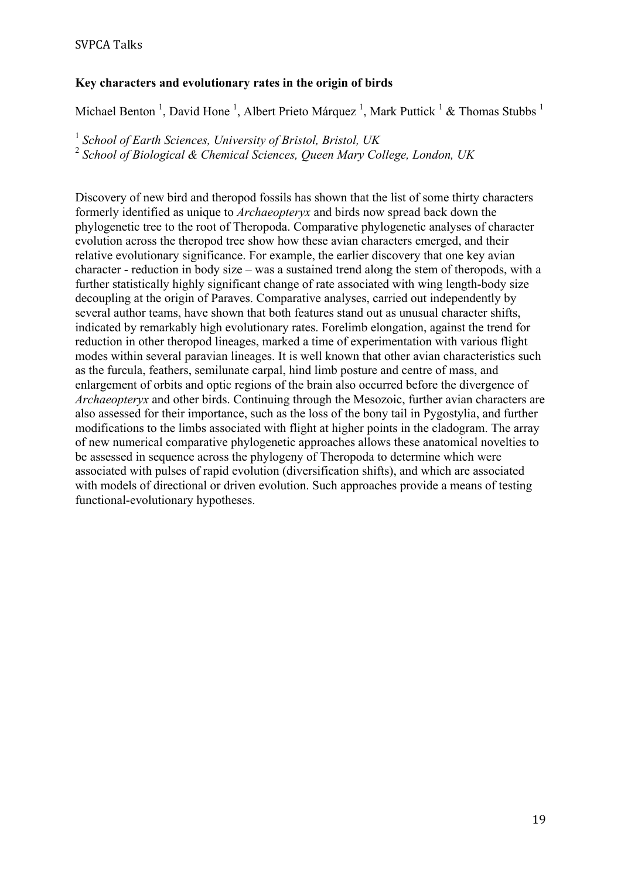**Key characters and evolutionary rates in the origin of birds**

Michael Benton [1], David Hone [1], Albert Prieto Márquez [1], Mark Puttick [1] & Thomas Stubbs [1]

[1] *School of Earth Sciences, University of Bristol, Bristol, UK*
[2] *School of Biological & Chemical Sciences, Queen Mary College, London, UK*

Discovery of new bird and theropod fossils has shown that the list of some thirty characters formerly identified as unique to *Archaeopteryx* and birds now spread back down the phylogenetic tree to the root of Theropoda. Comparative phylogenetic analyses of character evolution across the theropod tree show how these avian characters emerged, and their relative evolutionary significance. For example, the earlier discovery that one key avian character - reduction in body size – was a sustained trend along the stem of theropods, with a further statistically highly significant change of rate associated with wing length-body size decoupling at the origin of Paraves. Comparative analyses, carried out independently by several author teams, have shown that both features stand out as unusual character shifts, indicated by remarkably high evolutionary rates. Forelimb elongation, against the trend for reduction in other theropod lineages, marked a time of experimentation with various flight modes within several paravian lineages. It is well known that other avian characteristics such as the furcula, feathers, semilunate carpal, hind limb posture and centre of mass, and enlargement of orbits and optic regions of the brain also occurred before the divergence of *Archaeopteryx* and other birds. Continuing through the Mesozoic, further avian characters are also assessed for their importance, such as the loss of the bony tail in Pygostylia, and further modifications to the limbs associated with flight at higher points in the cladogram. The array of new numerical comparative phylogenetic approaches allows these anatomical novelties to be assessed in sequence across the phylogeny of Theropoda to determine which were associated with pulses of rapid evolution (diversification shifts), and which are associated with models of directional or driven evolution. Such approaches provide a means of testing functional-evolutionary hypotheses.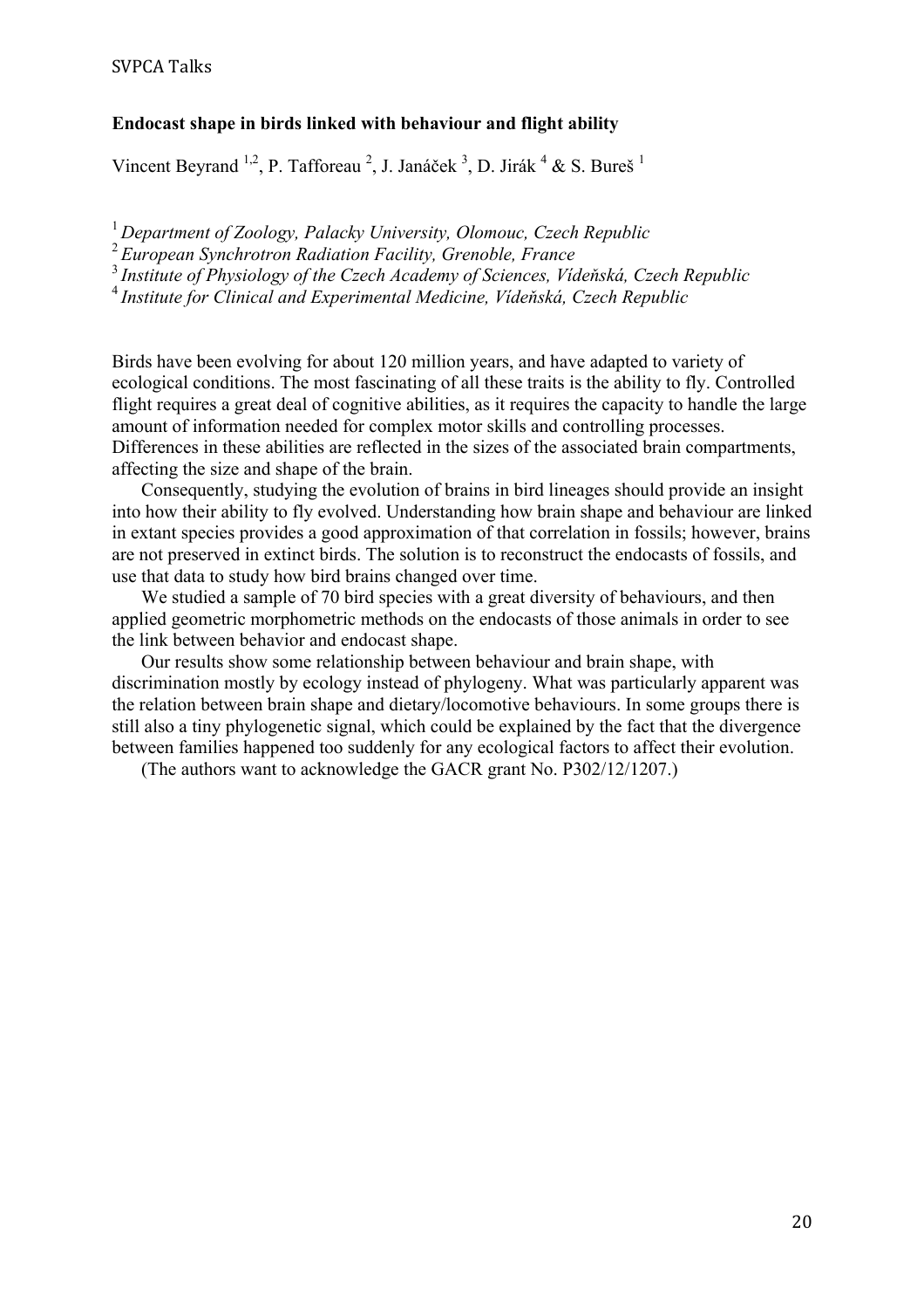**Endocast shape in birds linked with behaviour and flight ability**

Vincent Beyrand [1,2], P. Tafforeau [2], J. Janáček [3], D. Jirák [4] & S. Bureš [1]

[1] *Department of Zoology, Palacky University, Olomouc, Czech Republic*
[2] *European Synchrotron Radiation Facility, Grenoble, France*
[3] *Institute of Physiology of the Czech Academy of Sciences, Vídeňská, Czech Republic*
[4] *Institute for Clinical and Experimental Medicine, Vídeňská, Czech Republic*

Birds have been evolving for about 120 million years, and have adapted to variety of ecological conditions. The most fascinating of all these traits is the ability to fly. Controlled flight requires a great deal of cognitive abilities, as it requires the capacity to handle the large amount of information needed for complex motor skills and controlling processes. Differences in these abilities are reflected in the sizes of the associated brain compartments, affecting the size and shape of the brain.

Consequently, studying the evolution of brains in bird lineages should provide an insight into how their ability to fly evolved. Understanding how brain shape and behaviour are linked in extant species provides a good approximation of that correlation in fossils; however, brains are not preserved in extinct birds. The solution is to reconstruct the endocasts of fossils, and use that data to study how bird brains changed over time.

We studied a sample of 70 bird species with a great diversity of behaviours, and then applied geometric morphometric methods on the endocasts of those animals in order to see the link between behavior and endocast shape.

Our results show some relationship between behaviour and brain shape, with discrimination mostly by ecology instead of phylogeny. What was particularly apparent was the relation between brain shape and dietary/locomotive behaviours. In some groups there is still also a tiny phylogenetic signal, which could be explained by the fact that the divergence between families happened too suddenly for any ecological factors to affect their evolution.

(The authors want to acknowledge the GACR grant No. P302/12/1207.)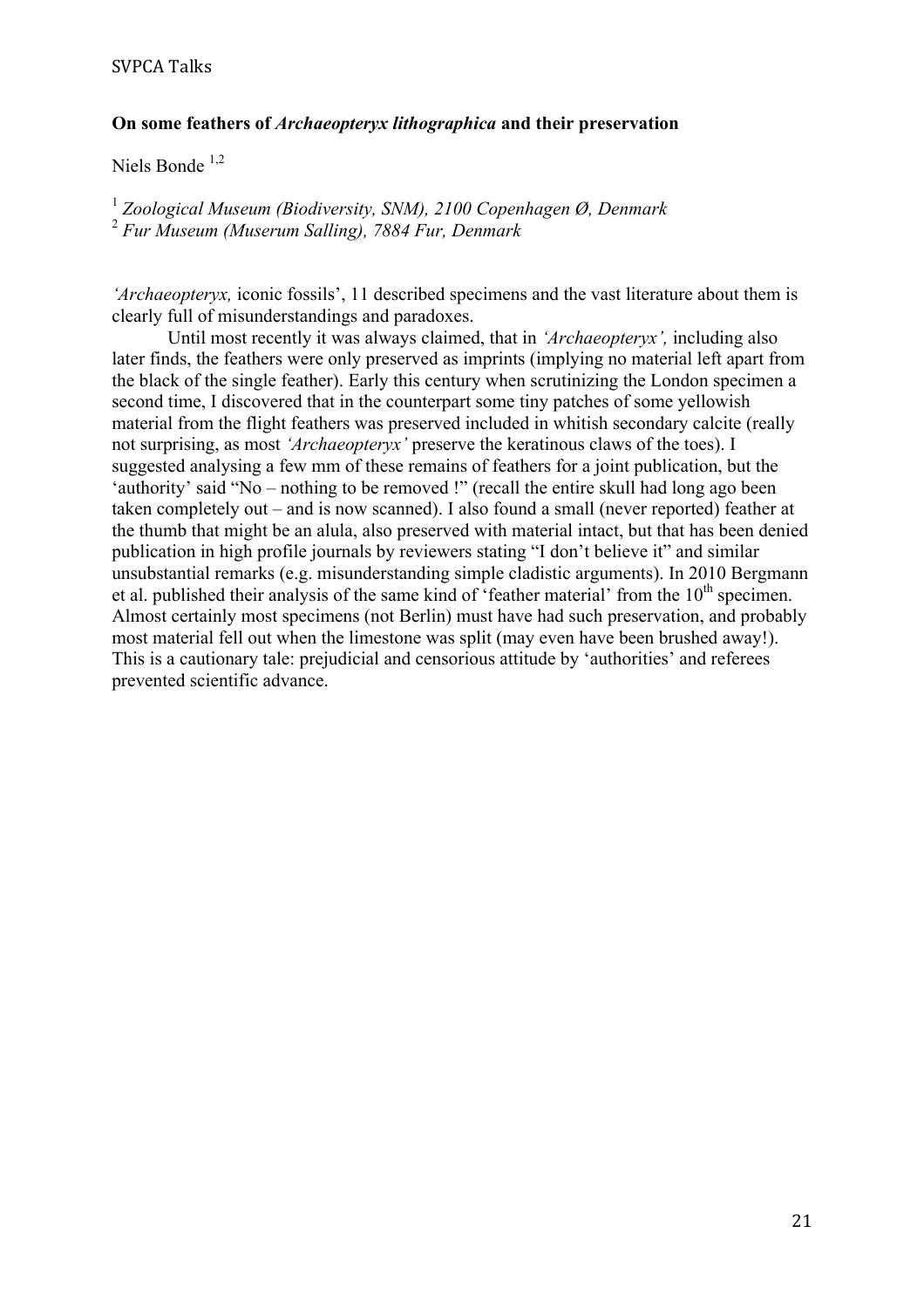### On some feathers of *Archaeopteryx lithographica* and their preservation

Niels Bonde [1,2]

[1] *Zoological Museum (Biodiversity, SNM), 2100 Copenhagen Ø, Denmark*
[2] *Fur Museum (Muserum Salling), 7884 Fur, Denmark*

*'Archaeopteryx,* iconic fossils', 11 described specimens and the vast literature about them is clearly full of misunderstandings and paradoxes.

Until most recently it was always claimed, that in *'Archaeopteryx',* including also later finds, the feathers were only preserved as imprints (implying no material left apart from the black of the single feather). Early this century when scrutinizing the London specimen a second time, I discovered that in the counterpart some tiny patches of some yellowish material from the flight feathers was preserved included in whitish secondary calcite (really not surprising, as most *'Archaeopteryx'* preserve the keratinous claws of the toes). I suggested analysing a few mm of these remains of feathers for a joint publication, but the 'authority' said "No – nothing to be removed !" (recall the entire skull had long ago been taken completely out – and is now scanned). I also found a small (never reported) feather at the thumb that might be an alula, also preserved with material intact, but that has been denied publication in high profile journals by reviewers stating "I don't believe it" and similar unsubstantial remarks (e.g. misunderstanding simple cladistic arguments). In 2010 Bergmann et al. published their analysis of the same kind of 'feather material' from the 10th specimen. Almost certainly most specimens (not Berlin) must have had such preservation, and probably most material fell out when the limestone was split (may even have been brushed away!). This is a cautionary tale: prejudicial and censorious attitude by 'authorities' and referees prevented scientific advance.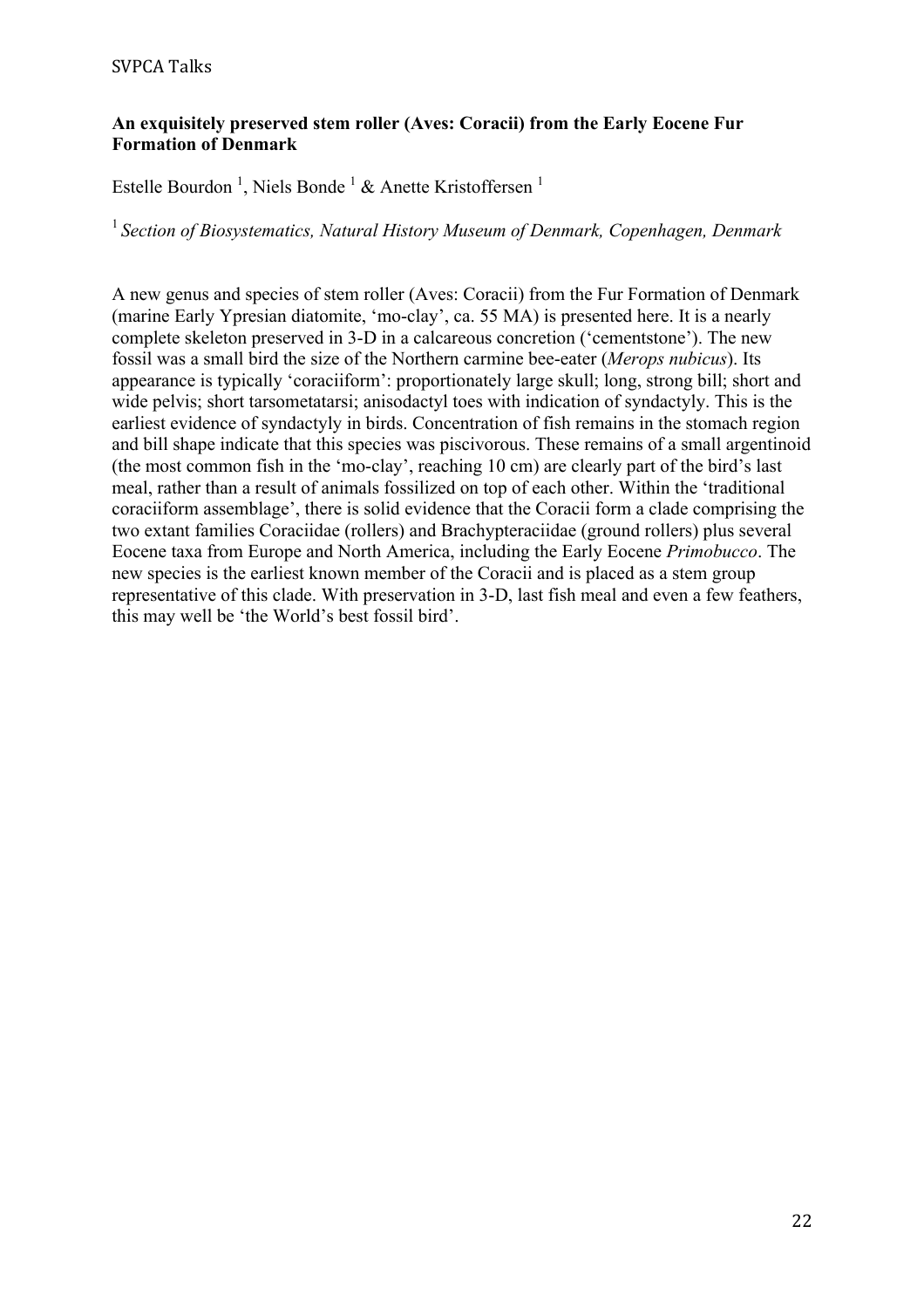**An exquisitely preserved stem roller (Aves: Coracii) from the Early Eocene Fur Formation of Denmark**

Estelle Bourdon [1], Niels Bonde [1] & Anette Kristoffersen [1]

[1] *Section of Biosystematics, Natural History Museum of Denmark, Copenhagen, Denmark*

A new genus and species of stem roller (Aves: Coracii) from the Fur Formation of Denmark (marine Early Ypresian diatomite, 'mo-clay', ca. 55 MA) is presented here. It is a nearly complete skeleton preserved in 3-D in a calcareous concretion ('cementstone'). The new fossil was a small bird the size of the Northern carmine bee-eater (*Merops nubicus*). Its appearance is typically 'coraciiform': proportionately large skull; long, strong bill; short and wide pelvis; short tarsometatarsi; anisodactyl toes with indication of syndactyly. This is the earliest evidence of syndactyly in birds. Concentration of fish remains in the stomach region and bill shape indicate that this species was piscivorous. These remains of a small argentinoid (the most common fish in the 'mo-clay', reaching 10 cm) are clearly part of the bird's last meal, rather than a result of animals fossilized on top of each other. Within the 'traditional coraciiform assemblage', there is solid evidence that the Coracii form a clade comprising the two extant families Coraciidae (rollers) and Brachypteraciidae (ground rollers) plus several Eocene taxa from Europe and North America, including the Early Eocene *Primobucco*. The new species is the earliest known member of the Coracii and is placed as a stem group representative of this clade. With preservation in 3-D, last fish meal and even a few feathers, this may well be 'the World's best fossil bird'.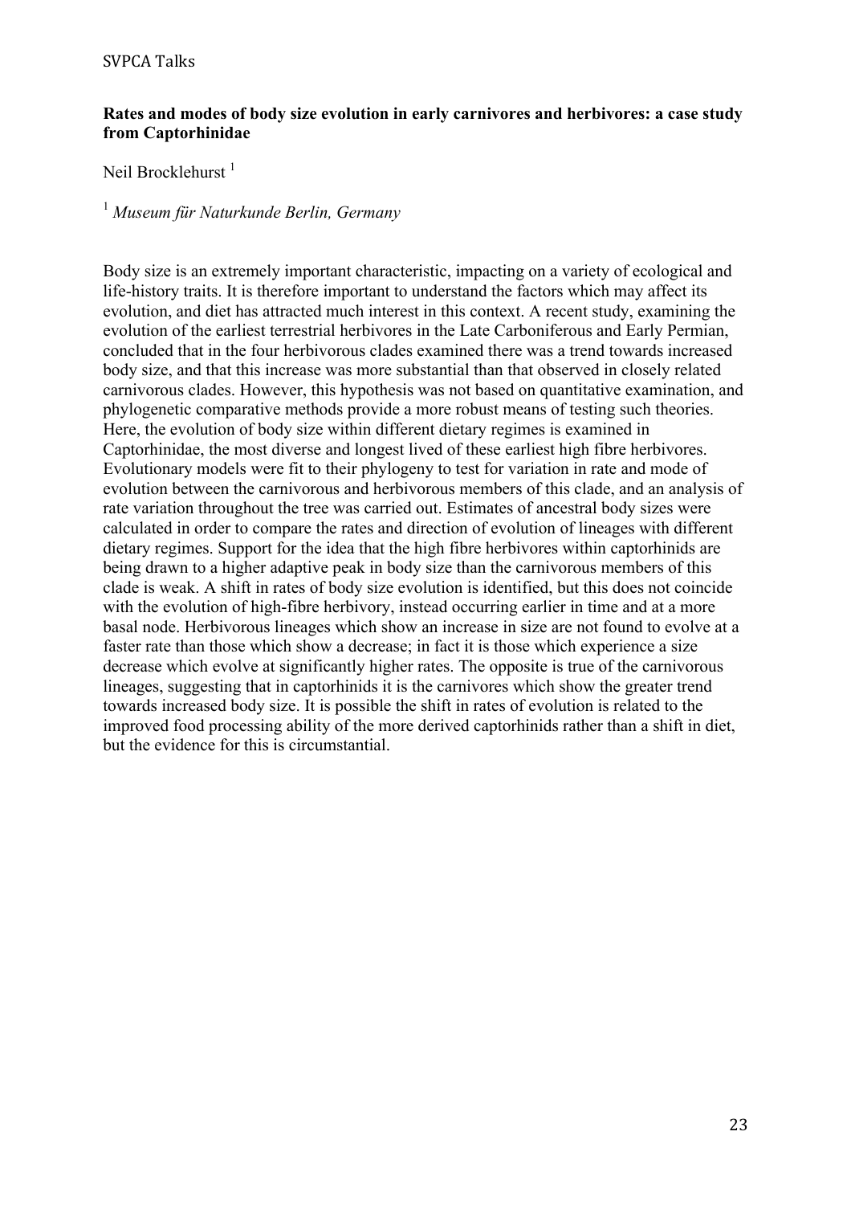**Rates and modes of body size evolution in early carnivores and herbivores: a case study from Captorhinidae**

Neil Brocklehurst [1]

[1] *Museum für Naturkunde Berlin, Germany*

Body size is an extremely important characteristic, impacting on a variety of ecological and life-history traits. It is therefore important to understand the factors which may affect its evolution, and diet has attracted much interest in this context. A recent study, examining the evolution of the earliest terrestrial herbivores in the Late Carboniferous and Early Permian, concluded that in the four herbivorous clades examined there was a trend towards increased body size, and that this increase was more substantial than that observed in closely related carnivorous clades. However, this hypothesis was not based on quantitative examination, and phylogenetic comparative methods provide a more robust means of testing such theories. Here, the evolution of body size within different dietary regimes is examined in Captorhinidae, the most diverse and longest lived of these earliest high fibre herbivores. Evolutionary models were fit to their phylogeny to test for variation in rate and mode of evolution between the carnivorous and herbivorous members of this clade, and an analysis of rate variation throughout the tree was carried out. Estimates of ancestral body sizes were calculated in order to compare the rates and direction of evolution of lineages with different dietary regimes. Support for the idea that the high fibre herbivores within captorhinids are being drawn to a higher adaptive peak in body size than the carnivorous members of this clade is weak. A shift in rates of body size evolution is identified, but this does not coincide with the evolution of high-fibre herbivory, instead occurring earlier in time and at a more basal node. Herbivorous lineages which show an increase in size are not found to evolve at a faster rate than those which show a decrease; in fact it is those which experience a size decrease which evolve at significantly higher rates. The opposite is true of the carnivorous lineages, suggesting that in captorhinids it is the carnivores which show the greater trend towards increased body size. It is possible the shift in rates of evolution is related to the improved food processing ability of the more derived captorhinids rather than a shift in diet, but the evidence for this is circumstantial.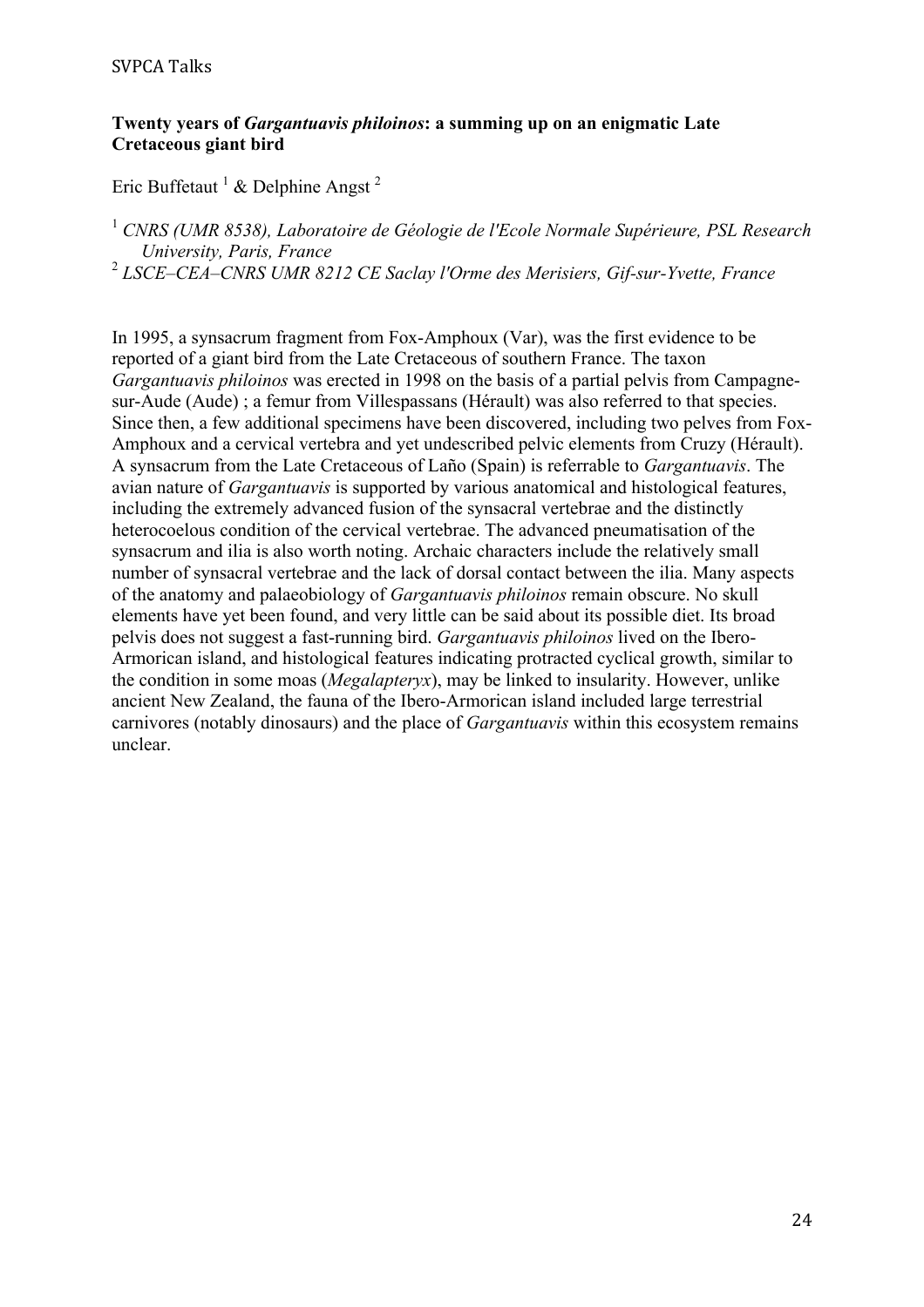**Twenty years of *Gargantuavis philoinos*: a summing up on an enigmatic Late Cretaceous giant bird**

Eric Buffetaut [1] & Delphine Angst [2]

[1] *CNRS (UMR 8538), Laboratoire de Géologie de l'Ecole Normale Supérieure, PSL Research University, Paris, France*
[2] *LSCE–CEA–CNRS UMR 8212 CE Saclay l'Orme des Merisiers, Gif-sur-Yvette, France*

In 1995, a synsacrum fragment from Fox-Amphoux (Var), was the first evidence to be reported of a giant bird from the Late Cretaceous of southern France. The taxon *Gargantuavis philoinos* was erected in 1998 on the basis of a partial pelvis from Campagne-sur-Aude (Aude) ; a femur from Villespassans (Hérault) was also referred to that species. Since then, a few additional specimens have been discovered, including two pelves from Fox-Amphoux and a cervical vertebra and yet undescribed pelvic elements from Cruzy (Hérault). A synsacrum from the Late Cretaceous of Laño (Spain) is referrable to *Gargantuavis*. The avian nature of *Gargantuavis* is supported by various anatomical and histological features, including the extremely advanced fusion of the synsacral vertebrae and the distinctly heterocoelous condition of the cervical vertebrae. The advanced pneumatisation of the synsacrum and ilia is also worth noting. Archaic characters include the relatively small number of synsacral vertebrae and the lack of dorsal contact between the ilia. Many aspects of the anatomy and palaeobiology of *Gargantuavis philoinos* remain obscure. No skull elements have yet been found, and very little can be said about its possible diet. Its broad pelvis does not suggest a fast-running bird. *Gargantuavis philoinos* lived on the Ibero-Armorican island, and histological features indicating protracted cyclical growth, similar to the condition in some moas (*Megalapteryx*), may be linked to insularity. However, unlike ancient New Zealand, the fauna of the Ibero-Armorican island included large terrestrial carnivores (notably dinosaurs) and the place of *Gargantuavis* within this ecosystem remains unclear.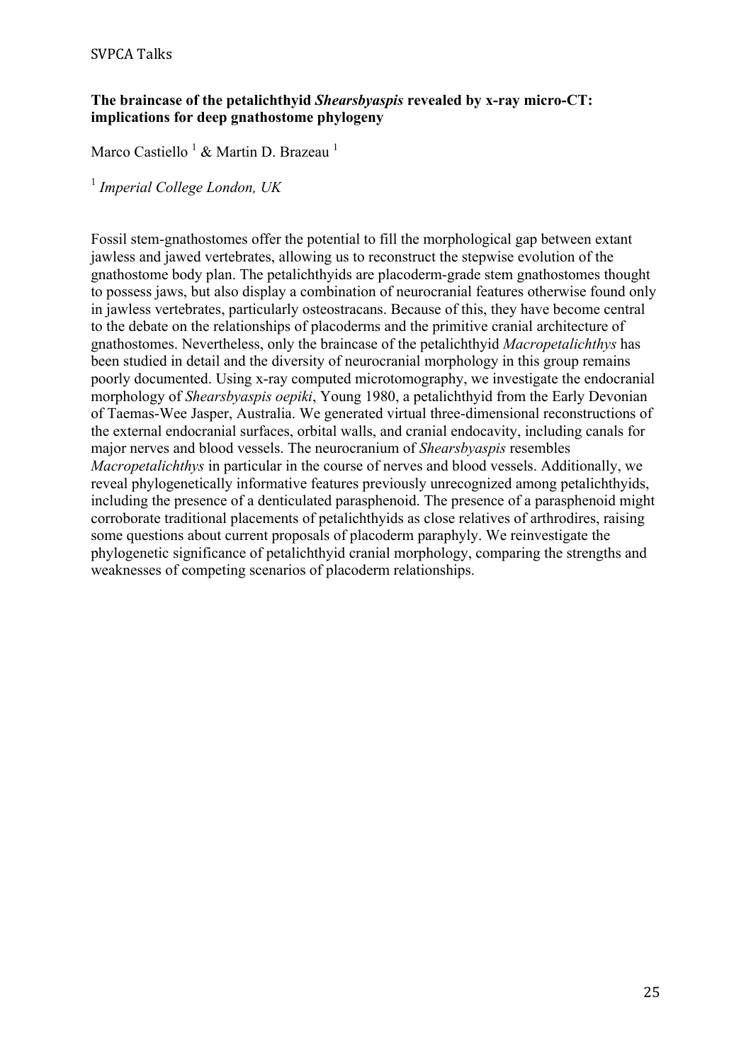## The braincase of the petalichthyid *Shearsbyaspis* revealed by x-ray micro-CT: implications for deep gnathostome phylogeny

Marco Castiello [1] & Martin D. Brazeau [1]

[1] *Imperial College London, UK*

Fossil stem-gnathostomes offer the potential to fill the morphological gap between extant jawless and jawed vertebrates, allowing us to reconstruct the stepwise evolution of the gnathostome body plan. The petalichthyids are placoderm-grade stem gnathostomes thought to possess jaws, but also display a combination of neurocranial features otherwise found only in jawless vertebrates, particularly osteostracans. Because of this, they have become central to the debate on the relationships of placoderms and the primitive cranial architecture of gnathostomes. Nevertheless, only the braincase of the petalichthyid *Macropetalichthys* has been studied in detail and the diversity of neurocranial morphology in this group remains poorly documented. Using x-ray computed microtomography, we investigate the endocranial morphology of *Shearsbyaspis oepiki*, Young 1980, a petalichthyid from the Early Devonian of Taemas-Wee Jasper, Australia. We generated virtual three-dimensional reconstructions of the external endocranial surfaces, orbital walls, and cranial endocavity, including canals for major nerves and blood vessels. The neurocranium of *Shearsbyaspis* resembles *Macropetalichthys* in particular in the course of nerves and blood vessels. Additionally, we reveal phylogenetically informative features previously unrecognized among petalichthyids, including the presence of a denticulated parasphenoid. The presence of a parasphenoid might corroborate traditional placements of petalichthyids as close relatives of arthrodires, raising some questions about current proposals of placoderm paraphyly. We reinvestigate the phylogenetic significance of petalichthyid cranial morphology, comparing the strengths and weaknesses of competing scenarios of placoderm relationships.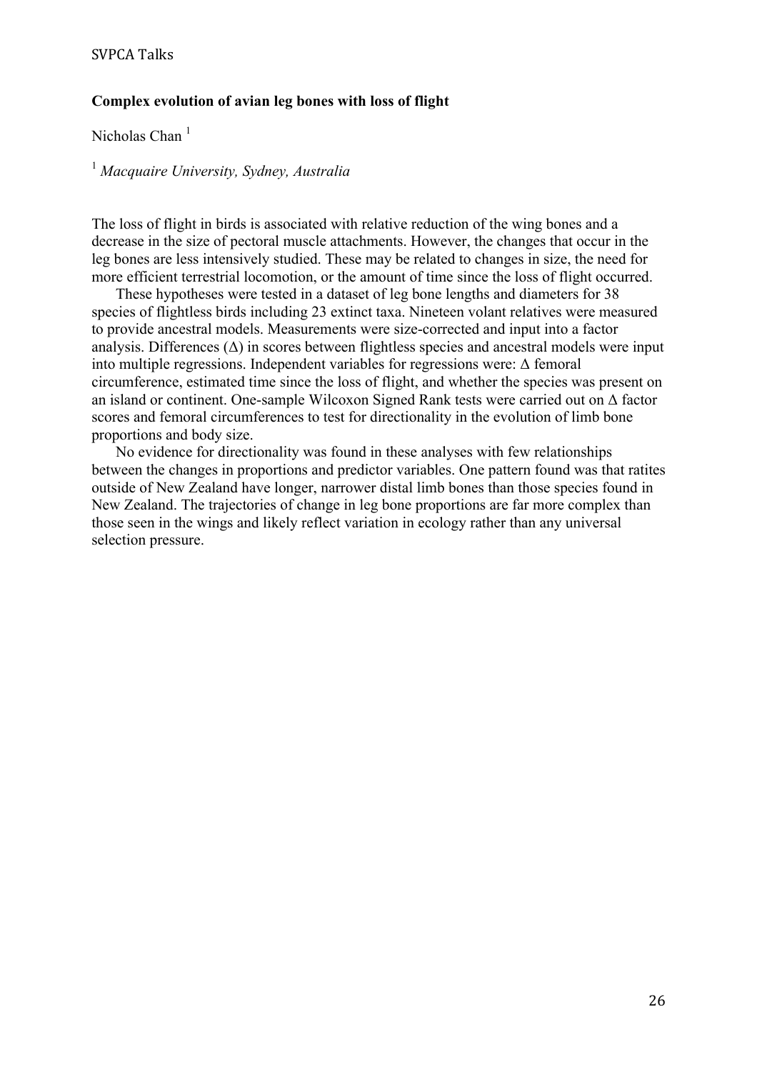**Complex evolution of avian leg bones with loss of flight**

Nicholas Chan [1]

[1] *Macquaire University, Sydney, Australia*

The loss of flight in birds is associated with relative reduction of the wing bones and a decrease in the size of pectoral muscle attachments. However, the changes that occur in the leg bones are less intensively studied. These may be related to changes in size, the need for more efficient terrestrial locomotion, or the amount of time since the loss of flight occurred.

These hypotheses were tested in a dataset of leg bone lengths and diameters for 38 species of flightless birds including 23 extinct taxa. Nineteen volant relatives were measured to provide ancestral models. Measurements were size-corrected and input into a factor analysis. Differences ($\Delta$) in scores between flightless species and ancestral models were input into multiple regressions. Independent variables for regressions were: $\Delta$ femoral circumference, estimated time since the loss of flight, and whether the species was present on an island or continent. One-sample Wilcoxon Signed Rank tests were carried out on $\Delta$ factor scores and femoral circumferences to test for directionality in the evolution of limb bone proportions and body size.

No evidence for directionality was found in these analyses with few relationships between the changes in proportions and predictor variables. One pattern found was that ratites outside of New Zealand have longer, narrower distal limb bones than those species found in New Zealand. The trajectories of change in leg bone proportions are far more complex than those seen in the wings and likely reflect variation in ecology rather than any universal selection pressure.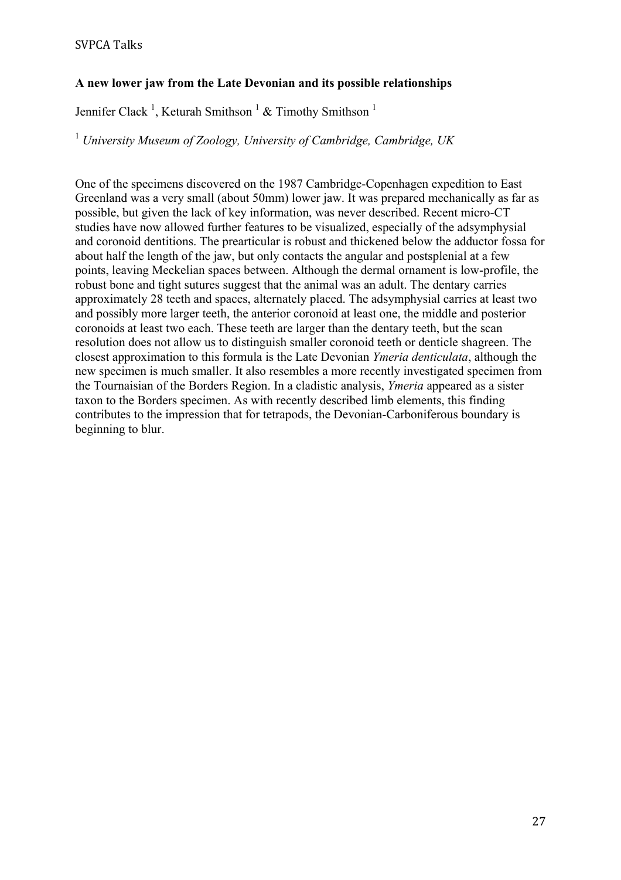## A new lower jaw from the Late Devonian and its possible relationships

Jennifer Clack [1], Keturah Smithson [1] & Timothy Smithson [1]

[1] *University Museum of Zoology, University of Cambridge, Cambridge, UK*

One of the specimens discovered on the 1987 Cambridge-Copenhagen expedition to East Greenland was a very small (about 50mm) lower jaw. It was prepared mechanically as far as possible, but given the lack of key information, was never described. Recent micro-CT studies have now allowed further features to be visualized, especially of the adsymphysial and coronoid dentitions. The prearticular is robust and thickened below the adductor fossa for about half the length of the jaw, but only contacts the angular and postsplenial at a few points, leaving Meckelian spaces between. Although the dermal ornament is low-profile, the robust bone and tight sutures suggest that the animal was an adult. The dentary carries approximately 28 teeth and spaces, alternately placed. The adsymphysial carries at least two and possibly more larger teeth, the anterior coronoid at least one, the middle and posterior coronoids at least two each. These teeth are larger than the dentary teeth, but the scan resolution does not allow us to distinguish smaller coronoid teeth or denticle shagreen. The closest approximation to this formula is the Late Devonian *Ymeria denticulata*, although the new specimen is much smaller. It also resembles a more recently investigated specimen from the Tournaisian of the Borders Region. In a cladistic analysis, *Ymeria* appeared as a sister taxon to the Borders specimen. As with recently described limb elements, this finding contributes to the impression that for tetrapods, the Devonian-Carboniferous boundary is beginning to blur.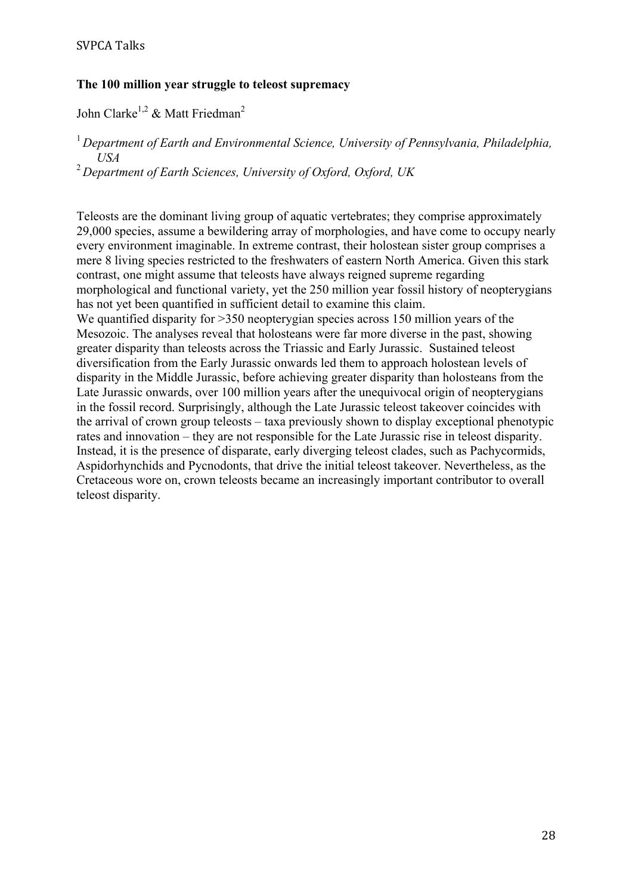## The 100 million year struggle to teleost supremacy

John Clarke[1,2] & Matt Friedman[2]

[1] *Department of Earth and Environmental Science, University of Pennsylvania, Philadelphia, USA*

[2] *Department of Earth Sciences, University of Oxford, Oxford, UK*

Teleosts are the dominant living group of aquatic vertebrates; they comprise approximately 29,000 species, assume a bewildering array of morphologies, and have come to occupy nearly every environment imaginable. In extreme contrast, their holostean sister group comprises a mere 8 living species restricted to the freshwaters of eastern North America. Given this stark contrast, one might assume that teleosts have always reigned supreme regarding morphological and functional variety, yet the 250 million year fossil history of neopterygians has not yet been quantified in sufficient detail to examine this claim.

We quantified disparity for >350 neopterygian species across 150 million years of the Mesozoic. The analyses reveal that holosteans were far more diverse in the past, showing greater disparity than teleosts across the Triassic and Early Jurassic. Sustained teleost diversification from the Early Jurassic onwards led them to approach holostean levels of disparity in the Middle Jurassic, before achieving greater disparity than holosteans from the Late Jurassic onwards, over 100 million years after the unequivocal origin of neopterygians in the fossil record. Surprisingly, although the Late Jurassic teleost takeover coincides with the arrival of crown group teleosts – taxa previously shown to display exceptional phenotypic rates and innovation – they are not responsible for the Late Jurassic rise in teleost disparity. Instead, it is the presence of disparate, early diverging teleost clades, such as Pachycormids, Aspidorhynchids and Pycnodonts, that drive the initial teleost takeover. Nevertheless, as the Cretaceous wore on, crown teleosts became an increasingly important contributor to overall teleost disparity.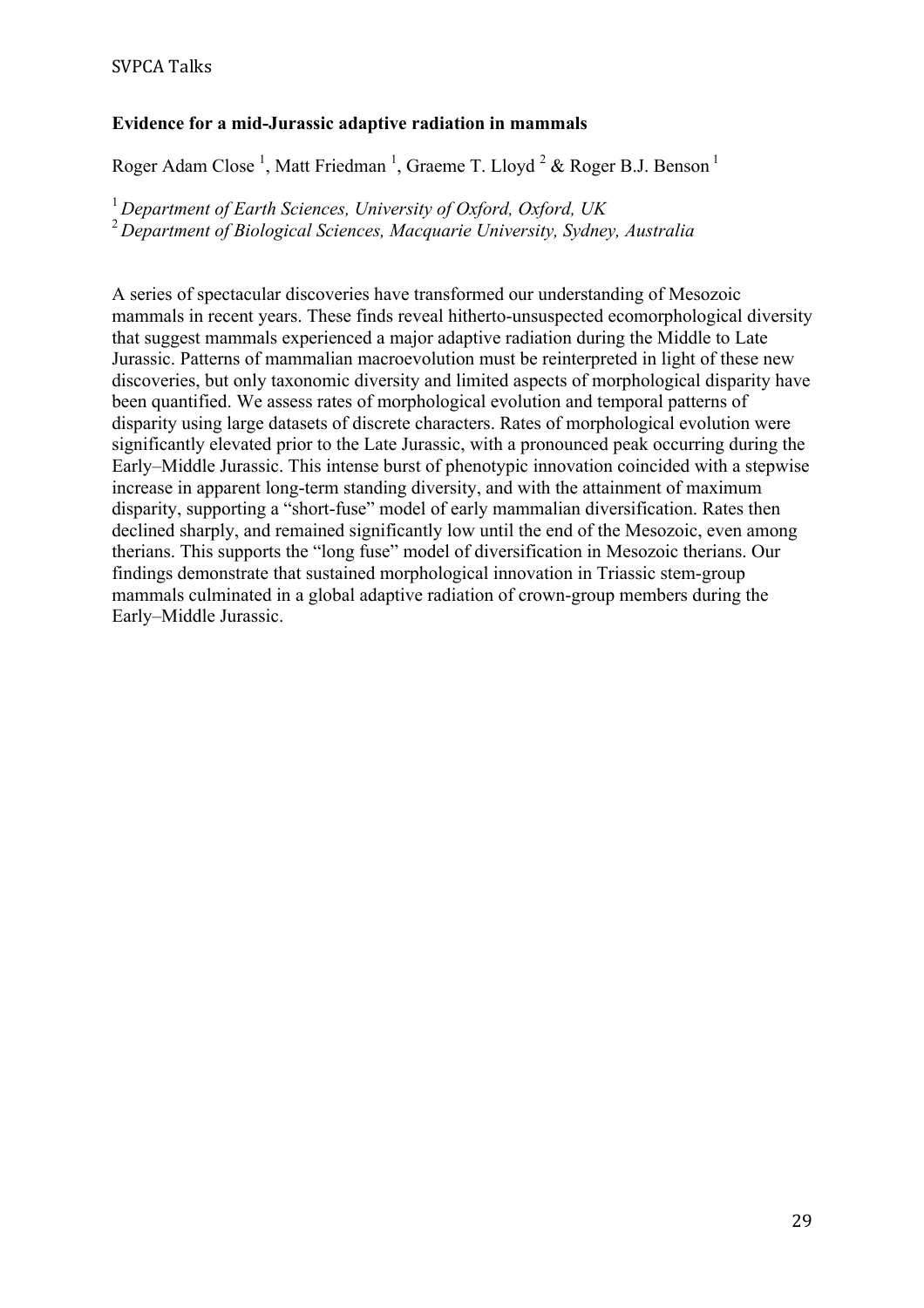**Evidence for a mid-Jurassic adaptive radiation in mammals**

Roger Adam Close [1], Matt Friedman [1], Graeme T. Lloyd [2] & Roger B.J. Benson [1]

[1] *Department of Earth Sciences, University of Oxford, Oxford, UK*
[2] *Department of Biological Sciences, Macquarie University, Sydney, Australia*

A series of spectacular discoveries have transformed our understanding of Mesozoic mammals in recent years. These finds reveal hitherto-unsuspected ecomorphological diversity that suggest mammals experienced a major adaptive radiation during the Middle to Late Jurassic. Patterns of mammalian macroevolution must be reinterpreted in light of these new discoveries, but only taxonomic diversity and limited aspects of morphological disparity have been quantified. We assess rates of morphological evolution and temporal patterns of disparity using large datasets of discrete characters. Rates of morphological evolution were significantly elevated prior to the Late Jurassic, with a pronounced peak occurring during the Early–Middle Jurassic. This intense burst of phenotypic innovation coincided with a stepwise increase in apparent long-term standing diversity, and with the attainment of maximum disparity, supporting a "short-fuse" model of early mammalian diversification. Rates then declined sharply, and remained significantly low until the end of the Mesozoic, even among therians. This supports the "long fuse" model of diversification in Mesozoic therians. Our findings demonstrate that sustained morphological innovation in Triassic stem-group mammals culminated in a global adaptive radiation of crown-group members during the Early–Middle Jurassic.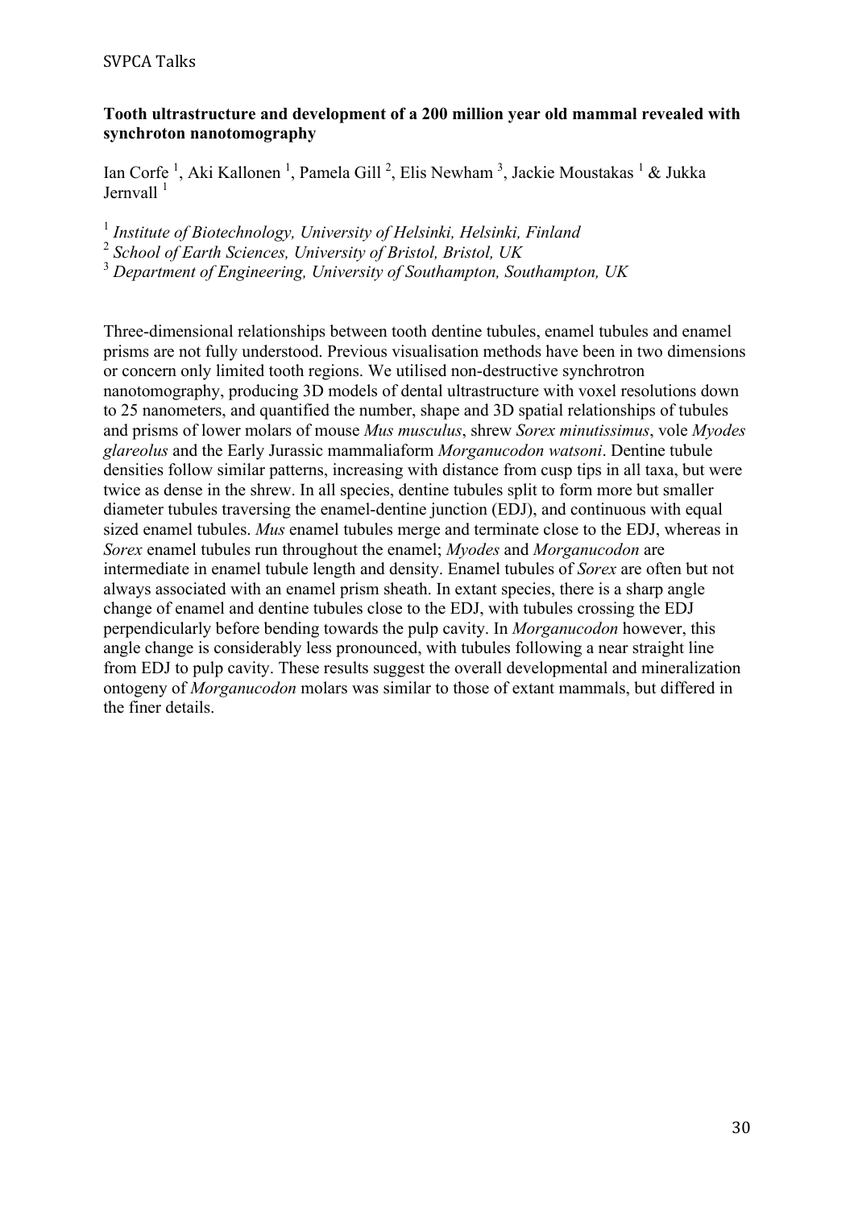**Tooth ultrastructure and development of a 200 million year old mammal revealed with synchroton nanotomography**

Ian Corfe [1], Aki Kallonen [1], Pamela Gill [2], Elis Newham [3], Jackie Moustakas [1] & Jukka Jernvall [1]

[1] *Institute of Biotechnology, University of Helsinki, Helsinki, Finland*
[2] *School of Earth Sciences, University of Bristol, Bristol, UK*
[3] *Department of Engineering, University of Southampton, Southampton, UK*

Three-dimensional relationships between tooth dentine tubules, enamel tubules and enamel prisms are not fully understood. Previous visualisation methods have been in two dimensions or concern only limited tooth regions. We utilised non-destructive synchrotron nanotomography, producing 3D models of dental ultrastructure with voxel resolutions down to 25 nanometers, and quantified the number, shape and 3D spatial relationships of tubules and prisms of lower molars of mouse *Mus musculus*, shrew *Sorex minutissimus*, vole *Myodes glareolus* and the Early Jurassic mammaliaform *Morganucodon watsoni*. Dentine tubule densities follow similar patterns, increasing with distance from cusp tips in all taxa, but were twice as dense in the shrew. In all species, dentine tubules split to form more but smaller diameter tubules traversing the enamel-dentine junction (EDJ), and continuous with equal sized enamel tubules. *Mus* enamel tubules merge and terminate close to the EDJ, whereas in *Sorex* enamel tubules run throughout the enamel; *Myodes* and *Morganucodon* are intermediate in enamel tubule length and density. Enamel tubules of *Sorex* are often but not always associated with an enamel prism sheath. In extant species, there is a sharp angle change of enamel and dentine tubules close to the EDJ, with tubules crossing the EDJ perpendicularly before bending towards the pulp cavity. In *Morganucodon* however, this angle change is considerably less pronounced, with tubules following a near straight line from EDJ to pulp cavity. These results suggest the overall developmental and mineralization ontogeny of *Morganucodon* molars was similar to those of extant mammals, but differed in the finer details.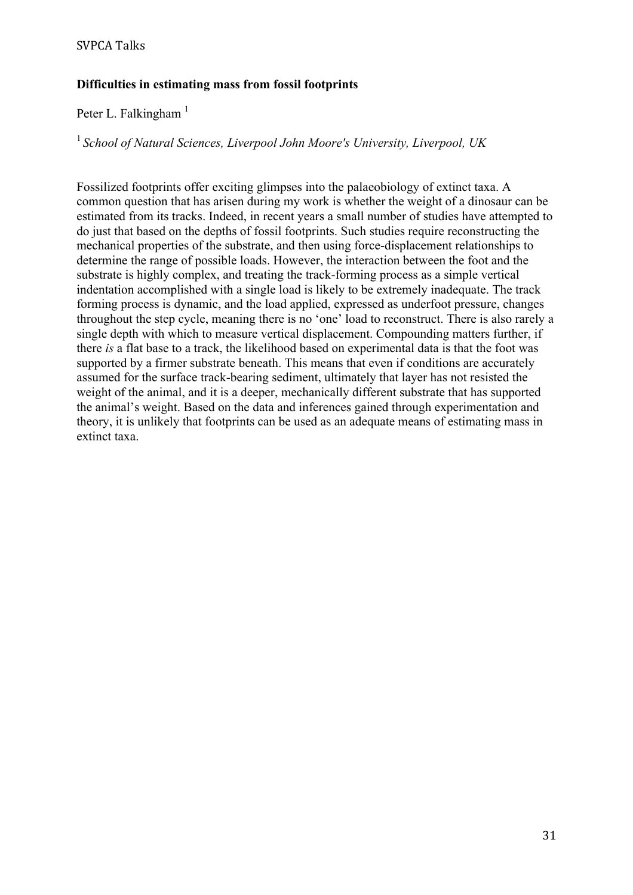**Difficulties in estimating mass from fossil footprints**

Peter L. Falkingham [1]

[1] *School of Natural Sciences, Liverpool John Moore's University, Liverpool, UK*

Fossilized footprints offer exciting glimpses into the palaeobiology of extinct taxa. A common question that has arisen during my work is whether the weight of a dinosaur can be estimated from its tracks. Indeed, in recent years a small number of studies have attempted to do just that based on the depths of fossil footprints. Such studies require reconstructing the mechanical properties of the substrate, and then using force-displacement relationships to determine the range of possible loads. However, the interaction between the foot and the substrate is highly complex, and treating the track-forming process as a simple vertical indentation accomplished with a single load is likely to be extremely inadequate. The track forming process is dynamic, and the load applied, expressed as underfoot pressure, changes throughout the step cycle, meaning there is no 'one' load to reconstruct. There is also rarely a single depth with which to measure vertical displacement. Compounding matters further, if there *is* a flat base to a track, the likelihood based on experimental data is that the foot was supported by a firmer substrate beneath. This means that even if conditions are accurately assumed for the surface track-bearing sediment, ultimately that layer has not resisted the weight of the animal, and it is a deeper, mechanically different substrate that has supported the animal's weight. Based on the data and inferences gained through experimentation and theory, it is unlikely that footprints can be used as an adequate means of estimating mass in extinct taxa.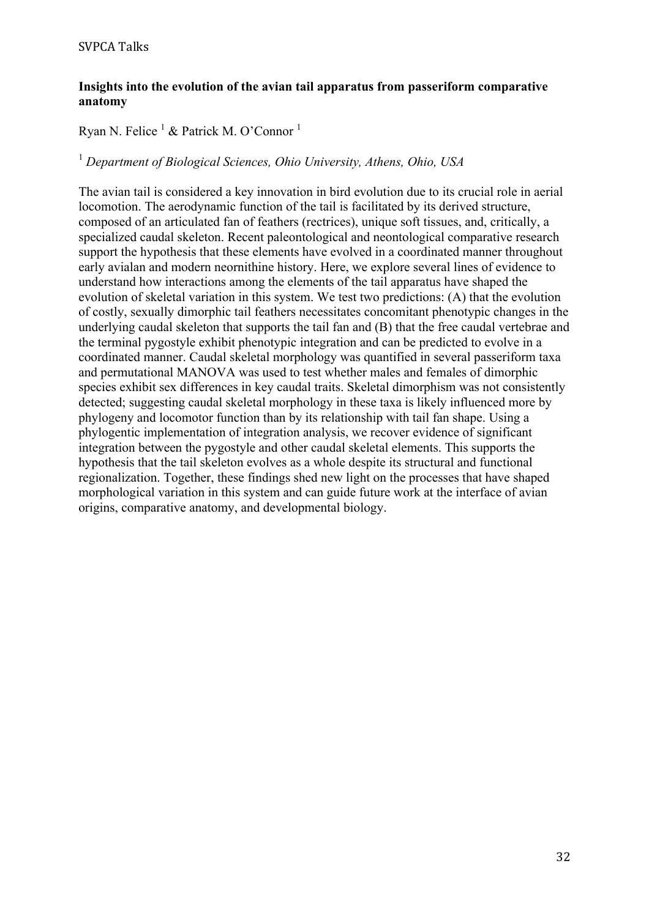**Insights into the evolution of the avian tail apparatus from passeriform comparative anatomy**

Ryan N. Felice [1] & Patrick M. O'Connor [1]

[1] *Department of Biological Sciences, Ohio University, Athens, Ohio, USA*

The avian tail is considered a key innovation in bird evolution due to its crucial role in aerial locomotion. The aerodynamic function of the tail is facilitated by its derived structure, composed of an articulated fan of feathers (rectrices), unique soft tissues, and, critically, a specialized caudal skeleton. Recent paleontological and neontological comparative research support the hypothesis that these elements have evolved in a coordinated manner throughout early avialan and modern neornithine history. Here, we explore several lines of evidence to understand how interactions among the elements of the tail apparatus have shaped the evolution of skeletal variation in this system. We test two predictions: (A) that the evolution of costly, sexually dimorphic tail feathers necessitates concomitant phenotypic changes in the underlying caudal skeleton that supports the tail fan and (B) that the free caudal vertebrae and the terminal pygostyle exhibit phenotypic integration and can be predicted to evolve in a coordinated manner. Caudal skeletal morphology was quantified in several passeriform taxa and permutational MANOVA was used to test whether males and females of dimorphic species exhibit sex differences in key caudal traits. Skeletal dimorphism was not consistently detected; suggesting caudal skeletal morphology in these taxa is likely influenced more by phylogeny and locomotor function than by its relationship with tail fan shape. Using a phylogentic implementation of integration analysis, we recover evidence of significant integration between the pygostyle and other caudal skeletal elements. This supports the hypothesis that the tail skeleton evolves as a whole despite its structural and functional regionalization. Together, these findings shed new light on the processes that have shaped morphological variation in this system and can guide future work at the interface of avian origins, comparative anatomy, and developmental biology.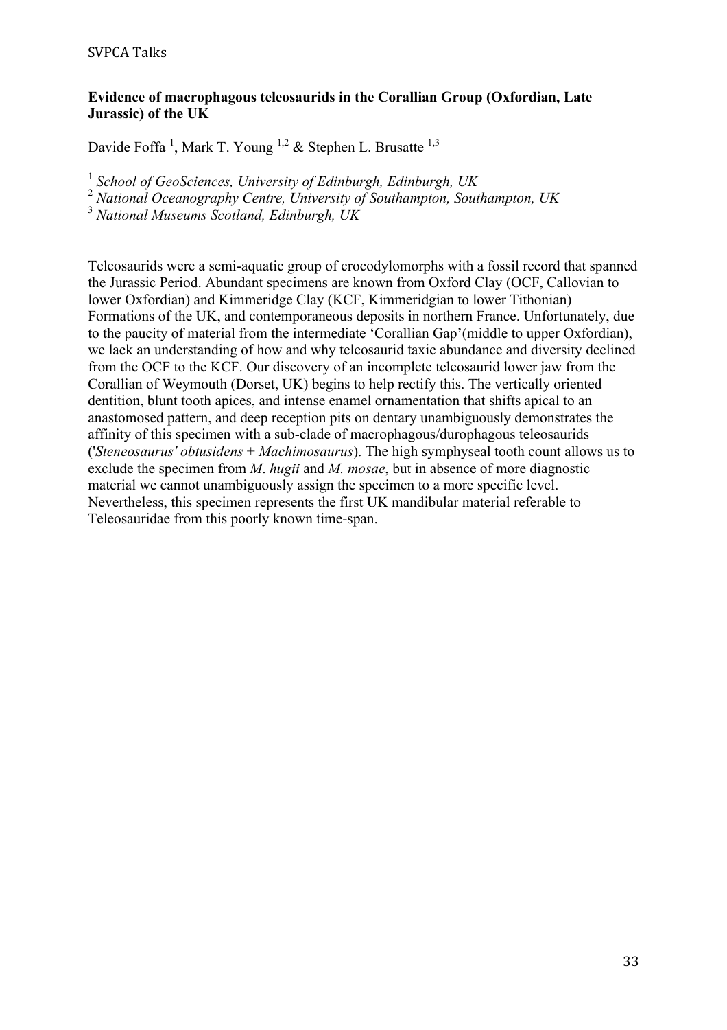**Evidence of macrophagous teleosaurids in the Corallian Group (Oxfordian, Late Jurassic) of the UK**

Davide Foffa [1], Mark T. Young [1,2] & Stephen L. Brusatte [1,3]

[1] *School of GeoSciences, University of Edinburgh, Edinburgh, UK*
[2] *National Oceanography Centre, University of Southampton, Southampton, UK*
[3] *National Museums Scotland, Edinburgh, UK*

Teleosaurids were a semi-aquatic group of crocodylomorphs with a fossil record that spanned the Jurassic Period. Abundant specimens are known from Oxford Clay (OCF, Callovian to lower Oxfordian) and Kimmeridge Clay (KCF, Kimmeridgian to lower Tithonian) Formations of the UK, and contemporaneous deposits in northern France. Unfortunately, due to the paucity of material from the intermediate 'Corallian Gap'(middle to upper Oxfordian), we lack an understanding of how and why teleosaurid taxic abundance and diversity declined from the OCF to the KCF. Our discovery of an incomplete teleosaurid lower jaw from the Corallian of Weymouth (Dorset, UK) begins to help rectify this. The vertically oriented dentition, blunt tooth apices, and intense enamel ornamentation that shifts apical to an anastomosed pattern, and deep reception pits on dentary unambiguously demonstrates the affinity of this specimen with a sub-clade of macrophagous/durophagous teleosaurids ('*Steneosaurus' obtusidens* + *Machimosaurus*). The high symphyseal tooth count allows us to exclude the specimen from *M*. *hugii* and *M. mosae*, but in absence of more diagnostic material we cannot unambiguously assign the specimen to a more specific level. Nevertheless, this specimen represents the first UK mandibular material referable to Teleosauridae from this poorly known time-span.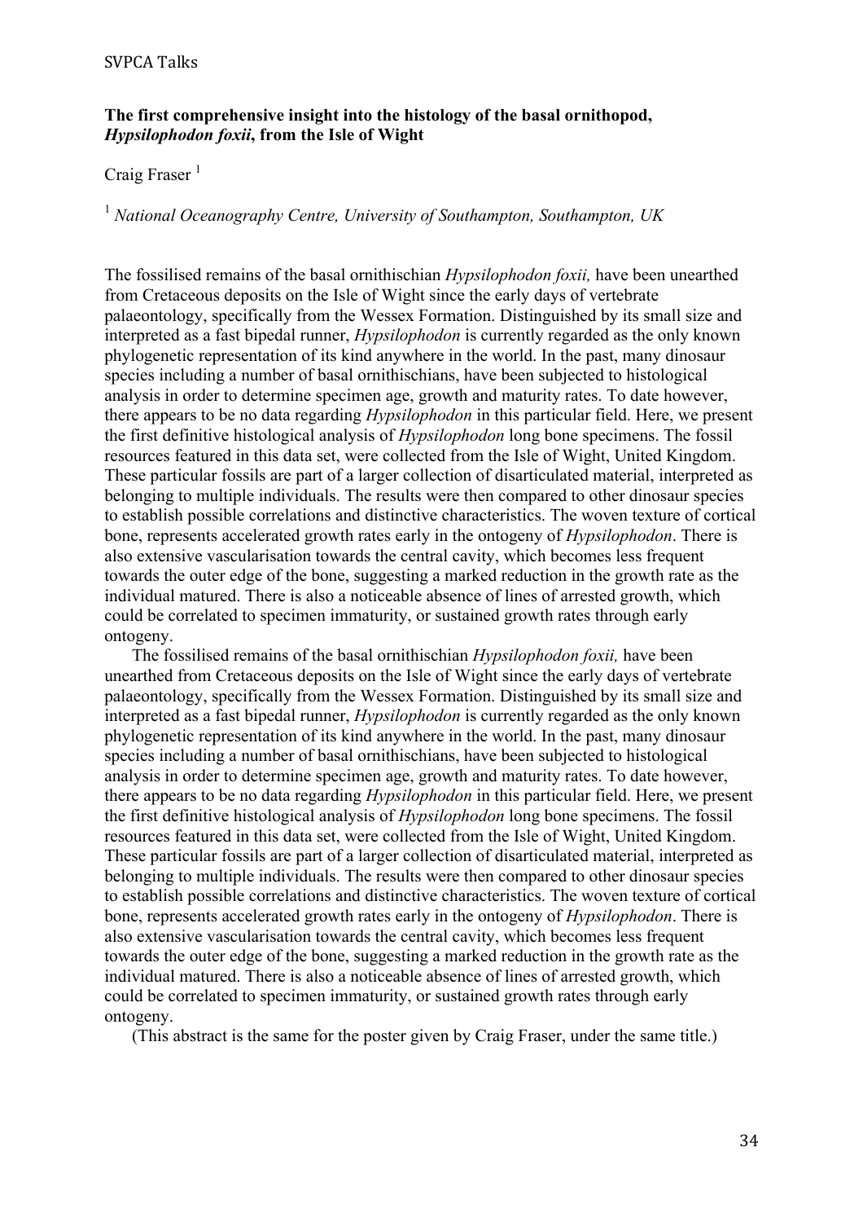**The first comprehensive insight into the histology of the basal ornithopod, *Hypsilophodon foxii*, from the Isle of Wight**

Craig Fraser [1]

[1] *National Oceanography Centre, University of Southampton, Southampton, UK*

The fossilised remains of the basal ornithischian *Hypsilophodon foxii,* have been unearthed from Cretaceous deposits on the Isle of Wight since the early days of vertebrate palaeontology, specifically from the Wessex Formation. Distinguished by its small size and interpreted as a fast bipedal runner, *Hypsilophodon* is currently regarded as the only known phylogenetic representation of its kind anywhere in the world. In the past, many dinosaur species including a number of basal ornithischians, have been subjected to histological analysis in order to determine specimen age, growth and maturity rates. To date however, there appears to be no data regarding *Hypsilophodon* in this particular field. Here, we present the first definitive histological analysis of *Hypsilophodon* long bone specimens. The fossil resources featured in this data set, were collected from the Isle of Wight, United Kingdom. These particular fossils are part of a larger collection of disarticulated material, interpreted as belonging to multiple individuals. The results were then compared to other dinosaur species to establish possible correlations and distinctive characteristics. The woven texture of cortical bone, represents accelerated growth rates early in the ontogeny of *Hypsilophodon*. There is also extensive vascularisation towards the central cavity, which becomes less frequent towards the outer edge of the bone, suggesting a marked reduction in the growth rate as the individual matured. There is also a noticeable absence of lines of arrested growth, which could be correlated to specimen immaturity, or sustained growth rates through early ontogeny.

The fossilised remains of the basal ornithischian *Hypsilophodon foxii,* have been unearthed from Cretaceous deposits on the Isle of Wight since the early days of vertebrate palaeontology, specifically from the Wessex Formation. Distinguished by its small size and interpreted as a fast bipedal runner, *Hypsilophodon* is currently regarded as the only known phylogenetic representation of its kind anywhere in the world. In the past, many dinosaur species including a number of basal ornithischians, have been subjected to histological analysis in order to determine specimen age, growth and maturity rates. To date however, there appears to be no data regarding *Hypsilophodon* in this particular field. Here, we present the first definitive histological analysis of *Hypsilophodon* long bone specimens. The fossil resources featured in this data set, were collected from the Isle of Wight, United Kingdom. These particular fossils are part of a larger collection of disarticulated material, interpreted as belonging to multiple individuals. The results were then compared to other dinosaur species to establish possible correlations and distinctive characteristics. The woven texture of cortical bone, represents accelerated growth rates early in the ontogeny of *Hypsilophodon*. There is also extensive vascularisation towards the central cavity, which becomes less frequent towards the outer edge of the bone, suggesting a marked reduction in the growth rate as the individual matured. There is also a noticeable absence of lines of arrested growth, which could be correlated to specimen immaturity, or sustained growth rates through early ontogeny.

(This abstract is the same for the poster given by Craig Fraser, under the same title.)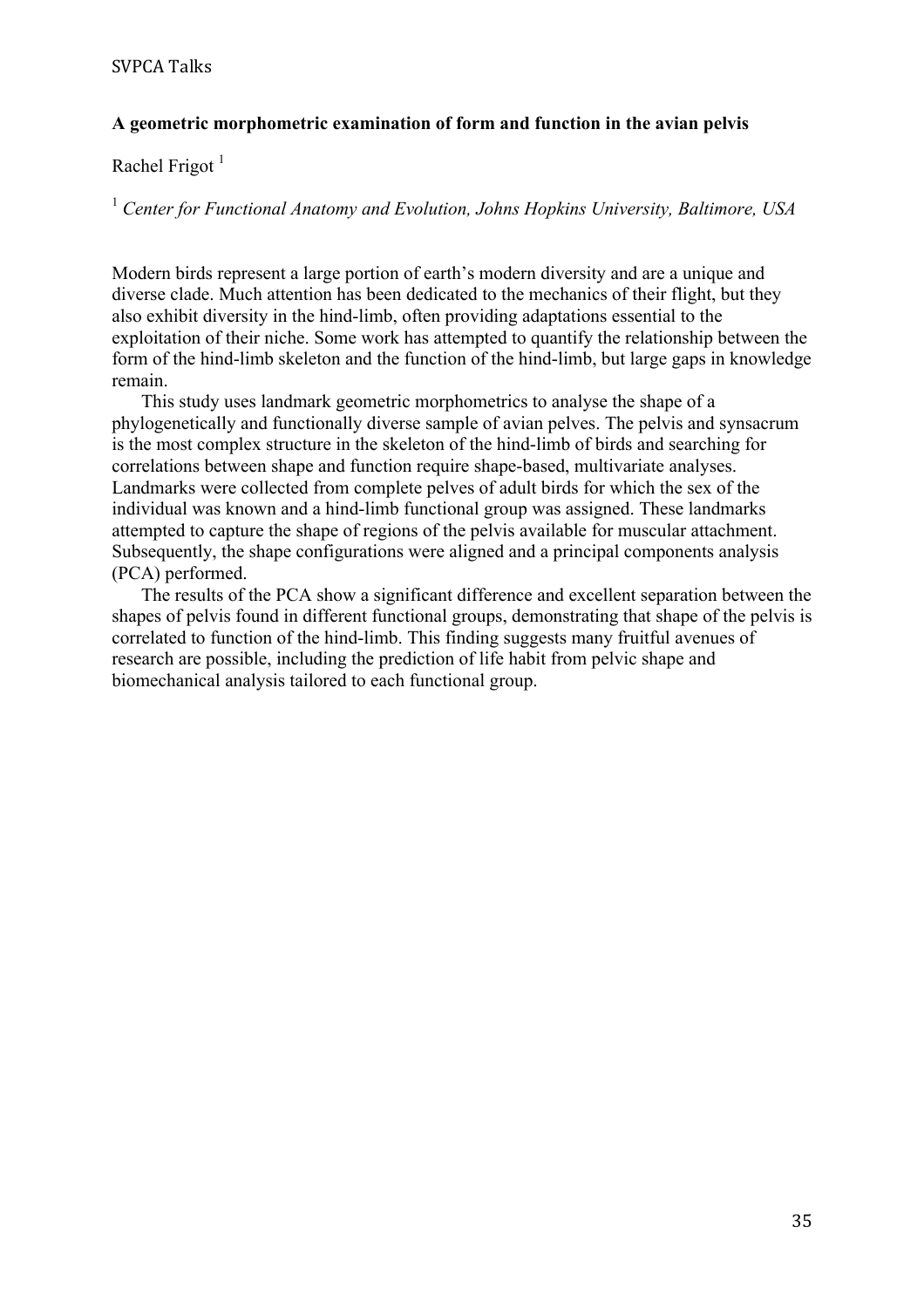**A geometric morphometric examination of form and function in the avian pelvis**

Rachel Frigot [1]

[1] *Center for Functional Anatomy and Evolution, Johns Hopkins University, Baltimore, USA*

Modern birds represent a large portion of earth's modern diversity and are a unique and diverse clade. Much attention has been dedicated to the mechanics of their flight, but they also exhibit diversity in the hind-limb, often providing adaptations essential to the exploitation of their niche. Some work has attempted to quantify the relationship between the form of the hind-limb skeleton and the function of the hind-limb, but large gaps in knowledge remain.

This study uses landmark geometric morphometrics to analyse the shape of a phylogenetically and functionally diverse sample of avian pelves. The pelvis and synsacrum is the most complex structure in the skeleton of the hind-limb of birds and searching for correlations between shape and function require shape-based, multivariate analyses. Landmarks were collected from complete pelves of adult birds for which the sex of the individual was known and a hind-limb functional group was assigned. These landmarks attempted to capture the shape of regions of the pelvis available for muscular attachment. Subsequently, the shape configurations were aligned and a principal components analysis (PCA) performed.

The results of the PCA show a significant difference and excellent separation between the shapes of pelvis found in different functional groups, demonstrating that shape of the pelvis is correlated to function of the hind-limb. This finding suggests many fruitful avenues of research are possible, including the prediction of life habit from pelvic shape and biomechanical analysis tailored to each functional group.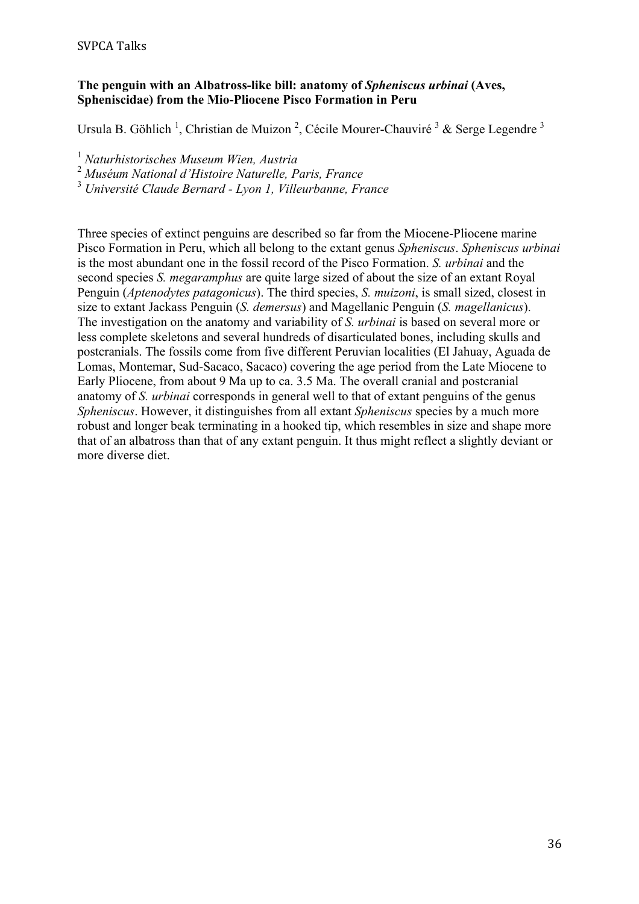**The penguin with an Albatross-like bill: anatomy of *Spheniscus urbinai* (Aves, Spheniscidae) from the Mio-Pliocene Pisco Formation in Peru**

Ursula B. Göhlich [1], Christian de Muizon [2], Cécile Mourer-Chauviré [3] & Serge Legendre [3]

[1] *Naturhistorisches Museum Wien, Austria*
[2] *Muséum National d'Histoire Naturelle, Paris, France*
[3] *Université Claude Bernard - Lyon 1, Villeurbanne, France*

Three species of extinct penguins are described so far from the Miocene-Pliocene marine Pisco Formation in Peru, which all belong to the extant genus *Spheniscus*. *Spheniscus urbinai* is the most abundant one in the fossil record of the Pisco Formation. *S. urbinai* and the second species *S. megaramphus* are quite large sized of about the size of an extant Royal Penguin (*Aptenodytes patagonicus*). The third species, *S. muizoni*, is small sized, closest in size to extant Jackass Penguin (*S. demersus*) and Magellanic Penguin (*S. magellanicus*). The investigation on the anatomy and variability of *S. urbinai* is based on several more or less complete skeletons and several hundreds of disarticulated bones, including skulls and postcranials. The fossils come from five different Peruvian localities (El Jahuay, Aguada de Lomas, Montemar, Sud-Sacaco, Sacaco) covering the age period from the Late Miocene to Early Pliocene, from about 9 Ma up to ca. 3.5 Ma. The overall cranial and postcranial anatomy of *S. urbinai* corresponds in general well to that of extant penguins of the genus *Spheniscus*. However, it distinguishes from all extant *Spheniscus* species by a much more robust and longer beak terminating in a hooked tip, which resembles in size and shape more that of an albatross than that of any extant penguin. It thus might reflect a slightly deviant or more diverse diet.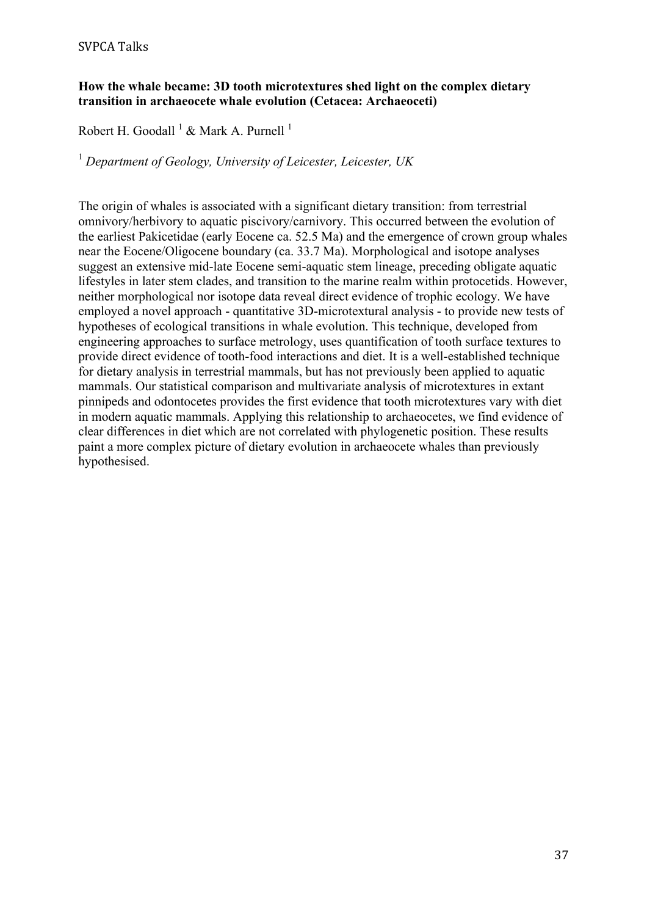**How the whale became: 3D tooth microtextures shed light on the complex dietary transition in archaeocete whale evolution (Cetacea: Archaeoceti)**

Robert H. Goodall [1] & Mark A. Purnell [1]

[1] *Department of Geology, University of Leicester, Leicester, UK*

The origin of whales is associated with a significant dietary transition: from terrestrial omnivory/herbivory to aquatic piscivory/carnivory. This occurred between the evolution of the earliest Pakicetidae (early Eocene ca. 52.5 Ma) and the emergence of crown group whales near the Eocene/Oligocene boundary (ca. 33.7 Ma). Morphological and isotope analyses suggest an extensive mid-late Eocene semi-aquatic stem lineage, preceding obligate aquatic lifestyles in later stem clades, and transition to the marine realm within protocetids. However, neither morphological nor isotope data reveal direct evidence of trophic ecology. We have employed a novel approach - quantitative 3D-microtextural analysis - to provide new tests of hypotheses of ecological transitions in whale evolution. This technique, developed from engineering approaches to surface metrology, uses quantification of tooth surface textures to provide direct evidence of tooth-food interactions and diet. It is a well-established technique for dietary analysis in terrestrial mammals, but has not previously been applied to aquatic mammals. Our statistical comparison and multivariate analysis of microtextures in extant pinnipeds and odontocetes provides the first evidence that tooth microtextures vary with diet in modern aquatic mammals. Applying this relationship to archaeocetes, we find evidence of clear differences in diet which are not correlated with phylogenetic position. These results paint a more complex picture of dietary evolution in archaeocete whales than previously hypothesised.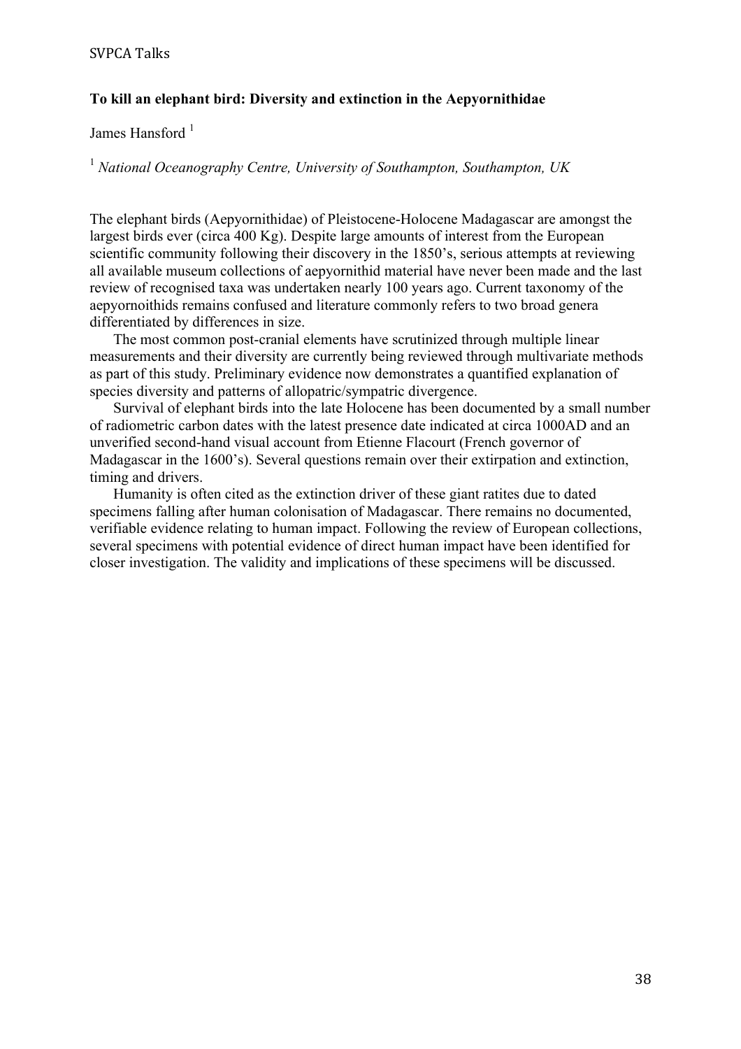**To kill an elephant bird: Diversity and extinction in the Aepyornithidae**

James Hansford [1]

[1] *National Oceanography Centre, University of Southampton, Southampton, UK*

The elephant birds (Aepyornithidae) of Pleistocene-Holocene Madagascar are amongst the largest birds ever (circa 400 Kg). Despite large amounts of interest from the European scientific community following their discovery in the 1850's, serious attempts at reviewing all available museum collections of aepyornithid material have never been made and the last review of recognised taxa was undertaken nearly 100 years ago. Current taxonomy of the aepyornoithids remains confused and literature commonly refers to two broad genera differentiated by differences in size.

The most common post-cranial elements have scrutinized through multiple linear measurements and their diversity are currently being reviewed through multivariate methods as part of this study. Preliminary evidence now demonstrates a quantified explanation of species diversity and patterns of allopatric/sympatric divergence.

Survival of elephant birds into the late Holocene has been documented by a small number of radiometric carbon dates with the latest presence date indicated at circa 1000AD and an unverified second-hand visual account from Etienne Flacourt (French governor of Madagascar in the 1600's). Several questions remain over their extirpation and extinction, timing and drivers.

Humanity is often cited as the extinction driver of these giant ratites due to dated specimens falling after human colonisation of Madagascar. There remains no documented, verifiable evidence relating to human impact. Following the review of European collections, several specimens with potential evidence of direct human impact have been identified for closer investigation. The validity and implications of these specimens will be discussed.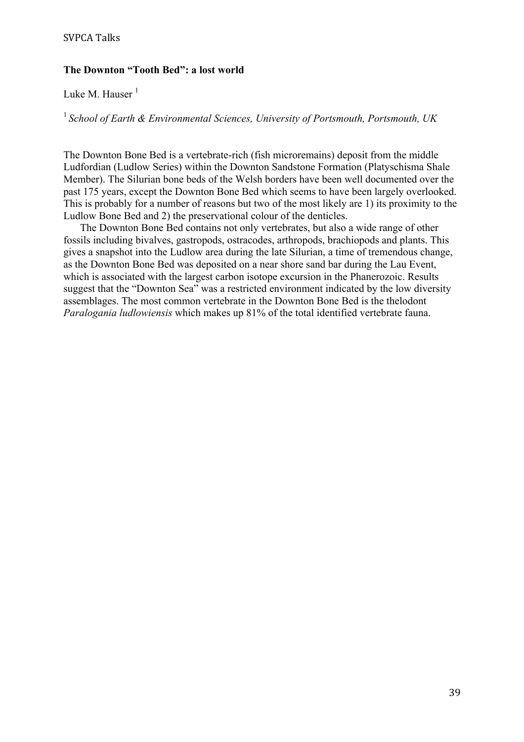**The Downton "Tooth Bed": a lost world**

Luke M. Hauser [1]

[1] *School of Earth & Environmental Sciences, University of Portsmouth, Portsmouth, UK*

The Downton Bone Bed is a vertebrate-rich (fish microremains) deposit from the middle Ludfordian (Ludlow Series) within the Downton Sandstone Formation (Platyschisma Shale Member). The Silurian bone beds of the Welsh borders have been well documented over the past 175 years, except the Downton Bone Bed which seems to have been largely overlooked. This is probably for a number of reasons but two of the most likely are 1) its proximity to the Ludlow Bone Bed and 2) the preservational colour of the denticles.

The Downton Bone Bed contains not only vertebrates, but also a wide range of other fossils including bivalves, gastropods, ostracodes, arthropods, brachiopods and plants. This gives a snapshot into the Ludlow area during the late Silurian, a time of tremendous change, as the Downton Bone Bed was deposited on a near shore sand bar during the Lau Event, which is associated with the largest carbon isotope excursion in the Phanerozoic. Results suggest that the "Downton Sea" was a restricted environment indicated by the low diversity assemblages. The most common vertebrate in the Downton Bone Bed is the thelodont *Paralogania ludlowiensis* which makes up 81% of the total identified vertebrate fauna.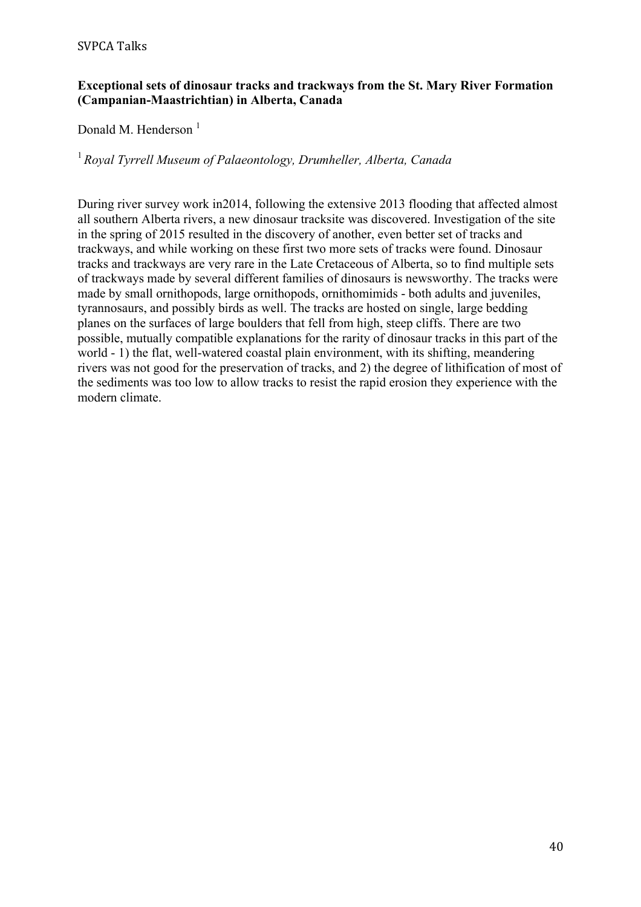**Exceptional sets of dinosaur tracks and trackways from the St. Mary River Formation (Campanian-Maastrichtian) in Alberta, Canada**

Donald M. Henderson [1]

[1] *Royal Tyrrell Museum of Palaeontology, Drumheller, Alberta, Canada*

During river survey work in2014, following the extensive 2013 flooding that affected almost all southern Alberta rivers, a new dinosaur tracksite was discovered. Investigation of the site in the spring of 2015 resulted in the discovery of another, even better set of tracks and trackways, and while working on these first two more sets of tracks were found. Dinosaur tracks and trackways are very rare in the Late Cretaceous of Alberta, so to find multiple sets of trackways made by several different families of dinosaurs is newsworthy. The tracks were made by small ornithopods, large ornithopods, ornithomimids - both adults and juveniles, tyrannosaurs, and possibly birds as well. The tracks are hosted on single, large bedding planes on the surfaces of large boulders that fell from high, steep cliffs. There are two possible, mutually compatible explanations for the rarity of dinosaur tracks in this part of the world - 1) the flat, well-watered coastal plain environment, with its shifting, meandering rivers was not good for the preservation of tracks, and 2) the degree of lithification of most of the sediments was too low to allow tracks to resist the rapid erosion they experience with the modern climate.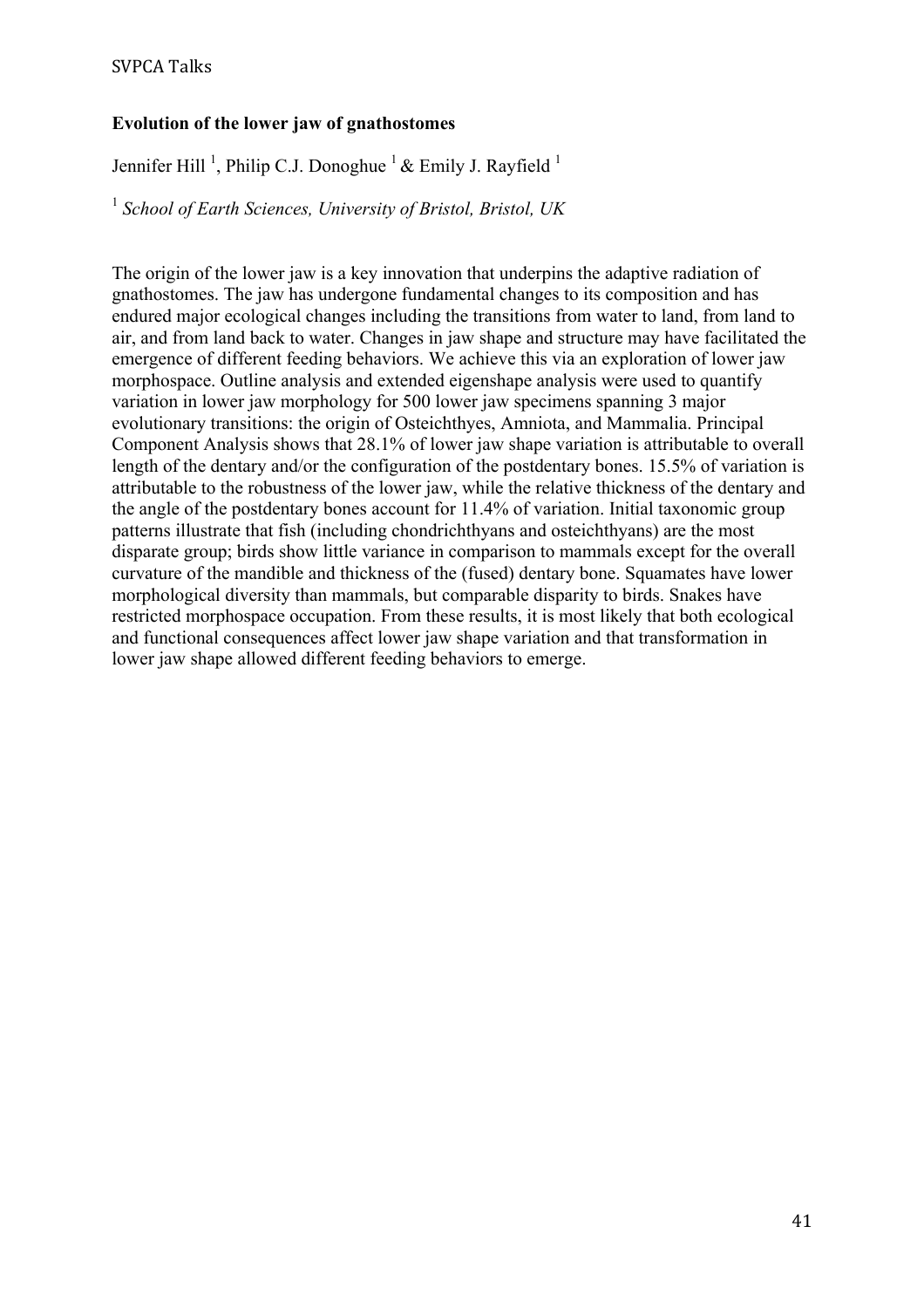**Evolution of the lower jaw of gnathostomes**

Jennifer Hill [1], Philip C.J. Donoghue [1] & Emily J. Rayfield [1]

[1] *School of Earth Sciences, University of Bristol, Bristol, UK*

The origin of the lower jaw is a key innovation that underpins the adaptive radiation of gnathostomes. The jaw has undergone fundamental changes to its composition and has endured major ecological changes including the transitions from water to land, from land to air, and from land back to water. Changes in jaw shape and structure may have facilitated the emergence of different feeding behaviors. We achieve this via an exploration of lower jaw morphospace. Outline analysis and extended eigenshape analysis were used to quantify variation in lower jaw morphology for 500 lower jaw specimens spanning 3 major evolutionary transitions: the origin of Osteichthyes, Amniota, and Mammalia. Principal Component Analysis shows that 28.1% of lower jaw shape variation is attributable to overall length of the dentary and/or the configuration of the postdentary bones. 15.5% of variation is attributable to the robustness of the lower jaw, while the relative thickness of the dentary and the angle of the postdentary bones account for 11.4% of variation. Initial taxonomic group patterns illustrate that fish (including chondrichthyans and osteichthyans) are the most disparate group; birds show little variance in comparison to mammals except for the overall curvature of the mandible and thickness of the (fused) dentary bone. Squamates have lower morphological diversity than mammals, but comparable disparity to birds. Snakes have restricted morphospace occupation. From these results, it is most likely that both ecological and functional consequences affect lower jaw shape variation and that transformation in lower jaw shape allowed different feeding behaviors to emerge.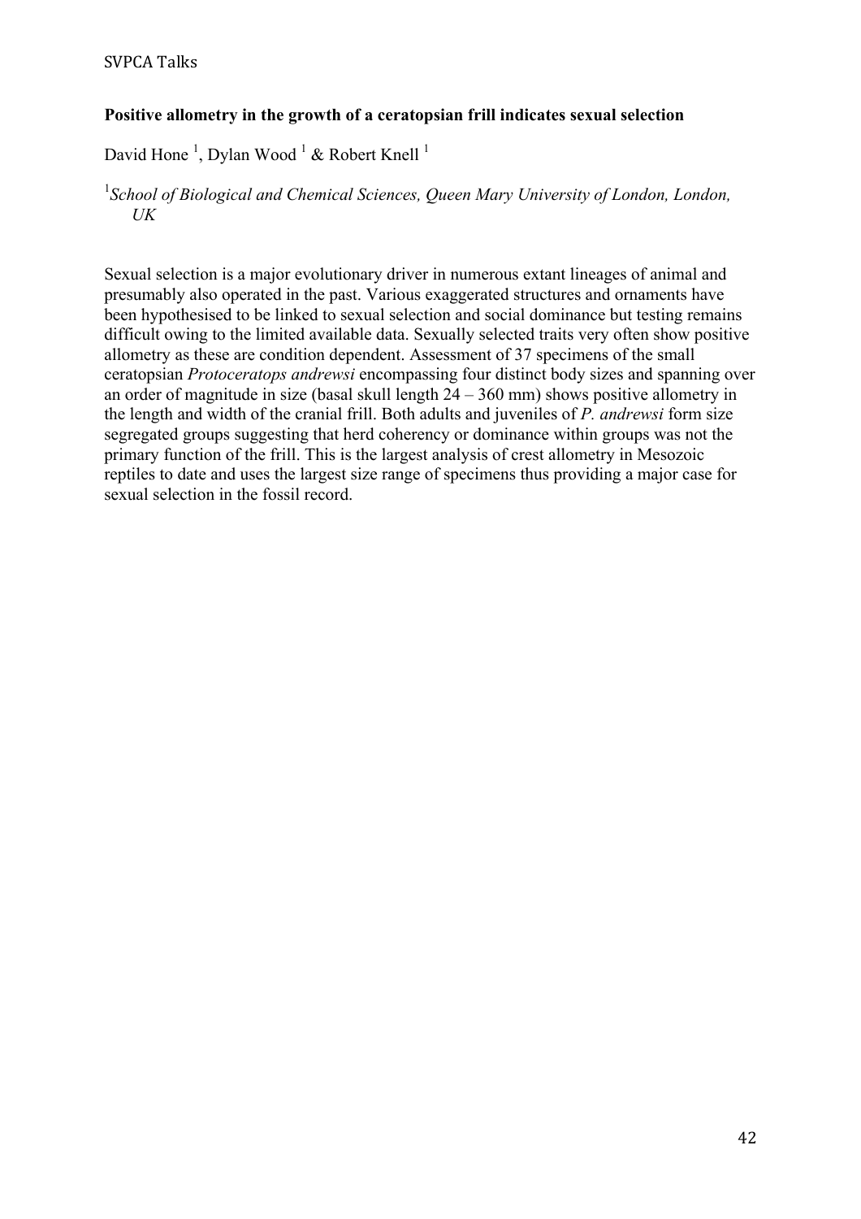**Positive allometry in the growth of a ceratopsian frill indicates sexual selection**

David Hone [1], Dylan Wood [1] & Robert Knell [1]

[1]*School of Biological and Chemical Sciences, Queen Mary University of London, London, UK*

Sexual selection is a major evolutionary driver in numerous extant lineages of animal and presumably also operated in the past. Various exaggerated structures and ornaments have been hypothesised to be linked to sexual selection and social dominance but testing remains difficult owing to the limited available data. Sexually selected traits very often show positive allometry as these are condition dependent. Assessment of 37 specimens of the small ceratopsian *Protoceratops andrewsi* encompassing four distinct body sizes and spanning over an order of magnitude in size (basal skull length 24 – 360 mm) shows positive allometry in the length and width of the cranial frill. Both adults and juveniles of *P. andrewsi* form size segregated groups suggesting that herd coherency or dominance within groups was not the primary function of the frill. This is the largest analysis of crest allometry in Mesozoic reptiles to date and uses the largest size range of specimens thus providing a major case for sexual selection in the fossil record.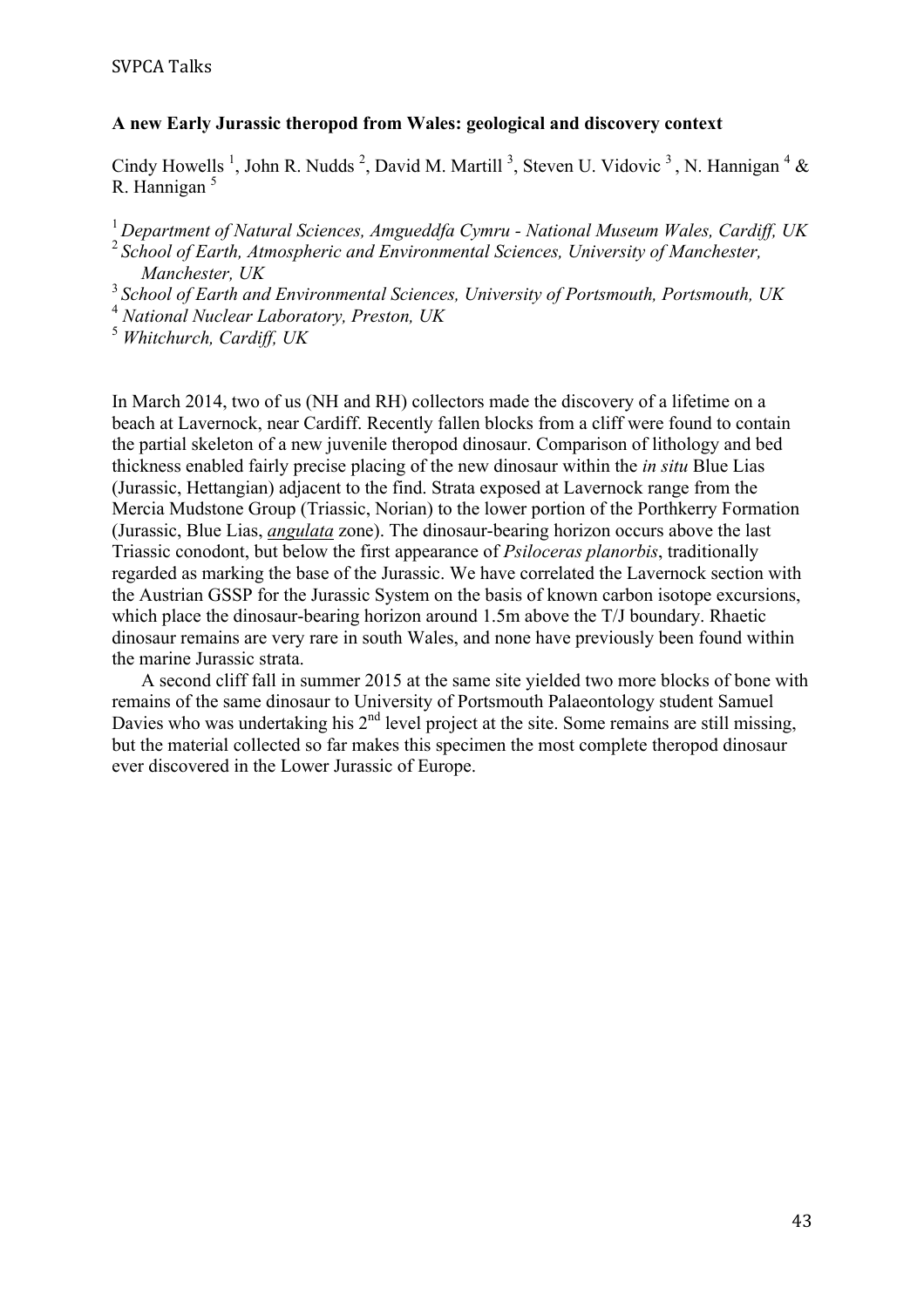**A new Early Jurassic theropod from Wales: geological and discovery context**

Cindy Howells [1], John R. Nudds [2], David M. Martill [3], Steven U. Vidovic [3], N. Hannigan [4] & R. Hannigan [5]

[1] *Department of Natural Sciences, Amgueddfa Cymru - National Museum Wales, Cardiff, UK*
[2] *School of Earth, Atmospheric and Environmental Sciences, University of Manchester, Manchester, UK*
[3] *School of Earth and Environmental Sciences, University of Portsmouth, Portsmouth, UK*
[4] *National Nuclear Laboratory, Preston, UK*
[5] *Whitchurch, Cardiff, UK*

In March 2014, two of us (NH and RH) collectors made the discovery of a lifetime on a beach at Lavernock, near Cardiff. Recently fallen blocks from a cliff were found to contain the partial skeleton of a new juvenile theropod dinosaur. Comparison of lithology and bed thickness enabled fairly precise placing of the new dinosaur within the *in situ* Blue Lias (Jurassic, Hettangian) adjacent to the find. Strata exposed at Lavernock range from the Mercia Mudstone Group (Triassic, Norian) to the lower portion of the Porthkerry Formation (Jurassic, Blue Lias, *angulata* zone). The dinosaur-bearing horizon occurs above the last Triassic conodont, but below the first appearance of *Psiloceras planorbis*, traditionally regarded as marking the base of the Jurassic. We have correlated the Lavernock section with the Austrian GSSP for the Jurassic System on the basis of known carbon isotope excursions, which place the dinosaur-bearing horizon around 1.5m above the T/J boundary. Rhaetic dinosaur remains are very rare in south Wales, and none have previously been found within the marine Jurassic strata.

A second cliff fall in summer 2015 at the same site yielded two more blocks of bone with remains of the same dinosaur to University of Portsmouth Palaeontology student Samuel Davies who was undertaking his 2nd level project at the site. Some remains are still missing, but the material collected so far makes this specimen the most complete theropod dinosaur ever discovered in the Lower Jurassic of Europe.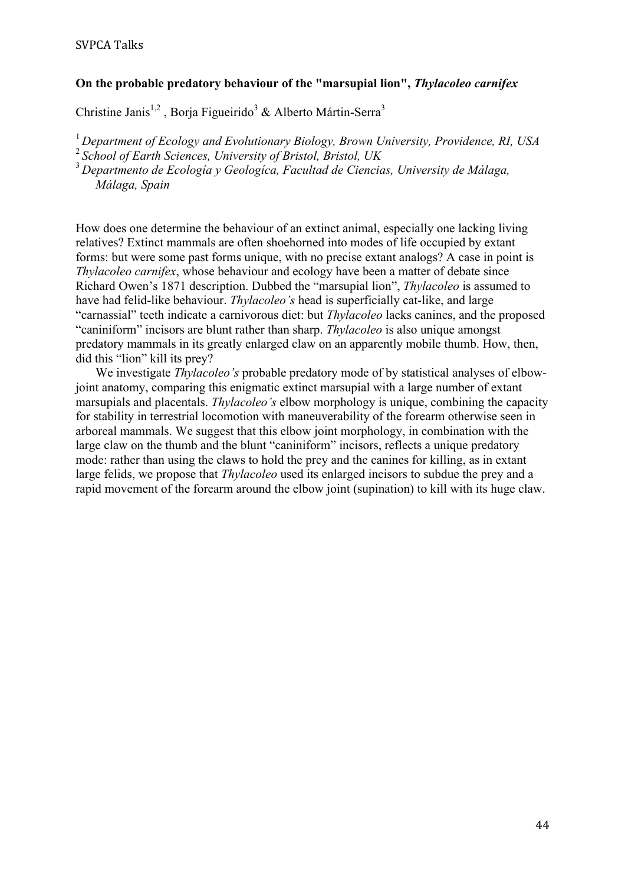**On the probable predatory behaviour of the "marsupial lion", *Thylacoleo carnifex***

Christine Janis[1,2] , Borja Figueirido[3] & Alberto Mártin-Serra[3]

[1] *Department of Ecology and Evolutionary Biology, Brown University, Providence, RI, USA*
[2] *School of Earth Sciences, University of Bristol, Bristol, UK*
[3] *Departmento de Ecología y Geologíca, Facultad de Ciencias, University de Málaga, Málaga, Spain*

How does one determine the behaviour of an extinct animal, especially one lacking living relatives? Extinct mammals are often shoehorned into modes of life occupied by extant forms: but were some past forms unique, with no precise extant analogs? A case in point is *Thylacoleo carnifex*, whose behaviour and ecology have been a matter of debate since Richard Owen's 1871 description. Dubbed the "marsupial lion", *Thylacoleo* is assumed to have had felid-like behaviour. *Thylacoleo's* head is superficially cat-like, and large "carnassial" teeth indicate a carnivorous diet: but *Thylacoleo* lacks canines, and the proposed "caniniform" incisors are blunt rather than sharp. *Thylacoleo* is also unique amongst predatory mammals in its greatly enlarged claw on an apparently mobile thumb. How, then, did this "lion" kill its prey?

We investigate *Thylacoleo's* probable predatory mode of by statistical analyses of elbow-joint anatomy, comparing this enigmatic extinct marsupial with a large number of extant marsupials and placentals. *Thylacoleo's* elbow morphology is unique, combining the capacity for stability in terrestrial locomotion with maneuverability of the forearm otherwise seen in arboreal mammals. We suggest that this elbow joint morphology, in combination with the large claw on the thumb and the blunt "caniniform" incisors, reflects a unique predatory mode: rather than using the claws to hold the prey and the canines for killing, as in extant large felids, we propose that *Thylacoleo* used its enlarged incisors to subdue the prey and a rapid movement of the forearm around the elbow joint (supination) to kill with its huge claw.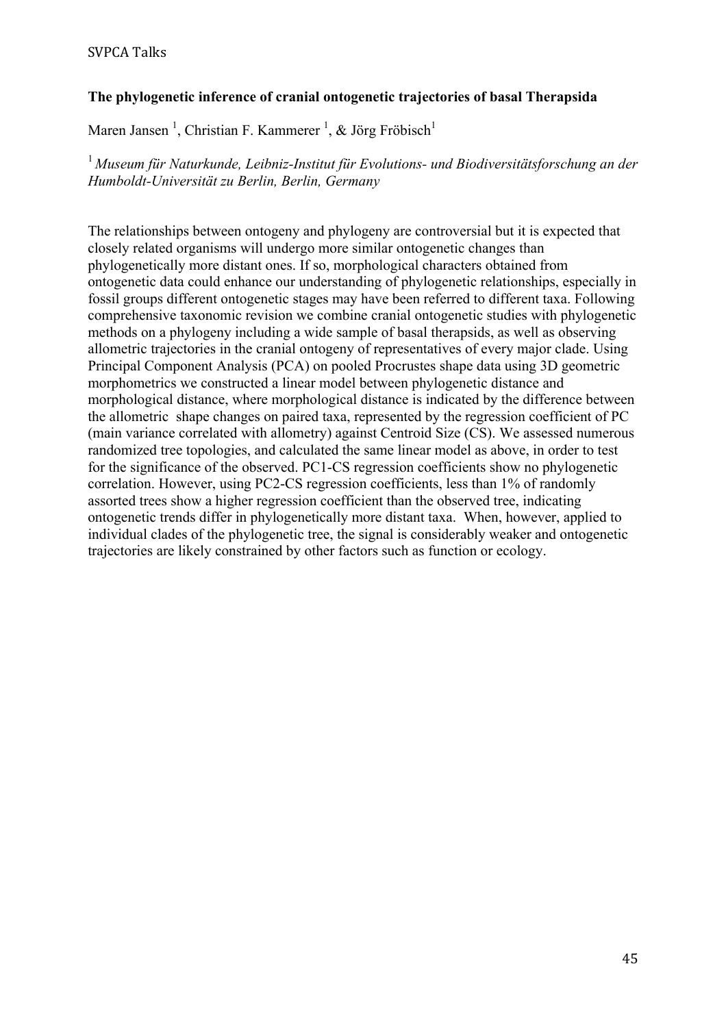### The phylogenetic inference of cranial ontogenetic trajectories of basal Therapsida

Maren Jansen [1], Christian F. Kammerer [1], & Jörg Fröbisch[1]

[1] *Museum für Naturkunde, Leibniz-Institut für Evolutions- und Biodiversitätsforschung an der Humboldt-Universität zu Berlin, Berlin, Germany*

The relationships between ontogeny and phylogeny are controversial but it is expected that closely related organisms will undergo more similar ontogenetic changes than phylogenetically more distant ones. If so, morphological characters obtained from ontogenetic data could enhance our understanding of phylogenetic relationships, especially in fossil groups different ontogenetic stages may have been referred to different taxa. Following comprehensive taxonomic revision we combine cranial ontogenetic studies with phylogenetic methods on a phylogeny including a wide sample of basal therapsids, as well as observing allometric trajectories in the cranial ontogeny of representatives of every major clade. Using Principal Component Analysis (PCA) on pooled Procrustes shape data using 3D geometric morphometrics we constructed a linear model between phylogenetic distance and morphological distance, where morphological distance is indicated by the difference between the allometric shape changes on paired taxa, represented by the regression coefficient of PC (main variance correlated with allometry) against Centroid Size (CS). We assessed numerous randomized tree topologies, and calculated the same linear model as above, in order to test for the significance of the observed. PC1-CS regression coefficients show no phylogenetic correlation. However, using PC2-CS regression coefficients, less than 1% of randomly assorted trees show a higher regression coefficient than the observed tree, indicating ontogenetic trends differ in phylogenetically more distant taxa. When, however, applied to individual clades of the phylogenetic tree, the signal is considerably weaker and ontogenetic trajectories are likely constrained by other factors such as function or ecology.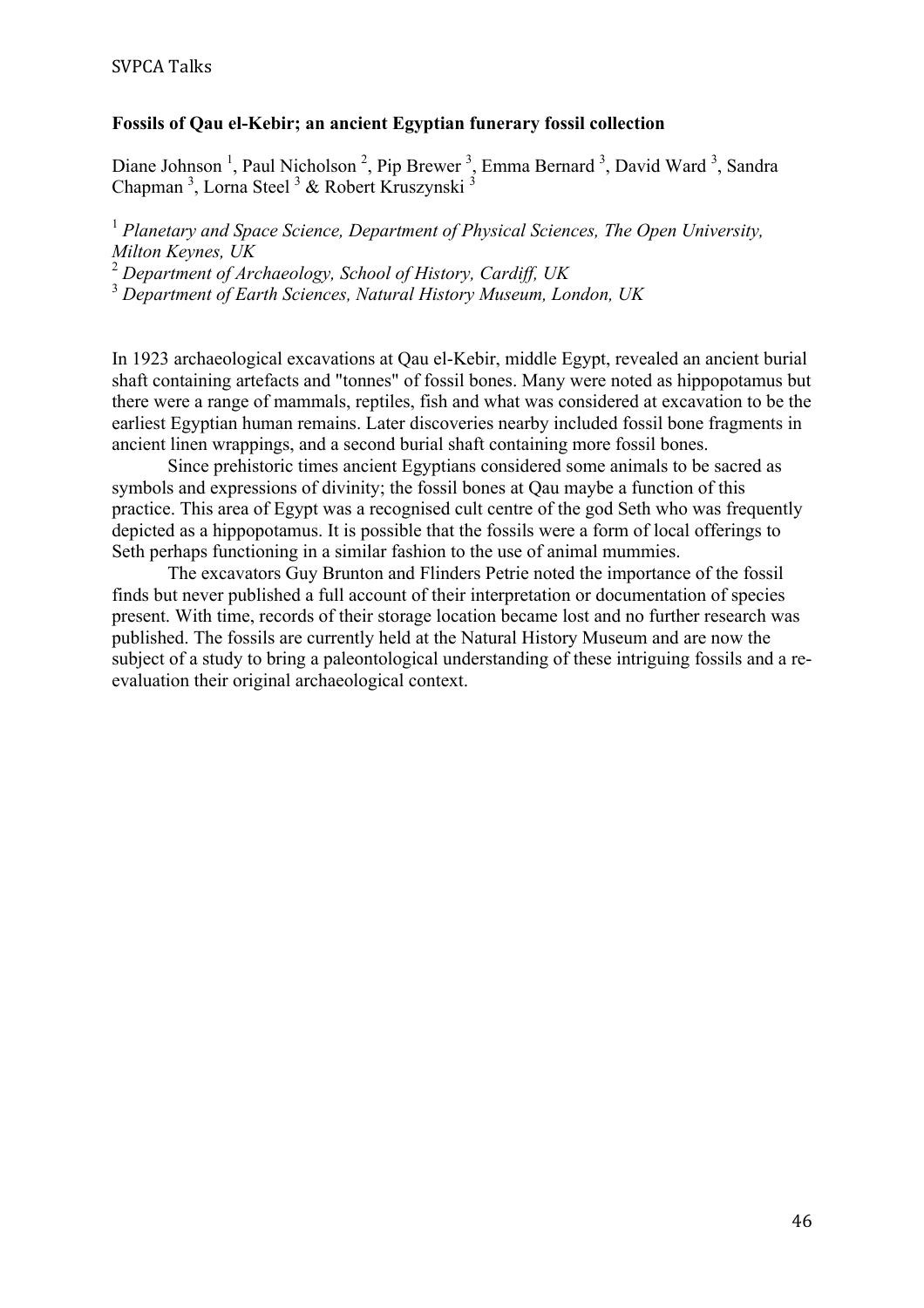**Fossils of Qau el-Kebir; an ancient Egyptian funerary fossil collection**

Diane Johnson [1], Paul Nicholson [2], Pip Brewer [3], Emma Bernard [3], David Ward [3], Sandra Chapman [3], Lorna Steel [3] & Robert Kruszynski [3]

[1] *Planetary and Space Science, Department of Physical Sciences, The Open University, Milton Keynes, UK*
[2] *Department of Archaeology, School of History, Cardiff, UK*
[3] *Department of Earth Sciences, Natural History Museum, London, UK*

In 1923 archaeological excavations at Qau el-Kebir, middle Egypt, revealed an ancient burial shaft containing artefacts and "tonnes" of fossil bones. Many were noted as hippopotamus but there were a range of mammals, reptiles, fish and what was considered at excavation to be the earliest Egyptian human remains. Later discoveries nearby included fossil bone fragments in ancient linen wrappings, and a second burial shaft containing more fossil bones.

Since prehistoric times ancient Egyptians considered some animals to be sacred as symbols and expressions of divinity; the fossil bones at Qau maybe a function of this practice. This area of Egypt was a recognised cult centre of the god Seth who was frequently depicted as a hippopotamus. It is possible that the fossils were a form of local offerings to Seth perhaps functioning in a similar fashion to the use of animal mummies.

The excavators Guy Brunton and Flinders Petrie noted the importance of the fossil finds but never published a full account of their interpretation or documentation of species present. With time, records of their storage location became lost and no further research was published. The fossils are currently held at the Natural History Museum and are now the subject of a study to bring a paleontological understanding of these intriguing fossils and a re-evaluation their original archaeological context.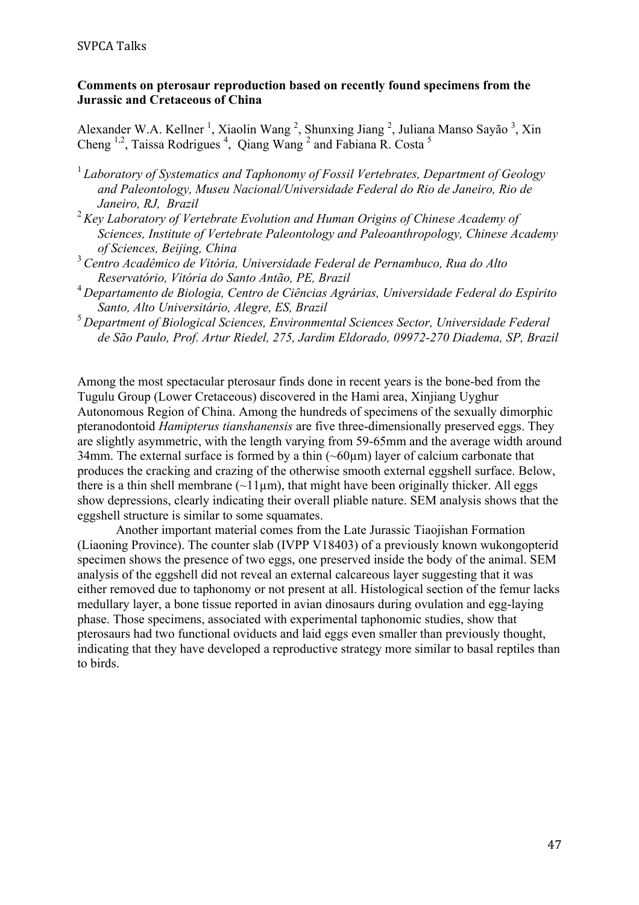**Comments on pterosaur reproduction based on recently found specimens from the Jurassic and Cretaceous of China**

Alexander W.A. Kellner [1], Xiaolin Wang [2], Shunxing Jiang [2], Juliana Manso Sayão [3], Xin Cheng [1,2], Taissa Rodrigues [4], Qiang Wang [2] and Fabiana R. Costa [5]

[1] *Laboratory of Systematics and Taphonomy of Fossil Vertebrates, Department of Geology and Paleontology, Museu Nacional/Universidade Federal do Rio de Janeiro, Rio de Janeiro, RJ, Brazil*

[2] *Key Laboratory of Vertebrate Evolution and Human Origins of Chinese Academy of Sciences, Institute of Vertebrate Paleontology and Paleoanthropology, Chinese Academy of Sciences, Beijing, China*

[3] *Centro Acadêmico de Vitória, Universidade Federal de Pernambuco, Rua do Alto Reservatório, Vitória do Santo Antão, PE, Brazil*

[4] *Departamento de Biologia, Centro de Ciências Agrárias, Universidade Federal do Espírito Santo, Alto Universitário, Alegre, ES, Brazil*

[5] *Department of Biological Sciences, Environmental Sciences Sector, Universidade Federal de São Paulo, Prof. Artur Riedel, 275, Jardim Eldorado, 09972-270 Diadema, SP, Brazil*

Among the most spectacular pterosaur finds done in recent years is the bone-bed from the Tugulu Group (Lower Cretaceous) discovered in the Hami area, Xinjiang Uyghur Autonomous Region of China. Among the hundreds of specimens of the sexually dimorphic pteranodontoid *Hamipterus tianshanensis* are five three-dimensionally preserved eggs. They are slightly asymmetric, with the length varying from 59-65mm and the average width around 34mm. The external surface is formed by a thin (~60μm) layer of calcium carbonate that produces the cracking and crazing of the otherwise smooth external eggshell surface. Below, there is a thin shell membrane (~11μm), that might have been originally thicker. All eggs show depressions, clearly indicating their overall pliable nature. SEM analysis shows that the eggshell structure is similar to some squamates.

Another important material comes from the Late Jurassic Tiaojishan Formation (Liaoning Province). The counter slab (IVPP V18403) of a previously known wukongopterid specimen shows the presence of two eggs, one preserved inside the body of the animal. SEM analysis of the eggshell did not reveal an external calcareous layer suggesting that it was either removed due to taphonomy or not present at all. Histological section of the femur lacks medullary layer, a bone tissue reported in avian dinosaurs during ovulation and egg-laying phase. Those specimens, associated with experimental taphonomic studies, show that pterosaurs had two functional oviducts and laid eggs even smaller than previously thought, indicating that they have developed a reproductive strategy more similar to basal reptiles than to birds.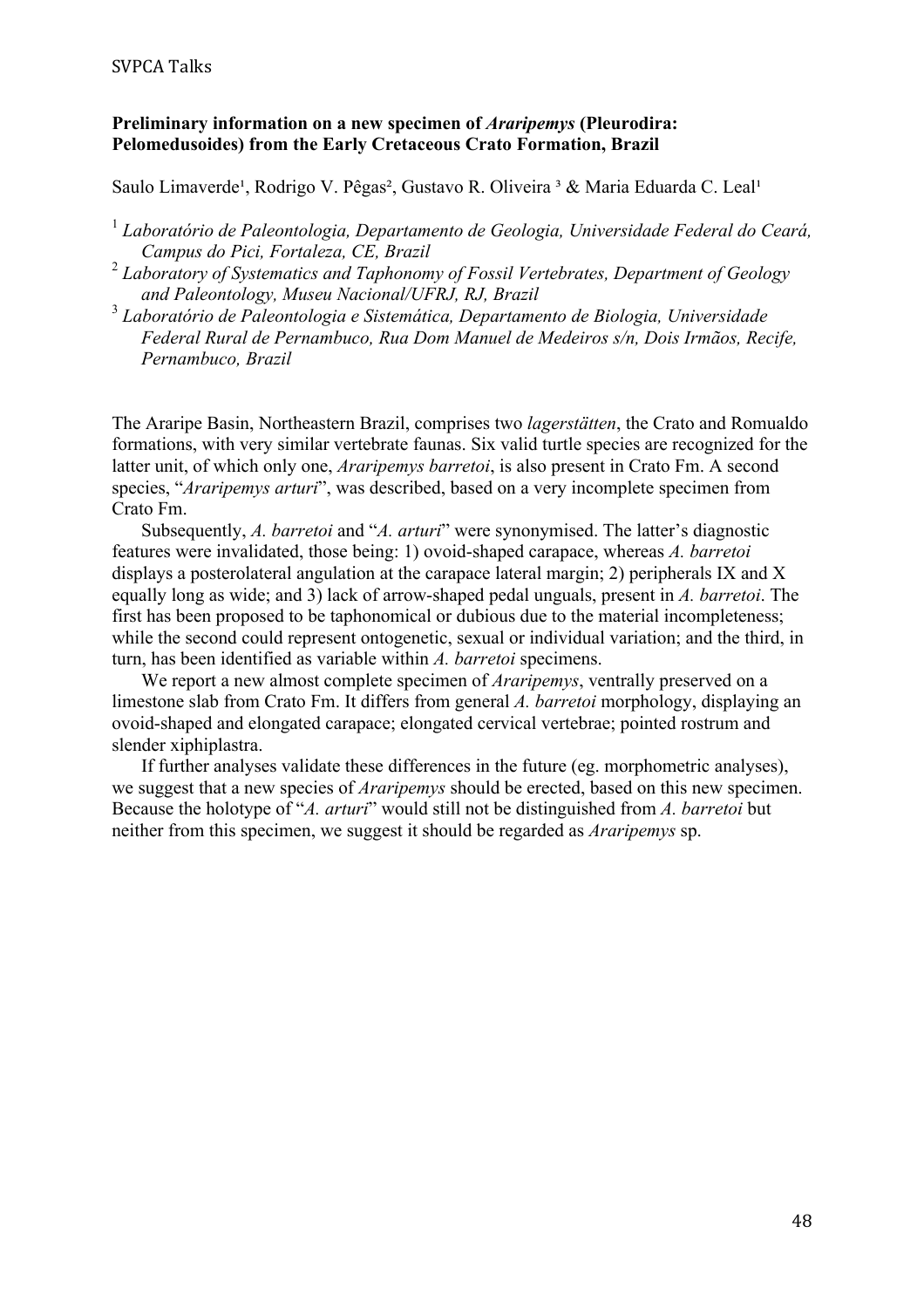**Preliminary information on a new specimen of *Araripemys* (Pleurodira: Pelomedusoides) from the Early Cretaceous Crato Formation, Brazil**

Saulo Limaverde[1], Rodrigo V. Pêgas[2], Gustavo R. Oliveira[3] & Maria Eduarda C. Leal[1]

[1] *Laboratório de Paleontologia, Departamento de Geologia, Universidade Federal do Ceará, Campus do Pici, Fortaleza, CE, Brazil*

[2] *Laboratory of Systematics and Taphonomy of Fossil Vertebrates, Department of Geology and Paleontology, Museu Nacional/UFRJ, RJ, Brazil*

[3] *Laboratório de Paleontologia e Sistemática, Departamento de Biologia, Universidade Federal Rural de Pernambuco, Rua Dom Manuel de Medeiros s/n, Dois Irmãos, Recife, Pernambuco, Brazil*

The Araripe Basin, Northeastern Brazil, comprises two *lagerstätten*, the Crato and Romualdo formations, with very similar vertebrate faunas. Six valid turtle species are recognized for the latter unit, of which only one, *Araripemys barretoi*, is also present in Crato Fm. A second species, "*Araripemys arturi*", was described, based on a very incomplete specimen from Crato Fm.

Subsequently, *A. barretoi* and "*A. arturi*" were synonymised. The latter's diagnostic features were invalidated, those being: 1) ovoid-shaped carapace, whereas *A. barretoi* displays a posterolateral angulation at the carapace lateral margin; 2) peripherals IX and X equally long as wide; and 3) lack of arrow-shaped pedal unguals, present in *A. barretoi*. The first has been proposed to be taphonomical or dubious due to the material incompleteness; while the second could represent ontogenetic, sexual or individual variation; and the third, in turn, has been identified as variable within *A. barretoi* specimens.

We report a new almost complete specimen of *Araripemys*, ventrally preserved on a limestone slab from Crato Fm. It differs from general *A. barretoi* morphology, displaying an ovoid-shaped and elongated carapace; elongated cervical vertebrae; pointed rostrum and slender xiphiplastra.

If further analyses validate these differences in the future (eg. morphometric analyses), we suggest that a new species of *Araripemys* should be erected, based on this new specimen. Because the holotype of "*A. arturi*" would still not be distinguished from *A. barretoi* but neither from this specimen, we suggest it should be regarded as *Araripemys* sp.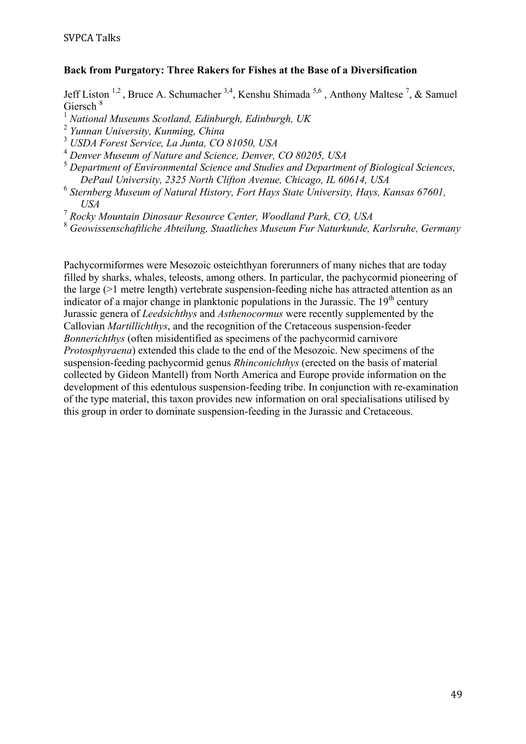**Back from Purgatory: Three Rakers for Fishes at the Base of a Diversification**

Jeff Liston [1,2], Bruce A. Schumacher [3,4], Kenshu Shimada [5,6], Anthony Maltese [7], & Samuel Giersch [8]

[1] *National Museums Scotland, Edinburgh, Edinburgh, UK*
[2] *Yunnan University, Kunming, China*
[3] *USDA Forest Service, La Junta, CO 81050, USA*
[4] *Denver Museum of Nature and Science, Denver, CO 80205, USA*
[5] *Department of Environmental Science and Studies and Department of Biological Sciences, DePaul University, 2325 North Clifton Avenue, Chicago, IL 60614, USA*
[6] *Sternberg Museum of Natural History, Fort Hays State University, Hays, Kansas 67601, USA*
[7] *Rocky Mountain Dinosaur Resource Center, Woodland Park, CO, USA*
[8] *Geowissenschaftliche Abteilung, Staatliches Museum Fur Naturkunde, Karlsruhe, Germany*

Pachycormiformes were Mesozoic osteichthyan forerunners of many niches that are today filled by sharks, whales, teleosts, among others. In particular, the pachycormid pioneering of the large (>1 metre length) vertebrate suspension-feeding niche has attracted attention as an indicator of a major change in planktonic populations in the Jurassic. The 19th century Jurassic genera of *Leedsichthys* and *Asthenocormus* were recently supplemented by the Callovian *Martillichthys*, and the recognition of the Cretaceous suspension-feeder *Bonnerichthys* (often misidentified as specimens of the pachycormid carnivore *Protosphyraena*) extended this clade to the end of the Mesozoic. New specimens of the suspension-feeding pachycormid genus *Rhinconichthys* (erected on the basis of material collected by Gideon Mantell) from North America and Europe provide information on the development of this edentulous suspension-feeding tribe. In conjunction with re-examination of the type material, this taxon provides new information on oral specialisations utilised by this group in order to dominate suspension-feeding in the Jurassic and Cretaceous.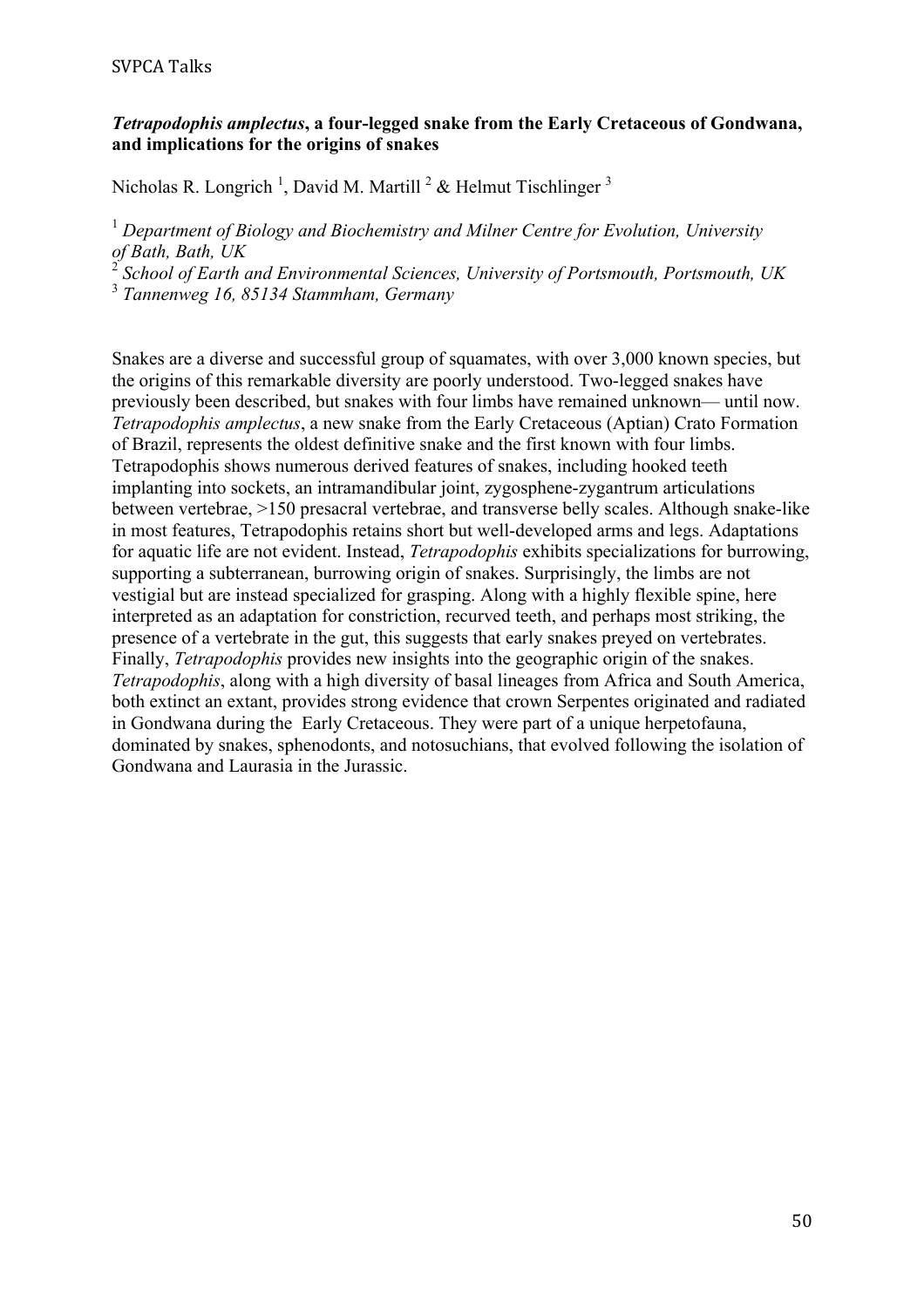### *Tetrapodophis amplectus*, a four-legged snake from the Early Cretaceous of Gondwana, and implications for the origins of snakes

Nicholas R. Longrich [1], David M. Martill [2] & Helmut Tischlinger [3]

[1] *Department of Biology and Biochemistry and Milner Centre for Evolution, University of Bath, Bath, UK*
[2] *School of Earth and Environmental Sciences, University of Portsmouth, Portsmouth, UK*
[3] *Tannenweg 16, 85134 Stammham, Germany*

Snakes are a diverse and successful group of squamates, with over 3,000 known species, but the origins of this remarkable diversity are poorly understood. Two-legged snakes have previously been described, but snakes with four limbs have remained unknown— until now. *Tetrapodophis amplectus*, a new snake from the Early Cretaceous (Aptian) Crato Formation of Brazil, represents the oldest definitive snake and the first known with four limbs. Tetrapodophis shows numerous derived features of snakes, including hooked teeth implanting into sockets, an intramandibular joint, zygosphene-zygantrum articulations between vertebrae, >150 presacral vertebrae, and transverse belly scales. Although snake-like in most features, Tetrapodophis retains short but well-developed arms and legs. Adaptations for aquatic life are not evident. Instead, *Tetrapodophis* exhibits specializations for burrowing, supporting a subterranean, burrowing origin of snakes. Surprisingly, the limbs are not vestigial but are instead specialized for grasping. Along with a highly flexible spine, here interpreted as an adaptation for constriction, recurved teeth, and perhaps most striking, the presence of a vertebrate in the gut, this suggests that early snakes preyed on vertebrates. Finally, *Tetrapodophis* provides new insights into the geographic origin of the snakes. *Tetrapodophis*, along with a high diversity of basal lineages from Africa and South America, both extinct an extant, provides strong evidence that crown Serpentes originated and radiated in Gondwana during the Early Cretaceous. They were part of a unique herpetofauna, dominated by snakes, sphenodonts, and notosuchians, that evolved following the isolation of Gondwana and Laurasia in the Jurassic.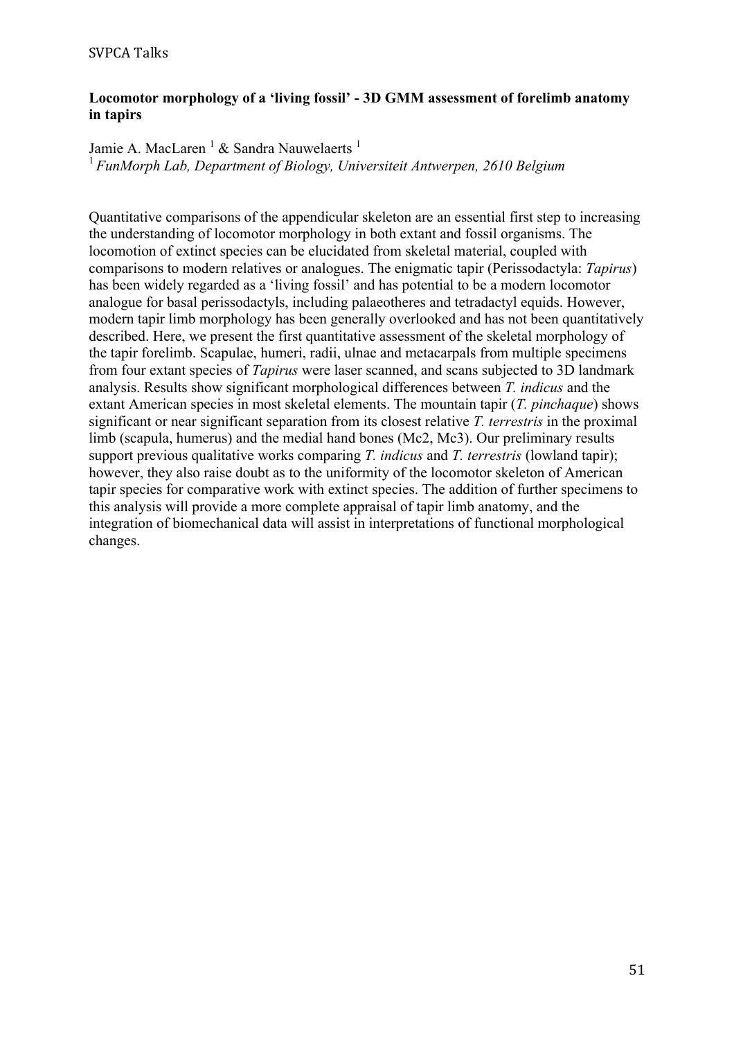**Locomotor morphology of a 'living fossil' - 3D GMM assessment of forelimb anatomy in tapirs**

Jamie A. MacLaren [1] & Sandra Nauwelaerts [1]

[1] *FunMorph Lab, Department of Biology, Universiteit Antwerpen, 2610 Belgium*

Quantitative comparisons of the appendicular skeleton are an essential first step to increasing the understanding of locomotor morphology in both extant and fossil organisms. The locomotion of extinct species can be elucidated from skeletal material, coupled with comparisons to modern relatives or analogues. The enigmatic tapir (Perissodactyla: *Tapirus*) has been widely regarded as a 'living fossil' and has potential to be a modern locomotor analogue for basal perissodactyls, including palaeotheres and tetradactyl equids. However, modern tapir limb morphology has been generally overlooked and has not been quantitatively described. Here, we present the first quantitative assessment of the skeletal morphology of the tapir forelimb. Scapulae, humeri, radii, ulnae and metacarpals from multiple specimens from four extant species of *Tapirus* were laser scanned, and scans subjected to 3D landmark analysis. Results show significant morphological differences between *T. indicus* and the extant American species in most skeletal elements. The mountain tapir (*T. pinchaque*) shows significant or near significant separation from its closest relative *T. terrestris* in the proximal limb (scapula, humerus) and the medial hand bones (Mc2, Mc3). Our preliminary results support previous qualitative works comparing *T. indicus* and *T. terrestris* (lowland tapir); however, they also raise doubt as to the uniformity of the locomotor skeleton of American tapir species for comparative work with extinct species. The addition of further specimens to this analysis will provide a more complete appraisal of tapir limb anatomy, and the integration of biomechanical data will assist in interpretations of functional morphological changes.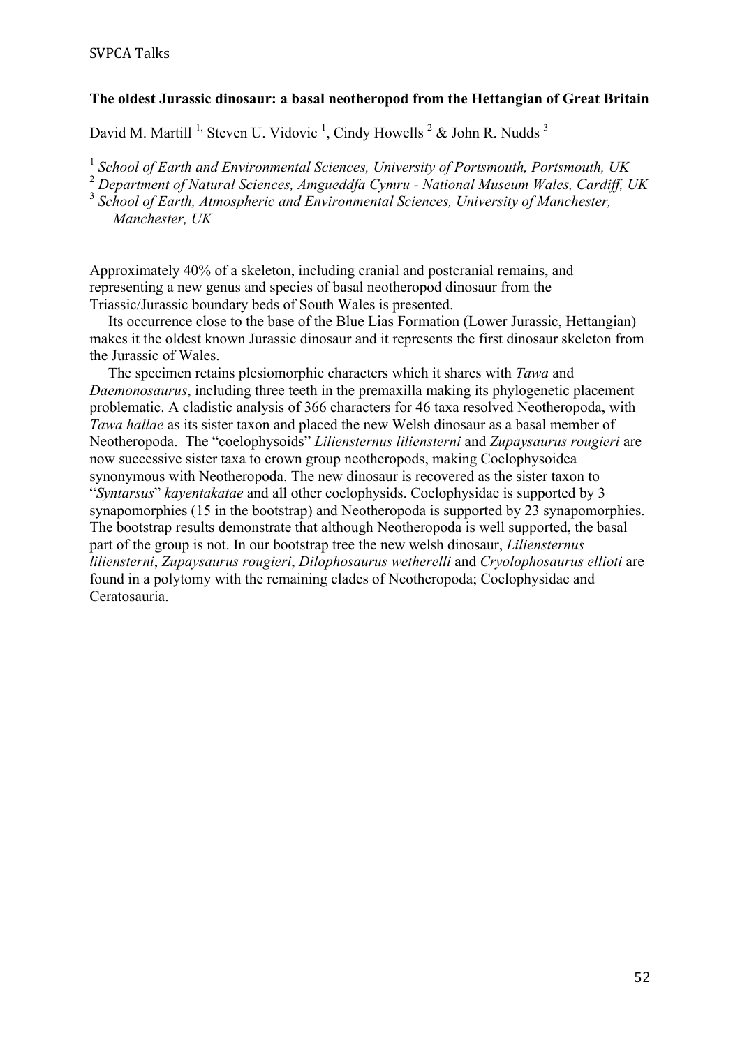**The oldest Jurassic dinosaur: a basal neotheropod from the Hettangian of Great Britain**

David M. Martill [1,] Steven U. Vidovic [1], Cindy Howells [2] & John R. Nudds [3]

[1] *School of Earth and Environmental Sciences, University of Portsmouth, Portsmouth, UK*
[2] *Department of Natural Sciences, Amgueddfa Cymru - National Museum Wales, Cardiff, UK*
[3] *School of Earth, Atmospheric and Environmental Sciences, University of Manchester, Manchester, UK*

Approximately 40% of a skeleton, including cranial and postcranial remains, and representing a new genus and species of basal neotheropod dinosaur from the Triassic/Jurassic boundary beds of South Wales is presented.

Its occurrence close to the base of the Blue Lias Formation (Lower Jurassic, Hettangian) makes it the oldest known Jurassic dinosaur and it represents the first dinosaur skeleton from the Jurassic of Wales.

The specimen retains plesiomorphic characters which it shares with *Tawa* and *Daemonosaurus*, including three teeth in the premaxilla making its phylogenetic placement problematic. A cladistic analysis of 366 characters for 46 taxa resolved Neotheropoda, with *Tawa hallae* as its sister taxon and placed the new Welsh dinosaur as a basal member of Neotheropoda. The "coelophysoids" *Liliensternus liliensterni* and *Zupaysaurus rougieri* are now successive sister taxa to crown group neotheropods, making Coelophysoidea synonymous with Neotheropoda. The new dinosaur is recovered as the sister taxon to "*Syntarsus*" *kayentakatae* and all other coelophysids. Coelophysidae is supported by 3 synapomorphies (15 in the bootstrap) and Neotheropoda is supported by 23 synapomorphies. The bootstrap results demonstrate that although Neotheropoda is well supported, the basal part of the group is not. In our bootstrap tree the new welsh dinosaur, *Liliensternus liliensterni*, *Zupaysaurus rougieri*, *Dilophosaurus wetherelli* and *Cryolophosaurus ellioti* are found in a polytomy with the remaining clades of Neotheropoda; Coelophysidae and Ceratosauria.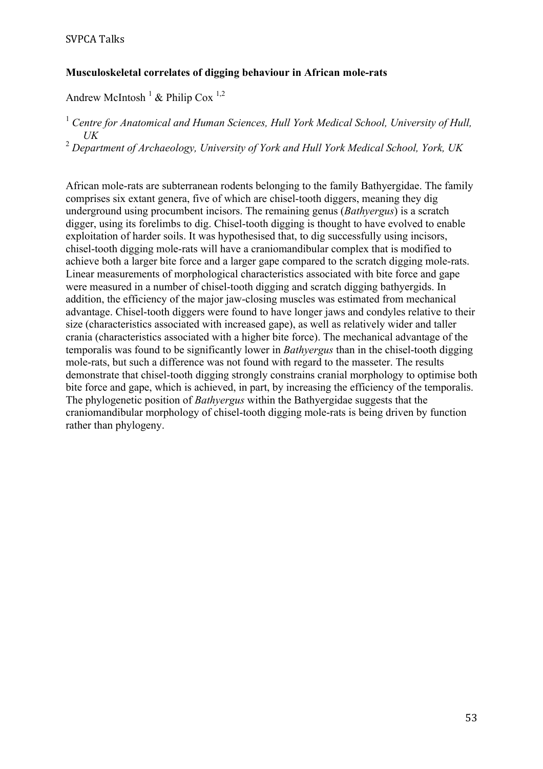**Musculoskeletal correlates of digging behaviour in African mole-rats**

Andrew McIntosh [1] & Philip Cox [1,2]

[1] *Centre for Anatomical and Human Sciences, Hull York Medical School, University of Hull, UK*

[2] *Department of Archaeology, University of York and Hull York Medical School, York, UK*

African mole-rats are subterranean rodents belonging to the family Bathyergidae. The family comprises six extant genera, five of which are chisel-tooth diggers, meaning they dig underground using procumbent incisors. The remaining genus (*Bathyergus*) is a scratch digger, using its forelimbs to dig. Chisel-tooth digging is thought to have evolved to enable exploitation of harder soils. It was hypothesised that, to dig successfully using incisors, chisel-tooth digging mole-rats will have a craniomandibular complex that is modified to achieve both a larger bite force and a larger gape compared to the scratch digging mole-rats. Linear measurements of morphological characteristics associated with bite force and gape were measured in a number of chisel-tooth digging and scratch digging bathyergids. In addition, the efficiency of the major jaw-closing muscles was estimated from mechanical advantage. Chisel-tooth diggers were found to have longer jaws and condyles relative to their size (characteristics associated with increased gape), as well as relatively wider and taller crania (characteristics associated with a higher bite force). The mechanical advantage of the temporalis was found to be significantly lower in *Bathyergus* than in the chisel-tooth digging mole-rats, but such a difference was not found with regard to the masseter. The results demonstrate that chisel-tooth digging strongly constrains cranial morphology to optimise both bite force and gape, which is achieved, in part, by increasing the efficiency of the temporalis. The phylogenetic position of *Bathyergus* within the Bathyergidae suggests that the craniomandibular morphology of chisel-tooth digging mole-rats is being driven by function rather than phylogeny.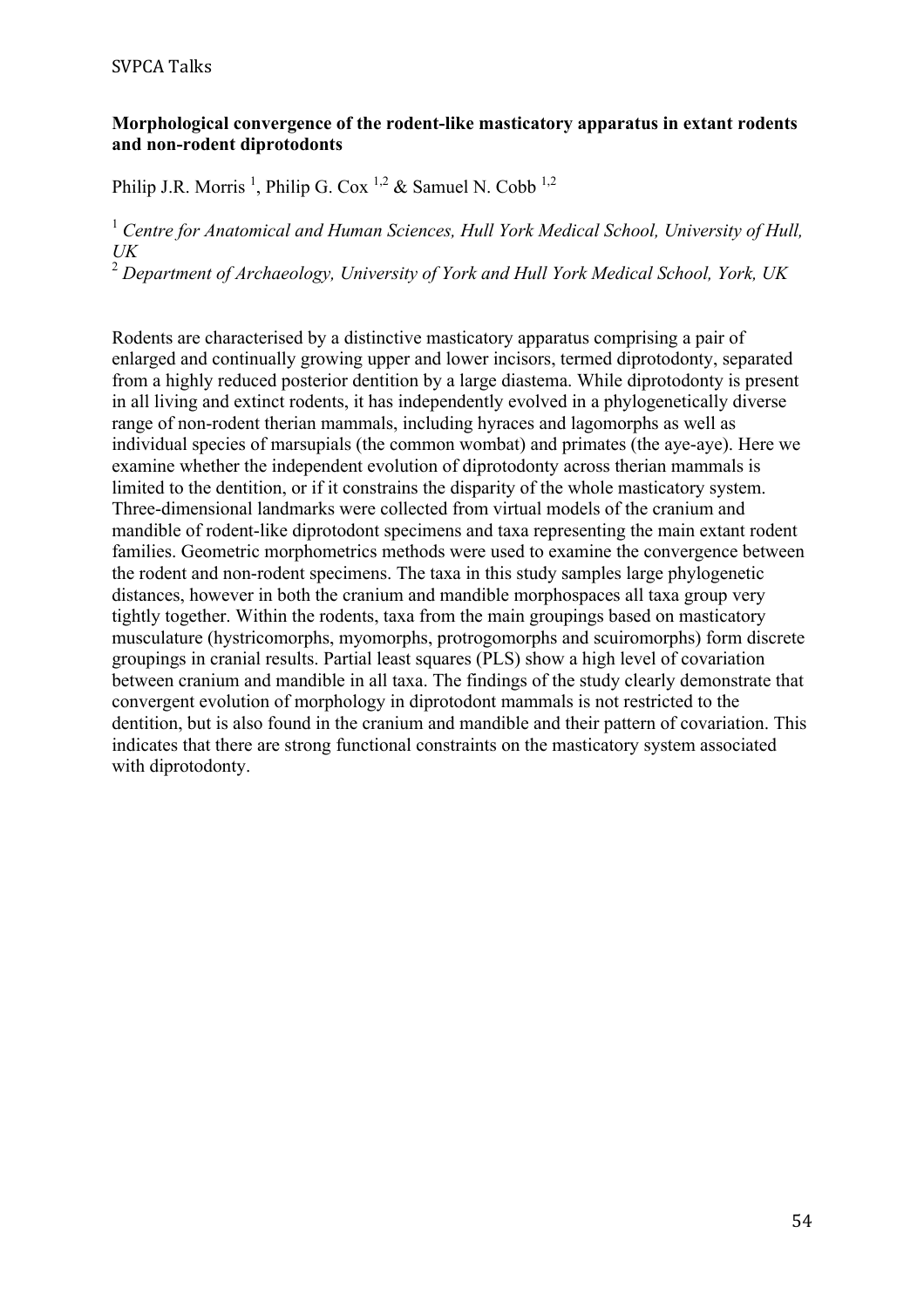**Morphological convergence of the rodent-like masticatory apparatus in extant rodents and non-rodent diprotodonts**

Philip J.R. Morris [1], Philip G. Cox [1,2] & Samuel N. Cobb [1,2]

[1] *Centre for Anatomical and Human Sciences, Hull York Medical School, University of Hull, UK*

[2] *Department of Archaeology, University of York and Hull York Medical School, York, UK*

Rodents are characterised by a distinctive masticatory apparatus comprising a pair of enlarged and continually growing upper and lower incisors, termed diprotodonty, separated from a highly reduced posterior dentition by a large diastema. While diprotodonty is present in all living and extinct rodents, it has independently evolved in a phylogenetically diverse range of non-rodent therian mammals, including hyraces and lagomorphs as well as individual species of marsupials (the common wombat) and primates (the aye-aye). Here we examine whether the independent evolution of diprotodonty across therian mammals is limited to the dentition, or if it constrains the disparity of the whole masticatory system. Three-dimensional landmarks were collected from virtual models of the cranium and mandible of rodent-like diprotodont specimens and taxa representing the main extant rodent families. Geometric morphometrics methods were used to examine the convergence between the rodent and non-rodent specimens. The taxa in this study samples large phylogenetic distances, however in both the cranium and mandible morphospaces all taxa group very tightly together. Within the rodents, taxa from the main groupings based on masticatory musculature (hystricomorphs, myomorphs, protrogomorphs and sciuromorphs) form discrete groupings in cranial results. Partial least squares (PLS) show a high level of covariation between cranium and mandible in all taxa. The findings of the study clearly demonstrate that convergent evolution of morphology in diprotodont mammals is not restricted to the dentition, but is also found in the cranium and mandible and their pattern of covariation. This indicates that there are strong functional constraints on the masticatory system associated with diprotodonty.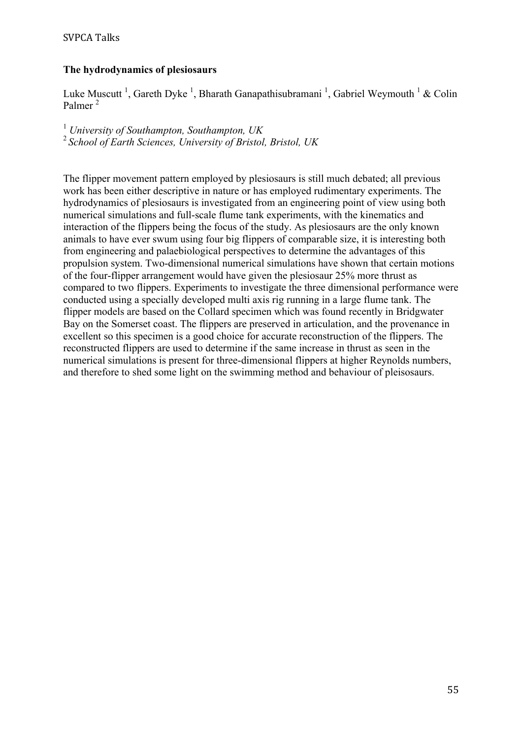## The hydrodynamics of plesiosaurs

Luke Muscutt [1], Gareth Dyke [1], Bharath Ganapathisubramani [1], Gabriel Weymouth [1] & Colin Palmer [2]

[1] *University of Southampton, Southampton, UK*
[2] *School of Earth Sciences, University of Bristol, Bristol, UK*

The flipper movement pattern employed by plesiosaurs is still much debated; all previous work has been either descriptive in nature or has employed rudimentary experiments. The hydrodynamics of plesiosaurs is investigated from an engineering point of view using both numerical simulations and full-scale flume tank experiments, with the kinematics and interaction of the flippers being the focus of the study. As plesiosaurs are the only known animals to have ever swum using four big flippers of comparable size, it is interesting both from engineering and palaebiological perspectives to determine the advantages of this propulsion system. Two-dimensional numerical simulations have shown that certain motions of the four-flipper arrangement would have given the plesiosaur 25% more thrust as compared to two flippers. Experiments to investigate the three dimensional performance were conducted using a specially developed multi axis rig running in a large flume tank. The flipper models are based on the Collard specimen which was found recently in Bridgwater Bay on the Somerset coast. The flippers are preserved in articulation, and the provenance in excellent so this specimen is a good choice for accurate reconstruction of the flippers. The reconstructed flippers are used to determine if the same increase in thrust as seen in the numerical simulations is present for three-dimensional flippers at higher Reynolds numbers, and therefore to shed some light on the swimming method and behaviour of pleisosaurs.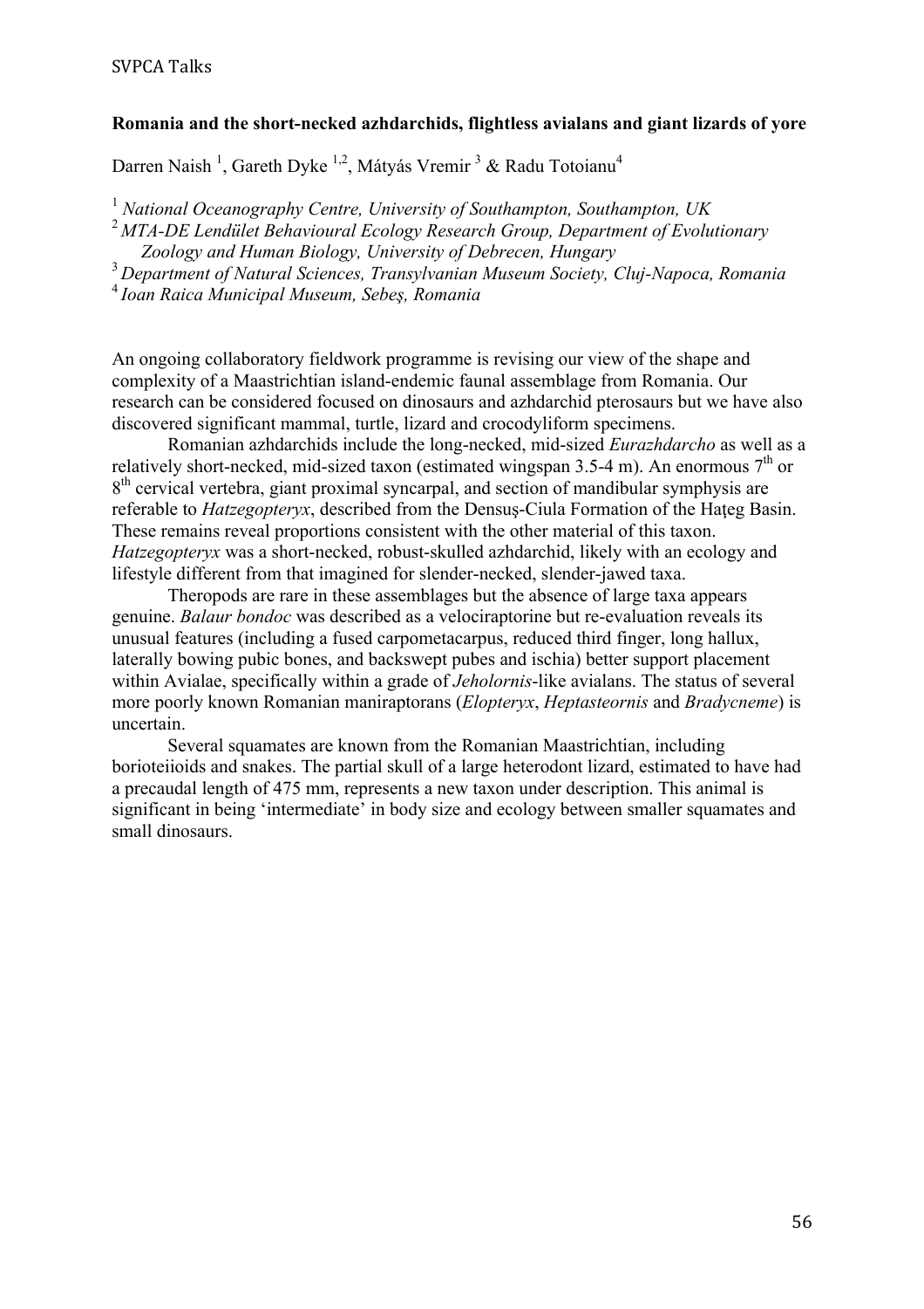**Romania and the short-necked azhdarchids, flightless avialans and giant lizards of yore**

Darren Naish [1], Gareth Dyke [1,2], Mátyás Vremir [3] & Radu Totoianu[4]

[1] *National Oceanography Centre, University of Southampton, Southampton, UK*
[2] *MTA-DE Lendület Behavioural Ecology Research Group, Department of Evolutionary Zoology and Human Biology, University of Debrecen, Hungary*
[3] *Department of Natural Sciences, Transylvanian Museum Society, Cluj-Napoca, Romania*
[4] *Ioan Raica Municipal Museum, Sebeş, Romania*

An ongoing collaboratory fieldwork programme is revising our view of the shape and complexity of a Maastrichtian island-endemic faunal assemblage from Romania. Our research can be considered focused on dinosaurs and azhdarchid pterosaurs but we have also discovered significant mammal, turtle, lizard and crocodyliform specimens.

Romanian azhdarchids include the long-necked, mid-sized *Eurazhdarcho* as well as a relatively short-necked, mid-sized taxon (estimated wingspan 3.5-4 m). An enormous 7th or 8th cervical vertebra, giant proximal syncarpal, and section of mandibular symphysis are referable to *Hatzegopteryx*, described from the Densuş-Ciula Formation of the Haţeg Basin. These remains reveal proportions consistent with the other material of this taxon. *Hatzegopteryx* was a short-necked, robust-skulled azhdarchid, likely with an ecology and lifestyle different from that imagined for slender-necked, slender-jawed taxa.

Theropods are rare in these assemblages but the absence of large taxa appears genuine. *Balaur bondoc* was described as a velociraptorine but re-evaluation reveals its unusual features (including a fused carpometacarpus, reduced third finger, long hallux, laterally bowing pubic bones, and backswept pubes and ischia) better support placement within Avialae, specifically within a grade of *Jeholornis*-like avialans. The status of several more poorly known Romanian maniraptorans (*Elopteryx*, *Heptasteornis* and *Bradycneme*) is uncertain.

Several squamates are known from the Romanian Maastrichtian, including borioteiioids and snakes. The partial skull of a large heterodont lizard, estimated to have had a precaudal length of 475 mm, represents a new taxon under description. This animal is significant in being 'intermediate' in body size and ecology between smaller squamates and small dinosaurs.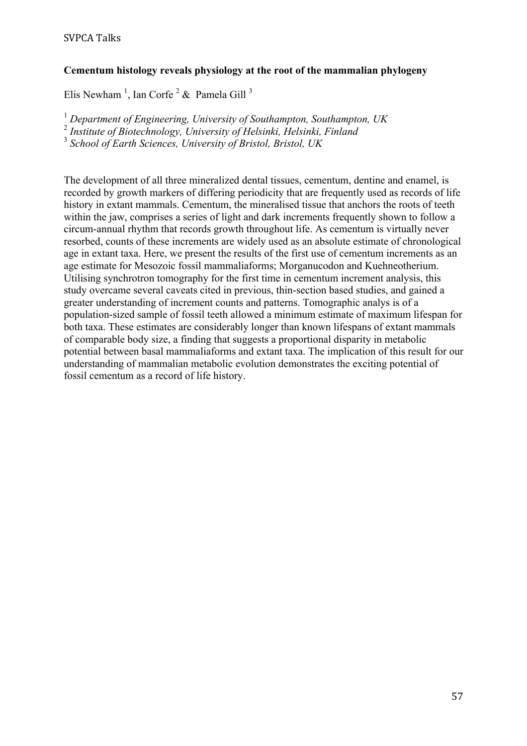**Cementum histology reveals physiology at the root of the mammalian phylogeny**

Elis Newham [1], Ian Corfe [2] & Pamela Gill [3]

[1] *Department of Engineering, University of Southampton, Southampton, UK*
[2] *Institute of Biotechnology, University of Helsinki, Helsinki, Finland*
[3] *School of Earth Sciences, University of Bristol, Bristol, UK*

The development of all three mineralized dental tissues, cementum, dentine and enamel, is recorded by growth markers of differing periodicity that are frequently used as records of life history in extant mammals. Cementum, the mineralised tissue that anchors the roots of teeth within the jaw, comprises a series of light and dark increments frequently shown to follow a circum-annual rhythm that records growth throughout life. As cementum is virtually never resorbed, counts of these increments are widely used as an absolute estimate of chronological age in extant taxa. Here, we present the results of the first use of cementum increments as an age estimate for Mesozoic fossil mammaliaforms; Morganucodon and Kuehneotherium. Utilising synchrotron tomography for the first time in cementum increment analysis, this study overcame several caveats cited in previous, thin-section based studies, and gained a greater understanding of increment counts and patterns. Tomographic analys is of a population-sized sample of fossil teeth allowed a minimum estimate of maximum lifespan for both taxa. These estimates are considerably longer than known lifespans of extant mammals of comparable body size, a finding that suggests a proportional disparity in metabolic potential between basal mammaliaforms and extant taxa. The implication of this result for our understanding of mammalian metabolic evolution demonstrates the exciting potential of fossil cementum as a record of life history.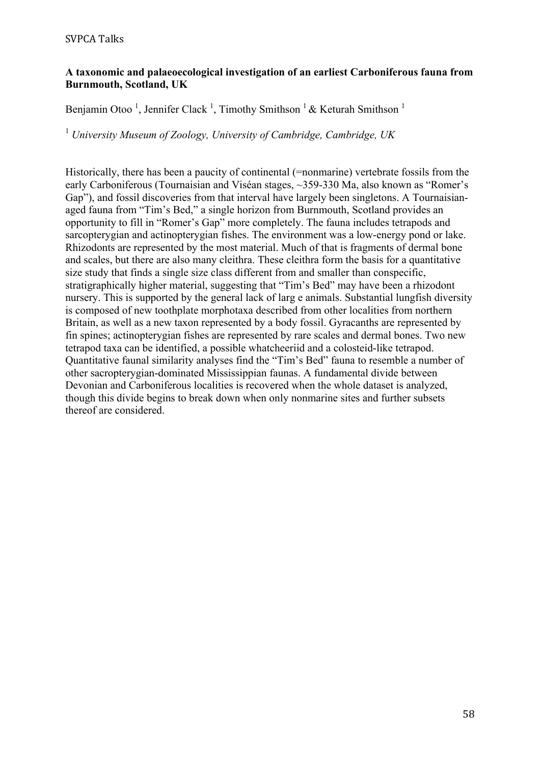**A taxonomic and palaeoecological investigation of an earliest Carboniferous fauna from Burnmouth, Scotland, UK**

Benjamin Otoo [1], Jennifer Clack [1], Timothy Smithson [1] & Keturah Smithson [1]

[1] *University Museum of Zoology, University of Cambridge, Cambridge, UK*

Historically, there has been a paucity of continental (=nonmarine) vertebrate fossils from the early Carboniferous (Tournaisian and Viséan stages, ~359-330 Ma, also known as "Romer's Gap"), and fossil discoveries from that interval have largely been singletons. A Tournaisian-aged fauna from "Tim's Bed," a single horizon from Burnmouth, Scotland provides an opportunity to fill in "Romer's Gap" more completely. The fauna includes tetrapods and sarcopterygian and actinopterygian fishes. The environment was a low-energy pond or lake. Rhizodonts are represented by the most material. Much of that is fragments of dermal bone and scales, but there are also many cleithra. These cleithra form the basis for a quantitative size study that finds a single size class different from and smaller than conspecific, stratigraphically higher material, suggesting that "Tim's Bed" may have been a rhizodont nursery. This is supported by the general lack of larg e animals. Substantial lungfish diversity is composed of new toothplate morphotaxa described from other localities from northern Britain, as well as a new taxon represented by a body fossil. Gyracanths are represented by fin spines; actinopterygian fishes are represented by rare scales and dermal bones. Two new tetrapod taxa can be identified, a possible whatcheeriid and a colosteid-like tetrapod. Quantitative faunal similarity analyses find the "Tim's Bed" fauna to resemble a number of other sacropterygian-dominated Mississippian faunas. A fundamental divide between Devonian and Carboniferous localities is recovered when the whole dataset is analyzed, though this divide begins to break down when only nonmarine sites and further subsets thereof are considered.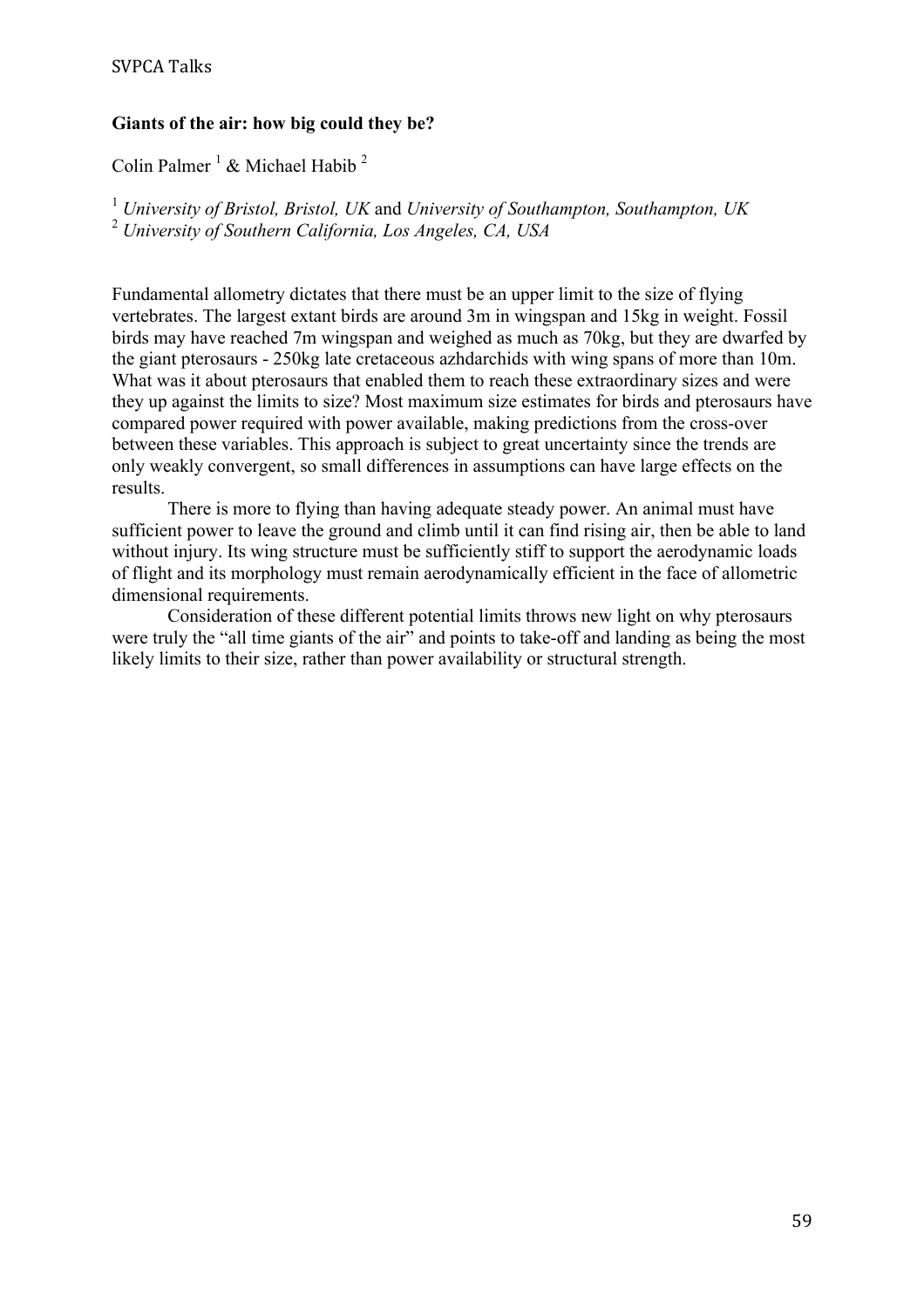**Giants of the air: how big could they be?**

Colin Palmer [1] & Michael Habib [2]

[1] *University of Bristol, Bristol, UK* and *University of Southampton, Southampton, UK*
[2] *University of Southern California, Los Angeles, CA, USA*

Fundamental allometry dictates that there must be an upper limit to the size of flying vertebrates. The largest extant birds are around 3m in wingspan and 15kg in weight. Fossil birds may have reached 7m wingspan and weighed as much as 70kg, but they are dwarfed by the giant pterosaurs - 250kg late cretaceous azhdarchids with wing spans of more than 10m. What was it about pterosaurs that enabled them to reach these extraordinary sizes and were they up against the limits to size? Most maximum size estimates for birds and pterosaurs have compared power required with power available, making predictions from the cross-over between these variables. This approach is subject to great uncertainty since the trends are only weakly convergent, so small differences in assumptions can have large effects on the results.

There is more to flying than having adequate steady power. An animal must have sufficient power to leave the ground and climb until it can find rising air, then be able to land without injury. Its wing structure must be sufficiently stiff to support the aerodynamic loads of flight and its morphology must remain aerodynamically efficient in the face of allometric dimensional requirements.

Consideration of these different potential limits throws new light on why pterosaurs were truly the "all time giants of the air" and points to take-off and landing as being the most likely limits to their size, rather than power availability or structural strength.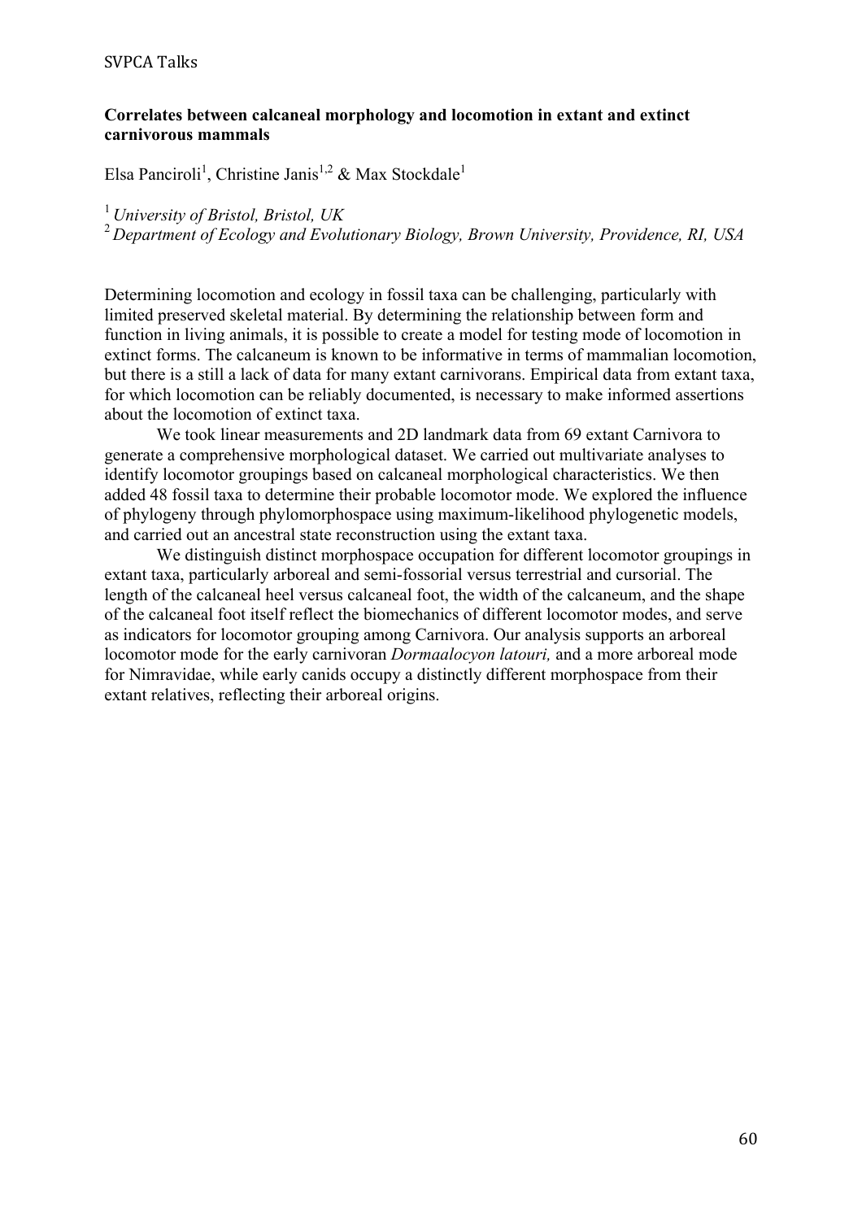**Correlates between calcaneal morphology and locomotion in extant and extinct carnivorous mammals**

Elsa Panciroli[1], Christine Janis[1,2] & Max Stockdale[1]

[1] *University of Bristol, Bristol, UK*
[2] *Department of Ecology and Evolutionary Biology, Brown University, Providence, RI, USA*

Determining locomotion and ecology in fossil taxa can be challenging, particularly with limited preserved skeletal material. By determining the relationship between form and function in living animals, it is possible to create a model for testing mode of locomotion in extinct forms. The calcaneum is known to be informative in terms of mammalian locomotion, but there is a still a lack of data for many extant carnivorans. Empirical data from extant taxa, for which locomotion can be reliably documented, is necessary to make informed assertions about the locomotion of extinct taxa.

We took linear measurements and 2D landmark data from 69 extant Carnivora to generate a comprehensive morphological dataset. We carried out multivariate analyses to identify locomotor groupings based on calcaneal morphological characteristics. We then added 48 fossil taxa to determine their probable locomotor mode. We explored the influence of phylogeny through phylomorphospace using maximum-likelihood phylogenetic models, and carried out an ancestral state reconstruction using the extant taxa.

We distinguish distinct morphospace occupation for different locomotor groupings in extant taxa, particularly arboreal and semi-fossorial versus terrestrial and cursorial. The length of the calcaneal heel versus calcaneal foot, the width of the calcaneum, and the shape of the calcaneal foot itself reflect the biomechanics of different locomotor modes, and serve as indicators for locomotor grouping among Carnivora. Our analysis supports an arboreal locomotor mode for the early carnivoran *Dormaalocyon latouri,* and a more arboreal mode for Nimravidae, while early canids occupy a distinctly different morphospace from their extant relatives, reflecting their arboreal origins.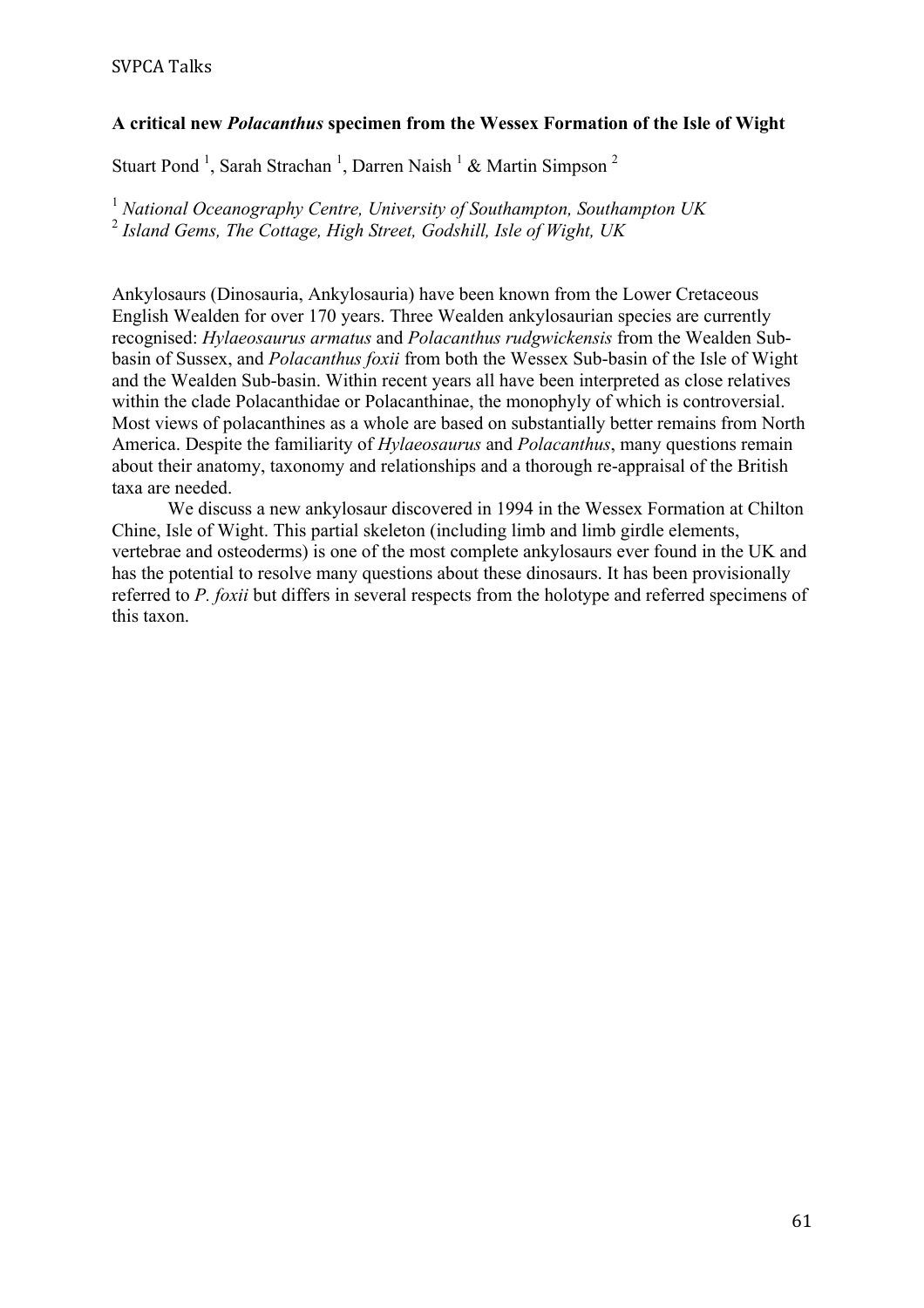### **A critical new *Polacanthus* specimen from the Wessex Formation of the Isle of Wight**

Stuart Pond [1], Sarah Strachan [1], Darren Naish [1] & Martin Simpson [2]

[1] *National Oceanography Centre, University of Southampton, Southampton UK*
[2] *Island Gems, The Cottage, High Street, Godshill, Isle of Wight, UK*

Ankylosaurs (Dinosauria, Ankylosauria) have been known from the Lower Cretaceous English Wealden for over 170 years. Three Wealden ankylosaurian species are currently recognised: *Hylaeosaurus armatus* and *Polacanthus rudgwickensis* from the Wealden Sub-basin of Sussex, and *Polacanthus foxii* from both the Wessex Sub-basin of the Isle of Wight and the Wealden Sub-basin. Within recent years all have been interpreted as close relatives within the clade Polacanthidae or Polacanthinae, the monophyly of which is controversial. Most views of polacanthines as a whole are based on substantially better remains from North America. Despite the familiarity of *Hylaeosaurus* and *Polacanthus*, many questions remain about their anatomy, taxonomy and relationships and a thorough re-appraisal of the British taxa are needed.

We discuss a new ankylosaur discovered in 1994 in the Wessex Formation at Chilton Chine, Isle of Wight. This partial skeleton (including limb and limb girdle elements, vertebrae and osteoderms) is one of the most complete ankylosaurs ever found in the UK and has the potential to resolve many questions about these dinosaurs. It has been provisionally referred to *P. foxii* but differs in several respects from the holotype and referred specimens of this taxon.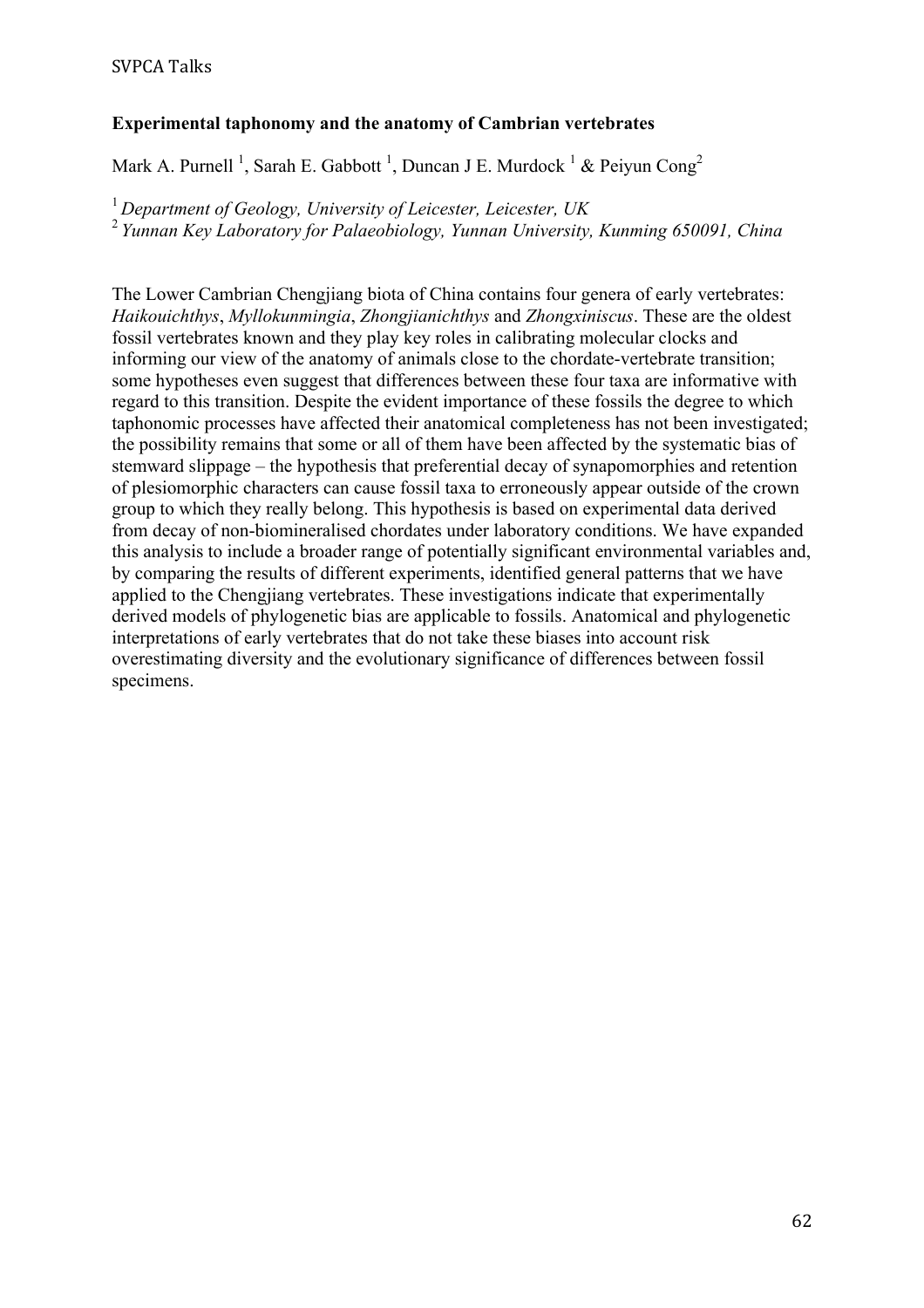### Experimental taphonomy and the anatomy of Cambrian vertebrates

Mark A. Purnell [1], Sarah E. Gabbott [1], Duncan J E. Murdock [1] & Peiyun Cong[2]

[1] *Department of Geology, University of Leicester, Leicester, UK*
[2] *Yunnan Key Laboratory for Palaeobiology, Yunnan University, Kunming 650091, China*

The Lower Cambrian Chengjiang biota of China contains four genera of early vertebrates: *Haikouichthys*, *Myllokunmingia*, *Zhongjianichthys* and *Zhongxiniscus*. These are the oldest fossil vertebrates known and they play key roles in calibrating molecular clocks and informing our view of the anatomy of animals close to the chordate-vertebrate transition; some hypotheses even suggest that differences between these four taxa are informative with regard to this transition. Despite the evident importance of these fossils the degree to which taphonomic processes have affected their anatomical completeness has not been investigated; the possibility remains that some or all of them have been affected by the systematic bias of stemward slippage – the hypothesis that preferential decay of synapomorphies and retention of plesiomorphic characters can cause fossil taxa to erroneously appear outside of the crown group to which they really belong. This hypothesis is based on experimental data derived from decay of non-biomineralised chordates under laboratory conditions. We have expanded this analysis to include a broader range of potentially significant environmental variables and, by comparing the results of different experiments, identified general patterns that we have applied to the Chengjiang vertebrates. These investigations indicate that experimentally derived models of phylogenetic bias are applicable to fossils. Anatomical and phylogenetic interpretations of early vertebrates that do not take these biases into account risk overestimating diversity and the evolutionary significance of differences between fossil specimens.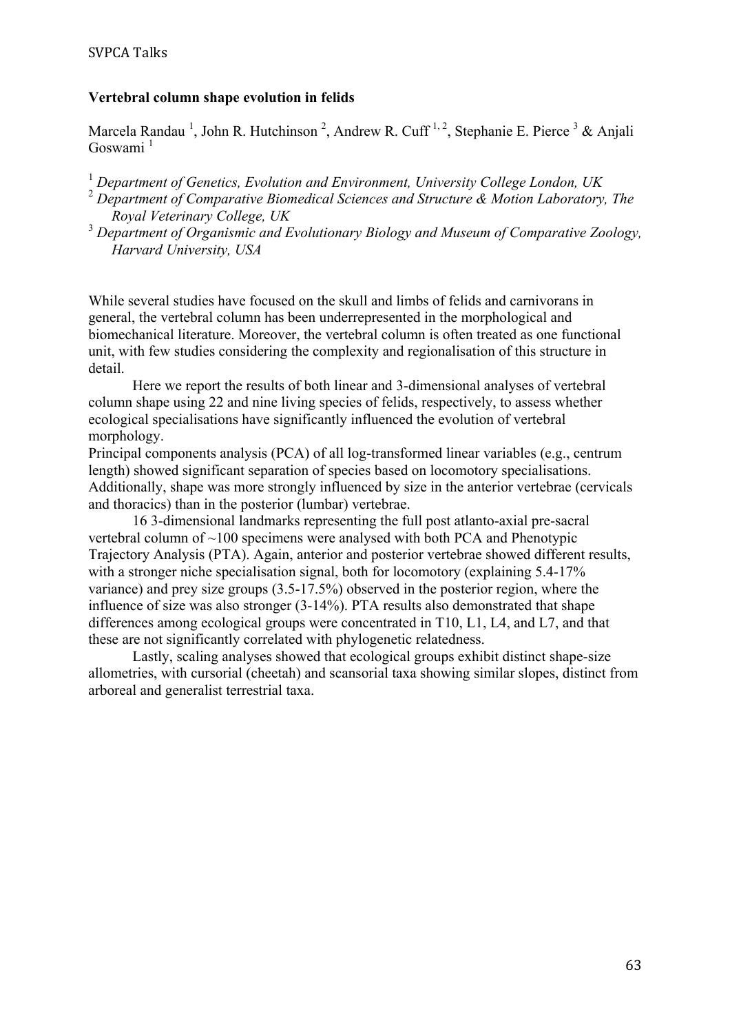**Vertebral column shape evolution in felids**

Marcela Randau [1], John R. Hutchinson [2], Andrew R. Cuff [1, 2], Stephanie E. Pierce [3] & Anjali Goswami [1]

[1] *Department of Genetics, Evolution and Environment, University College London, UK*
[2] *Department of Comparative Biomedical Sciences and Structure & Motion Laboratory, The Royal Veterinary College, UK*
[3] *Department of Organismic and Evolutionary Biology and Museum of Comparative Zoology, Harvard University, USA*

While several studies have focused on the skull and limbs of felids and carnivorans in general, the vertebral column has been underrepresented in the morphological and biomechanical literature. Moreover, the vertebral column is often treated as one functional unit, with few studies considering the complexity and regionalisation of this structure in detail.

Here we report the results of both linear and 3-dimensional analyses of vertebral column shape using 22 and nine living species of felids, respectively, to assess whether ecological specialisations have significantly influenced the evolution of vertebral morphology.

Principal components analysis (PCA) of all log-transformed linear variables (e.g., centrum length) showed significant separation of species based on locomotory specialisations. Additionally, shape was more strongly influenced by size in the anterior vertebrae (cervicals and thoracics) than in the posterior (lumbar) vertebrae.

16 3-dimensional landmarks representing the full post atlanto-axial pre-sacral vertebral column of ~100 specimens were analysed with both PCA and Phenotypic Trajectory Analysis (PTA). Again, anterior and posterior vertebrae showed different results, with a stronger niche specialisation signal, both for locomotory (explaining 5.4-17% variance) and prey size groups (3.5-17.5%) observed in the posterior region, where the influence of size was also stronger (3-14%). PTA results also demonstrated that shape differences among ecological groups were concentrated in T10, L1, L4, and L7, and that these are not significantly correlated with phylogenetic relatedness.

Lastly, scaling analyses showed that ecological groups exhibit distinct shape-size allometries, with cursorial (cheetah) and scansorial taxa showing similar slopes, distinct from arboreal and generalist terrestrial taxa.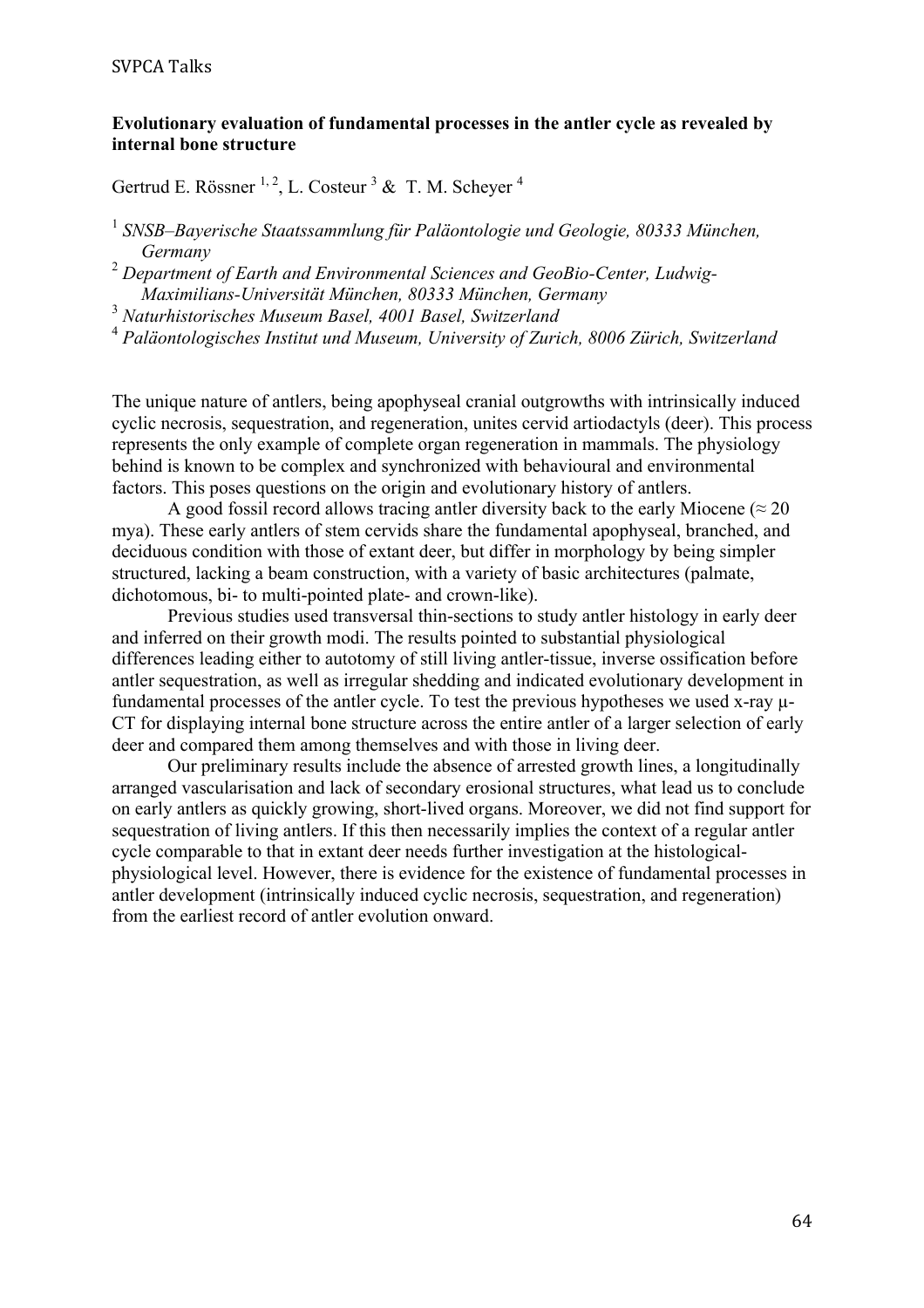**Evolutionary evaluation of fundamental processes in the antler cycle as revealed by internal bone structure**

Gertrud E. Rössner [1, 2], L. Costeur [3] & T. M. Scheyer [4]

[1] *SNSB–Bayerische Staatssammlung für Paläontologie und Geologie, 80333 München, Germany*
[2] *Department of Earth and Environmental Sciences and GeoBio-Center, Ludwig-Maximilians-Universität München, 80333 München, Germany*
[3] *Naturhistorisches Museum Basel, 4001 Basel, Switzerland*
[4] *Paläontologisches Institut und Museum, University of Zurich, 8006 Zürich, Switzerland*

The unique nature of antlers, being apophyseal cranial outgrowths with intrinsically induced cyclic necrosis, sequestration, and regeneration, unites cervid artiodactyls (deer). This process represents the only example of complete organ regeneration in mammals. The physiology behind is known to be complex and synchronized with behavioural and environmental factors. This poses questions on the origin and evolutionary history of antlers.

A good fossil record allows tracing antler diversity back to the early Miocene (≈ 20 mya). These early antlers of stem cervids share the fundamental apophyseal, branched, and deciduous condition with those of extant deer, but differ in morphology by being simpler structured, lacking a beam construction, with a variety of basic architectures (palmate, dichotomous, bi- to multi-pointed plate- and crown-like).

Previous studies used transversal thin-sections to study antler histology in early deer and inferred on their growth modi. The results pointed to substantial physiological differences leading either to autotomy of still living antler-tissue, inverse ossification before antler sequestration, as well as irregular shedding and indicated evolutionary development in fundamental processes of the antler cycle. To test the previous hypotheses we used x-ray µ-CT for displaying internal bone structure across the entire antler of a larger selection of early deer and compared them among themselves and with those in living deer.

Our preliminary results include the absence of arrested growth lines, a longitudinally arranged vascularisation and lack of secondary erosional structures, what lead us to conclude on early antlers as quickly growing, short-lived organs. Moreover, we did not find support for sequestration of living antlers. If this then necessarily implies the context of a regular antler cycle comparable to that in extant deer needs further investigation at the histological-physiological level. However, there is evidence for the existence of fundamental processes in antler development (intrinsically induced cyclic necrosis, sequestration, and regeneration) from the earliest record of antler evolution onward.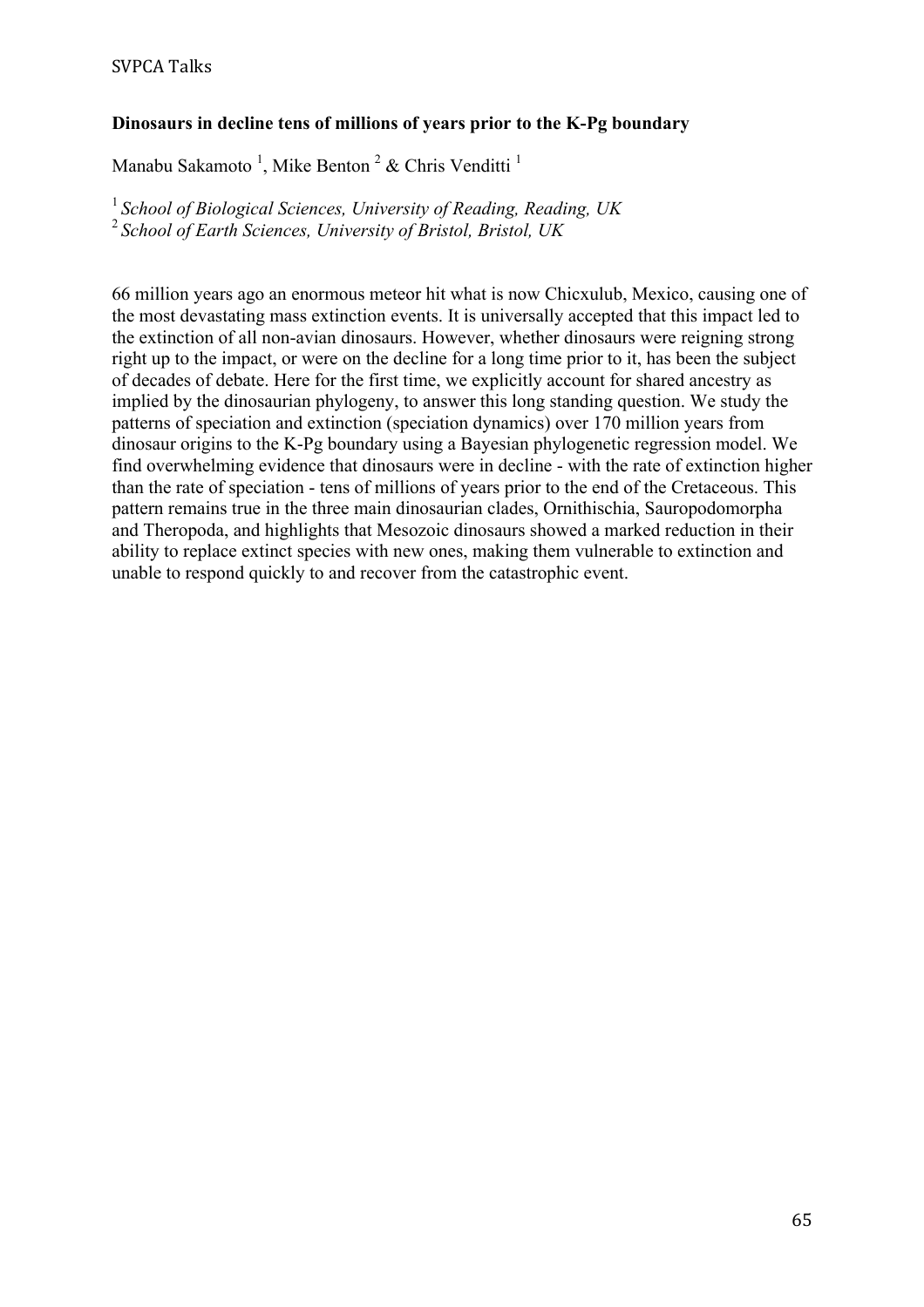### Dinosaurs in decline tens of millions of years prior to the K-Pg boundary

Manabu Sakamoto [1], Mike Benton [2] & Chris Venditti [1]

[1] *School of Biological Sciences, University of Reading, Reading, UK*
[2] *School of Earth Sciences, University of Bristol, Bristol, UK*

66 million years ago an enormous meteor hit what is now Chicxulub, Mexico, causing one of the most devastating mass extinction events. It is universally accepted that this impact led to the extinction of all non-avian dinosaurs. However, whether dinosaurs were reigning strong right up to the impact, or were on the decline for a long time prior to it, has been the subject of decades of debate. Here for the first time, we explicitly account for shared ancestry as implied by the dinosaurian phylogeny, to answer this long standing question. We study the patterns of speciation and extinction (speciation dynamics) over 170 million years from dinosaur origins to the K-Pg boundary using a Bayesian phylogenetic regression model. We find overwhelming evidence that dinosaurs were in decline - with the rate of extinction higher than the rate of speciation - tens of millions of years prior to the end of the Cretaceous. This pattern remains true in the three main dinosaurian clades, Ornithischia, Sauropodomorpha and Theropoda, and highlights that Mesozoic dinosaurs showed a marked reduction in their ability to replace extinct species with new ones, making them vulnerable to extinction and unable to respond quickly to and recover from the catastrophic event.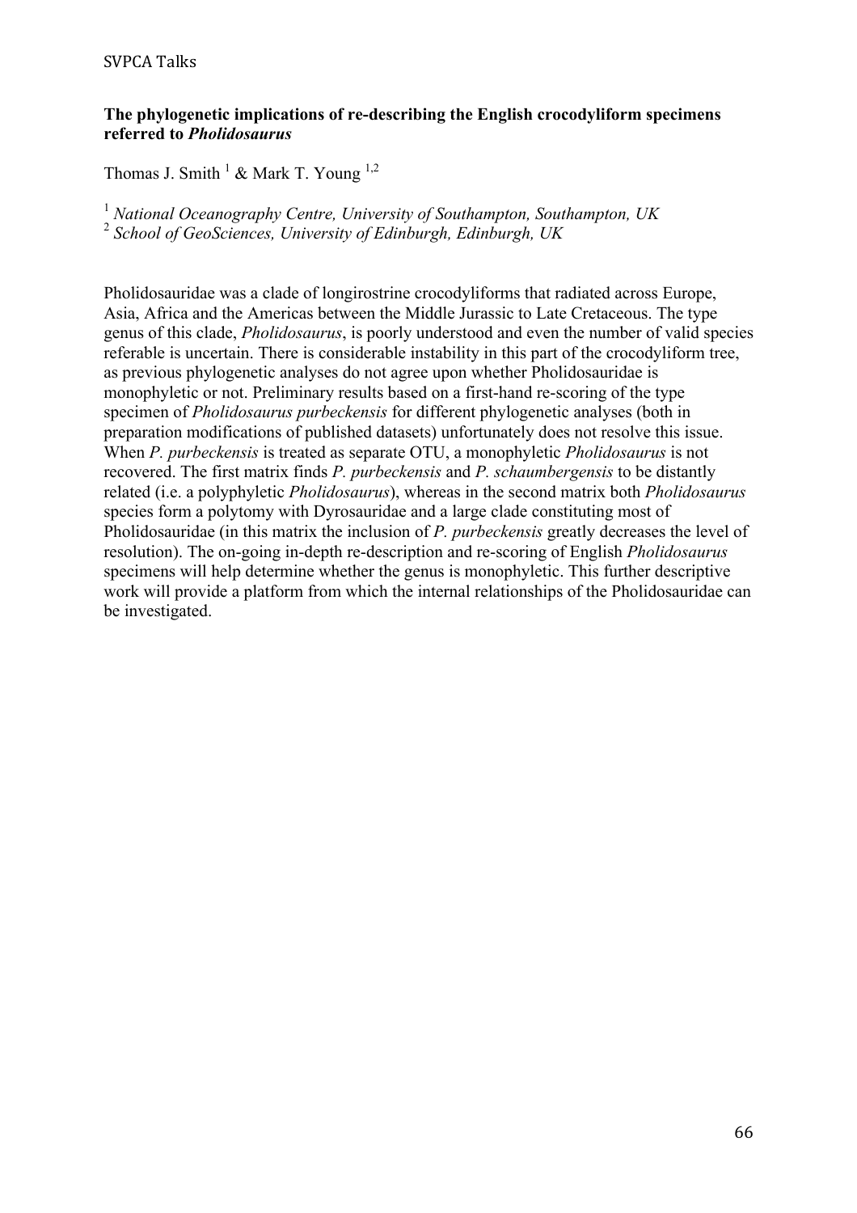### The phylogenetic implications of re-describing the English crocodyliform specimens referred to *Pholidosaurus*

Thomas J. Smith [1] & Mark T. Young [1,2]

[1] *National Oceanography Centre, University of Southampton, Southampton, UK*
[2] *School of GeoSciences, University of Edinburgh, Edinburgh, UK*

Pholidosauridae was a clade of longirostrine crocodyliforms that radiated across Europe, Asia, Africa and the Americas between the Middle Jurassic to Late Cretaceous. The type genus of this clade, *Pholidosaurus*, is poorly understood and even the number of valid species referable is uncertain. There is considerable instability in this part of the crocodyliform tree, as previous phylogenetic analyses do not agree upon whether Pholidosauridae is monophyletic or not. Preliminary results based on a first-hand re-scoring of the type specimen of *Pholidosaurus purbeckensis* for different phylogenetic analyses (both in preparation modifications of published datasets) unfortunately does not resolve this issue. When *P. purbeckensis* is treated as separate OTU, a monophyletic *Pholidosaurus* is not recovered. The first matrix finds *P. purbeckensis* and *P. schaumbergensis* to be distantly related (i.e. a polyphyletic *Pholidosaurus*), whereas in the second matrix both *Pholidosaurus* species form a polytomy with Dyrosauridae and a large clade constituting most of Pholidosauridae (in this matrix the inclusion of *P. purbeckensis* greatly decreases the level of resolution). The on-going in-depth re-description and re-scoring of English *Pholidosaurus* specimens will help determine whether the genus is monophyletic. This further descriptive work will provide a platform from which the internal relationships of the Pholidosauridae can be investigated.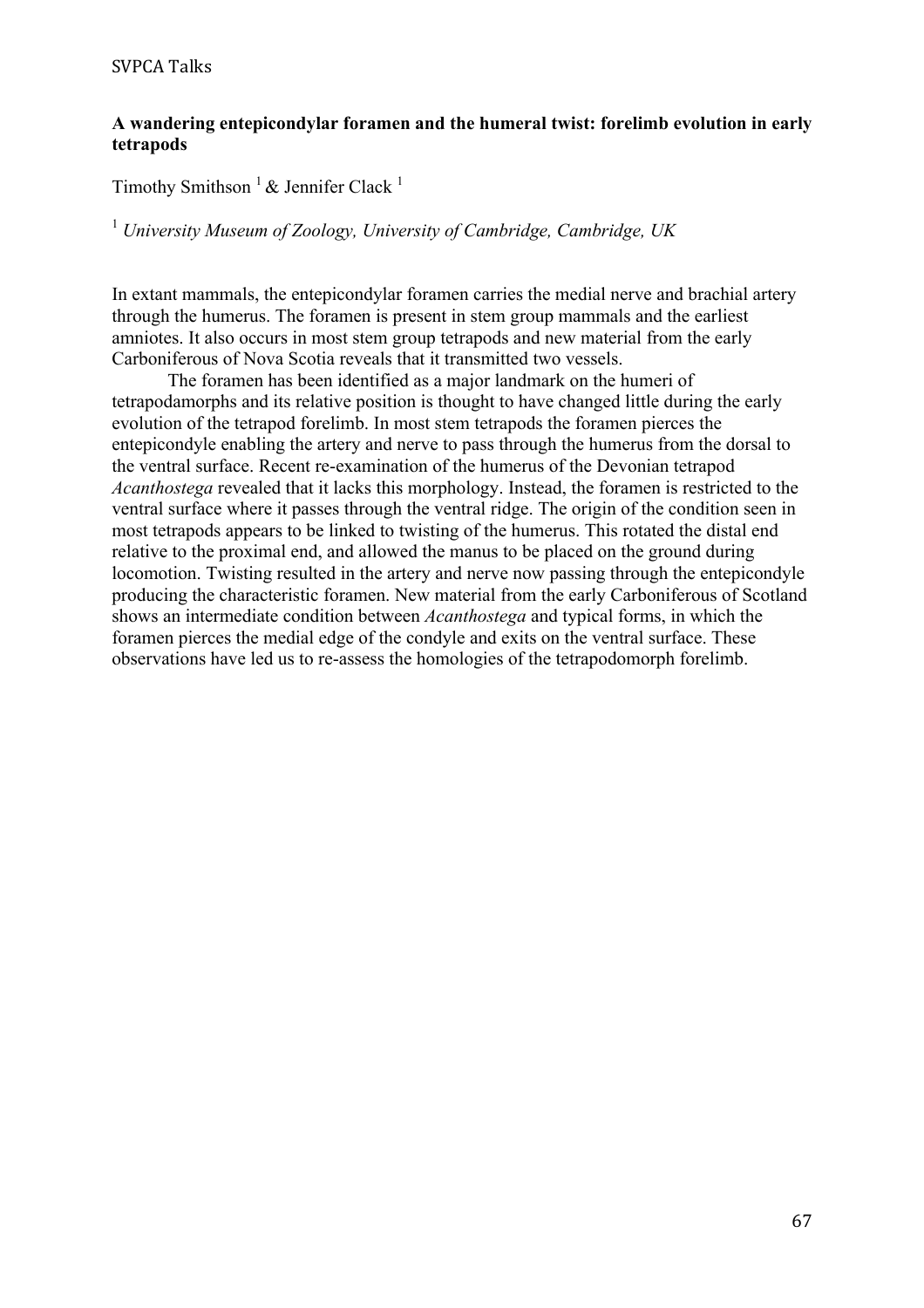**A wandering entepicondylar foramen and the humeral twist: forelimb evolution in early tetrapods**

Timothy Smithson [1] & Jennifer Clack [1]

[1] *University Museum of Zoology, University of Cambridge, Cambridge, UK*

In extant mammals, the entepicondylar foramen carries the medial nerve and brachial artery through the humerus. The foramen is present in stem group mammals and the earliest amniotes. It also occurs in most stem group tetrapods and new material from the early Carboniferous of Nova Scotia reveals that it transmitted two vessels.

The foramen has been identified as a major landmark on the humeri of tetrapodamorphs and its relative position is thought to have changed little during the early evolution of the tetrapod forelimb. In most stem tetrapods the foramen pierces the entepicondyle enabling the artery and nerve to pass through the humerus from the dorsal to the ventral surface. Recent re-examination of the humerus of the Devonian tetrapod *Acanthostega* revealed that it lacks this morphology. Instead, the foramen is restricted to the ventral surface where it passes through the ventral ridge. The origin of the condition seen in most tetrapods appears to be linked to twisting of the humerus. This rotated the distal end relative to the proximal end, and allowed the manus to be placed on the ground during locomotion. Twisting resulted in the artery and nerve now passing through the entepicondyle producing the characteristic foramen. New material from the early Carboniferous of Scotland shows an intermediate condition between *Acanthostega* and typical forms, in which the foramen pierces the medial edge of the condyle and exits on the ventral surface. These observations have led us to re-assess the homologies of the tetrapodomorph forelimb.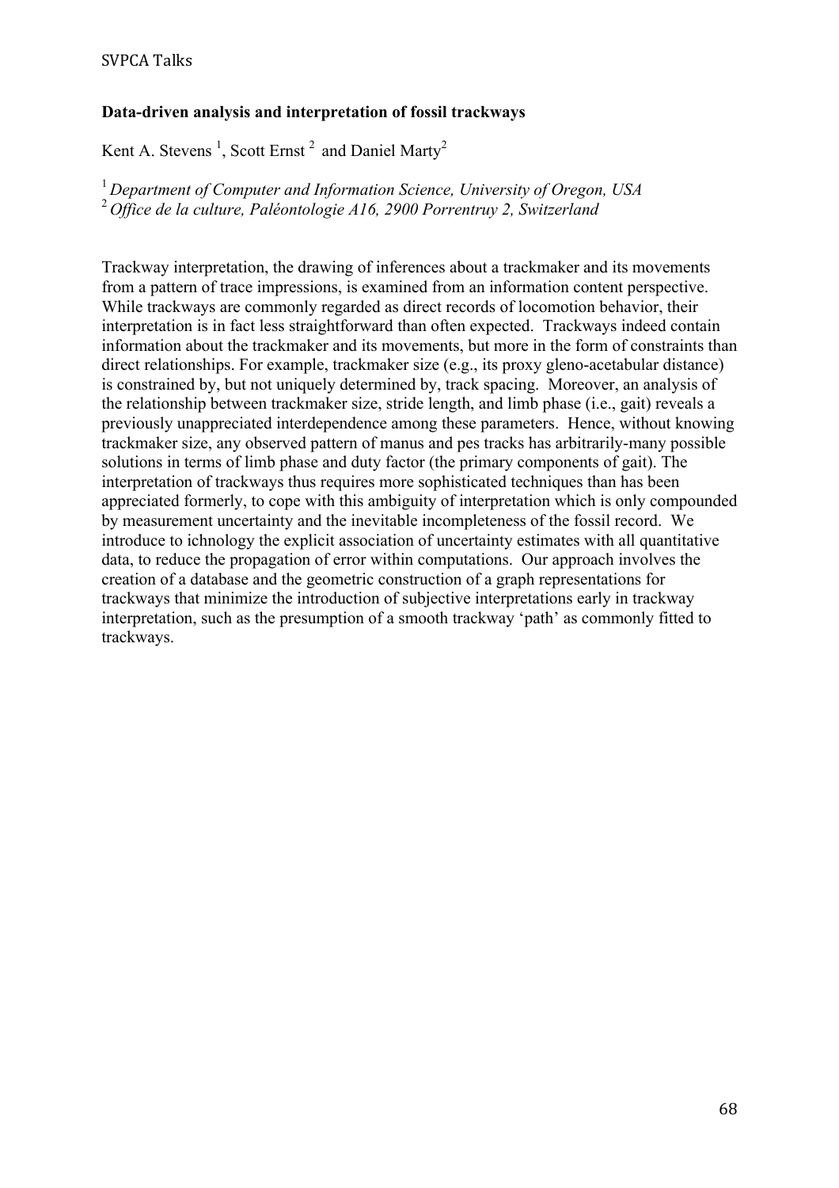**Data-driven analysis and interpretation of fossil trackways**

Kent A. Stevens [1], Scott Ernst [2] and Daniel Marty[2]

[1] *Department of Computer and Information Science, University of Oregon, USA*
[2] *Office de la culture, Paléontologie A16, 2900 Porrentruy 2, Switzerland*

Trackway interpretation, the drawing of inferences about a trackmaker and its movements from a pattern of trace impressions, is examined from an information content perspective. While trackways are commonly regarded as direct records of locomotion behavior, their interpretation is in fact less straightforward than often expected. Trackways indeed contain information about the trackmaker and its movements, but more in the form of constraints than direct relationships. For example, trackmaker size (e.g., its proxy gleno-acetabular distance) is constrained by, but not uniquely determined by, track spacing. Moreover, an analysis of the relationship between trackmaker size, stride length, and limb phase (i.e., gait) reveals a previously unappreciated interdependence among these parameters. Hence, without knowing trackmaker size, any observed pattern of manus and pes tracks has arbitrarily-many possible solutions in terms of limb phase and duty factor (the primary components of gait). The interpretation of trackways thus requires more sophisticated techniques than has been appreciated formerly, to cope with this ambiguity of interpretation which is only compounded by measurement uncertainty and the inevitable incompleteness of the fossil record. We introduce to ichnology the explicit association of uncertainty estimates with all quantitative data, to reduce the propagation of error within computations. Our approach involves the creation of a database and the geometric construction of a graph representations for trackways that minimize the introduction of subjective interpretations early in trackway interpretation, such as the presumption of a smooth trackway 'path' as commonly fitted to trackways.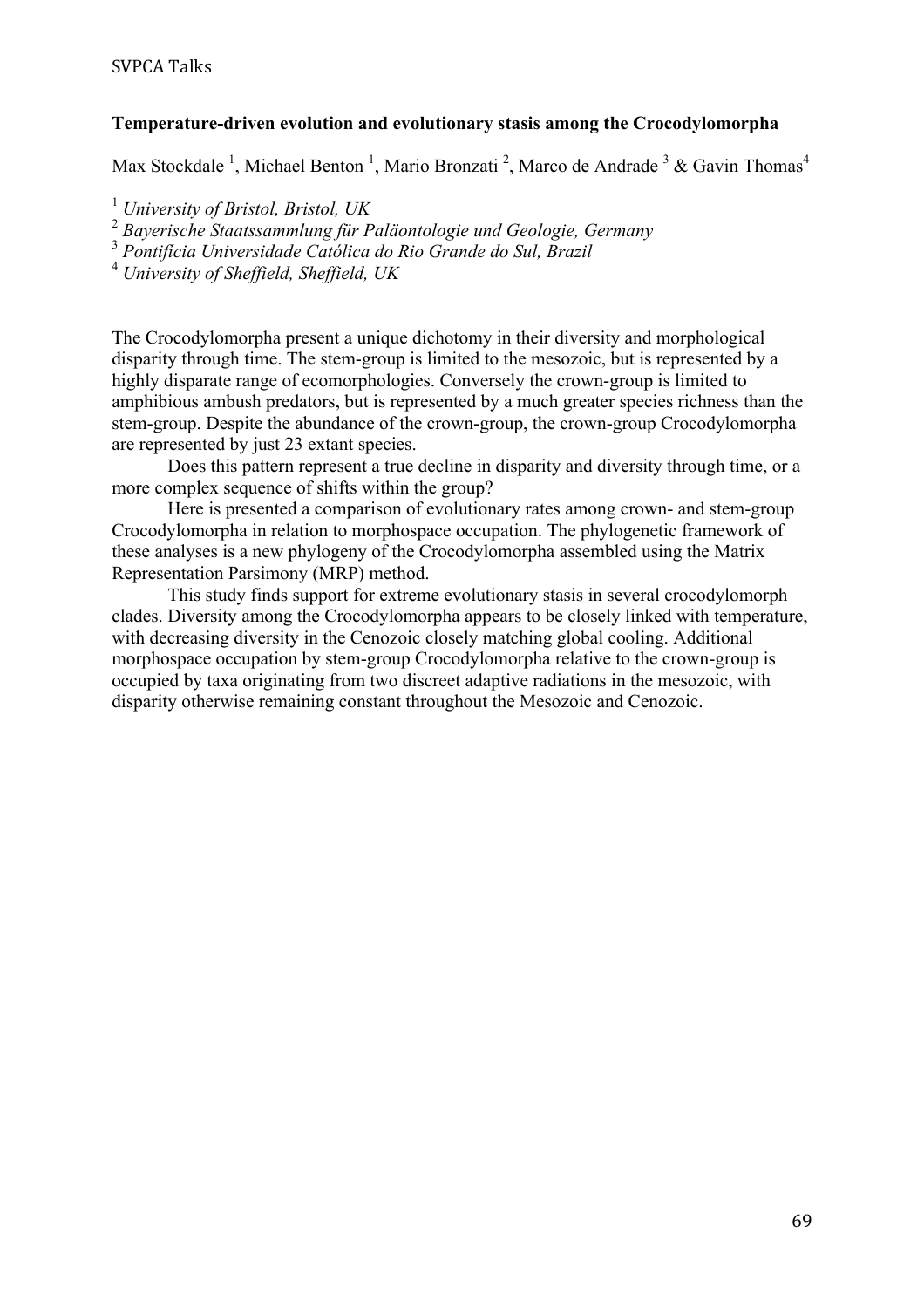**Temperature-driven evolution and evolutionary stasis among the Crocodylomorpha**

Max Stockdale [1], Michael Benton [1], Mario Bronzati [2], Marco de Andrade [3] & Gavin Thomas[4]

[1] *University of Bristol, Bristol, UK*
[2] *Bayerische Staatssammlung für Paläontologie und Geologie, Germany*
[3] *Pontifícia Universidade Católica do Rio Grande do Sul, Brazil*
[4] *University of Sheffield, Sheffield, UK*

The Crocodylomorpha present a unique dichotomy in their diversity and morphological disparity through time. The stem-group is limited to the mesozoic, but is represented by a highly disparate range of ecomorphologies. Conversely the crown-group is limited to amphibious ambush predators, but is represented by a much greater species richness than the stem-group. Despite the abundance of the crown-group, the crown-group Crocodylomorpha are represented by just 23 extant species.

Does this pattern represent a true decline in disparity and diversity through time, or a more complex sequence of shifts within the group?

Here is presented a comparison of evolutionary rates among crown- and stem-group Crocodylomorpha in relation to morphospace occupation. The phylogenetic framework of these analyses is a new phylogeny of the Crocodylomorpha assembled using the Matrix Representation Parsimony (MRP) method.

This study finds support for extreme evolutionary stasis in several crocodylomorph clades. Diversity among the Crocodylomorpha appears to be closely linked with temperature, with decreasing diversity in the Cenozoic closely matching global cooling. Additional morphospace occupation by stem-group Crocodylomorpha relative to the crown-group is occupied by taxa originating from two discreet adaptive radiations in the mesozoic, with disparity otherwise remaining constant throughout the Mesozoic and Cenozoic.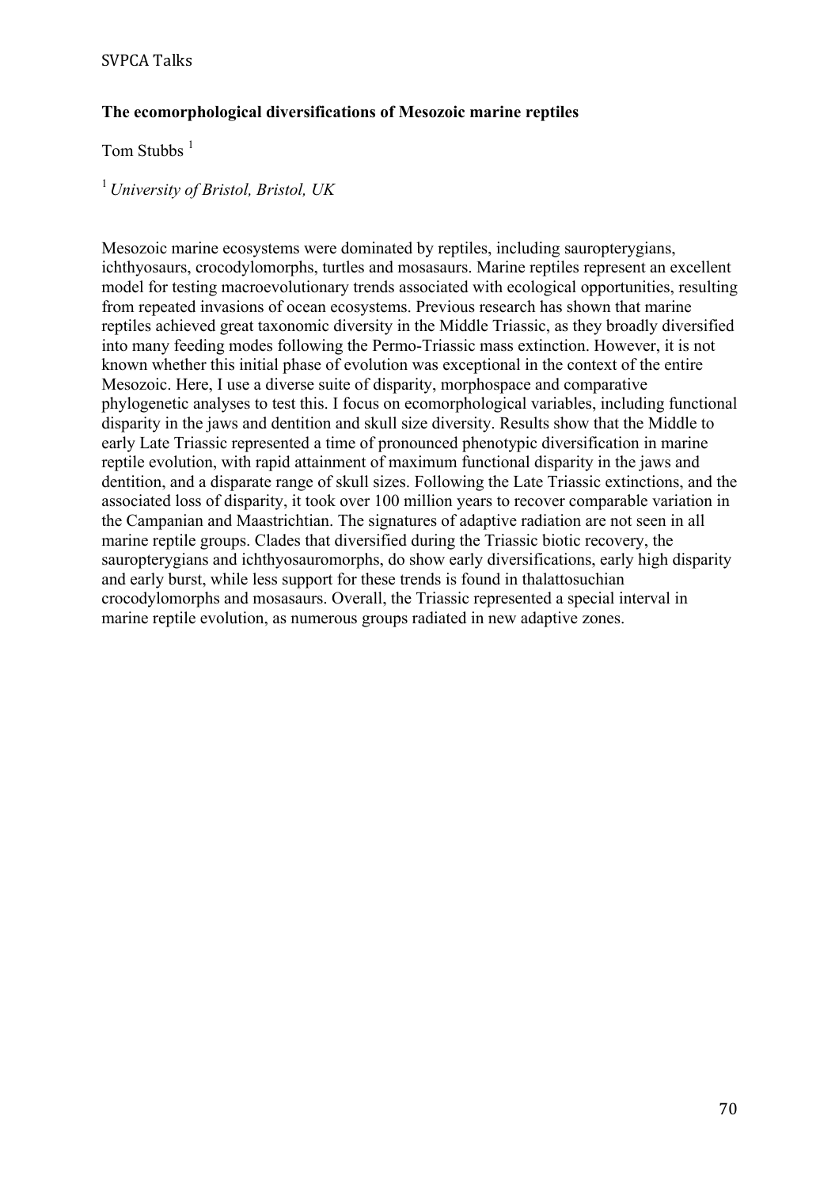**The ecomorphological diversifications of Mesozoic marine reptiles**

Tom Stubbs [1]

[1] *University of Bristol, Bristol, UK*

Mesozoic marine ecosystems were dominated by reptiles, including sauropterygians, ichthyosaurs, crocodylomorphs, turtles and mosasaurs. Marine reptiles represent an excellent model for testing macroevolutionary trends associated with ecological opportunities, resulting from repeated invasions of ocean ecosystems. Previous research has shown that marine reptiles achieved great taxonomic diversity in the Middle Triassic, as they broadly diversified into many feeding modes following the Permo-Triassic mass extinction. However, it is not known whether this initial phase of evolution was exceptional in the context of the entire Mesozoic. Here, I use a diverse suite of disparity, morphospace and comparative phylogenetic analyses to test this. I focus on ecomorphological variables, including functional disparity in the jaws and dentition and skull size diversity. Results show that the Middle to early Late Triassic represented a time of pronounced phenotypic diversification in marine reptile evolution, with rapid attainment of maximum functional disparity in the jaws and dentition, and a disparate range of skull sizes. Following the Late Triassic extinctions, and the associated loss of disparity, it took over 100 million years to recover comparable variation in the Campanian and Maastrichtian. The signatures of adaptive radiation are not seen in all marine reptile groups. Clades that diversified during the Triassic biotic recovery, the sauropterygians and ichthyosauromorphs, do show early diversifications, early high disparity and early burst, while less support for these trends is found in thalattosuchian crocodylomorphs and mosasaurs. Overall, the Triassic represented a special interval in marine reptile evolution, as numerous groups radiated in new adaptive zones.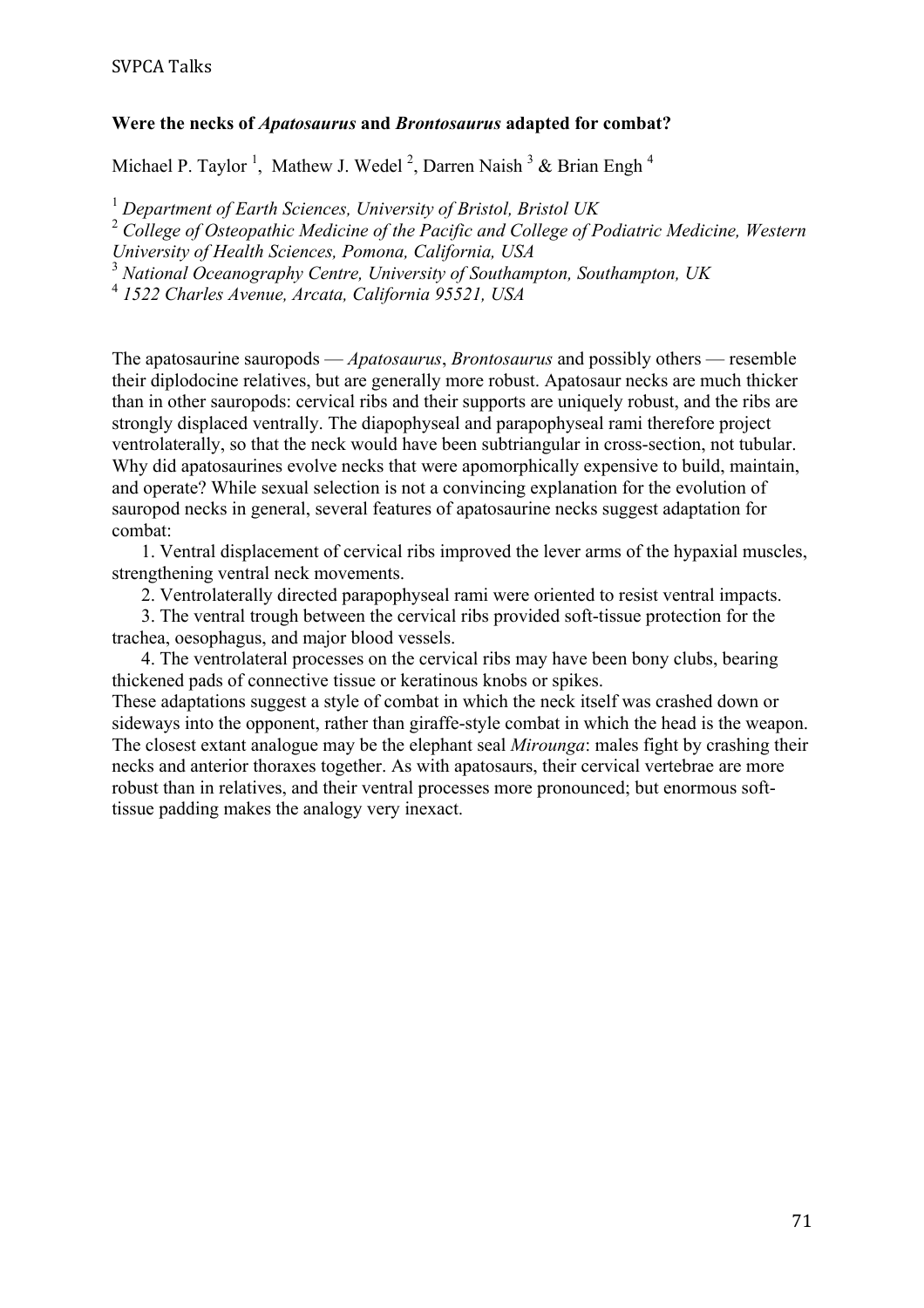**Were the necks of *Apatosaurus* and *Brontosaurus* adapted for combat?**

Michael P. Taylor [1], Mathew J. Wedel [2], Darren Naish [3] & Brian Engh [4]

[1] *Department of Earth Sciences, University of Bristol, Bristol UK*
[2] *College of Osteopathic Medicine of the Pacific and College of Podiatric Medicine, Western University of Health Sciences, Pomona, California, USA*
[3] *National Oceanography Centre, University of Southampton, Southampton, UK*
[4] *1522 Charles Avenue, Arcata, California 95521, USA*

The apatosaurine sauropods — *Apatosaurus*, *Brontosaurus* and possibly others — resemble their diplodocine relatives, but are generally more robust. Apatosaur necks are much thicker than in other sauropods: cervical ribs and their supports are uniquely robust, and the ribs are strongly displaced ventrally. The diapophyseal and parapophyseal rami therefore project ventrolaterally, so that the neck would have been subtriangular in cross-section, not tubular. Why did apatosaurines evolve necks that were apomorphically expensive to build, maintain, and operate? While sexual selection is not a convincing explanation for the evolution of sauropod necks in general, several features of apatosaurine necks suggest adaptation for combat:

1. Ventral displacement of cervical ribs improved the lever arms of the hypaxial muscles, strengthening ventral neck movements.
2. Ventrolaterally directed parapophyseal rami were oriented to resist ventral impacts.
3. The ventral trough between the cervical ribs provided soft-tissue protection for the trachea, oesophagus, and major blood vessels.
4. The ventrolateral processes on the cervical ribs may have been bony clubs, bearing thickened pads of connective tissue or keratinous knobs or spikes.

These adaptations suggest a style of combat in which the neck itself was crashed down or sideways into the opponent, rather than giraffe-style combat in which the head is the weapon. The closest extant analogue may be the elephant seal *Mirounga*: males fight by crashing their necks and anterior thoraxes together. As with apatosaurs, their cervical vertebrae are more robust than in relatives, and their ventral processes more pronounced; but enormous soft-tissue padding makes the analogy very inexact.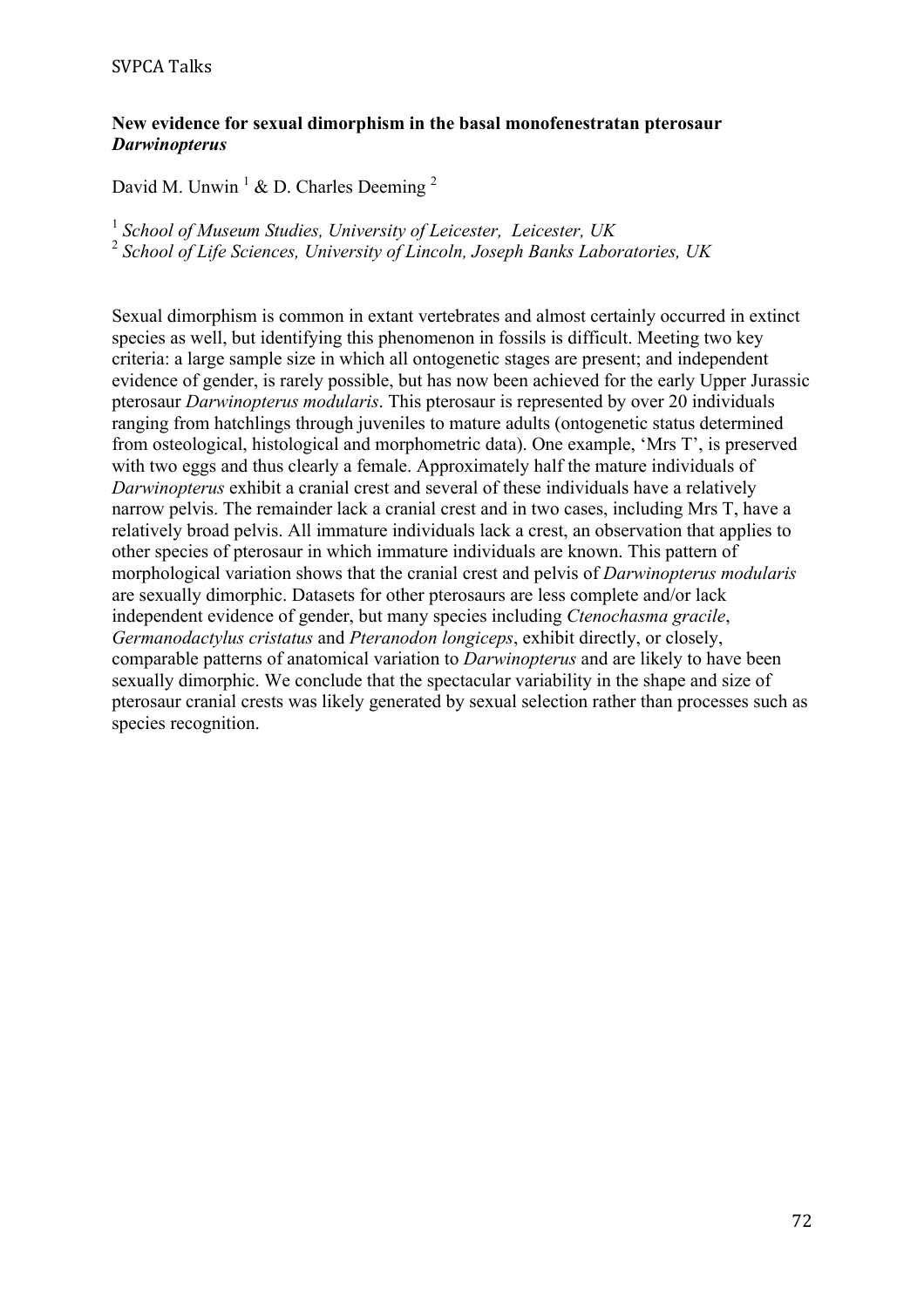**New evidence for sexual dimorphism in the basal monofenestratan pterosaur *Darwinopterus***

David M. Unwin [1] & D. Charles Deeming [2]

[1] *School of Museum Studies, University of Leicester, Leicester, UK*
[2] *School of Life Sciences, University of Lincoln, Joseph Banks Laboratories, UK*

Sexual dimorphism is common in extant vertebrates and almost certainly occurred in extinct species as well, but identifying this phenomenon in fossils is difficult. Meeting two key criteria: a large sample size in which all ontogenetic stages are present; and independent evidence of gender, is rarely possible, but has now been achieved for the early Upper Jurassic pterosaur *Darwinopterus modularis*. This pterosaur is represented by over 20 individuals ranging from hatchlings through juveniles to mature adults (ontogenetic status determined from osteological, histological and morphometric data). One example, 'Mrs T', is preserved with two eggs and thus clearly a female. Approximately half the mature individuals of *Darwinopterus* exhibit a cranial crest and several of these individuals have a relatively narrow pelvis. The remainder lack a cranial crest and in two cases, including Mrs T, have a relatively broad pelvis. All immature individuals lack a crest, an observation that applies to other species of pterosaur in which immature individuals are known. This pattern of morphological variation shows that the cranial crest and pelvis of *Darwinopterus modularis* are sexually dimorphic. Datasets for other pterosaurs are less complete and/or lack independent evidence of gender, but many species including *Ctenochasma gracile*, *Germanodactylus cristatus* and *Pteranodon longiceps*, exhibit directly, or closely, comparable patterns of anatomical variation to *Darwinopterus* and are likely to have been sexually dimorphic. We conclude that the spectacular variability in the shape and size of pterosaur cranial crests was likely generated by sexual selection rather than processes such as species recognition.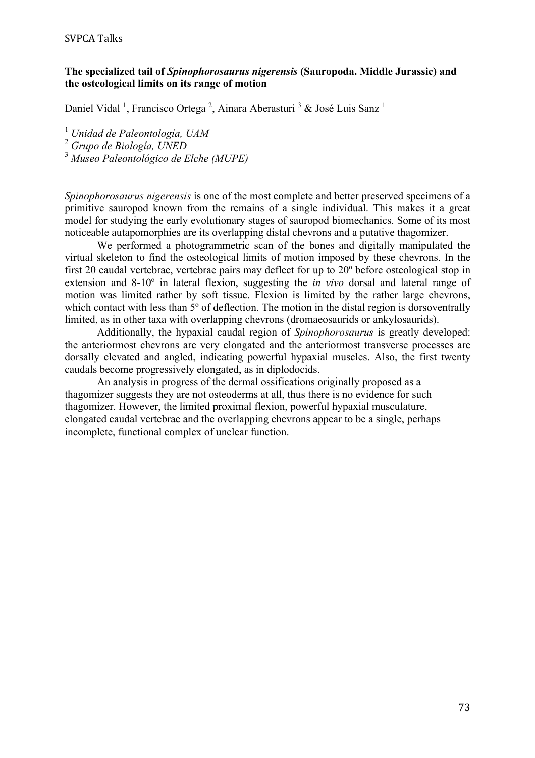**The specialized tail of *Spinophorosaurus nigerensis* (Sauropoda. Middle Jurassic) and the osteological limits on its range of motion**

Daniel Vidal [1], Francisco Ortega [2], Ainara Aberasturi [3] & José Luis Sanz [1]

[1] *Unidad de Paleontología, UAM*
[2] *Grupo de Biología, UNED*
[3] *Museo Paleontológico de Elche (MUPE)*

*Spinophorosaurus nigerensis* is one of the most complete and better preserved specimens of a primitive sauropod known from the remains of a single individual. This makes it a great model for studying the early evolutionary stages of sauropod biomechanics. Some of its most noticeable autapomorphies are its overlapping distal chevrons and a putative thagomizer.

We performed a photogrammetric scan of the bones and digitally manipulated the virtual skeleton to find the osteological limits of motion imposed by these chevrons. In the first 20 caudal vertebrae, vertebrae pairs may deflect for up to 20º before osteological stop in extension and 8-10º in lateral flexion, suggesting the *in vivo* dorsal and lateral range of motion was limited rather by soft tissue. Flexion is limited by the rather large chevrons, which contact with less than 5º of deflection. The motion in the distal region is dorsoventrally limited, as in other taxa with overlapping chevrons (dromaeosaurids or ankylosaurids).

Additionally, the hypaxial caudal region of *Spinophorosaurus* is greatly developed: the anteriormost chevrons are very elongated and the anteriormost transverse processes are dorsally elevated and angled, indicating powerful hypaxial muscles. Also, the first twenty caudals become progressively elongated, as in diplodocids.

An analysis in progress of the dermal ossifications originally proposed as a thagomizer suggests they are not osteoderms at all, thus there is no evidence for such thagomizer. However, the limited proximal flexion, powerful hypaxial musculature, elongated caudal vertebrae and the overlapping chevrons appear to be a single, perhaps incomplete, functional complex of unclear function.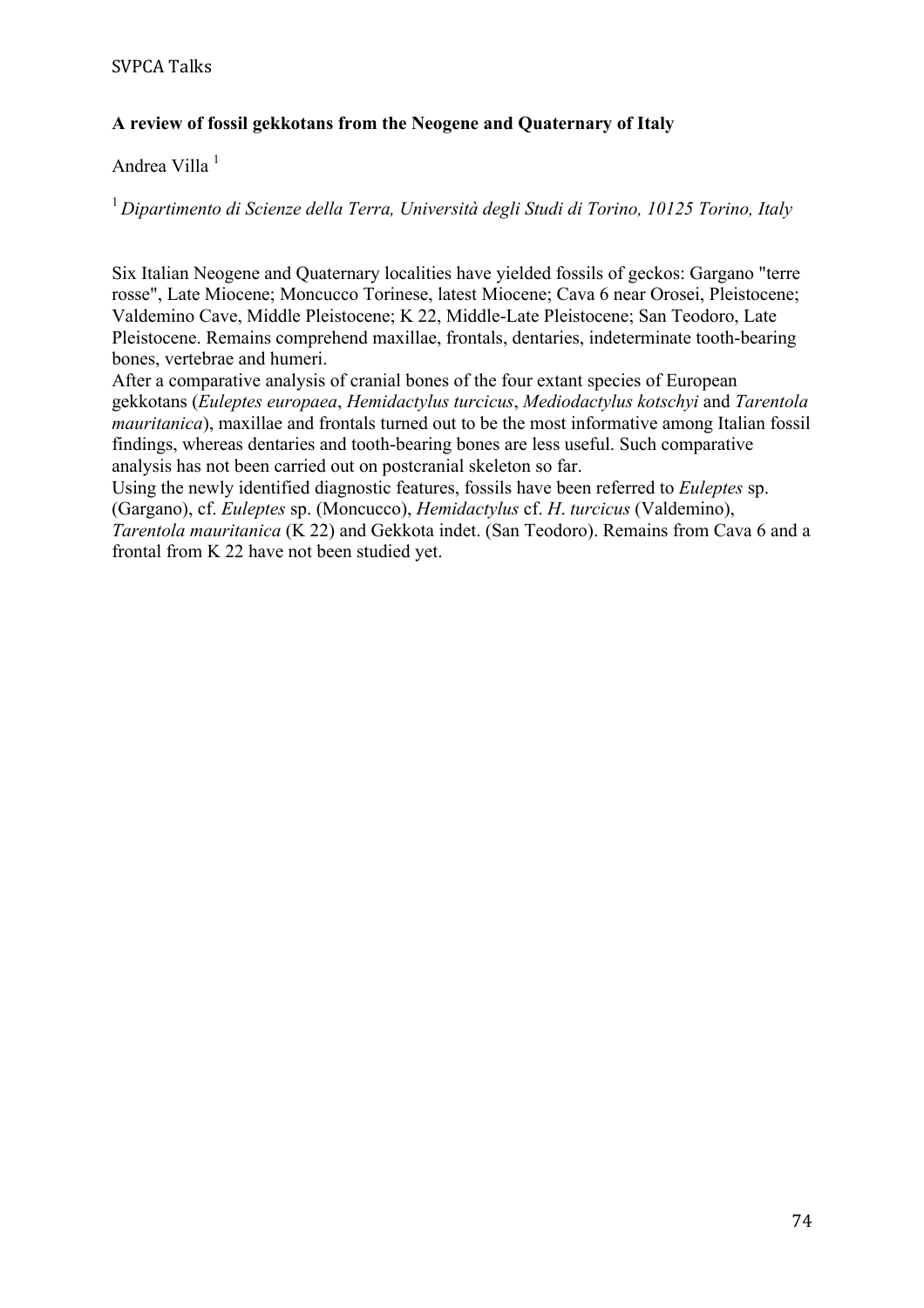**A review of fossil gekkotans from the Neogene and Quaternary of Italy**

Andrea Villa [1]

[1] *Dipartimento di Scienze della Terra, Università degli Studi di Torino, 10125 Torino, Italy*

Six Italian Neogene and Quaternary localities have yielded fossils of geckos: Gargano "terre rosse", Late Miocene; Moncucco Torinese, latest Miocene; Cava 6 near Orosei, Pleistocene; Valdemino Cave, Middle Pleistocene; K 22, Middle-Late Pleistocene; San Teodoro, Late Pleistocene. Remains comprehend maxillae, frontals, dentaries, indeterminate tooth-bearing bones, vertebrae and humeri.

After a comparative analysis of cranial bones of the four extant species of European gekkotans (*Euleptes europaea*, *Hemidactylus turcicus*, *Mediodactylus kotschyi* and *Tarentola mauritanica*), maxillae and frontals turned out to be the most informative among Italian fossil findings, whereas dentaries and tooth-bearing bones are less useful. Such comparative analysis has not been carried out on postcranial skeleton so far.

Using the newly identified diagnostic features, fossils have been referred to *Euleptes* sp. (Gargano), cf. *Euleptes* sp. (Moncucco), *Hemidactylus* cf. *H. turcicus* (Valdemino), *Tarentola mauritanica* (K 22) and Gekkota indet. (San Teodoro). Remains from Cava 6 and a frontal from K 22 have not been studied yet.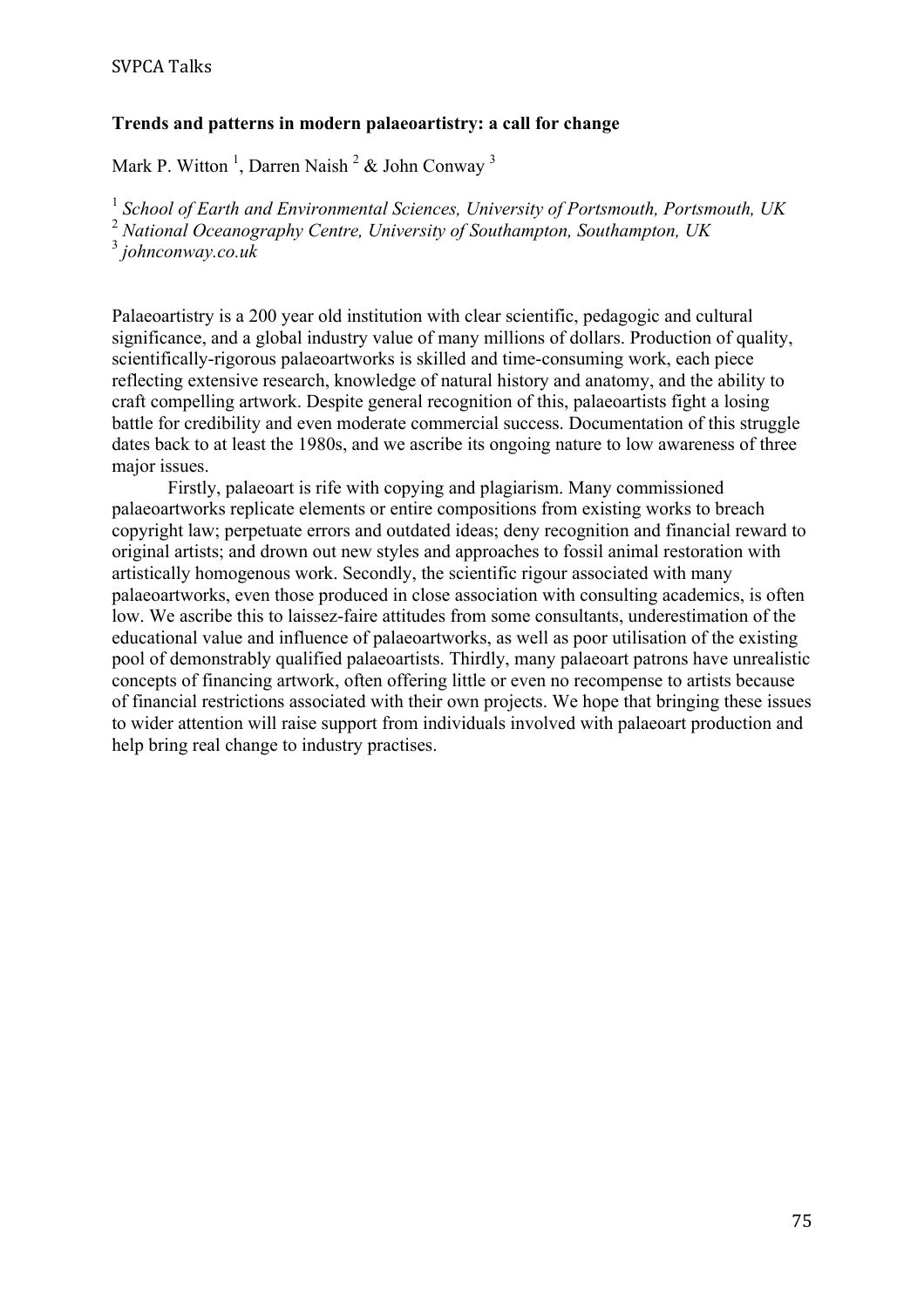## Trends and patterns in modern palaeoartistry: a call for change

Mark P. Witton [1], Darren Naish [2] & John Conway [3]

[1] *School of Earth and Environmental Sciences, University of Portsmouth, Portsmouth, UK*
[2] *National Oceanography Centre, University of Southampton, Southampton, UK*
[3] *johnconway.co.uk*

Palaeoartistry is a 200 year old institution with clear scientific, pedagogic and cultural significance, and a global industry value of many millions of dollars. Production of quality, scientifically-rigorous palaeoartworks is skilled and time-consuming work, each piece reflecting extensive research, knowledge of natural history and anatomy, and the ability to craft compelling artwork. Despite general recognition of this, palaeoartists fight a losing battle for credibility and even moderate commercial success. Documentation of this struggle dates back to at least the 1980s, and we ascribe its ongoing nature to low awareness of three major issues.

Firstly, palaeoart is rife with copying and plagiarism. Many commissioned palaeoartworks replicate elements or entire compositions from existing works to breach copyright law; perpetuate errors and outdated ideas; deny recognition and financial reward to original artists; and drown out new styles and approaches to fossil animal restoration with artistically homogenous work. Secondly, the scientific rigour associated with many palaeoartworks, even those produced in close association with consulting academics, is often low. We ascribe this to laissez-faire attitudes from some consultants, underestimation of the educational value and influence of palaeoartworks, as well as poor utilisation of the existing pool of demonstrably qualified palaeoartists. Thirdly, many palaeoart patrons have unrealistic concepts of financing artwork, often offering little or even no recompense to artists because of financial restrictions associated with their own projects. We hope that bringing these issues to wider attention will raise support from individuals involved with palaeoart production and help bring real change to industry practises.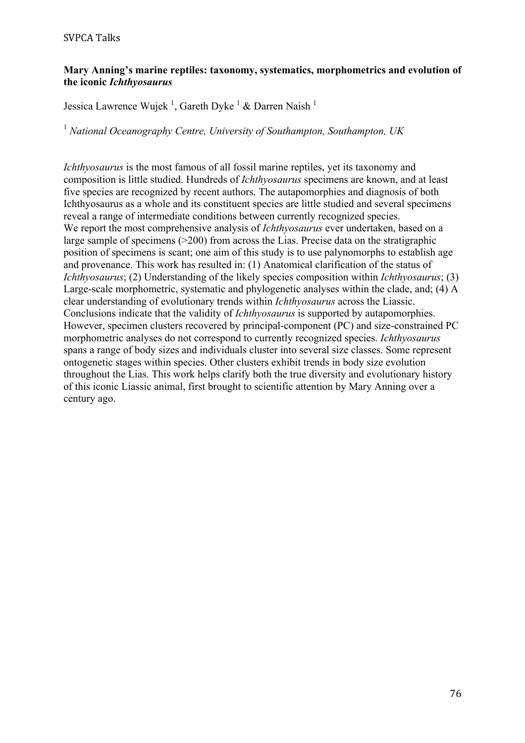**Mary Anning's marine reptiles: taxonomy, systematics, morphometrics and evolution of the iconic *Ichthyosaurus***

Jessica Lawrence Wujek [1], Gareth Dyke [1] & Darren Naish [1]

[1] *National Oceanography Centre, University of Southampton, Southampton, UK*

*Ichthyosaurus* is the most famous of all fossil marine reptiles, yet its taxonomy and composition is little studied. Hundreds of *Ichthyosaurus* specimens are known, and at least five species are recognized by recent authors. The autapomorphies and diagnosis of both Ichthyosaurus as a whole and its constituent species are little studied and several specimens reveal a range of intermediate conditions between currently recognized species.

We report the most comprehensive analysis of *Ichthyosaurus* ever undertaken, based on a large sample of specimens (>200) from across the Lias. Precise data on the stratigraphic position of specimens is scant; one aim of this study is to use palynomorphs to establish age and provenance. This work has resulted in: (1) Anatomical clarification of the status of *Ichthyosaurus*; (2) Understanding of the likely species composition within *Ichthyosaurus*; (3) Large-scale morphometric, systematic and phylogenetic analyses within the clade, and; (4) A clear understanding of evolutionary trends within *Ichthyosaurus* across the Liassic. Conclusions indicate that the validity of *Ichthyosaurus* is supported by autapomorphies. However, specimen clusters recovered by principal-component (PC) and size-constrained PC morphometric analyses do not correspond to currently recognized species. *Ichthyosaurus* spans a range of body sizes and individuals cluster into several size classes. Some represent ontogenetic stages within species. Other clusters exhibit trends in body size evolution throughout the Lias. This work helps clarify both the true diversity and evolutionary history of this iconic Liassic animal, first brought to scientific attention by Mary Anning over a century ago.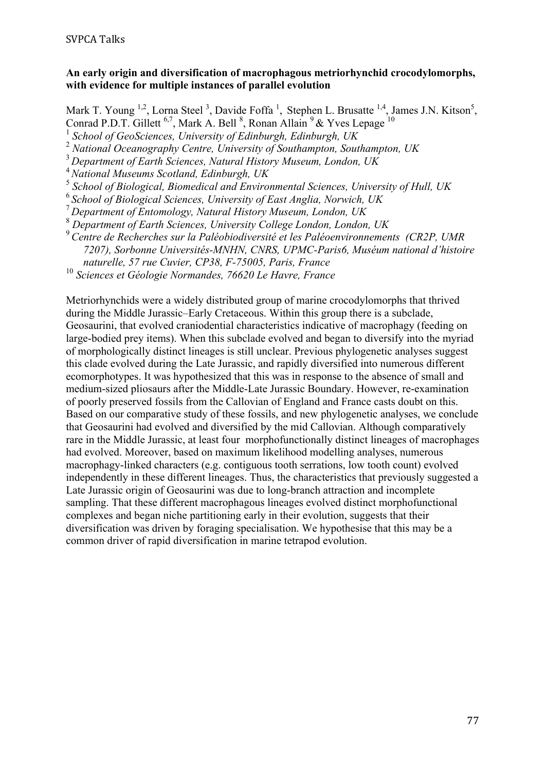**An early origin and diversification of macrophagous metriorhynchid crocodylomorphs, with evidence for multiple instances of parallel evolution**

Mark T. Young [1,2], Lorna Steel [3], Davide Foffa [1], Stephen L. Brusatte [1,4], James J.N. Kitson[5], Conrad P.D.T. Gillett [6,7], Mark A. Bell [8], Ronan Allain [9] & Yves Lepage [10]

[1] *School of GeoSciences, University of Edinburgh, Edinburgh, UK*
[2] *National Oceanography Centre, University of Southampton, Southampton, UK*
[3] *Department of Earth Sciences, Natural History Museum, London, UK*
[4] *National Museums Scotland, Edinburgh, UK*
[5] *School of Biological, Biomedical and Environmental Sciences, University of Hull, UK*
[6] *School of Biological Sciences, University of East Anglia, Norwich, UK*
[7] *Department of Entomology, Natural History Museum, London, UK*
[8] *Department of Earth Sciences, University College London, London, UK*
[9] *Centre de Recherches sur la Paléobiodiversité et les Paléoenvironnements (CR2P, UMR 7207), Sorbonne Universités-MNHN, CNRS, UPMC-Paris6, Muséum national d'histoire naturelle, 57 rue Cuvier, CP38, F-75005, Paris, France*
[10] *Sciences et Géologie Normandes, 76620 Le Havre, France*

Metriorhynchids were a widely distributed group of marine crocodylomorphs that thrived during the Middle Jurassic–Early Cretaceous. Within this group there is a subclade, Geosaurini, that evolved craniodential characteristics indicative of macrophagy (feeding on large-bodied prey items). When this subclade evolved and began to diversify into the myriad of morphologically distinct lineages is still unclear. Previous phylogenetic analyses suggest this clade evolved during the Late Jurassic, and rapidly diversified into numerous different ecomorphotypes. It was hypothesized that this was in response to the absence of small and medium-sized pliosaurs after the Middle-Late Jurassic Boundary. However, re-examination of poorly preserved fossils from the Callovian of England and France casts doubt on this. Based on our comparative study of these fossils, and new phylogenetic analyses, we conclude that Geosaurini had evolved and diversified by the mid Callovian. Although comparatively rare in the Middle Jurassic, at least four morphofunctionally distinct lineages of macrophages had evolved. Moreover, based on maximum likelihood modelling analyses, numerous macrophagy-linked characters (e.g. contiguous tooth serrations, low tooth count) evolved independently in these different lineages. Thus, the characteristics that previously suggested a Late Jurassic origin of Geosaurini was due to long-branch attraction and incomplete sampling. That these different macrophagous lineages evolved distinct morphofunctional complexes and began niche partitioning early in their evolution, suggests that their diversification was driven by foraging specialisation. We hypothesise that this may be a common driver of rapid diversification in marine tetrapod evolution.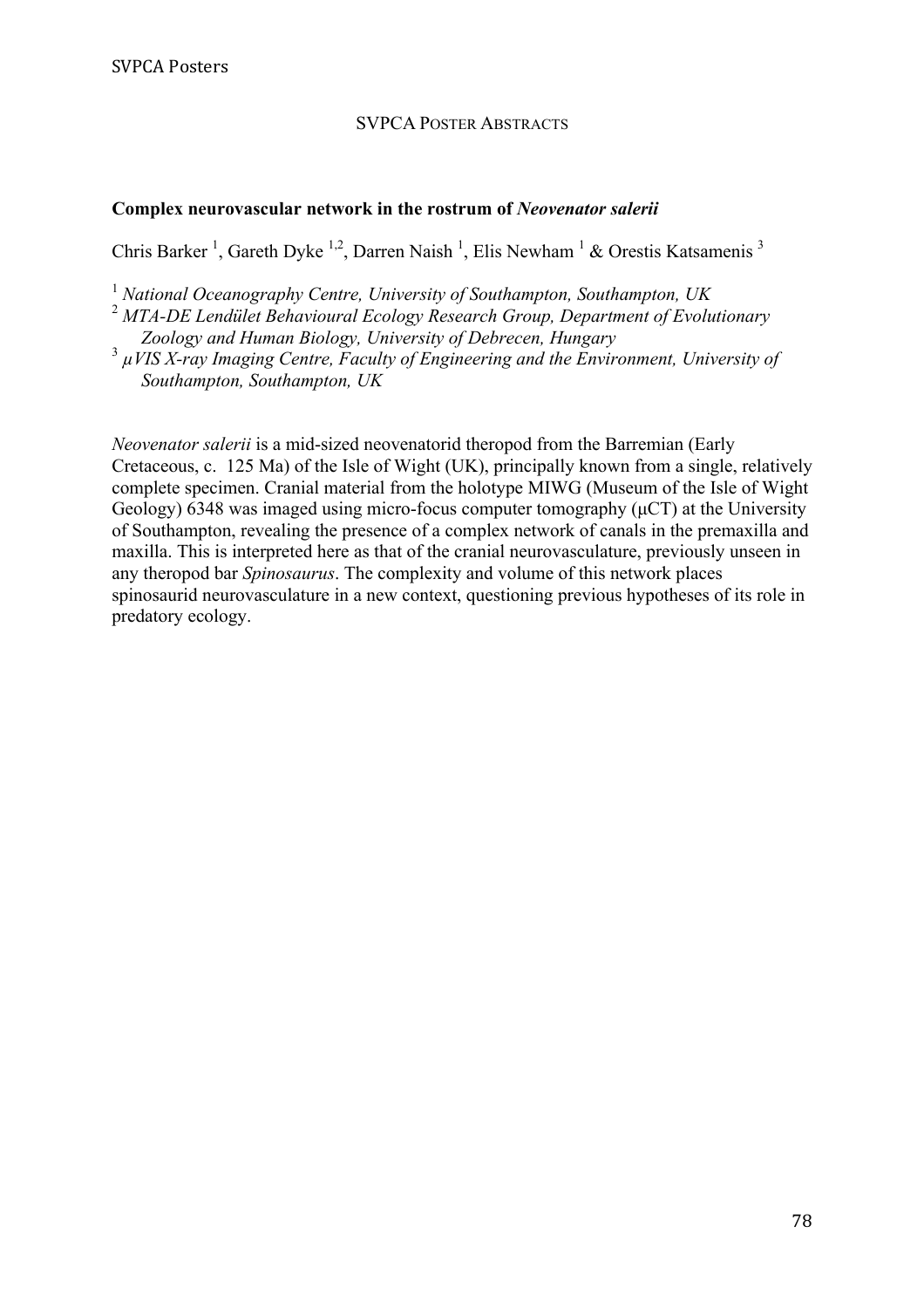# SVPCA POSTER ABSTRACTS

## Complex neurovascular network in the rostrum of *Neovenator salerii*

Chris Barker [1], Gareth Dyke [1,2], Darren Naish [1], Elis Newham [1] & Orestis Katsamenis [3]

[1] *National Oceanography Centre, University of Southampton, Southampton, UK*

[2] *MTA-DE Lendület Behavioural Ecology Research Group, Department of Evolutionary Zoology and Human Biology, University of Debrecen, Hungary*

[3] *µVIS X-ray Imaging Centre, Faculty of Engineering and the Environment, University of Southampton, Southampton, UK*

*Neovenator salerii* is a mid-sized neovenatorid theropod from the Barremian (Early Cretaceous, c. 125 Ma) of the Isle of Wight (UK), principally known from a single, relatively complete specimen. Cranial material from the holotype MIWG (Museum of the Isle of Wight Geology) 6348 was imaged using micro-focus computer tomography (µCT) at the University of Southampton, revealing the presence of a complex network of canals in the premaxilla and maxilla. This is interpreted here as that of the cranial neurovasculature, previously unseen in any theropod bar *Spinosaurus*. The complexity and volume of this network places spinosaurid neurovasculature in a new context, questioning previous hypotheses of its role in predatory ecology.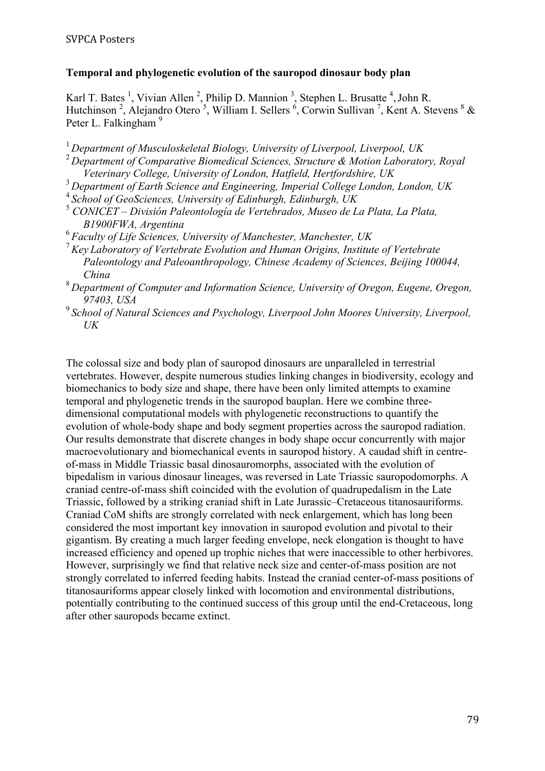### Temporal and phylogenetic evolution of the sauropod dinosaur body plan

Karl T. Bates [1], Vivian Allen [2], Philip D. Mannion [3], Stephen L. Brusatte [4], John R. Hutchinson [2], Alejandro Otero [5], William I. Sellers [6], Corwin Sullivan [7], Kent A. Stevens [8] & Peter L. Falkingham [9]

[1] *Department of Musculoskeletal Biology, University of Liverpool, Liverpool, UK*
[2] *Department of Comparative Biomedical Sciences, Structure & Motion Laboratory, Royal Veterinary College, University of London, Hatfield, Hertfordshire, UK*
[3] *Department of Earth Science and Engineering, Imperial College London, London, UK*
[4] *School of GeoSciences, University of Edinburgh, Edinburgh, UK*
[5] *CONICET – División Paleontología de Vertebrados, Museo de La Plata, La Plata, B1900FWA, Argentina*
[6] *Faculty of Life Sciences, University of Manchester, Manchester, UK*
[7] *Key Laboratory of Vertebrate Evolution and Human Origins, Institute of Vertebrate Paleontology and Paleoanthropology, Chinese Academy of Sciences, Beijing 100044, China*
[8] *Department of Computer and Information Science, University of Oregon, Eugene, Oregon, 97403, USA*
[9] *School of Natural Sciences and Psychology, Liverpool John Moores University, Liverpool, UK*

The colossal size and body plan of sauropod dinosaurs are unparalleled in terrestrial vertebrates. However, despite numerous studies linking changes in biodiversity, ecology and biomechanics to body size and shape, there have been only limited attempts to examine temporal and phylogenetic trends in the sauropod bauplan. Here we combine three-dimensional computational models with phylogenetic reconstructions to quantify the evolution of whole-body shape and body segment properties across the sauropod radiation. Our results demonstrate that discrete changes in body shape occur concurrently with major macroevolutionary and biomechanical events in sauropod history. A caudad shift in centre-of-mass in Middle Triassic basal dinosauromorphs, associated with the evolution of bipedalism in various dinosaur lineages, was reversed in Late Triassic sauropodomorphs. A craniad centre-of-mass shift coincided with the evolution of quadrupedalism in the Late Triassic, followed by a striking craniad shift in Late Jurassic–Cretaceous titanosauriforms. Craniad CoM shifts are strongly correlated with neck enlargement, which has long been considered the most important key innovation in sauropod evolution and pivotal to their gigantism. By creating a much larger feeding envelope, neck elongation is thought to have increased efficiency and opened up trophic niches that were inaccessible to other herbivores. However, surprisingly we find that relative neck size and center-of-mass position are not strongly correlated to inferred feeding habits. Instead the craniad center-of-mass positions of titanosauriforms appear closely linked with locomotion and environmental distributions, potentially contributing to the continued success of this group until the end-Cretaceous, long after other sauropods became extinct.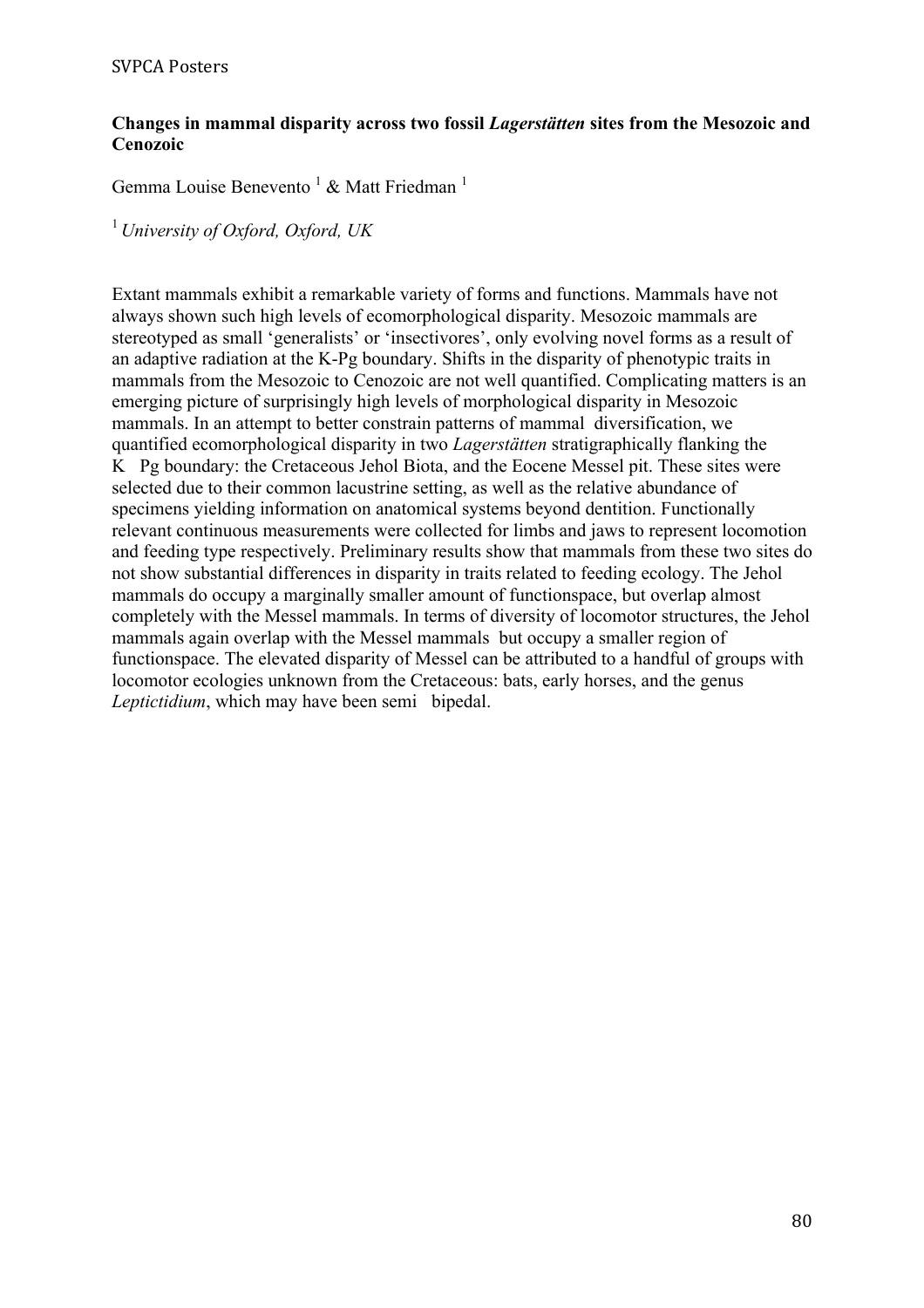**Changes in mammal disparity across two fossil *Lagerstätten* sites from the Mesozoic and Cenozoic**

Gemma Louise Benevento [1] & Matt Friedman [1]

[1] *University of Oxford, Oxford, UK*

Extant mammals exhibit a remarkable variety of forms and functions. Mammals have not always shown such high levels of ecomorphological disparity. Mesozoic mammals are stereotyped as small 'generalists' or 'insectivores', only evolving novel forms as a result of an adaptive radiation at the K-Pg boundary. Shifts in the disparity of phenotypic traits in mammals from the Mesozoic to Cenozoic are not well quantified. Complicating matters is an emerging picture of surprisingly high levels of morphological disparity in Mesozoic mammals. In an attempt to better constrain patterns of mammal diversification, we quantified ecomorphological disparity in two *Lagerstätten* stratigraphically flanking the K Pg boundary: the Cretaceous Jehol Biota, and the Eocene Messel pit. These sites were selected due to their common lacustrine setting, as well as the relative abundance of specimens yielding information on anatomical systems beyond dentition. Functionally relevant continuous measurements were collected for limbs and jaws to represent locomotion and feeding type respectively. Preliminary results show that mammals from these two sites do not show substantial differences in disparity in traits related to feeding ecology. The Jehol mammals do occupy a marginally smaller amount of functionspace, but overlap almost completely with the Messel mammals. In terms of diversity of locomotor structures, the Jehol mammals again overlap with the Messel mammals but occupy a smaller region of functionspace. The elevated disparity of Messel can be attributed to a handful of groups with locomotor ecologies unknown from the Cretaceous: bats, early horses, and the genus *Leptictidium*, which may have been semi bipedal.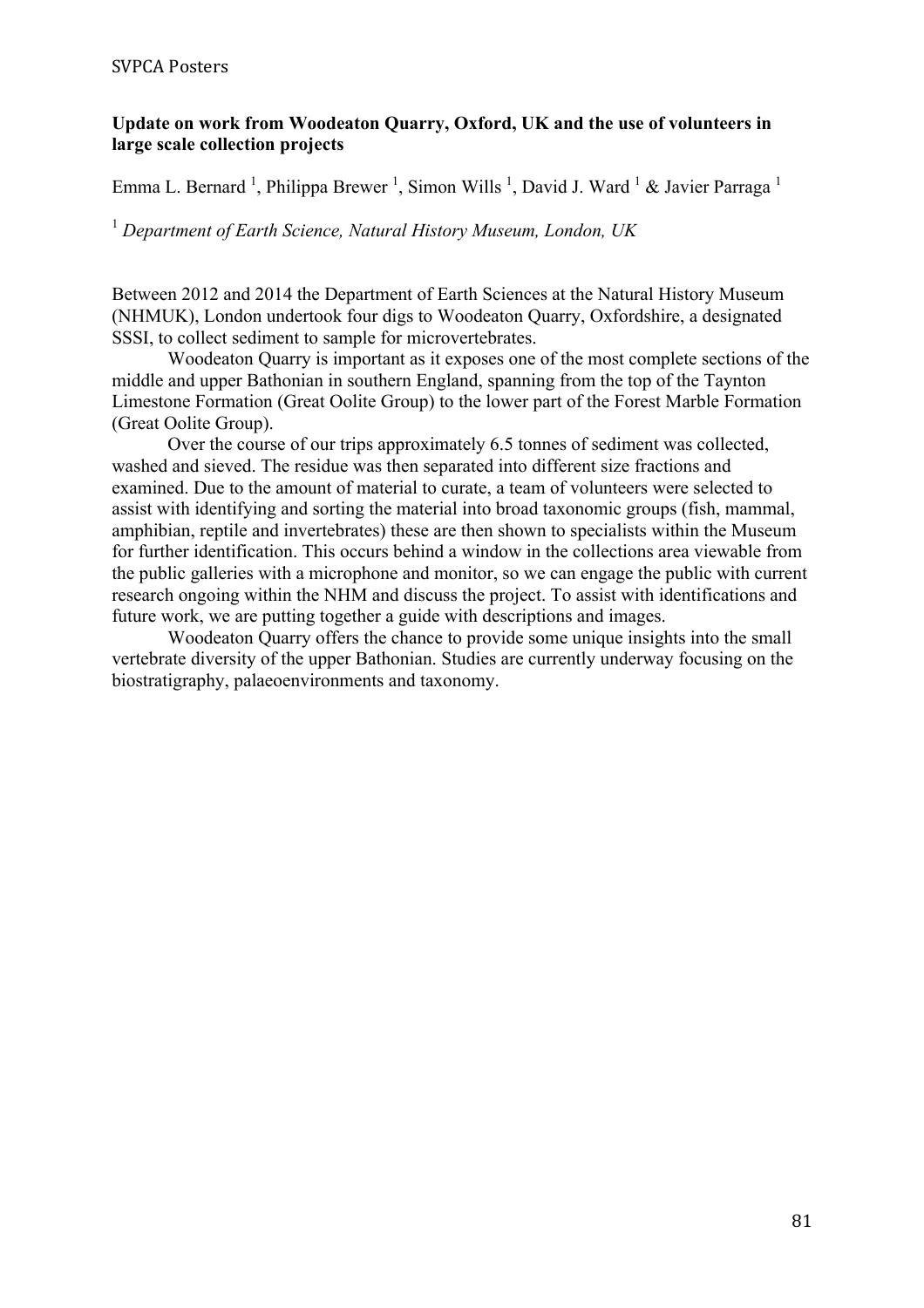**Update on work from Woodeaton Quarry, Oxford, UK and the use of volunteers in large scale collection projects**

Emma L. Bernard [1], Philippa Brewer [1], Simon Wills [1], David J. Ward [1] & Javier Parraga [1]

[1] *Department of Earth Science, Natural History Museum, London, UK*

Between 2012 and 2014 the Department of Earth Sciences at the Natural History Museum (NHMUK), London undertook four digs to Woodeaton Quarry, Oxfordshire, a designated SSSI, to collect sediment to sample for microvertebrates.

Woodeaton Quarry is important as it exposes one of the most complete sections of the middle and upper Bathonian in southern England, spanning from the top of the Taynton Limestone Formation (Great Oolite Group) to the lower part of the Forest Marble Formation (Great Oolite Group).

Over the course of our trips approximately 6.5 tonnes of sediment was collected, washed and sieved. The residue was then separated into different size fractions and examined. Due to the amount of material to curate, a team of volunteers were selected to assist with identifying and sorting the material into broad taxonomic groups (fish, mammal, amphibian, reptile and invertebrates) these are then shown to specialists within the Museum for further identification. This occurs behind a window in the collections area viewable from the public galleries with a microphone and monitor, so we can engage the public with current research ongoing within the NHM and discuss the project. To assist with identifications and future work, we are putting together a guide with descriptions and images.

Woodeaton Quarry offers the chance to provide some unique insights into the small vertebrate diversity of the upper Bathonian. Studies are currently underway focusing on the biostratigraphy, palaeoenvironments and taxonomy.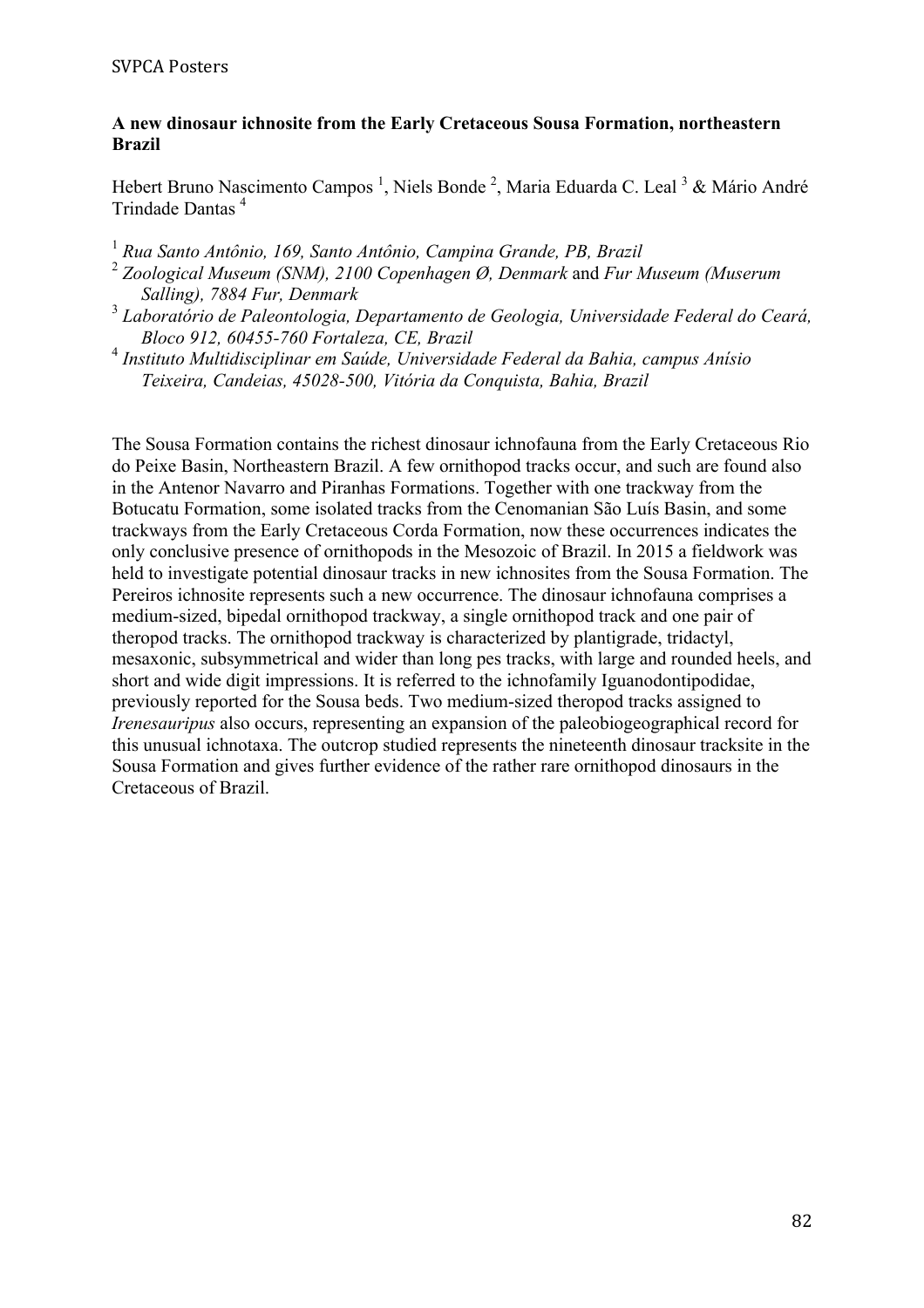## A new dinosaur ichnosite from the Early Cretaceous Sousa Formation, northeastern Brazil

Hebert Bruno Nascimento Campos [1], Niels Bonde [2], Maria Eduarda C. Leal [3] & Mário André Trindade Dantas [4]

[1] *Rua Santo Antônio, 169, Santo Antônio, Campina Grande, PB, Brazil*
[2] *Zoological Museum (SNM), 2100 Copenhagen Ø, Denmark* and *Fur Museum (Muserum Salling), 7884 Fur, Denmark*
[3] *Laboratório de Paleontologia, Departamento de Geologia, Universidade Federal do Ceará, Bloco 912, 60455-760 Fortaleza, CE, Brazil*
[4] *Instituto Multidisciplinar em Saúde, Universidade Federal da Bahia, campus Anísio Teixeira, Candeias, 45028-500, Vitória da Conquista, Bahia, Brazil*

The Sousa Formation contains the richest dinosaur ichnofauna from the Early Cretaceous Rio do Peixe Basin, Northeastern Brazil. A few ornithopod tracks occur, and such are found also in the Antenor Navarro and Piranhas Formations. Together with one trackway from the Botucatu Formation, some isolated tracks from the Cenomanian São Luís Basin, and some trackways from the Early Cretaceous Corda Formation, now these occurrences indicates the only conclusive presence of ornithopods in the Mesozoic of Brazil. In 2015 a fieldwork was held to investigate potential dinosaur tracks in new ichnosites from the Sousa Formation. The Pereiros ichnosite represents such a new occurrence. The dinosaur ichnofauna comprises a medium-sized, bipedal ornithopod trackway, a single ornithopod track and one pair of theropod tracks. The ornithopod trackway is characterized by plantigrade, tridactyl, mesaxonic, subsymmetrical and wider than long pes tracks, with large and rounded heels, and short and wide digit impressions. It is referred to the ichnofamily Iguanodontipodidae, previously reported for the Sousa beds. Two medium-sized theropod tracks assigned to *Irenesauripus* also occurs, representing an expansion of the paleobiogeographical record for this unusual ichnotaxa. The outcrop studied represents the nineteenth dinosaur tracksite in the Sousa Formation and gives further evidence of the rather rare ornithopod dinosaurs in the Cretaceous of Brazil.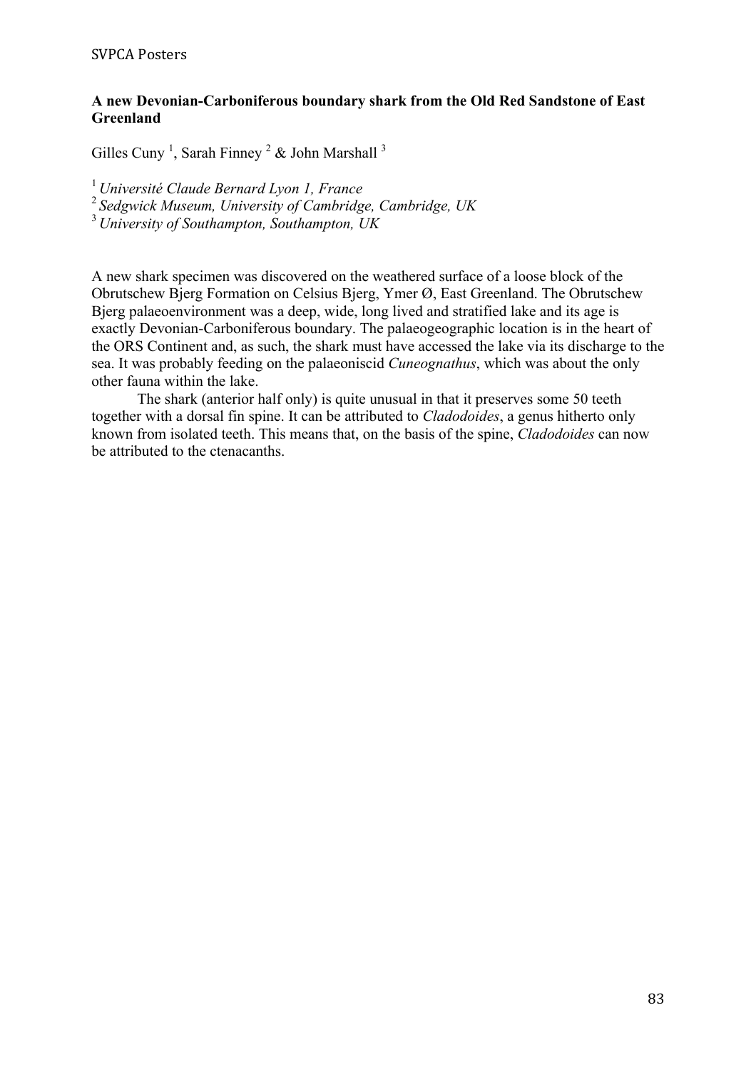## A new Devonian-Carboniferous boundary shark from the Old Red Sandstone of East Greenland

Gilles Cuny [1], Sarah Finney [2] & John Marshall [3]

[1] *Université Claude Bernard Lyon 1, France*
[2] *Sedgwick Museum, University of Cambridge, Cambridge, UK*
[3] *University of Southampton, Southampton, UK*

A new shark specimen was discovered on the weathered surface of a loose block of the Obrutschew Bjerg Formation on Celsius Bjerg, Ymer Ø, East Greenland. The Obrutschew Bjerg palaeoenvironment was a deep, wide, long lived and stratified lake and its age is exactly Devonian-Carboniferous boundary. The palaeogeographic location is in the heart of the ORS Continent and, as such, the shark must have accessed the lake via its discharge to the sea. It was probably feeding on the palaeoniscid *Cuneognathus*, which was about the only other fauna within the lake.

The shark (anterior half only) is quite unusual in that it preserves some 50 teeth together with a dorsal fin spine. It can be attributed to *Cladodoides*, a genus hitherto only known from isolated teeth. This means that, on the basis of the spine, *Cladodoides* can now be attributed to the ctenacanths.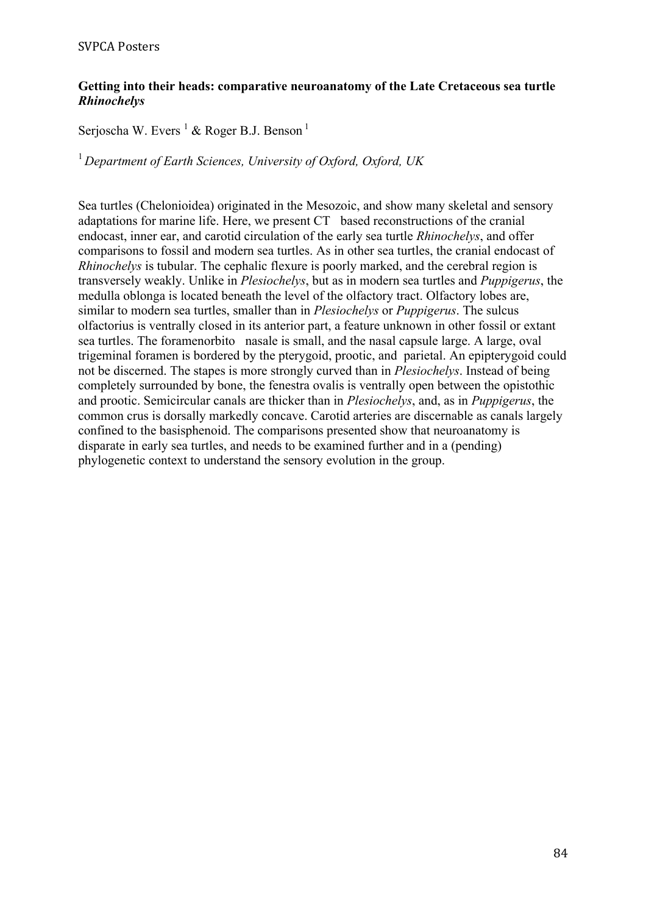**Getting into their heads: comparative neuroanatomy of the Late Cretaceous sea turtle *Rhinochelys***

Serjoscha W. Evers [1] & Roger B.J. Benson [1]

[1] *Department of Earth Sciences, University of Oxford, Oxford, UK*

Sea turtles (Chelonioidea) originated in the Mesozoic, and show many skeletal and sensory adaptations for marine life. Here, we present CT based reconstructions of the cranial endocast, inner ear, and carotid circulation of the early sea turtle *Rhinochelys*, and offer comparisons to fossil and modern sea turtles. As in other sea turtles, the cranial endocast of *Rhinochelys* is tubular. The cephalic flexure is poorly marked, and the cerebral region is transversely weakly. Unlike in *Plesiochelys*, but as in modern sea turtles and *Puppigerus*, the medulla oblonga is located beneath the level of the olfactory tract. Olfactory lobes are, similar to modern sea turtles, smaller than in *Plesiochelys* or *Puppigerus*. The sulcus olfactorius is ventrally closed in its anterior part, a feature unknown in other fossil or extant sea turtles. The foramenorbito nasale is small, and the nasal capsule large. A large, oval trigeminal foramen is bordered by the pterygoid, prootic, and parietal. An epipterygoid could not be discerned. The stapes is more strongly curved than in *Plesiochelys*. Instead of being completely surrounded by bone, the fenestra ovalis is ventrally open between the opistothic and prootic. Semicircular canals are thicker than in *Plesiochelys*, and, as in *Puppigerus*, the common crus is dorsally markedly concave. Carotid arteries are discernable as canals largely confined to the basisphenoid. The comparisons presented show that neuroanatomy is disparate in early sea turtles, and needs to be examined further and in a (pending) phylogenetic context to understand the sensory evolution in the group.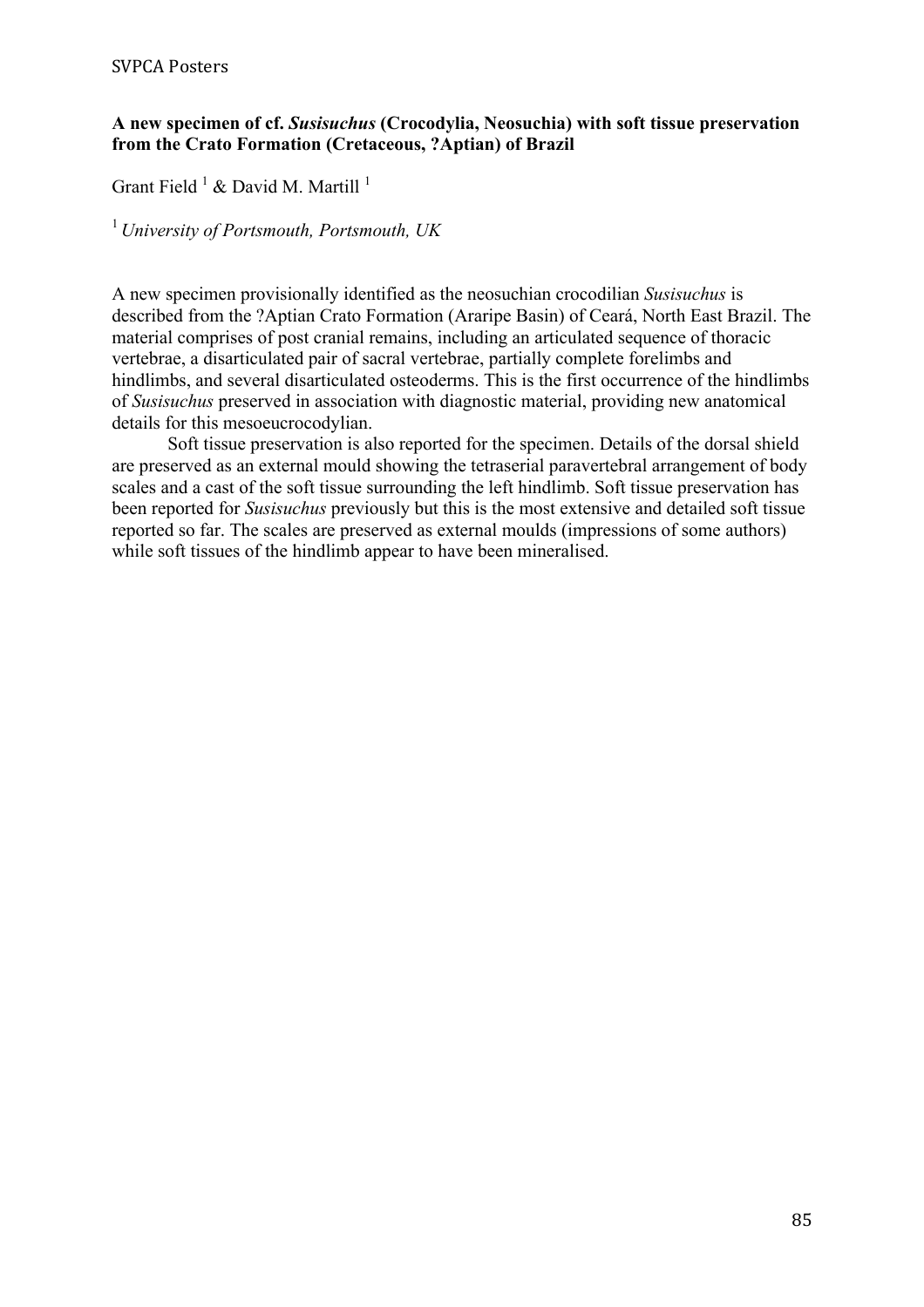**A new specimen of cf. *Susisuchus* (Crocodylia, Neosuchia) with soft tissue preservation from the Crato Formation (Cretaceous, ?Aptian) of Brazil**

Grant Field [1] & David M. Martill [1]

[1] *University of Portsmouth, Portsmouth, UK*

A new specimen provisionally identified as the neosuchian crocodilian *Susisuchus* is described from the ?Aptian Crato Formation (Araripe Basin) of Ceará, North East Brazil. The material comprises of post cranial remains, including an articulated sequence of thoracic vertebrae, a disarticulated pair of sacral vertebrae, partially complete forelimbs and hindlimbs, and several disarticulated osteoderms. This is the first occurrence of the hindlimbs of *Susisuchus* preserved in association with diagnostic material, providing new anatomical details for this mesoeucrocodylian.

Soft tissue preservation is also reported for the specimen. Details of the dorsal shield are preserved as an external mould showing the tetraserial paravertebral arrangement of body scales and a cast of the soft tissue surrounding the left hindlimb. Soft tissue preservation has been reported for *Susisuchus* previously but this is the most extensive and detailed soft tissue reported so far. The scales are preserved as external moulds (impressions of some authors) while soft tissues of the hindlimb appear to have been mineralised.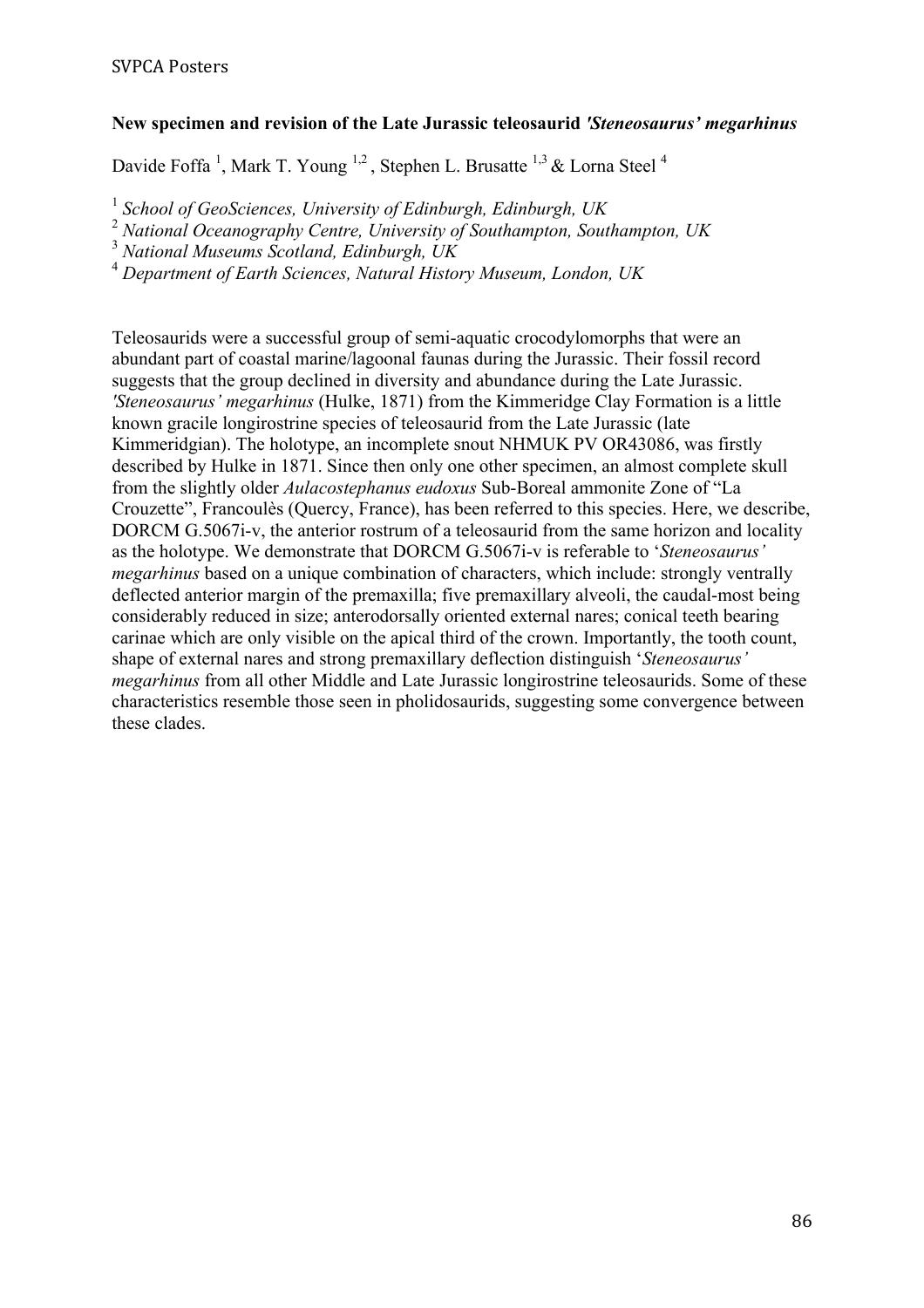**New specimen and revision of the Late Jurassic teleosaurid *'Steneosaurus' megarhinus***

Davide Foffa [1], Mark T. Young [1,2], Stephen L. Brusatte [1,3] & Lorna Steel [4]

[1] *School of GeoSciences, University of Edinburgh, Edinburgh, UK*
[2] *National Oceanography Centre, University of Southampton, Southampton, UK*
[3] *National Museums Scotland, Edinburgh, UK*
[4] *Department of Earth Sciences, Natural History Museum, London, UK*

Teleosaurids were a successful group of semi-aquatic crocodylomorphs that were an abundant part of coastal marine/lagoonal faunas during the Jurassic. Their fossil record suggests that the group declined in diversity and abundance during the Late Jurassic. *'Steneosaurus' megarhinus* (Hulke, 1871) from the Kimmeridge Clay Formation is a little known gracile longirostrine species of teleosaurid from the Late Jurassic (late Kimmeridgian). The holotype, an incomplete snout NHMUK PV OR43086, was firstly described by Hulke in 1871. Since then only one other specimen, an almost complete skull from the slightly older *Aulacostephanus eudoxus* Sub-Boreal ammonite Zone of "La Crouzette", Francoulès (Quercy, France), has been referred to this species. Here, we describe, DORCM G.5067i-v, the anterior rostrum of a teleosaurid from the same horizon and locality as the holotype. We demonstrate that DORCM G.5067i-v is referable to '*Steneosaurus' megarhinus* based on a unique combination of characters, which include: strongly ventrally deflected anterior margin of the premaxilla; five premaxillary alveoli, the caudal-most being considerably reduced in size; anterodorsally oriented external nares; conical teeth bearing carinae which are only visible on the apical third of the crown. Importantly, the tooth count, shape of external nares and strong premaxillary deflection distinguish '*Steneosaurus' megarhinus* from all other Middle and Late Jurassic longirostrine teleosaurids. Some of these characteristics resemble those seen in pholidosaurids, suggesting some convergence between these clades.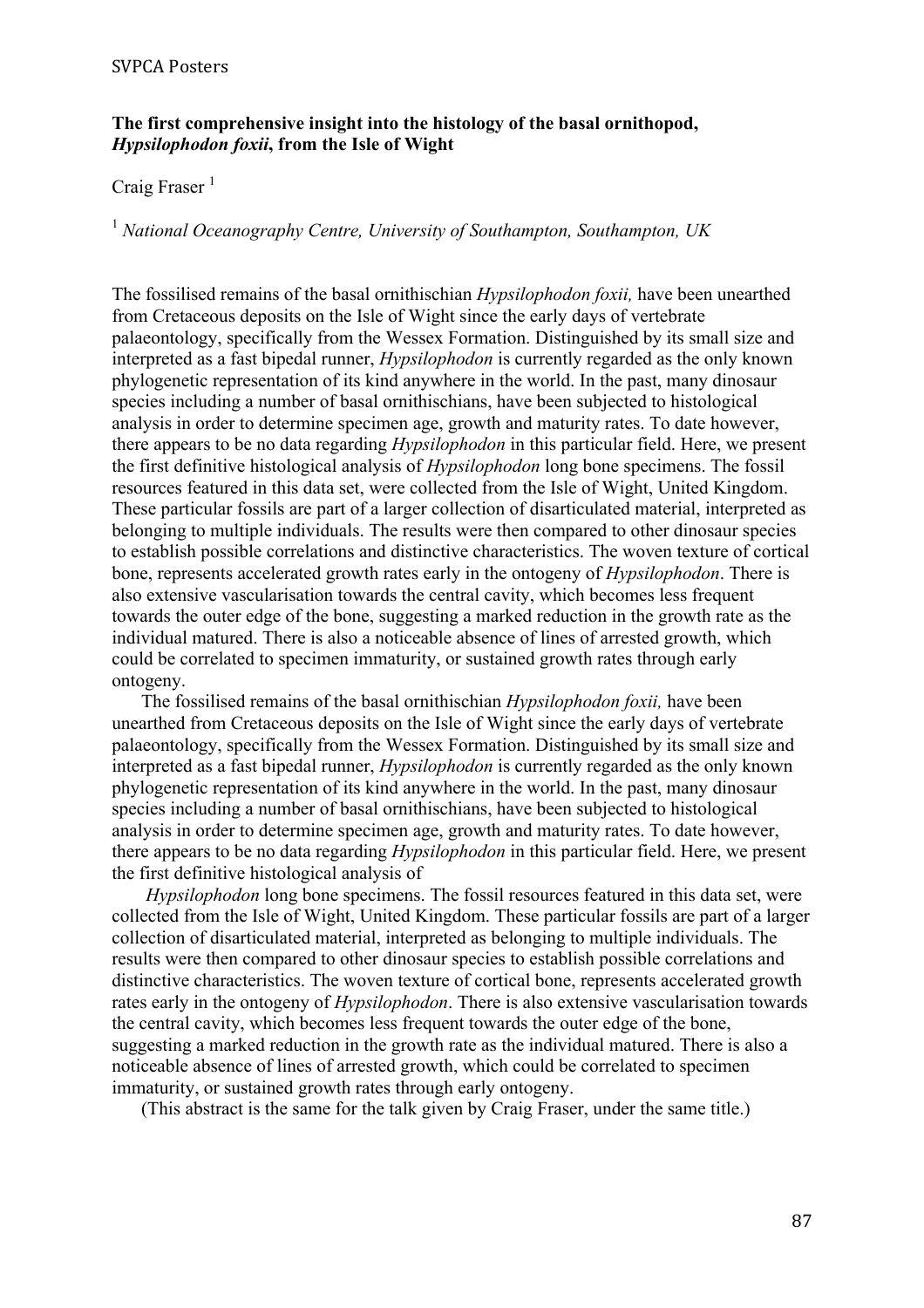**The first comprehensive insight into the histology of the basal ornithopod, *Hypsilophodon foxii*, from the Isle of Wight**

Craig Fraser [1]

[1] *National Oceanography Centre, University of Southampton, Southampton, UK*

The fossilised remains of the basal ornithischian *Hypsilophodon foxii,* have been unearthed from Cretaceous deposits on the Isle of Wight since the early days of vertebrate palaeontology, specifically from the Wessex Formation. Distinguished by its small size and interpreted as a fast bipedal runner, *Hypsilophodon* is currently regarded as the only known phylogenetic representation of its kind anywhere in the world. In the past, many dinosaur species including a number of basal ornithischians, have been subjected to histological analysis in order to determine specimen age, growth and maturity rates. To date however, there appears to be no data regarding *Hypsilophodon* in this particular field. Here, we present the first definitive histological analysis of *Hypsilophodon* long bone specimens. The fossil resources featured in this data set, were collected from the Isle of Wight, United Kingdom. These particular fossils are part of a larger collection of disarticulated material, interpreted as belonging to multiple individuals. The results were then compared to other dinosaur species to establish possible correlations and distinctive characteristics. The woven texture of cortical bone, represents accelerated growth rates early in the ontogeny of *Hypsilophodon*. There is also extensive vascularisation towards the central cavity, which becomes less frequent towards the outer edge of the bone, suggesting a marked reduction in the growth rate as the individual matured. There is also a noticeable absence of lines of arrested growth, which could be correlated to specimen immaturity, or sustained growth rates through early ontogeny.

The fossilised remains of the basal ornithischian *Hypsilophodon foxii,* have been unearthed from Cretaceous deposits on the Isle of Wight since the early days of vertebrate palaeontology, specifically from the Wessex Formation. Distinguished by its small size and interpreted as a fast bipedal runner, *Hypsilophodon* is currently regarded as the only known phylogenetic representation of its kind anywhere in the world. In the past, many dinosaur species including a number of basal ornithischians, have been subjected to histological analysis in order to determine specimen age, growth and maturity rates. To date however, there appears to be no data regarding *Hypsilophodon* in this particular field. Here, we present the first definitive histological analysis of

*Hypsilophodon* long bone specimens. The fossil resources featured in this data set, were collected from the Isle of Wight, United Kingdom. These particular fossils are part of a larger collection of disarticulated material, interpreted as belonging to multiple individuals. The results were then compared to other dinosaur species to establish possible correlations and distinctive characteristics. The woven texture of cortical bone, represents accelerated growth rates early in the ontogeny of *Hypsilophodon*. There is also extensive vascularisation towards the central cavity, which becomes less frequent towards the outer edge of the bone, suggesting a marked reduction in the growth rate as the individual matured. There is also a noticeable absence of lines of arrested growth, which could be correlated to specimen immaturity, or sustained growth rates through early ontogeny.

(This abstract is the same for the talk given by Craig Fraser, under the same title.)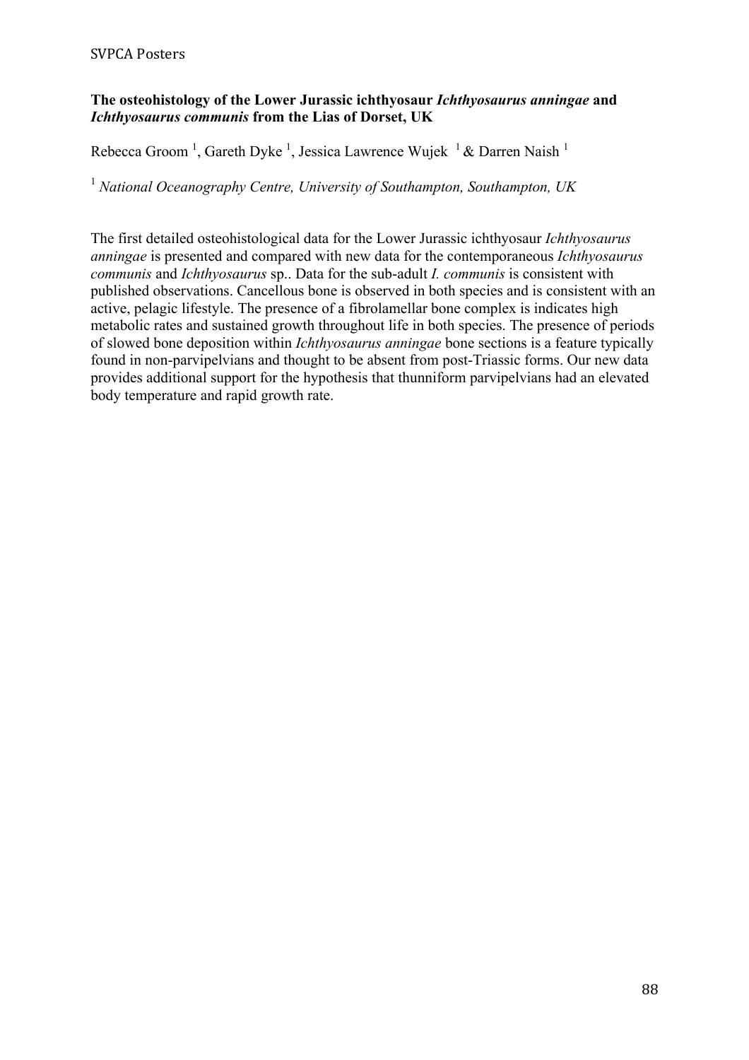**The osteohistology of the Lower Jurassic ichthyosaur *Ichthyosaurus anningae* and *Ichthyosaurus communis* from the Lias of Dorset, UK**

Rebecca Groom [1], Gareth Dyke [1], Jessica Lawrence Wujek [1] & Darren Naish [1]

[1] *National Oceanography Centre, University of Southampton, Southampton, UK*

The first detailed osteohistological data for the Lower Jurassic ichthyosaur *Ichthyosaurus anningae* is presented and compared with new data for the contemporaneous *Ichthyosaurus communis* and *Ichthyosaurus* sp.. Data for the sub-adult *I. communis* is consistent with published observations. Cancellous bone is observed in both species and is consistent with an active, pelagic lifestyle. The presence of a fibrolamellar bone complex is indicates high metabolic rates and sustained growth throughout life in both species. The presence of periods of slowed bone deposition within *Ichthyosaurus anningae* bone sections is a feature typically found in non-parvipelvians and thought to be absent from post-Triassic forms. Our new data provides additional support for the hypothesis that thunniform parvipelvians had an elevated body temperature and rapid growth rate.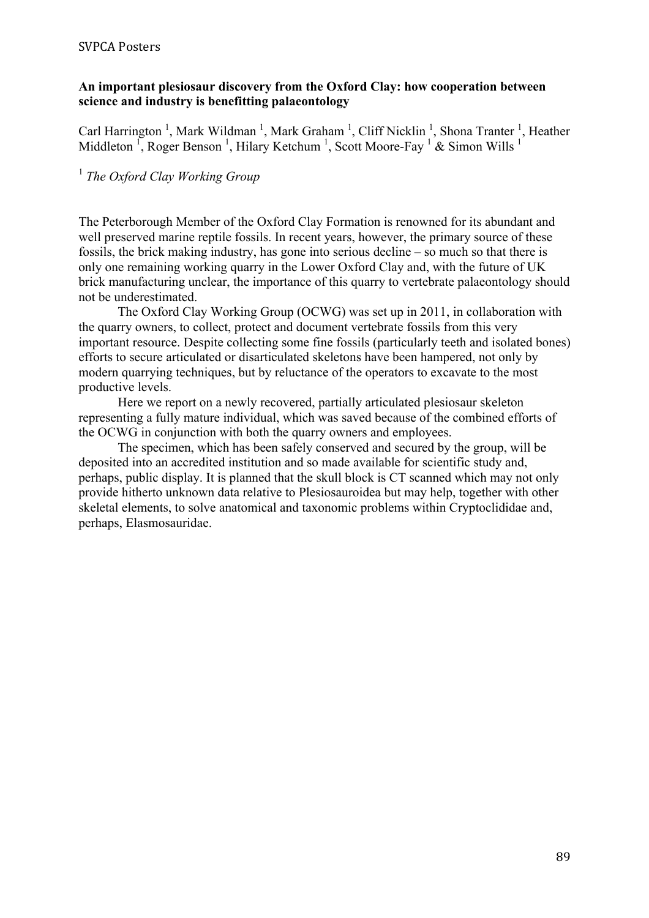**An important plesiosaur discovery from the Oxford Clay: how cooperation between science and industry is benefitting palaeontology**

Carl Harrington [1], Mark Wildman [1], Mark Graham [1], Cliff Nicklin [1], Shona Tranter [1], Heather Middleton [1], Roger Benson [1], Hilary Ketchum [1], Scott Moore-Fay [1] & Simon Wills [1]

[1] *The Oxford Clay Working Group*

The Peterborough Member of the Oxford Clay Formation is renowned for its abundant and well preserved marine reptile fossils. In recent years, however, the primary source of these fossils, the brick making industry, has gone into serious decline – so much so that there is only one remaining working quarry in the Lower Oxford Clay and, with the future of UK brick manufacturing unclear, the importance of this quarry to vertebrate palaeontology should not be underestimated.

The Oxford Clay Working Group (OCWG) was set up in 2011, in collaboration with the quarry owners, to collect, protect and document vertebrate fossils from this very important resource. Despite collecting some fine fossils (particularly teeth and isolated bones) efforts to secure articulated or disarticulated skeletons have been hampered, not only by modern quarrying techniques, but by reluctance of the operators to excavate to the most productive levels.

Here we report on a newly recovered, partially articulated plesiosaur skeleton representing a fully mature individual, which was saved because of the combined efforts of the OCWG in conjunction with both the quarry owners and employees.

The specimen, which has been safely conserved and secured by the group, will be deposited into an accredited institution and so made available for scientific study and, perhaps, public display. It is planned that the skull block is CT scanned which may not only provide hitherto unknown data relative to Plesiosauroidea but may help, together with other skeletal elements, to solve anatomical and taxonomic problems within Cryptoclididae and, perhaps, Elasmosauridae.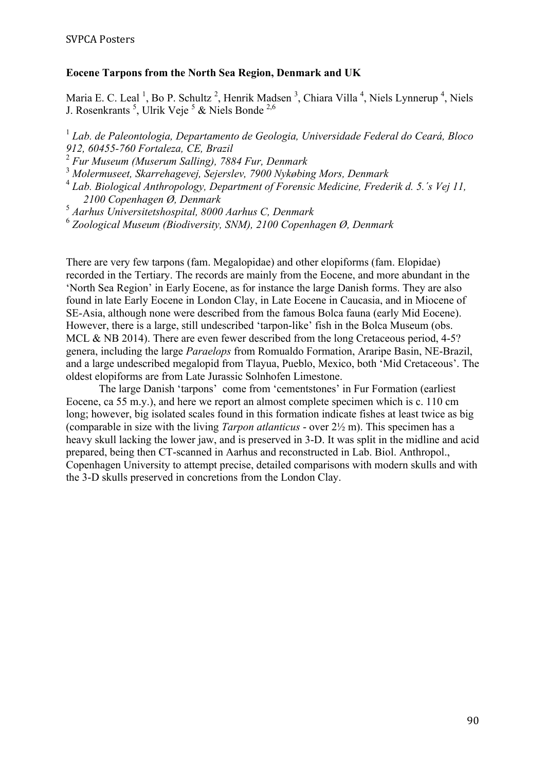**Eocene Tarpons from the North Sea Region, Denmark and UK**

Maria E. C. Leal [1], Bo P. Schultz [2], Henrik Madsen [3], Chiara Villa [4], Niels Lynnerup [4], Niels J. Rosenkrants [5], Ulrik Veje [5] & Niels Bonde [2,6]

[1] *Lab. de Paleontologia, Departamento de Geologia, Universidade Federal do Ceará, Bloco 912, 60455-760 Fortaleza, CE, Brazil*
[2] *Fur Museum (Muserum Salling), 7884 Fur, Denmark*
[3] *Molermuseet, Skarrehagevej, Sejerslev, 7900 Nykøbing Mors, Denmark*
[4] *Lab. Biological Anthropology, Department of Forensic Medicine, Frederik d. 5.´s Vej 11, 2100 Copenhagen Ø, Denmark*
[5] *Aarhus Universitetshospital, 8000 Aarhus C, Denmark*
[6] *Zoological Museum (Biodiversity, SNM), 2100 Copenhagen Ø, Denmark*

There are very few tarpons (fam. Megalopidae) and other elopiforms (fam. Elopidae) recorded in the Tertiary. The records are mainly from the Eocene, and more abundant in the 'North Sea Region' in Early Eocene, as for instance the large Danish forms. They are also found in late Early Eocene in London Clay, in Late Eocene in Caucasia, and in Miocene of SE-Asia, although none were described from the famous Bolca fauna (early Mid Eocene). However, there is a large, still undescribed 'tarpon-like' fish in the Bolca Museum (obs. MCL & NB 2014). There are even fewer described from the long Cretaceous period, 4-5? genera, including the large *Paraelops* from Romualdo Formation, Araripe Basin, NE-Brazil, and a large undescribed megalopid from Tlayua, Pueblo, Mexico, both 'Mid Cretaceous'. The oldest elopiforms are from Late Jurassic Solnhofen Limestone.

The large Danish 'tarpons' come from 'cementstones' in Fur Formation (earliest Eocene, ca 55 m.y.), and here we report an almost complete specimen which is c. 110 cm long; however, big isolated scales found in this formation indicate fishes at least twice as big (comparable in size with the living *Tarpon atlanticus* - over 2½ m). This specimen has a heavy skull lacking the lower jaw, and is preserved in 3-D. It was split in the midline and acid prepared, being then CT-scanned in Aarhus and reconstructed in Lab. Biol. Anthropol., Copenhagen University to attempt precise, detailed comparisons with modern skulls and with the 3-D skulls preserved in concretions from the London Clay.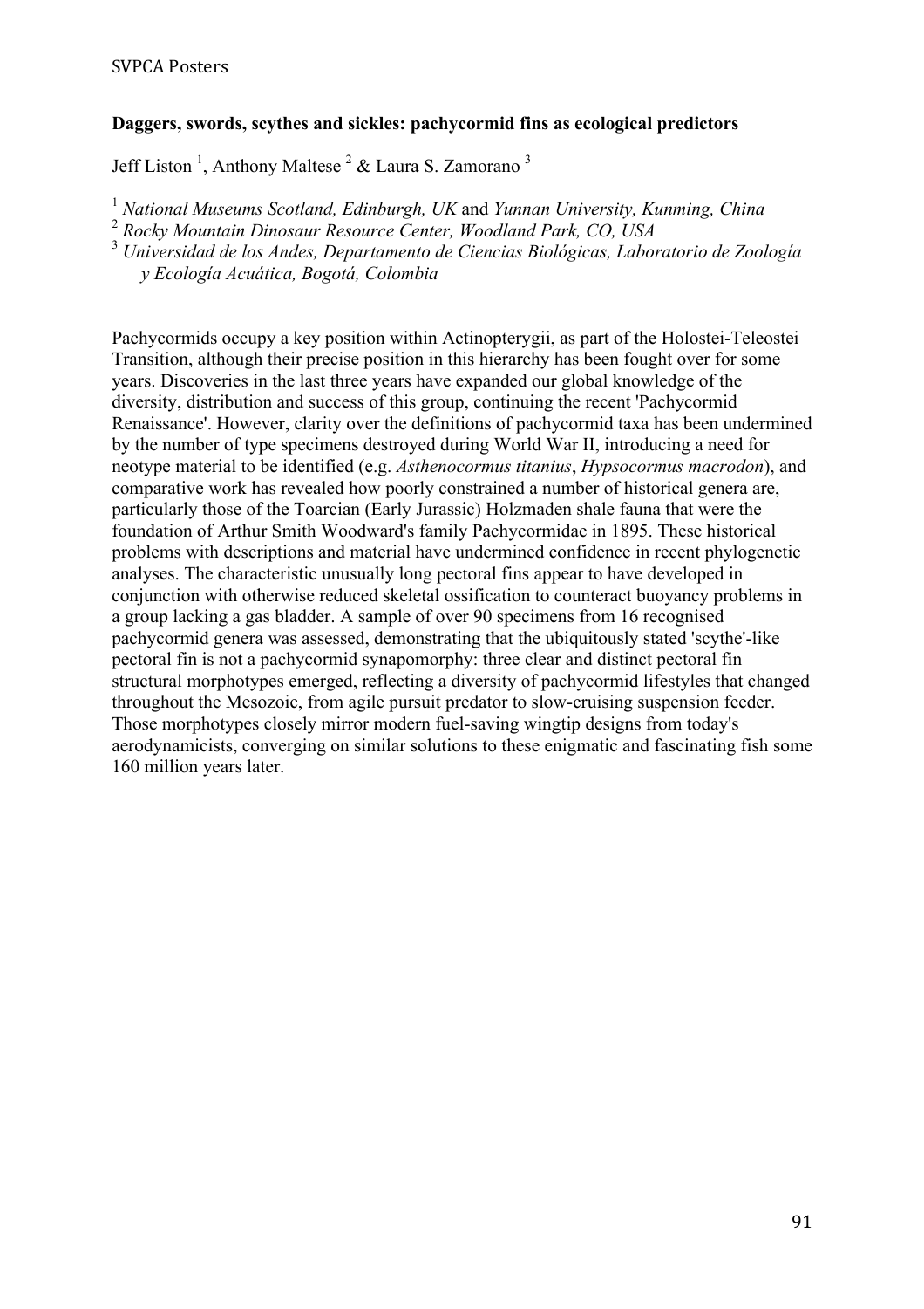**Daggers, swords, scythes and sickles: pachycormid fins as ecological predictors**

Jeff Liston [1], Anthony Maltese [2] & Laura S. Zamorano [3]

[1] *National Museums Scotland, Edinburgh, UK* and *Yunnan University, Kunming, China*
[2] *Rocky Mountain Dinosaur Resource Center, Woodland Park, CO, USA*
[3] *Universidad de los Andes, Departamento de Ciencias Biológicas, Laboratorio de Zoología y Ecología Acuática, Bogotá, Colombia*

Pachycormids occupy a key position within Actinopterygii, as part of the Holostei-Teleostei Transition, although their precise position in this hierarchy has been fought over for some years. Discoveries in the last three years have expanded our global knowledge of the diversity, distribution and success of this group, continuing the recent 'Pachycormid Renaissance'. However, clarity over the definitions of pachycormid taxa has been undermined by the number of type specimens destroyed during World War II, introducing a need for neotype material to be identified (e.g. *Asthenocormus titanius*, *Hypsocormus macrodon*), and comparative work has revealed how poorly constrained a number of historical genera are, particularly those of the Toarcian (Early Jurassic) Holzmaden shale fauna that were the foundation of Arthur Smith Woodward's family Pachycormidae in 1895. These historical problems with descriptions and material have undermined confidence in recent phylogenetic analyses. The characteristic unusually long pectoral fins appear to have developed in conjunction with otherwise reduced skeletal ossification to counteract buoyancy problems in a group lacking a gas bladder. A sample of over 90 specimens from 16 recognised pachycormid genera was assessed, demonstrating that the ubiquitously stated 'scythe'-like pectoral fin is not a pachycormid synapomorphy: three clear and distinct pectoral fin structural morphotypes emerged, reflecting a diversity of pachycormid lifestyles that changed throughout the Mesozoic, from agile pursuit predator to slow-cruising suspension feeder. Those morphotypes closely mirror modern fuel-saving wingtip designs from today's aerodynamicists, converging on similar solutions to these enigmatic and fascinating fish some 160 million years later.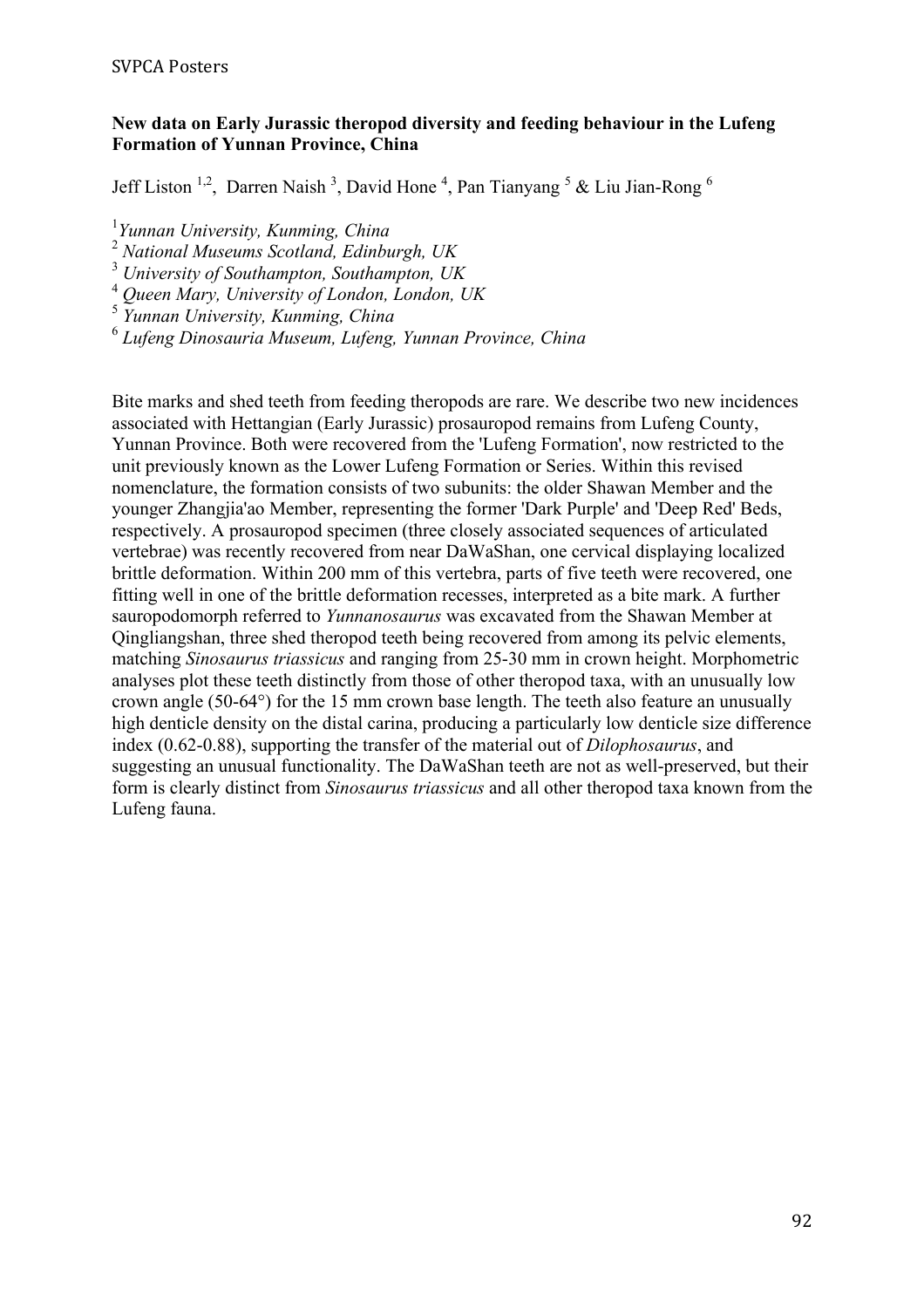**New data on Early Jurassic theropod diversity and feeding behaviour in the Lufeng Formation of Yunnan Province, China**

Jeff Liston [1,2], Darren Naish [3], David Hone [4], Pan Tianyang [5] & Liu Jian-Rong [6]

[1] *Yunnan University, Kunming, China*
[2] *National Museums Scotland, Edinburgh, UK*
[3] *University of Southampton, Southampton, UK*
[4] *Queen Mary, University of London, London, UK*
[5] *Yunnan University, Kunming, China*
[6] *Lufeng Dinosauria Museum, Lufeng, Yunnan Province, China*

Bite marks and shed teeth from feeding theropods are rare. We describe two new incidences associated with Hettangian (Early Jurassic) prosauropod remains from Lufeng County, Yunnan Province. Both were recovered from the 'Lufeng Formation', now restricted to the unit previously known as the Lower Lufeng Formation or Series. Within this revised nomenclature, the formation consists of two subunits: the older Shawan Member and the younger Zhangjia'ao Member, representing the former 'Dark Purple' and 'Deep Red' Beds, respectively. A prosauropod specimen (three closely associated sequences of articulated vertebrae) was recently recovered from near DaWaShan, one cervical displaying localized brittle deformation. Within 200 mm of this vertebra, parts of five teeth were recovered, one fitting well in one of the brittle deformation recesses, interpreted as a bite mark. A further sauropodomorph referred to *Yunnanosaurus* was excavated from the Shawan Member at Qingliangshan, three shed theropod teeth being recovered from among its pelvic elements, matching *Sinosaurus triassicus* and ranging from 25-30 mm in crown height. Morphometric analyses plot these teeth distinctly from those of other theropod taxa, with an unusually low crown angle (50-64°) for the 15 mm crown base length. The teeth also feature an unusually high denticle density on the distal carina, producing a particularly low denticle size difference index (0.62-0.88), supporting the transfer of the material out of *Dilophosaurus*, and suggesting an unusual functionality. The DaWaShan teeth are not as well-preserved, but their form is clearly distinct from *Sinosaurus triassicus* and all other theropod taxa known from the Lufeng fauna.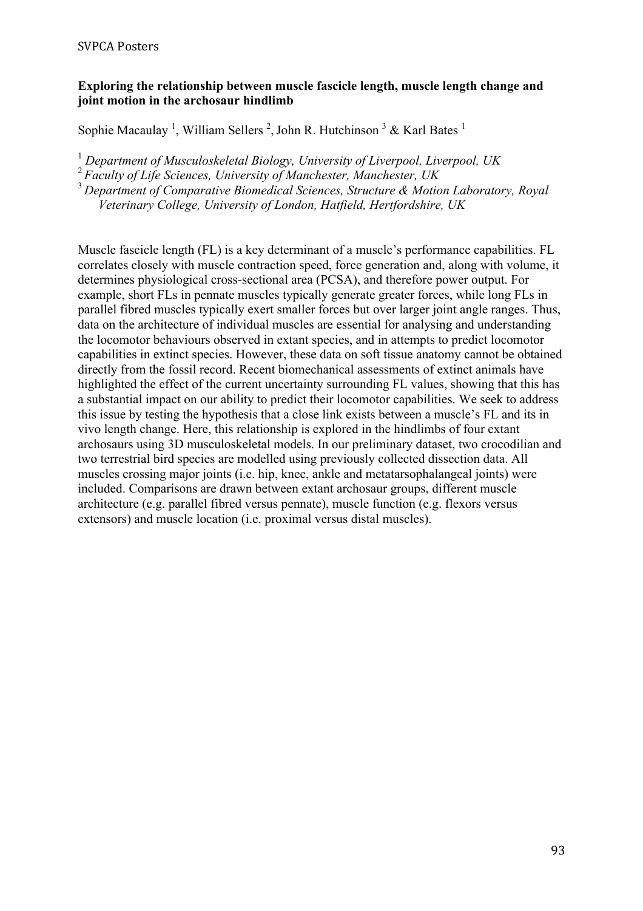**Exploring the relationship between muscle fascicle length, muscle length change and joint motion in the archosaur hindlimb**

Sophie Macaulay [1], William Sellers [2], John R. Hutchinson [3] & Karl Bates [1]

[1] *Department of Musculoskeletal Biology, University of Liverpool, Liverpool, UK*

[2] *Faculty of Life Sciences, University of Manchester, Manchester, UK*

[3] *Department of Comparative Biomedical Sciences, Structure & Motion Laboratory, Royal Veterinary College, University of London, Hatfield, Hertfordshire, UK*

Muscle fascicle length (FL) is a key determinant of a muscle's performance capabilities. FL correlates closely with muscle contraction speed, force generation and, along with volume, it determines physiological cross-sectional area (PCSA), and therefore power output. For example, short FLs in pennate muscles typically generate greater forces, while long FLs in parallel fibred muscles typically exert smaller forces but over larger joint angle ranges. Thus, data on the architecture of individual muscles are essential for analysing and understanding the locomotor behaviours observed in extant species, and in attempts to predict locomotor capabilities in extinct species. However, these data on soft tissue anatomy cannot be obtained directly from the fossil record. Recent biomechanical assessments of extinct animals have highlighted the effect of the current uncertainty surrounding FL values, showing that this has a substantial impact on our ability to predict their locomotor capabilities. We seek to address this issue by testing the hypothesis that a close link exists between a muscle's FL and its in vivo length change. Here, this relationship is explored in the hindlimbs of four extant archosaurs using 3D musculoskeletal models. In our preliminary dataset, two crocodilian and two terrestrial bird species are modelled using previously collected dissection data. All muscles crossing major joints (i.e. hip, knee, ankle and metatarsophalangeal joints) were included. Comparisons are drawn between extant archosaur groups, different muscle architecture (e.g. parallel fibred versus pennate), muscle function (e.g. flexors versus extensors) and muscle location (i.e. proximal versus distal muscles).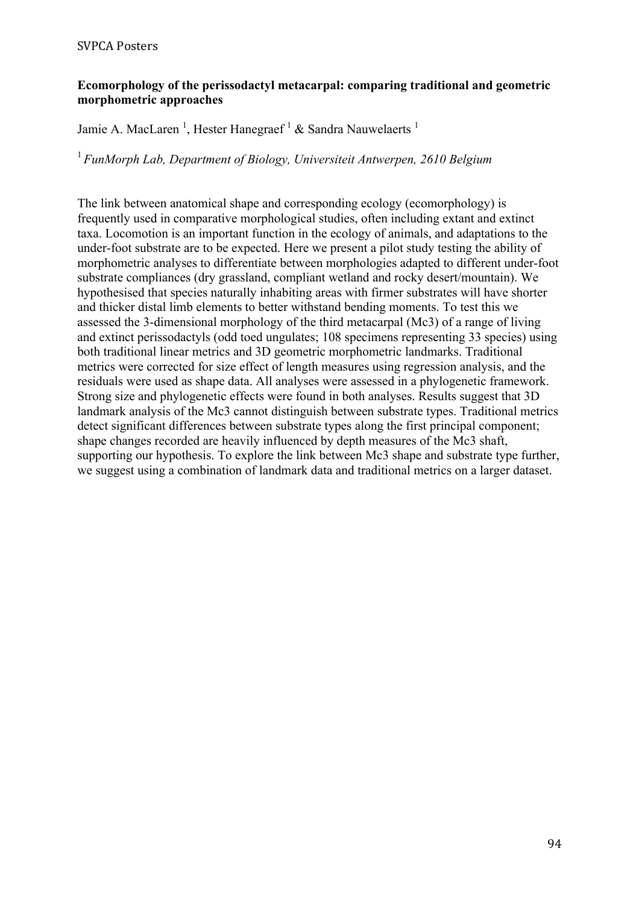**Ecomorphology of the perissodactyl metacarpal: comparing traditional and geometric morphometric approaches**

Jamie A. MacLaren [1], Hester Hanegraef [1] & Sandra Nauwelaerts [1]

[1] *FunMorph Lab, Department of Biology, Universiteit Antwerpen, 2610 Belgium*

The link between anatomical shape and corresponding ecology (ecomorphology) is frequently used in comparative morphological studies, often including extant and extinct taxa. Locomotion is an important function in the ecology of animals, and adaptations to the under-foot substrate are to be expected. Here we present a pilot study testing the ability of morphometric analyses to differentiate between morphologies adapted to different under-foot substrate compliances (dry grassland, compliant wetland and rocky desert/mountain). We hypothesised that species naturally inhabiting areas with firmer substrates will have shorter and thicker distal limb elements to better withstand bending moments. To test this we assessed the 3-dimensional morphology of the third metacarpal (Mc3) of a range of living and extinct perissodactyls (odd toed ungulates; 108 specimens representing 33 species) using both traditional linear metrics and 3D geometric morphometric landmarks. Traditional metrics were corrected for size effect of length measures using regression analysis, and the residuals were used as shape data. All analyses were assessed in a phylogenetic framework. Strong size and phylogenetic effects were found in both analyses. Results suggest that 3D landmark analysis of the Mc3 cannot distinguish between substrate types. Traditional metrics detect significant differences between substrate types along the first principal component; shape changes recorded are heavily influenced by depth measures of the Mc3 shaft, supporting our hypothesis. To explore the link between Mc3 shape and substrate type further, we suggest using a combination of landmark data and traditional metrics on a larger dataset.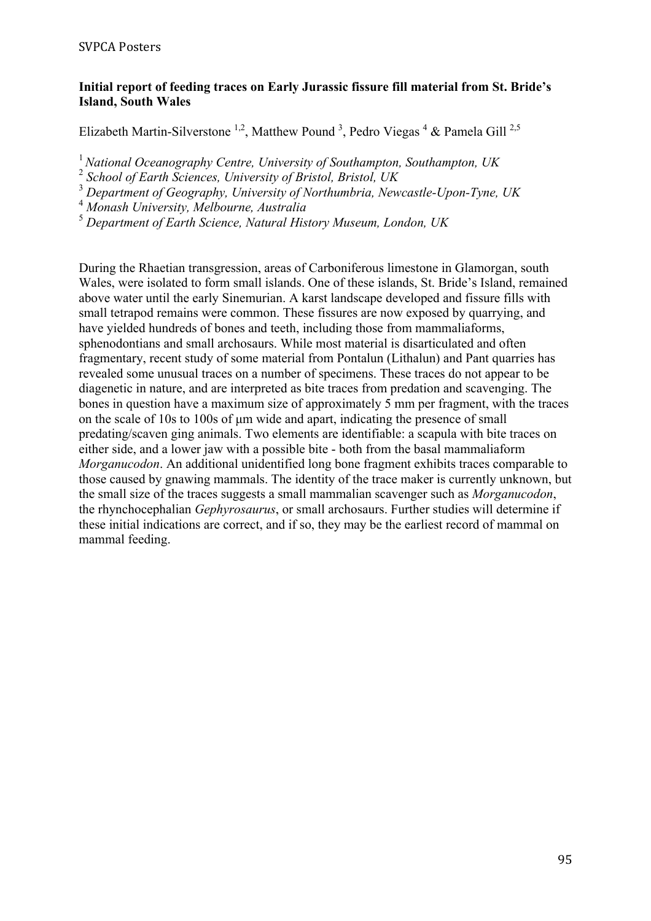**Initial report of feeding traces on Early Jurassic fissure fill material from St. Bride's Island, South Wales**

Elizabeth Martin-Silverstone [1,2], Matthew Pound [3], Pedro Viegas [4] & Pamela Gill [2,5]

[1] *National Oceanography Centre, University of Southampton, Southampton, UK*
[2] *School of Earth Sciences, University of Bristol, Bristol, UK*
[3] *Department of Geography, University of Northumbria, Newcastle-Upon-Tyne, UK*
[4] *Monash University, Melbourne, Australia*
[5] *Department of Earth Science, Natural History Museum, London, UK*

During the Rhaetian transgression, areas of Carboniferous limestone in Glamorgan, south Wales, were isolated to form small islands. One of these islands, St. Bride's Island, remained above water until the early Sinemurian. A karst landscape developed and fissure fills with small tetrapod remains were common. These fissures are now exposed by quarrying, and have yielded hundreds of bones and teeth, including those from mammaliaforms, sphenodontians and small archosaurs. While most material is disarticulated and often fragmentary, recent study of some material from Pontalun (Lithalun) and Pant quarries has revealed some unusual traces on a number of specimens. These traces do not appear to be diagenetic in nature, and are interpreted as bite traces from predation and scavenging. The bones in question have a maximum size of approximately 5 mm per fragment, with the traces on the scale of 10s to 100s of μm wide and apart, indicating the presence of small predating/scaven ging animals. Two elements are identifiable: a scapula with bite traces on either side, and a lower jaw with a possible bite - both from the basal mammaliaform *Morganucodon*. An additional unidentified long bone fragment exhibits traces comparable to those caused by gnawing mammals. The identity of the trace maker is currently unknown, but the small size of the traces suggests a small mammalian scavenger such as *Morganucodon*, the rhynchocephalian *Gephyrosaurus*, or small archosaurs. Further studies will determine if these initial indications are correct, and if so, they may be the earliest record of mammal on mammal feeding.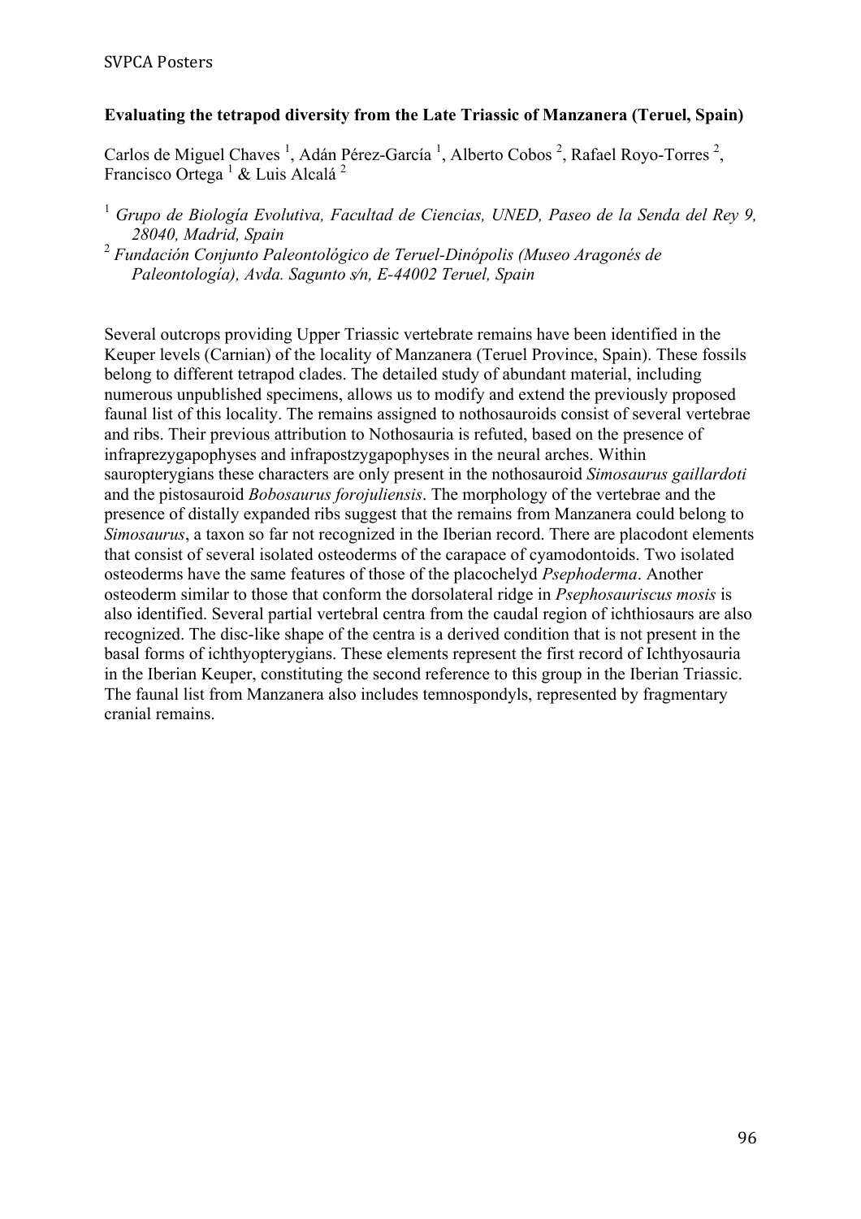**Evaluating the tetrapod diversity from the Late Triassic of Manzanera (Teruel, Spain)**

Carlos de Miguel Chaves [1], Adán Pérez-García [1], Alberto Cobos [2], Rafael Royo-Torres [2], Francisco Ortega [1] & Luis Alcalá [2]

[1] *Grupo de Biología Evolutiva, Facultad de Ciencias, UNED, Paseo de la Senda del Rey 9, 28040, Madrid, Spain*

[2] *Fundación Conjunto Paleontológico de Teruel-Dinópolis (Museo Aragonés de Paleontología), Avda. Sagunto s/n, E-44002 Teruel, Spain*

Several outcrops providing Upper Triassic vertebrate remains have been identified in the Keuper levels (Carnian) of the locality of Manzanera (Teruel Province, Spain). These fossils belong to different tetrapod clades. The detailed study of abundant material, including numerous unpublished specimens, allows us to modify and extend the previously proposed faunal list of this locality. The remains assigned to nothosauroids consist of several vertebrae and ribs. Their previous attribution to Nothosauria is refuted, based on the presence of infraprezygapophyses and infrapostzygapophyses in the neural arches. Within sauropterygians these characters are only present in the nothosauroid *Simosaurus gaillardoti* and the pistosauroid *Bobosaurus forojuliensis*. The morphology of the vertebrae and the presence of distally expanded ribs suggest that the remains from Manzanera could belong to *Simosaurus*, a taxon so far not recognized in the Iberian record. There are placodont elements that consist of several isolated osteoderms of the carapace of cyamodontoids. Two isolated osteoderms have the same features of those of the placochelyd *Psephoderma*. Another osteoderm similar to those that conform the dorsolateral ridge in *Psephosauriscus mosis* is also identified. Several partial vertebral centra from the caudal region of ichthiosaurs are also recognized. The disc-like shape of the centra is a derived condition that is not present in the basal forms of ichthyopterygians. These elements represent the first record of Ichthyosauria in the Iberian Keuper, constituting the second reference to this group in the Iberian Triassic. The faunal list from Manzanera also includes temnospondyls, represented by fragmentary cranial remains.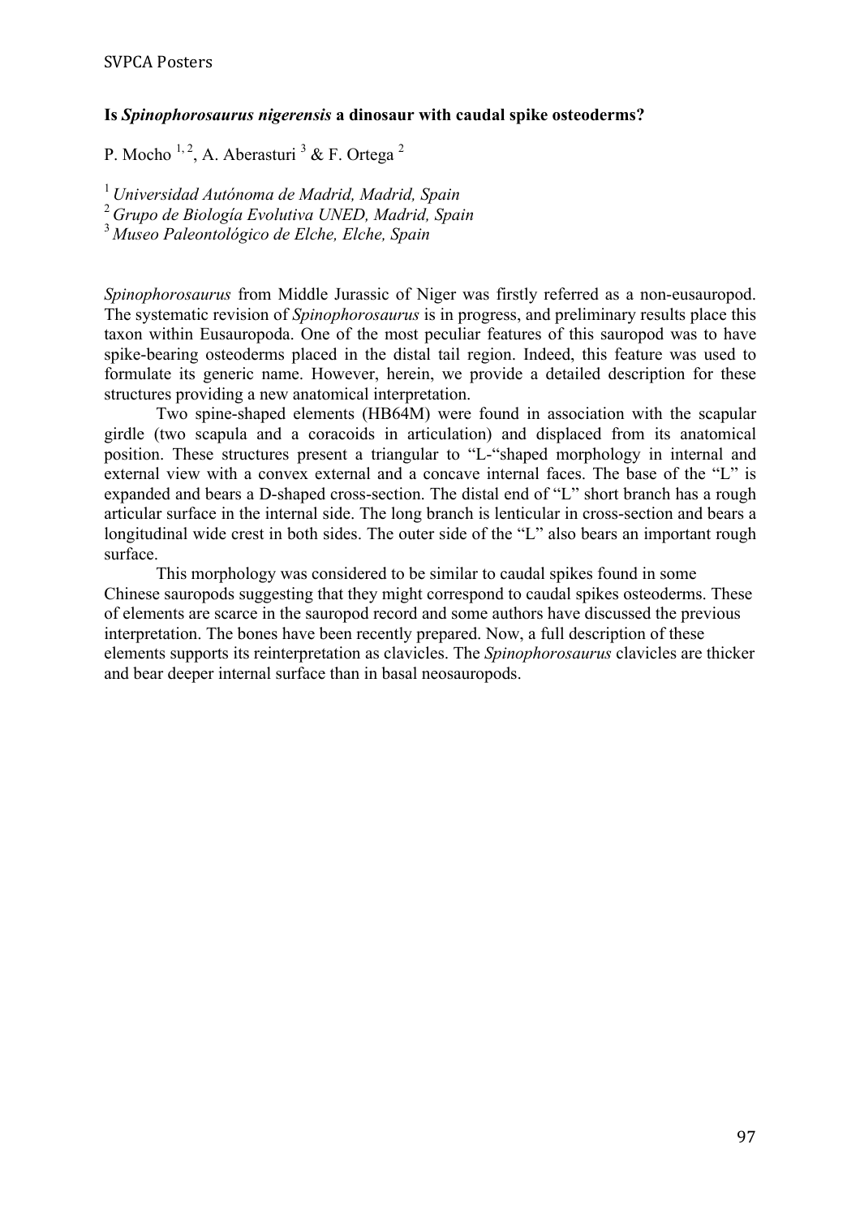### Is *Spinophorosaurus nigerensis* a dinosaur with caudal spike osteoderms?

P. Mocho [1, 2], A. Aberasturi [3] & F. Ortega [2]

[1] *Universidad Autónoma de Madrid, Madrid, Spain*
[2] *Grupo de Biología Evolutiva UNED, Madrid, Spain*
[3] *Museo Paleontológico de Elche, Elche, Spain*

*Spinophorosaurus* from Middle Jurassic of Niger was firstly referred as a non-eusauropod. The systematic revision of *Spinophorosaurus* is in progress, and preliminary results place this taxon within Eusauropoda. One of the most peculiar features of this sauropod was to have spike-bearing osteoderms placed in the distal tail region. Indeed, this feature was used to formulate its generic name. However, herein, we provide a detailed description for these structures providing a new anatomical interpretation.

Two spine-shaped elements (HB64M) were found in association with the scapular girdle (two scapula and a coracoids in articulation) and displaced from its anatomical position. These structures present a triangular to "L-"shaped morphology in internal and external view with a convex external and a concave internal faces. The base of the "L" is expanded and bears a D-shaped cross-section. The distal end of "L" short branch has a rough articular surface in the internal side. The long branch is lenticular in cross-section and bears a longitudinal wide crest in both sides. The outer side of the "L" also bears an important rough surface.

This morphology was considered to be similar to caudal spikes found in some Chinese sauropods suggesting that they might correspond to caudal spikes osteoderms. These of elements are scarce in the sauropod record and some authors have discussed the previous interpretation. The bones have been recently prepared. Now, a full description of these elements supports its reinterpretation as clavicles. The *Spinophorosaurus* clavicles are thicker and bear deeper internal surface than in basal neosauropods.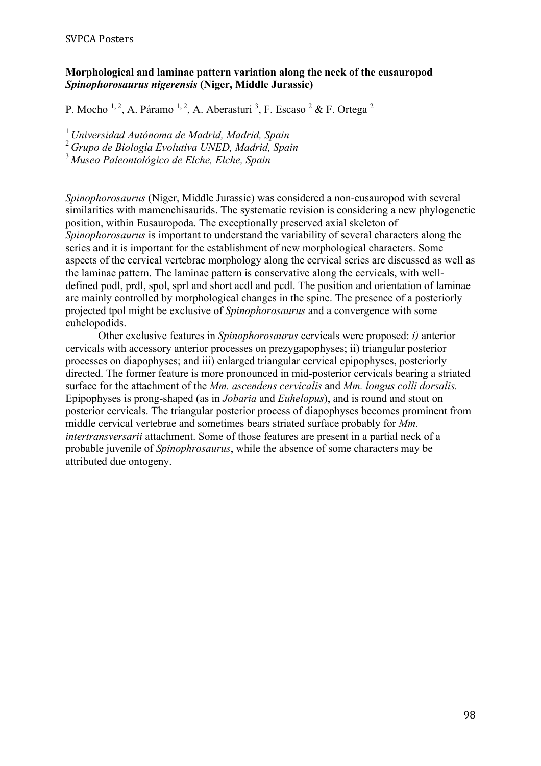**Morphological and laminae pattern variation along the neck of the eusauropod *Spinophorosaurus nigerensis* (Niger, Middle Jurassic)**

P. Mocho [1, 2], A. Páramo [1, 2], A. Aberasturi [3], F. Escaso [2] & F. Ortega [2]

[1] *Universidad Autónoma de Madrid, Madrid, Spain*
[2] *Grupo de Biología Evolutiva UNED, Madrid, Spain*
[3] *Museo Paleontológico de Elche, Elche, Spain*

*Spinophorosaurus* (Niger, Middle Jurassic) was considered a non-eusauropod with several similarities with mamenchisaurids. The systematic revision is considering a new phylogenetic position, within Eusauropoda. The exceptionally preserved axial skeleton of *Spinophorosaurus* is important to understand the variability of several characters along the series and it is important for the establishment of new morphological characters. Some aspects of the cervical vertebrae morphology along the cervical series are discussed as well as the laminae pattern. The laminae pattern is conservative along the cervicals, with well-defined podl, prdl, spol, sprl and short acdl and pcdl. The position and orientation of laminae are mainly controlled by morphological changes in the spine. The presence of a posteriorly projected tpol might be exclusive of *Spinophorosaurus* and a convergence with some euhelopodids.

Other exclusive features in *Spinophorosaurus* cervicals were proposed: *i)* anterior cervicals with accessory anterior processes on prezygapophyses; ii) triangular posterior processes on diapophyses; and iii) enlarged triangular cervical epipophyses, posteriorly directed. The former feature is more pronounced in mid-posterior cervicals bearing a striated surface for the attachment of the *Mm. ascendens cervicalis* and *Mm. longus colli dorsalis.* Epipophyses is prong-shaped (as in *Jobaria* and *Euhelopus*), and is round and stout on posterior cervicals. The triangular posterior process of diapophyses becomes prominent from middle cervical vertebrae and sometimes bears striated surface probably for *Mm. intertransversarii* attachment. Some of those features are present in a partial neck of a probable juvenile of *Spinophrosaurus*, while the absence of some characters may be attributed due ontogeny.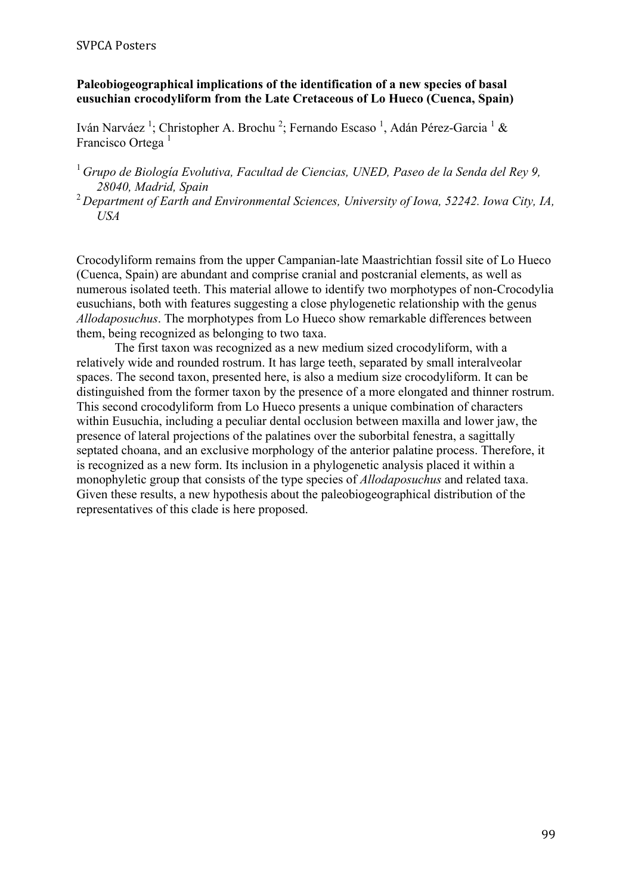**Paleobiogeographical implications of the identification of a new species of basal eusuchian crocodyliform from the Late Cretaceous of Lo Hueco (Cuenca, Spain)**

Iván Narváez [1]; Christopher A. Brochu [2]; Fernando Escaso [1], Adán Pérez-Garcia [1] & Francisco Ortega [1]

[1] *Grupo de Biología Evolutiva, Facultad de Ciencias, UNED, Paseo de la Senda del Rey 9, 28040, Madrid, Spain*

[2] *Department of Earth and Environmental Sciences, University of Iowa, 52242. Iowa City, IA, USA*

Crocodyliform remains from the upper Campanian-late Maastrichtian fossil site of Lo Hueco (Cuenca, Spain) are abundant and comprise cranial and postcranial elements, as well as numerous isolated teeth. This material allowe to identify two morphotypes of non-Crocodylia eusuchians, both with features suggesting a close phylogenetic relationship with the genus *Allodaposuchus*. The morphotypes from Lo Hueco show remarkable differences between them, being recognized as belonging to two taxa.

The first taxon was recognized as a new medium sized crocodyliform, with a relatively wide and rounded rostrum. It has large teeth, separated by small interalveolar spaces. The second taxon, presented here, is also a medium size crocodyliform. It can be distinguished from the former taxon by the presence of a more elongated and thinner rostrum. This second crocodyliform from Lo Hueco presents a unique combination of characters within Eusuchia, including a peculiar dental occlusion between maxilla and lower jaw, the presence of lateral projections of the palatines over the suborbital fenestra, a sagittally septated choana, and an exclusive morphology of the anterior palatine process. Therefore, it is recognized as a new form. Its inclusion in a phylogenetic analysis placed it within a monophyletic group that consists of the type species of *Allodaposuchus* and related taxa. Given these results, a new hypothesis about the paleobiogeographical distribution of the representatives of this clade is here proposed.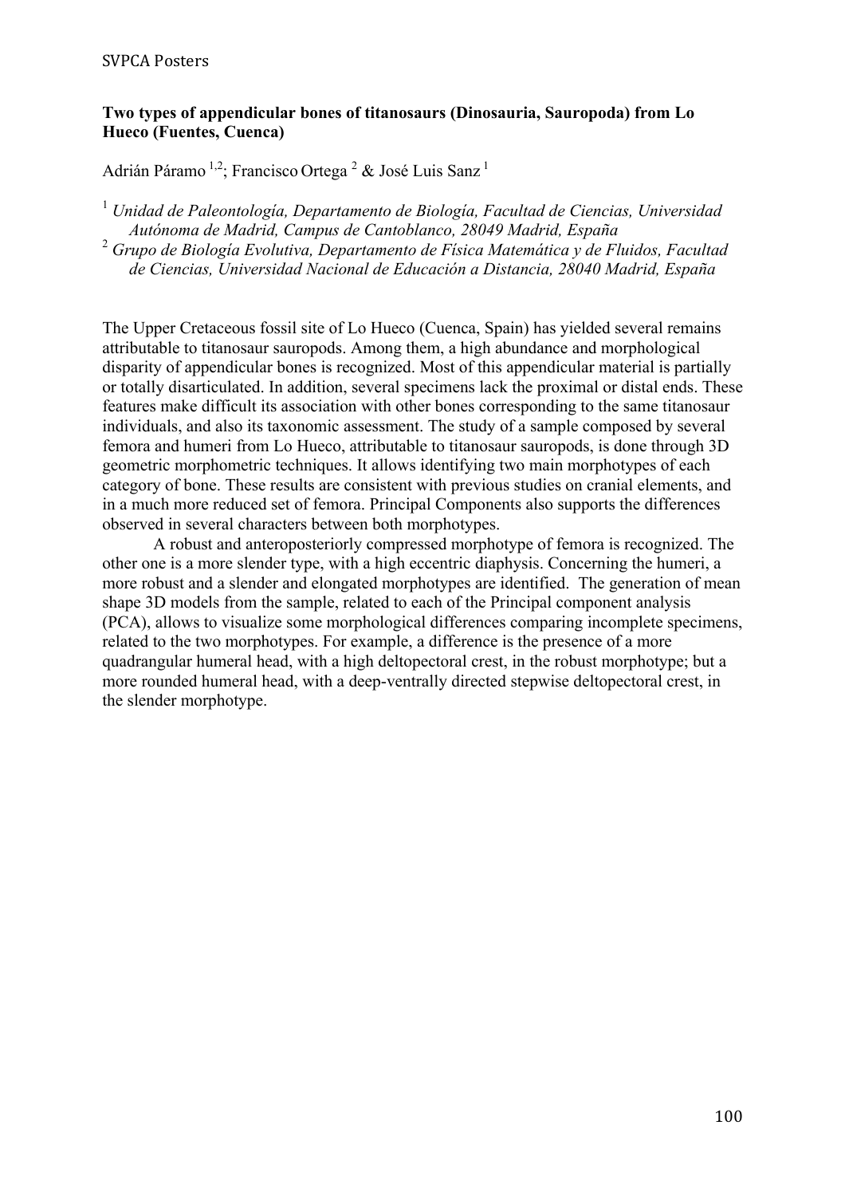**Two types of appendicular bones of titanosaurs (Dinosauria, Sauropoda) from Lo Hueco (Fuentes, Cuenca)**

Adrián Páramo [1,2]; Francisco Ortega [2] & José Luis Sanz [1]

[1] *Unidad de Paleontología, Departamento de Biología, Facultad de Ciencias, Universidad Autónoma de Madrid, Campus de Cantoblanco, 28049 Madrid, España*

[2] *Grupo de Biología Evolutiva, Departamento de Física Matemática y de Fluidos, Facultad de Ciencias, Universidad Nacional de Educación a Distancia, 28040 Madrid, España*

The Upper Cretaceous fossil site of Lo Hueco (Cuenca, Spain) has yielded several remains attributable to titanosaur sauropods. Among them, a high abundance and morphological disparity of appendicular bones is recognized. Most of this appendicular material is partially or totally disarticulated. In addition, several specimens lack the proximal or distal ends. These features make difficult its association with other bones corresponding to the same titanosaur individuals, and also its taxonomic assessment. The study of a sample composed by several femora and humeri from Lo Hueco, attributable to titanosaur sauropods, is done through 3D geometric morphometric techniques. It allows identifying two main morphotypes of each category of bone. These results are consistent with previous studies on cranial elements, and in a much more reduced set of femora. Principal Components also supports the differences observed in several characters between both morphotypes.

A robust and anteroposteriorly compressed morphotype of femora is recognized. The other one is a more slender type, with a high eccentric diaphysis. Concerning the humeri, a more robust and a slender and elongated morphotypes are identified. The generation of mean shape 3D models from the sample, related to each of the Principal component analysis (PCA), allows to visualize some morphological differences comparing incomplete specimens, related to the two morphotypes. For example, a difference is the presence of a more quadrangular humeral head, with a high deltopectoral crest, in the robust morphotype; but a more rounded humeral head, with a deep-ventrally directed stepwise deltopectoral crest, in the slender morphotype.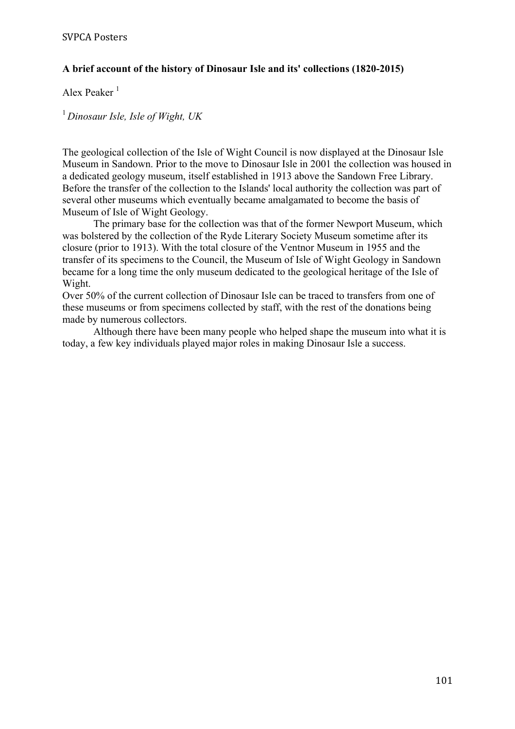**A brief account of the history of Dinosaur Isle and its' collections (1820-2015)**

Alex Peaker [1]

[1] *Dinosaur Isle, Isle of Wight, UK*

The geological collection of the Isle of Wight Council is now displayed at the Dinosaur Isle Museum in Sandown. Prior to the move to Dinosaur Isle in 2001 the collection was housed in a dedicated geology museum, itself established in 1913 above the Sandown Free Library. Before the transfer of the collection to the Islands' local authority the collection was part of several other museums which eventually became amalgamated to become the basis of Museum of Isle of Wight Geology.

The primary base for the collection was that of the former Newport Museum, which was bolstered by the collection of the Ryde Literary Society Museum sometime after its closure (prior to 1913). With the total closure of the Ventnor Museum in 1955 and the transfer of its specimens to the Council, the Museum of Isle of Wight Geology in Sandown became for a long time the only museum dedicated to the geological heritage of the Isle of Wight.

Over 50% of the current collection of Dinosaur Isle can be traced to transfers from one of these museums or from specimens collected by staff, with the rest of the donations being made by numerous collectors.

Although there have been many people who helped shape the museum into what it is today, a few key individuals played major roles in making Dinosaur Isle a success.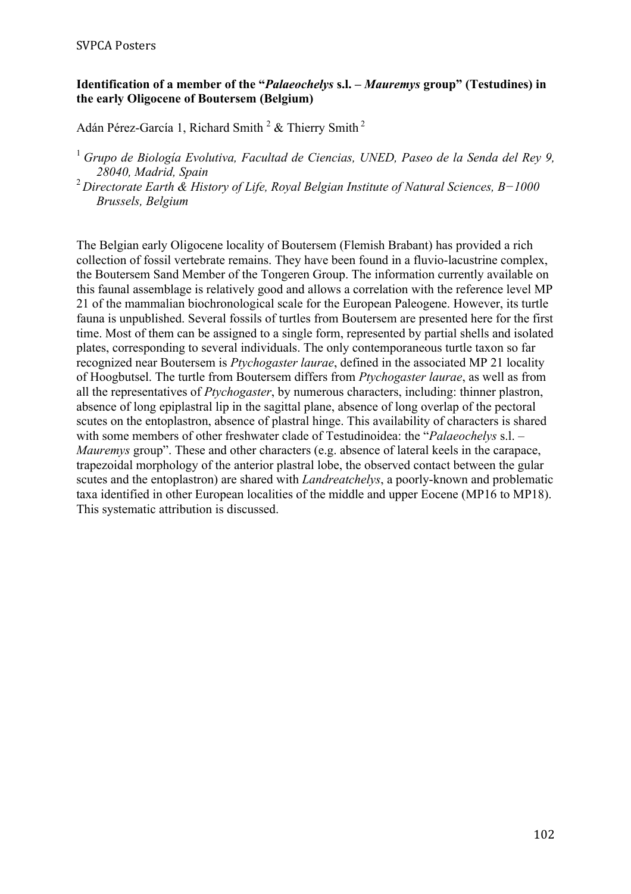**Identification of a member of the "*Palaeochelys* s.l. – *Mauremys* group" (Testudines) in the early Oligocene of Boutersem (Belgium)**

Adán Pérez-García 1, Richard Smith [2] & Thierry Smith [2]

[1] *Grupo de Biología Evolutiva, Facultad de Ciencias, UNED, Paseo de la Senda del Rey 9, 28040, Madrid, Spain*

[2] *Directorate Earth & History of Life, Royal Belgian Institute of Natural Sciences, B−1000 Brussels, Belgium*

The Belgian early Oligocene locality of Boutersem (Flemish Brabant) has provided a rich collection of fossil vertebrate remains. They have been found in a fluvio-lacustrine complex, the Boutersem Sand Member of the Tongeren Group. The information currently available on this faunal assemblage is relatively good and allows a correlation with the reference level MP 21 of the mammalian biochronological scale for the European Paleogene. However, its turtle fauna is unpublished. Several fossils of turtles from Boutersem are presented here for the first time. Most of them can be assigned to a single form, represented by partial shells and isolated plates, corresponding to several individuals. The only contemporaneous turtle taxon so far recognized near Boutersem is *Ptychogaster laurae*, defined in the associated MP 21 locality of Hoogbutsel. The turtle from Boutersem differs from *Ptychogaster laurae*, as well as from all the representatives of *Ptychogaster*, by numerous characters, including: thinner plastron, absence of long epiplastral lip in the sagittal plane, absence of long overlap of the pectoral scutes on the entoplastron, absence of plastral hinge. This availability of characters is shared with some members of other freshwater clade of Testudinoidea: the "*Palaeochelys* s.l. – *Mauremys* group". These and other characters (e.g. absence of lateral keels in the carapace, trapezoidal morphology of the anterior plastral lobe, the observed contact between the gular scutes and the entoplastron) are shared with *Landreatchelys*, a poorly-known and problematic taxa identified in other European localities of the middle and upper Eocene (MP16 to MP18). This systematic attribution is discussed.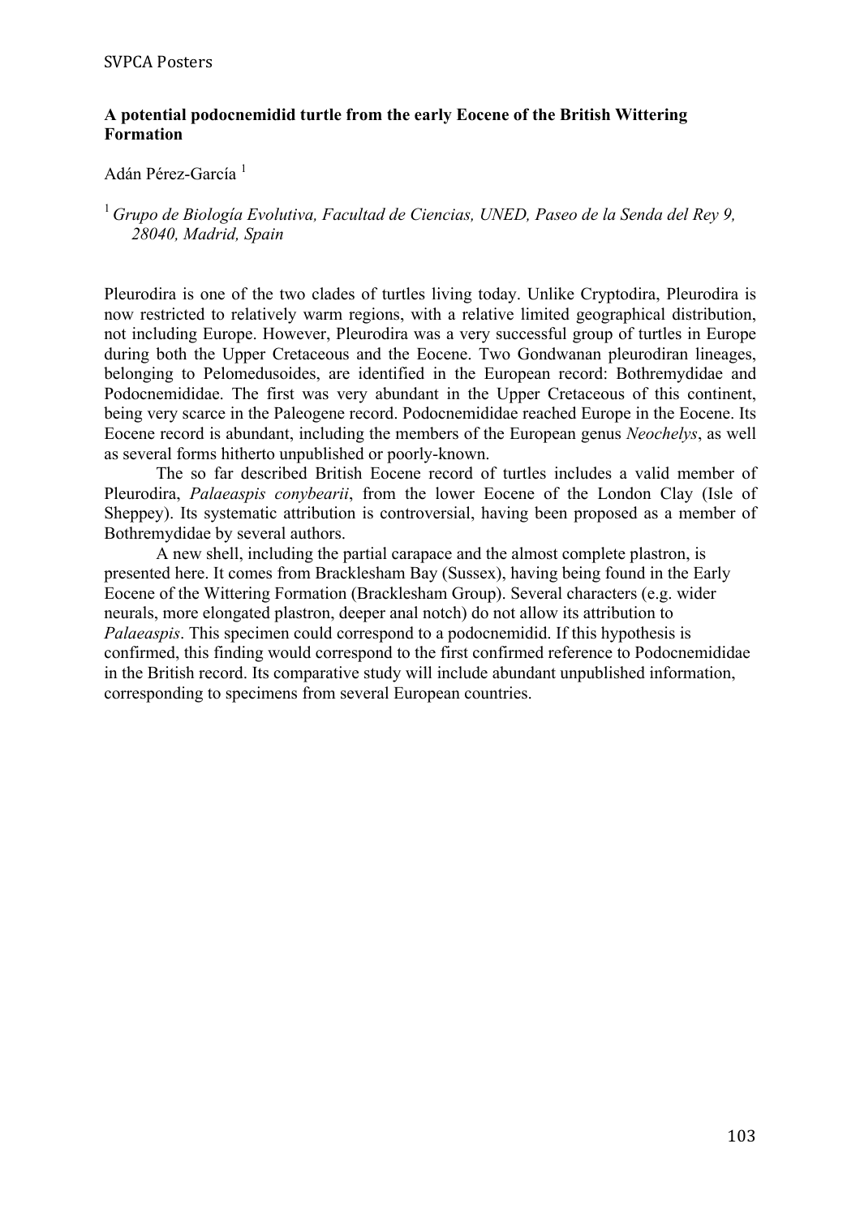**A potential podocnemidid turtle from the early Eocene of the British Wittering Formation**

Adán Pérez-García [1]

[1] *Grupo de Biología Evolutiva, Facultad de Ciencias, UNED, Paseo de la Senda del Rey 9, 28040, Madrid, Spain*

Pleurodira is one of the two clades of turtles living today. Unlike Cryptodira, Pleurodira is now restricted to relatively warm regions, with a relative limited geographical distribution, not including Europe. However, Pleurodira was a very successful group of turtles in Europe during both the Upper Cretaceous and the Eocene. Two Gondwanan pleurodiran lineages, belonging to Pelomedusoides, are identified in the European record: Bothremydidae and Podocnemididae. The first was very abundant in the Upper Cretaceous of this continent, being very scarce in the Paleogene record. Podocnemididae reached Europe in the Eocene. Its Eocene record is abundant, including the members of the European genus *Neochelys*, as well as several forms hitherto unpublished or poorly-known.

The so far described British Eocene record of turtles includes a valid member of Pleurodira, *Palaeaspis conybearii*, from the lower Eocene of the London Clay (Isle of Sheppey). Its systematic attribution is controversial, having been proposed as a member of Bothremydidae by several authors.

A new shell, including the partial carapace and the almost complete plastron, is presented here. It comes from Bracklesham Bay (Sussex), having being found in the Early Eocene of the Wittering Formation (Bracklesham Group). Several characters (e.g. wider neurals, more elongated plastron, deeper anal notch) do not allow its attribution to *Palaeaspis*. This specimen could correspond to a podocnemidid. If this hypothesis is confirmed, this finding would correspond to the first confirmed reference to Podocnemididae in the British record. Its comparative study will include abundant unpublished information, corresponding to specimens from several European countries.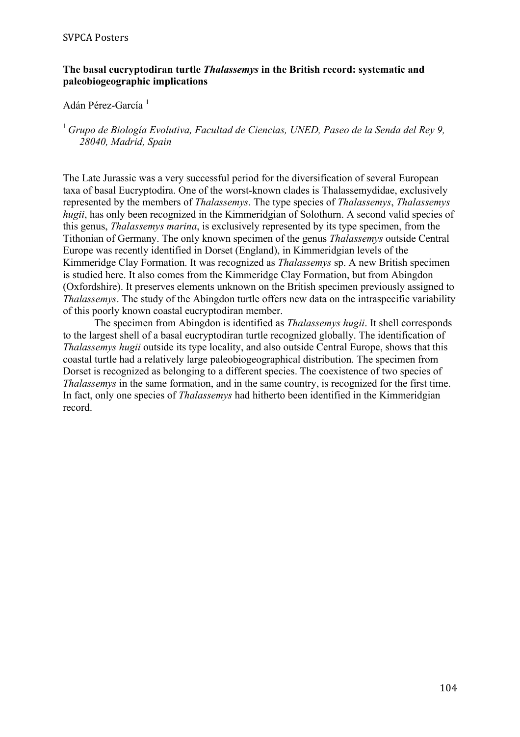**The basal eucryptodiran turtle *Thalassemys* in the British record: systematic and paleobiogeographic implications**

Adán Pérez-García [1]

[1] *Grupo de Biología Evolutiva, Facultad de Ciencias, UNED, Paseo de la Senda del Rey 9, 28040, Madrid, Spain*

The Late Jurassic was a very successful period for the diversification of several European taxa of basal Eucryptodira. One of the worst-known clades is Thalassemydidae, exclusively represented by the members of *Thalassemys*. The type species of *Thalassemys*, *Thalassemys hugii*, has only been recognized in the Kimmeridgian of Solothurn. A second valid species of this genus, *Thalassemys marina*, is exclusively represented by its type specimen, from the Tithonian of Germany. The only known specimen of the genus *Thalassemys* outside Central Europe was recently identified in Dorset (England), in Kimmeridgian levels of the Kimmeridge Clay Formation. It was recognized as *Thalassemys* sp. A new British specimen is studied here. It also comes from the Kimmeridge Clay Formation, but from Abingdon (Oxfordshire). It preserves elements unknown on the British specimen previously assigned to *Thalassemys*. The study of the Abingdon turtle offers new data on the intraspecific variability of this poorly known coastal eucryptodiran member.

The specimen from Abingdon is identified as *Thalassemys hugii*. It shell corresponds to the largest shell of a basal eucryptodiran turtle recognized globally. The identification of *Thalassemys hugii* outside its type locality, and also outside Central Europe, shows that this coastal turtle had a relatively large paleobiogeographical distribution. The specimen from Dorset is recognized as belonging to a different species. The coexistence of two species of *Thalassemys* in the same formation, and in the same country, is recognized for the first time. In fact, only one species of *Thalassemys* had hitherto been identified in the Kimmeridgian record.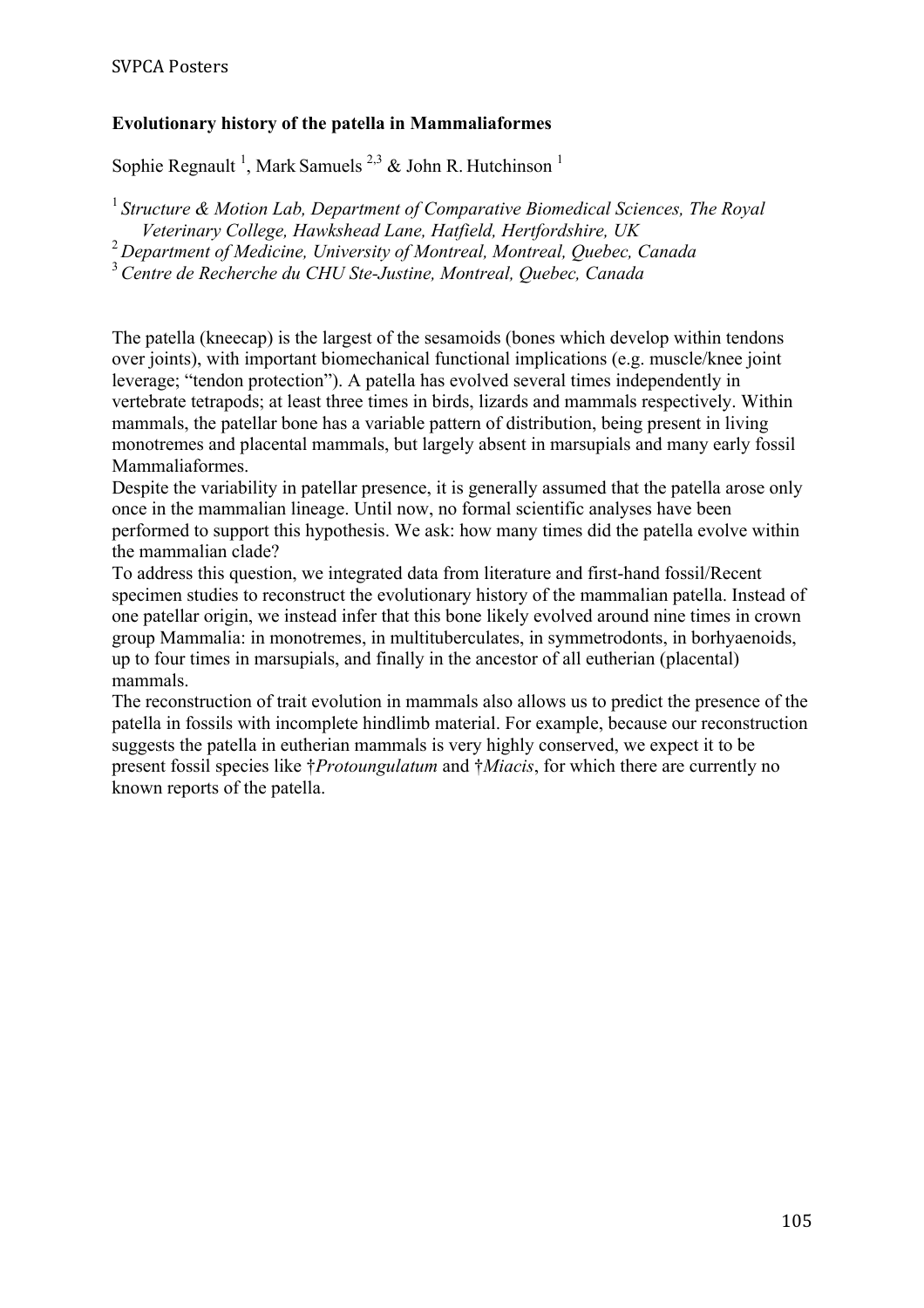**Evolutionary history of the patella in Mammaliaformes**

Sophie Regnault [1], Mark Samuels [2,3] & John R. Hutchinson [1]

[1] *Structure & Motion Lab, Department of Comparative Biomedical Sciences, The Royal Veterinary College, Hawkshead Lane, Hatfield, Hertfordshire, UK*
[2] *Department of Medicine, University of Montreal, Montreal, Quebec, Canada*
[3] *Centre de Recherche du CHU Ste-Justine, Montreal, Quebec, Canada*

The patella (kneecap) is the largest of the sesamoids (bones which develop within tendons over joints), with important biomechanical functional implications (e.g. muscle/knee joint leverage; "tendon protection"). A patella has evolved several times independently in vertebrate tetrapods; at least three times in birds, lizards and mammals respectively. Within mammals, the patellar bone has a variable pattern of distribution, being present in living monotremes and placental mammals, but largely absent in marsupials and many early fossil Mammaliaformes.

Despite the variability in patellar presence, it is generally assumed that the patella arose only once in the mammalian lineage. Until now, no formal scientific analyses have been performed to support this hypothesis. We ask: how many times did the patella evolve within the mammalian clade?

To address this question, we integrated data from literature and first-hand fossil/Recent specimen studies to reconstruct the evolutionary history of the mammalian patella. Instead of one patellar origin, we instead infer that this bone likely evolved around nine times in crown group Mammalia: in monotremes, in multituberculates, in symmetrodonts, in borhyaenoids, up to four times in marsupials, and finally in the ancestor of all eutherian (placental) mammals.

The reconstruction of trait evolution in mammals also allows us to predict the presence of the patella in fossils with incomplete hindlimb material. For example, because our reconstruction suggests the patella in eutherian mammals is very highly conserved, we expect it to be present fossil species like †*Protoungulatum* and †*Miacis*, for which there are currently no known reports of the patella.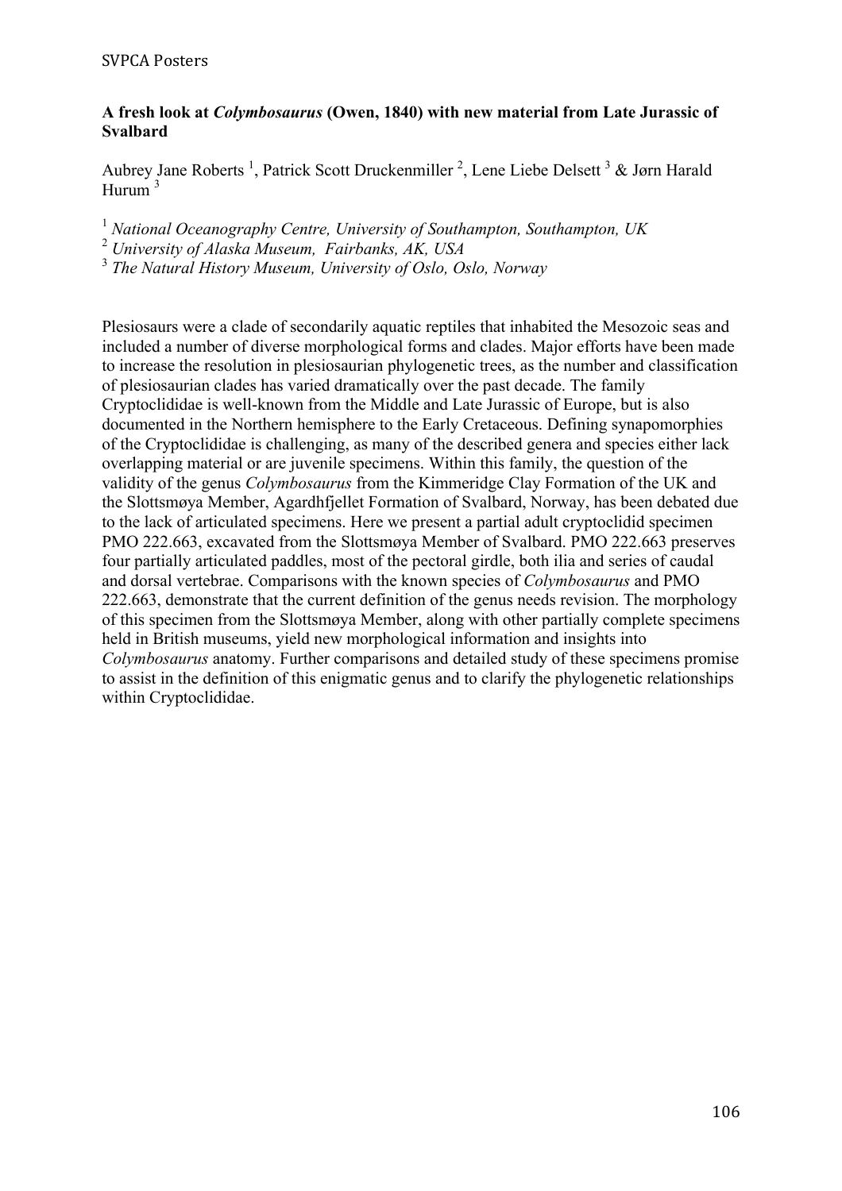**A fresh look at *Colymbosaurus* (Owen, 1840) with new material from Late Jurassic of Svalbard**

Aubrey Jane Roberts [1], Patrick Scott Druckenmiller [2], Lene Liebe Delsett [3] & Jørn Harald Hurum [3]

[1] *National Oceanography Centre, University of Southampton, Southampton, UK*
[2] *University of Alaska Museum, Fairbanks, AK, USA*
[3] *The Natural History Museum, University of Oslo, Oslo, Norway*

Plesiosaurs were a clade of secondarily aquatic reptiles that inhabited the Mesozoic seas and included a number of diverse morphological forms and clades. Major efforts have been made to increase the resolution in plesiosaurian phylogenetic trees, as the number and classification of plesiosaurian clades has varied dramatically over the past decade. The family Cryptoclididae is well-known from the Middle and Late Jurassic of Europe, but is also documented in the Northern hemisphere to the Early Cretaceous. Defining synapomorphies of the Cryptoclididae is challenging, as many of the described genera and species either lack overlapping material or are juvenile specimens. Within this family, the question of the validity of the genus *Colymbosaurus* from the Kimmeridge Clay Formation of the UK and the Slottsmøya Member, Agardhfjellet Formation of Svalbard, Norway, has been debated due to the lack of articulated specimens. Here we present a partial adult cryptoclidid specimen PMO 222.663, excavated from the Slottsmøya Member of Svalbard. PMO 222.663 preserves four partially articulated paddles, most of the pectoral girdle, both ilia and series of caudal and dorsal vertebrae. Comparisons with the known species of *Colymbosaurus* and PMO 222.663, demonstrate that the current definition of the genus needs revision. The morphology of this specimen from the Slottsmøya Member, along with other partially complete specimens held in British museums, yield new morphological information and insights into *Colymbosaurus* anatomy. Further comparisons and detailed study of these specimens promise to assist in the definition of this enigmatic genus and to clarify the phylogenetic relationships within Cryptoclididae.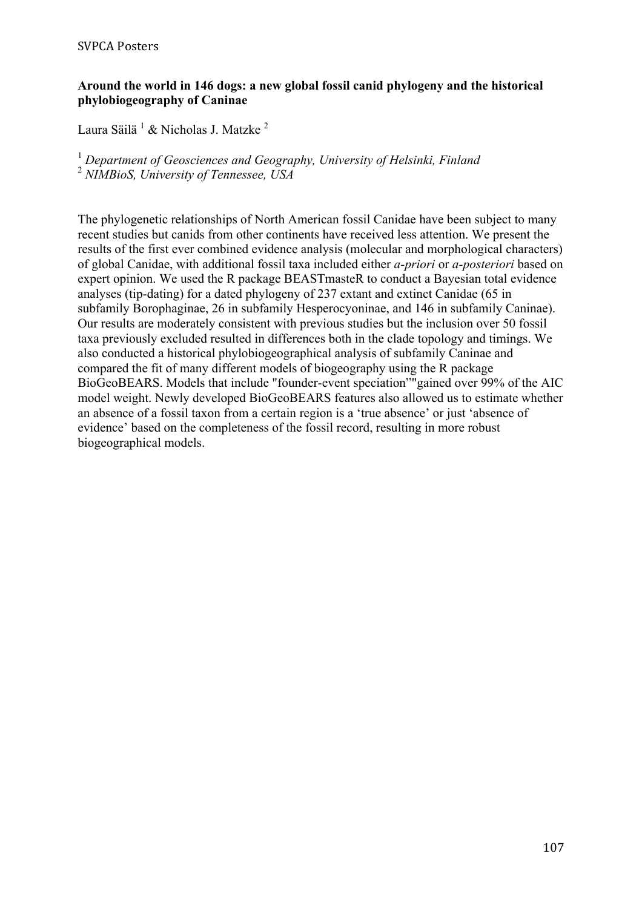**Around the world in 146 dogs: a new global fossil canid phylogeny and the historical phylobiogeography of Caninae**

Laura Säilä [1] & Nicholas J. Matzke [2]

[1] *Department of Geosciences and Geography, University of Helsinki, Finland*
[2] *NIMBioS, University of Tennessee, USA*

The phylogenetic relationships of North American fossil Canidae have been subject to many recent studies but canids from other continents have received less attention. We present the results of the first ever combined evidence analysis (molecular and morphological characters) of global Canidae, with additional fossil taxa included either *a-priori* or *a-posteriori* based on expert opinion. We used the R package BEASTmasteR to conduct a Bayesian total evidence analyses (tip-dating) for a dated phylogeny of 237 extant and extinct Canidae (65 in subfamily Borophaginae, 26 in subfamily Hesperocyoninae, and 146 in subfamily Caninae). Our results are moderately consistent with previous studies but the inclusion over 50 fossil taxa previously excluded resulted in differences both in the clade topology and timings. We also conducted a historical phylobiogeographical analysis of subfamily Caninae and compared the fit of many different models of biogeography using the R package BioGeoBEARS. Models that include "founder-event speciation""gained over 99% of the AIC model weight. Newly developed BioGeoBEARS features also allowed us to estimate whether an absence of a fossil taxon from a certain region is a 'true absence' or just 'absence of evidence' based on the completeness of the fossil record, resulting in more robust biogeographical models.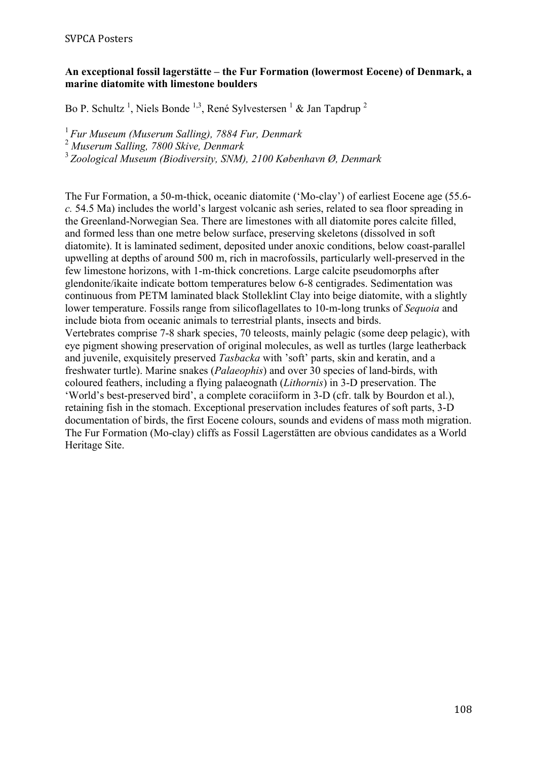**An exceptional fossil lagerstätte – the Fur Formation (lowermost Eocene) of Denmark, a marine diatomite with limestone boulders**

Bo P. Schultz [1], Niels Bonde [1,3], René Sylvestersen [1] & Jan Tapdrup [2]

[1] *Fur Museum (Muserum Salling), 7884 Fur, Denmark*
[2] *Muserum Salling, 7800 Skive, Denmark*
[3] *Zoological Museum (Biodiversity, SNM), 2100 København Ø, Denmark*

The Fur Formation, a 50-m-thick, oceanic diatomite ('Mo-clay') of earliest Eocene age (55.6-*c.* 54.5 Ma) includes the world's largest volcanic ash series, related to sea floor spreading in the Greenland-Norwegian Sea. There are limestones with all diatomite pores calcite filled, and formed less than one metre below surface, preserving skeletons (dissolved in soft diatomite). It is laminated sediment, deposited under anoxic conditions, below coast-parallel upwelling at depths of around 500 m, rich in macrofossils, particularly well-preserved in the few limestone horizons, with 1-m-thick concretions. Large calcite pseudomorphs after glendonite/ikaite indicate bottom temperatures below 6-8 centigrades. Sedimentation was continuous from PETM laminated black Stolleklint Clay into beige diatomite, with a slightly lower temperature. Fossils range from silicoflagellates to 10-m-long trunks of *Sequoia* and include biota from oceanic animals to terrestrial plants, insects and birds.
Vertebrates comprise 7-8 shark species, 70 teleosts, mainly pelagic (some deep pelagic), with eye pigment showing preservation of original molecules, as well as turtles (large leatherback and juvenile, exquisitely preserved *Tasbacka* with 'soft' parts, skin and keratin, and a freshwater turtle). Marine snakes (*Palaeophis*) and over 30 species of land-birds, with coloured feathers, including a flying palaeognath (*Lithornis*) in 3-D preservation. The 'World's best-preserved bird', a complete coraciiform in 3-D (cfr. talk by Bourdon et al.), retaining fish in the stomach. Exceptional preservation includes features of soft parts, 3-D documentation of birds, the first Eocene colours, sounds and evidens of mass moth migration. The Fur Formation (Mo-clay) cliffs as Fossil Lagerstätten are obvious candidates as a World Heritage Site.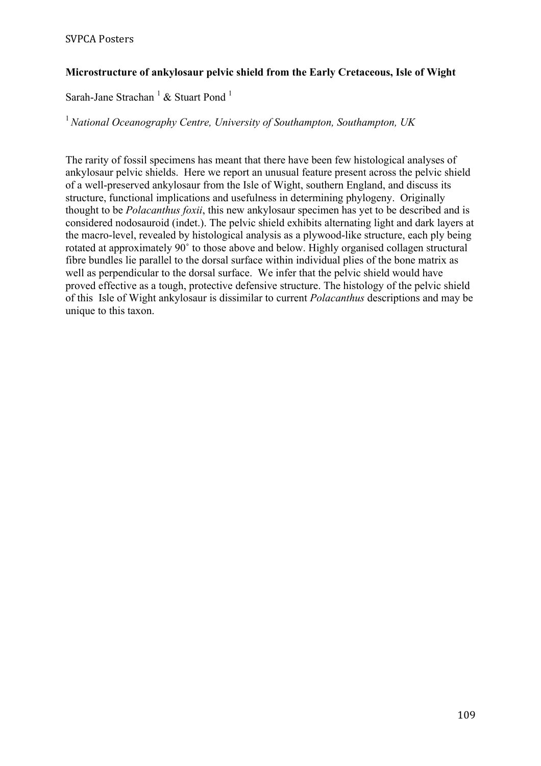**Microstructure of ankylosaur pelvic shield from the Early Cretaceous, Isle of Wight**

Sarah-Jane Strachan [1] & Stuart Pond [1]

[1] *National Oceanography Centre, University of Southampton, Southampton, UK*

The rarity of fossil specimens has meant that there have been few histological analyses of ankylosaur pelvic shields. Here we report an unusual feature present across the pelvic shield of a well-preserved ankylosaur from the Isle of Wight, southern England, and discuss its structure, functional implications and usefulness in determining phylogeny. Originally thought to be *Polacanthus foxii*, this new ankylosaur specimen has yet to be described and is considered nodosauroid (indet.). The pelvic shield exhibits alternating light and dark layers at the macro-level, revealed by histological analysis as a plywood-like structure, each ply being rotated at approximately 90˚ to those above and below. Highly organised collagen structural fibre bundles lie parallel to the dorsal surface within individual plies of the bone matrix as well as perpendicular to the dorsal surface. We infer that the pelvic shield would have proved effective as a tough, protective defensive structure. The histology of the pelvic shield of this Isle of Wight ankylosaur is dissimilar to current *Polacanthus* descriptions and may be unique to this taxon.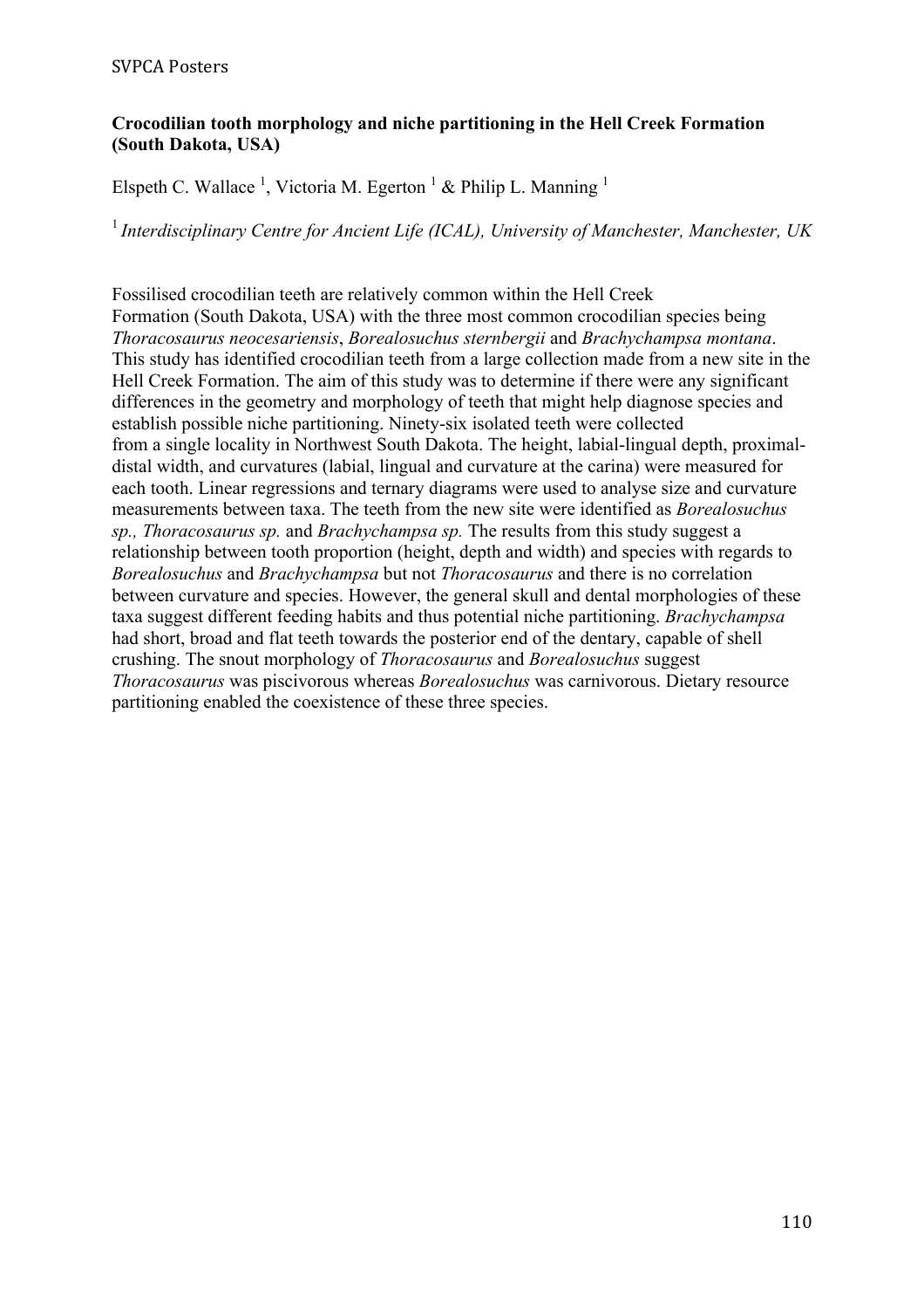**Crocodilian tooth morphology and niche partitioning in the Hell Creek Formation (South Dakota, USA)**

Elspeth C. Wallace [1], Victoria M. Egerton [1] & Philip L. Manning [1]

[1] *Interdisciplinary Centre for Ancient Life (ICAL), University of Manchester, Manchester, UK*

Fossilised crocodilian teeth are relatively common within the Hell Creek Formation (South Dakota, USA) with the three most common crocodilian species being *Thoracosaurus neocesariensis*, *Borealosuchus sternbergii* and *Brachychampsa montana*. This study has identified crocodilian teeth from a large collection made from a new site in the Hell Creek Formation. The aim of this study was to determine if there were any significant differences in the geometry and morphology of teeth that might help diagnose species and establish possible niche partitioning. Ninety-six isolated teeth were collected from a single locality in Northwest South Dakota. The height, labial-lingual depth, proximal-distal width, and curvatures (labial, lingual and curvature at the carina) were measured for each tooth. Linear regressions and ternary diagrams were used to analyse size and curvature measurements between taxa. The teeth from the new site were identified as *Borealosuchus sp., Thoracosaurus sp.* and *Brachychampsa sp.* The results from this study suggest a relationship between tooth proportion (height, depth and width) and species with regards to *Borealosuchus* and *Brachychampsa* but not *Thoracosaurus* and there is no correlation between curvature and species. However, the general skull and dental morphologies of these taxa suggest different feeding habits and thus potential niche partitioning. *Brachychampsa* had short, broad and flat teeth towards the posterior end of the dentary, capable of shell crushing. The snout morphology of *Thoracosaurus* and *Borealosuchus* suggest *Thoracosaurus* was piscivorous whereas *Borealosuchus* was carnivorous. Dietary resource partitioning enabled the coexistence of these three species.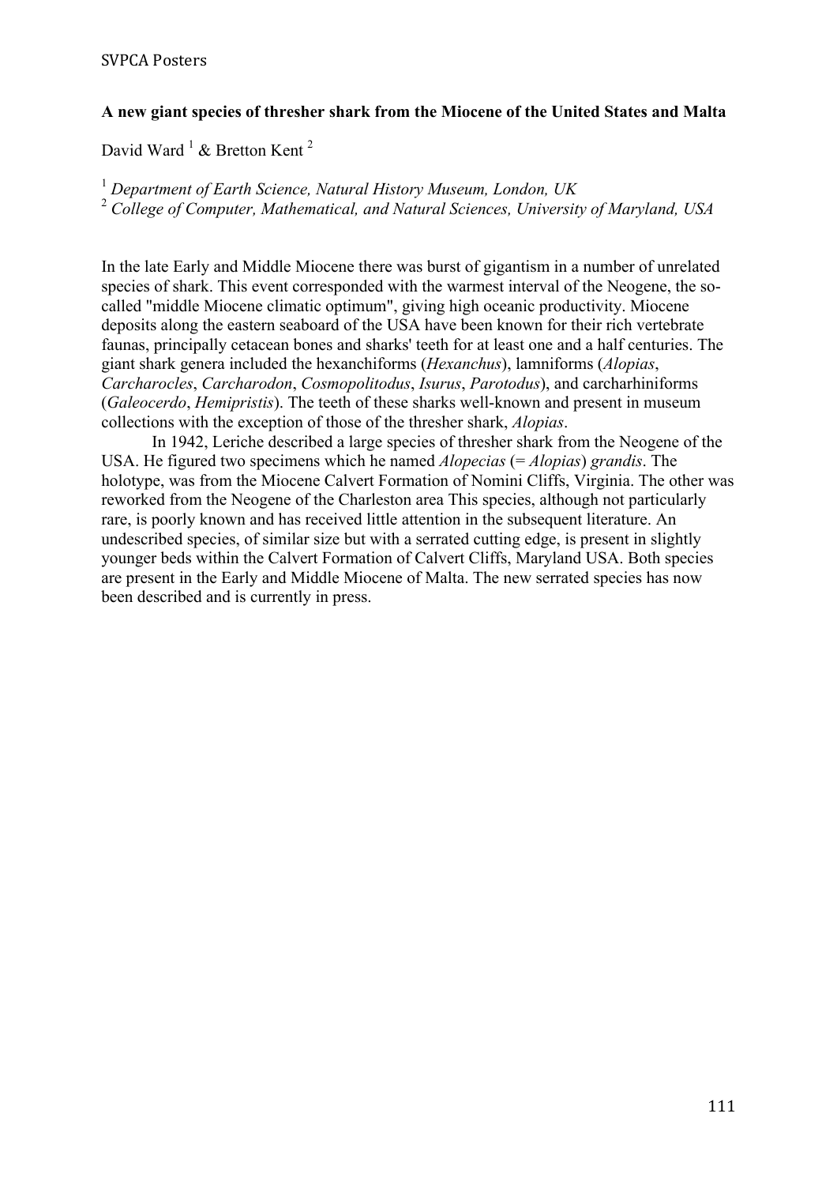**A new giant species of thresher shark from the Miocene of the United States and Malta**

David Ward [1] & Bretton Kent [2]

[1] *Department of Earth Science, Natural History Museum, London, UK*
[2] *College of Computer, Mathematical, and Natural Sciences, University of Maryland, USA*

In the late Early and Middle Miocene there was burst of gigantism in a number of unrelated species of shark. This event corresponded with the warmest interval of the Neogene, the so-called "middle Miocene climatic optimum", giving high oceanic productivity. Miocene deposits along the eastern seaboard of the USA have been known for their rich vertebrate faunas, principally cetacean bones and sharks' teeth for at least one and a half centuries. The giant shark genera included the hexanchiforms (*Hexanchus*), lamniforms (*Alopias*, *Carcharocles*, *Carcharodon*, *Cosmopolitodus*, *Isurus*, *Parotodus*), and carcharhiniforms (*Galeocerdo*, *Hemipristis*). The teeth of these sharks well-known and present in museum collections with the exception of those of the thresher shark, *Alopias*.

In 1942, Leriche described a large species of thresher shark from the Neogene of the USA. He figured two specimens which he named *Alopecias* (= *Alopias*) *grandis*. The holotype, was from the Miocene Calvert Formation of Nomini Cliffs, Virginia. The other was reworked from the Neogene of the Charleston area This species, although not particularly rare, is poorly known and has received little attention in the subsequent literature. An undescribed species, of similar size but with a serrated cutting edge, is present in slightly younger beds within the Calvert Formation of Calvert Cliffs, Maryland USA. Both species are present in the Early and Middle Miocene of Malta. The new serrated species has now been described and is currently in press.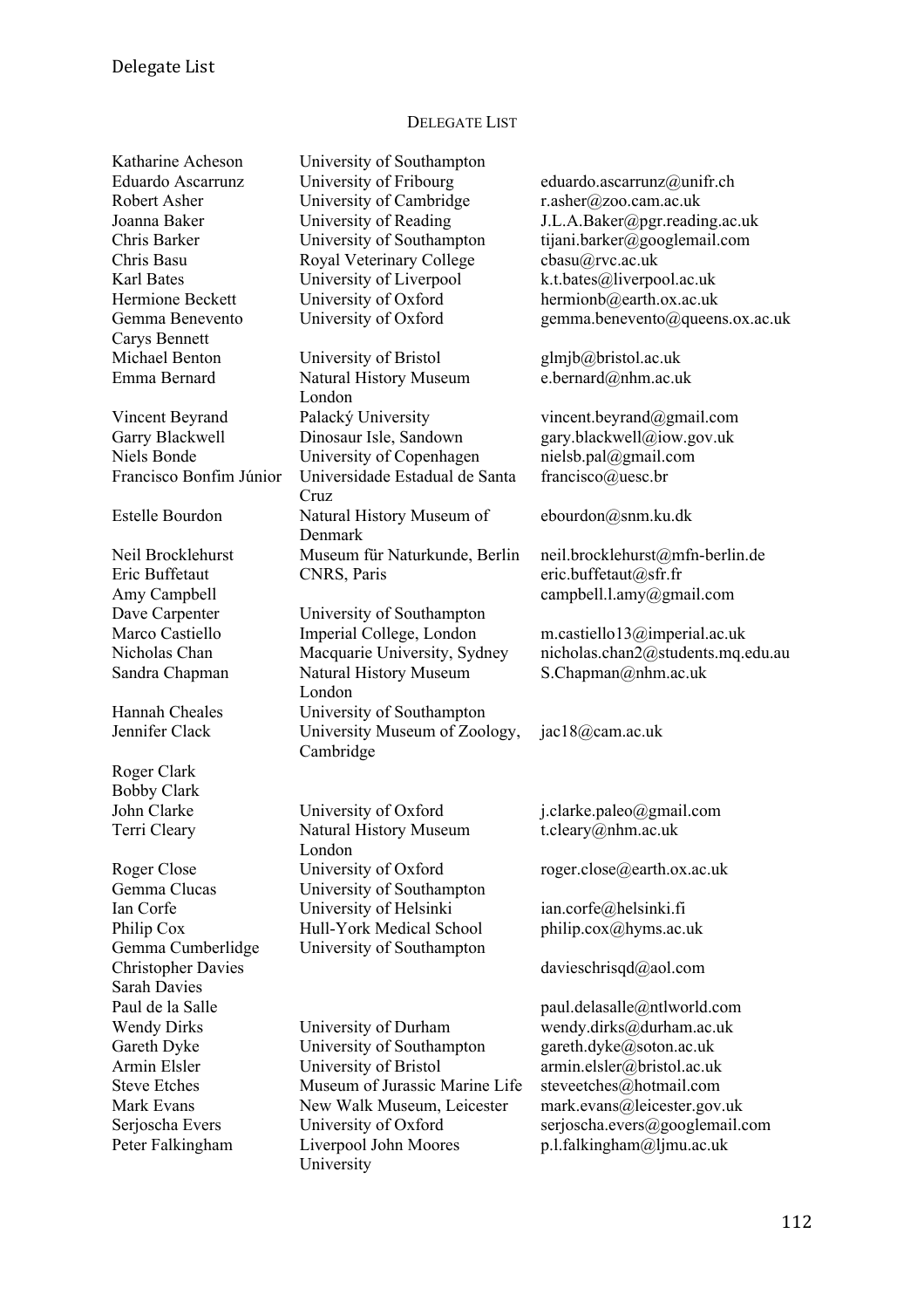# DELEGATE LIST

| Name | Institution | Email |
|---|---|---|
| Katharine Acheson | University of Southampton | |
| Eduardo Ascarrunz | University of Fribourg | eduardo.ascarrunz@unifr.ch |
| Robert Asher | University of Cambridge | r.asher@zoo.cam.ac.uk |
| Joanna Baker | University of Reading | J.L.A.Baker@pgr.reading.ac.uk |
| Chris Barker | University of Southampton | tijani.barker@googlemail.com |
| Chris Basu | Royal Veterinary College | cbasu@rvc.ac.uk |
| Karl Bates | University of Liverpool | k.t.bates@liverpool.ac.uk |
| Hermione Beckett | University of Oxford | hermionb@earth.ox.ac.uk |
| Gemma Benevento | University of Oxford | gemma.benevento@queens.ox.ac.uk |
| Carys Bennett | | |
| Michael Benton | University of Bristol | glmjb@bristol.ac.uk |
| Emma Bernard | Natural History Museum London | e.bernard@nhm.ac.uk |
| Vincent Beyrand | Palacký University | vincent.beyrand@gmail.com |
| Garry Blackwell | Dinosaur Isle, Sandown | gary.blackwell@iow.gov.uk |
| Niels Bonde | University of Copenhagen | nielsb.pal@gmail.com |
| Francisco Bonfim Júnior | Universidade Estadual de Santa Cruz | francisco@uesc.br |
| Estelle Bourdon | Natural History Museum of Denmark | ebourdon@snm.ku.dk |
| Neil Brocklehurst | Museum für Naturkunde, Berlin | neil.brocklehurst@mfn-berlin.de |
| Eric Buffetaut | CNRS, Paris | eric.buffetaut@sfr.fr |
| Amy Campbell | | campbell.l.amy@gmail.com |
| Dave Carpenter | University of Southampton | |
| Marco Castiello | Imperial College, London | m.castiello13@imperial.ac.uk |
| Nicholas Chan | Macquarie University, Sydney | nicholas.chan2@students.mq.edu.au |
| Sandra Chapman | Natural History Museum London | S.Chapman@nhm.ac.uk |
| Hannah Cheales | University of Southampton | |
| Jennifer Clack | University Museum of Zoology, Cambridge | jac18@cam.ac.uk |
| Roger Clark | | |
| Bobby Clark | | |
| John Clarke | University of Oxford | j.clarke.paleo@gmail.com |
| Terri Cleary | Natural History Museum London | t.cleary@nhm.ac.uk |
| Roger Close | University of Oxford | roger.close@earth.ox.ac.uk |
| Gemma Clucas | University of Southampton | |
| Ian Corfe | University of Helsinki | ian.corfe@helsinki.fi |
| Philip Cox | Hull-York Medical School | philip.cox@hyms.ac.uk |
| Gemma Cumberlidge | University of Southampton | |
| Christopher Davies | | davieschrisqd@aol.com |
| Sarah Davies | | |
| Paul de la Salle | | paul.delasalle@ntlworld.com |
| Wendy Dirks | University of Durham | wendy.dirks@durham.ac.uk |
| Gareth Dyke | University of Southampton | gareth.dyke@soton.ac.uk |
| Armin Elsler | University of Bristol | armin.elsler@bristol.ac.uk |
| Steve Etches | Museum of Jurassic Marine Life | steveetches@hotmail.com |
| Mark Evans | New Walk Museum, Leicester | mark.evans@leicester.gov.uk |
| Serjoscha Evers | University of Oxford | serjoscha.evers@googlemail.com |
| Peter Falkingham | Liverpool John Moores University | p.l.falkingham@ljmu.ac.uk |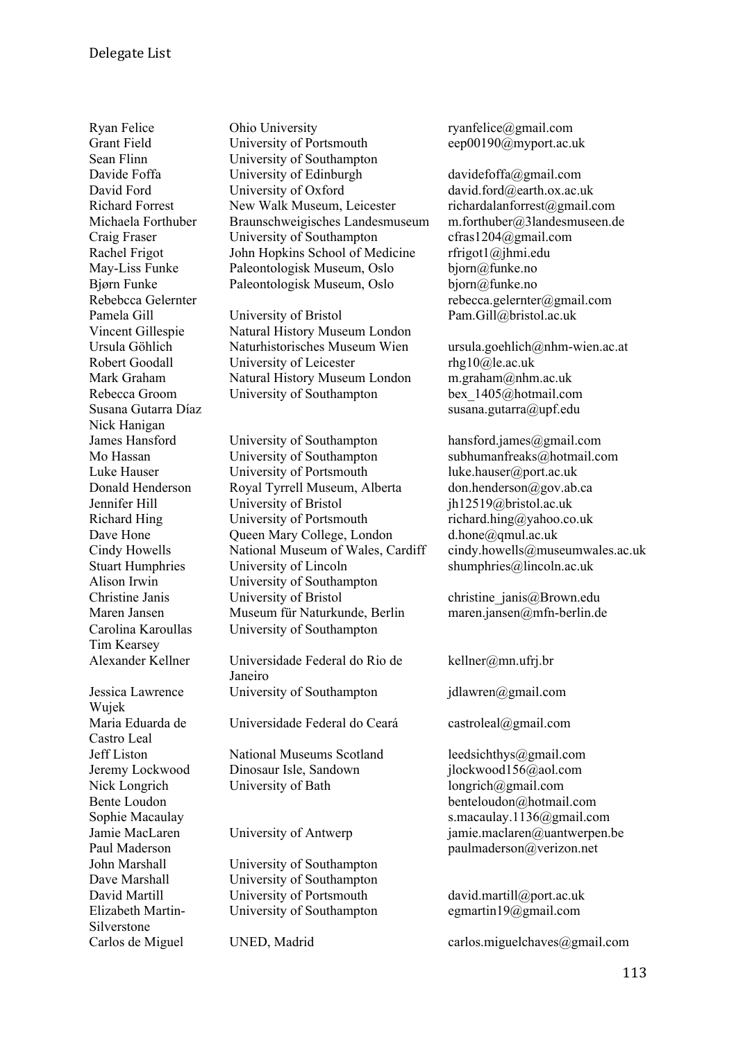| Name | Institution | Email |
|---|---|---|
| Ryan Felice | Ohio University | ryanfelice@gmail.com |
| Grant Field | University of Portsmouth | eep00190@myport.ac.uk |
| Sean Flinn | University of Southampton | |
| Davide Foffa | University of Edinburgh | davidefoffa@gmail.com |
| David Ford | University of Oxford | david.ford@earth.ox.ac.uk |
| Richard Forrest | New Walk Museum, Leicester | richardalanforrest@gmail.com |
| Michaela Forthuber | Braunschweigisches Landesmuseum | m.forthuber@3landesmuseen.de |
| Craig Fraser | University of Southampton | cfras1204@gmail.com |
| Rachel Frigot | John Hopkins School of Medicine | rfrigot1@jhmi.edu |
| May-Liss Funke | Paleontologisk Museum, Oslo | bjorn@funke.no |
| Bjørn Funke | Paleontologisk Museum, Oslo | bjorn@funke.no |
| Rebebcca Gelernter | | rebecca.gelernter@gmail.com |
| Pamela Gill | University of Bristol | Pam.Gill@bristol.ac.uk |
| Vincent Gillespie | Natural History Museum London | |
| Ursula Göhlich | Naturhistorisches Museum Wien | ursula.goehlich@nhm-wien.ac.at |
| Robert Goodall | University of Leicester | rhg10@le.ac.uk |
| Mark Graham | Natural History Museum London | m.graham@nhm.ac.uk |
| Rebecca Groom | University of Southampton | bex_1405@hotmail.com |
| Susana Gutarra Díaz | | susana.gutarra@upf.edu |
| Nick Hanigan | | |
| James Hansford | University of Southampton | hansford.james@gmail.com |
| Mo Hassan | University of Southampton | subhumanfreaks@hotmail.com |
| Luke Hauser | University of Portsmouth | luke.hauser@port.ac.uk |
| Donald Henderson | Royal Tyrrell Museum, Alberta | don.henderson@gov.ab.ca |
| Jennifer Hill | University of Bristol | jh12519@bristol.ac.uk |
| Richard Hing | University of Portsmouth | richard.hing@yahoo.co.uk |
| Dave Hone | Queen Mary College, London | d.hone@qmul.ac.uk |
| Cindy Howells | National Museum of Wales, Cardiff | cindy.howells@museumwales.ac.uk |
| Stuart Humphries | University of Lincoln | shumphries@lincoln.ac.uk |
| Alison Irwin | University of Southampton | |
| Christine Janis | University of Bristol | christine_janis@Brown.edu |
| Maren Jansen | Museum für Naturkunde, Berlin | maren.jansen@mfn-berlin.de |
| Carolina Karoullas | University of Southampton | |
| Tim Kearsey | | |
| Alexander Kellner | Universidade Federal do Rio de Janeiro | kellner@mn.ufrj.br |
| Jessica Lawrence Wujek | University of Southampton | jdlawren@gmail.com |
| Maria Eduarda de Castro Leal | Universidade Federal do Ceará | castroleal@gmail.com |
| Jeff Liston | National Museums Scotland | leedsichthys@gmail.com |
| Jeremy Lockwood | Dinosaur Isle, Sandown | jlockwood156@aol.com |
| Nick Longrich | University of Bath | longrich@gmail.com |
| Bente Loudon | | benteloudon@hotmail.com |
| Sophie Macaulay | | s.macaulay.1136@gmail.com |
| Jamie MacLaren | University of Antwerp | jamie.maclaren@uantwerpen.be |
| Paul Maderson | | paulmaderson@verizon.net |
| John Marshall | University of Southampton | |
| Dave Marshall | University of Southampton | |
| David Martill | University of Portsmouth | david.martill@port.ac.uk |
| Elizabeth Martin-Silverstone | University of Southampton | egmartin19@gmail.com |
| Carlos de Miguel | UNED, Madrid | carlos.miguelchaves@gmail.com |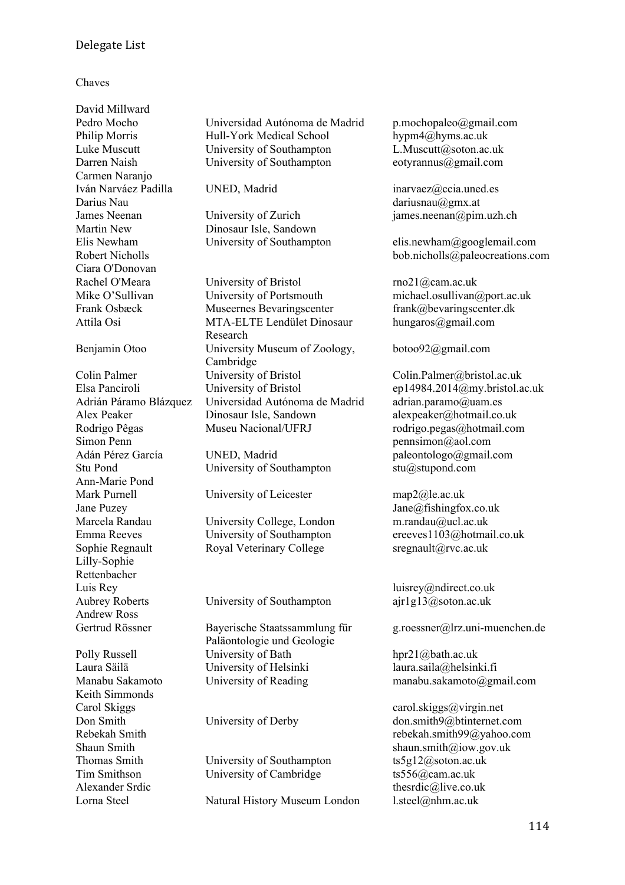Delegate List

Chaves

| Name | Institution | Email |
| --- | --- | --- |
| David Millward | | |
| Pedro Mocho | Universidad Autónoma de Madrid | p.mochopaleo@gmail.com |
| Philip Morris | Hull-York Medical School | hypm4@hyms.ac.uk |
| Luke Muscutt | University of Southampton | L.Muscutt@soton.ac.uk |
| Darren Naish | University of Southampton | eotyrannus@gmail.com |
| Carmen Naranjo | | |
| Iván Narváez Padilla | UNED, Madrid | inarvaez@ccia.uned.es |
| Darius Nau | | dariusnau@gmx.at |
| James Neenan | University of Zurich | james.neenan@pim.uzh.ch |
| Martin New | Dinosaur Isle, Sandown | |
| Elis Newham | University of Southampton | elis.newham@googlemail.com |
| Robert Nicholls | | bob.nicholls@paleocreations.com |
| Ciara O'Donovan | | |
| Rachel O'Meara | University of Bristol | rno21@cam.ac.uk |
| Mike O'Sullivan | University of Portsmouth | michael.osullivan@port.ac.uk |
| Frank Osbæck | Museernes Bevaringscenter | frank@bevaringscenter.dk |
| Attila Osi | MTA-ELTE Lendület Dinosaur Research | hungaros@gmail.com |
| Benjamin Otoo | University Museum of Zoology, Cambridge | botoo92@gmail.com |
| Colin Palmer | University of Bristol | Colin.Palmer@bristol.ac.uk |
| Elsa Panciroli | University of Bristol | ep14984.2014@my.bristol.ac.uk |
| Adrián Páramo Blázquez | Universidad Autónoma de Madrid | adrian.paramo@uam.es |
| Alex Peaker | Dinosaur Isle, Sandown | alexpeaker@hotmail.co.uk |
| Rodrigo Pêgas | Museu Nacional/UFRJ | rodrigo.pegas@hotmail.com |
| Simon Penn | | pennsimon@aol.com |
| Adán Pérez García | UNED, Madrid | paleontologo@gmail.com |
| Stu Pond | University of Southampton | stu@stupond.com |
| Ann-Marie Pond | | |
| Mark Purnell | University of Leicester | map2@le.ac.uk |
| Jane Puzey | | Jane@fishingfox.co.uk |
| Marcela Randau | University College, London | m.randau@ucl.ac.uk |
| Emma Reeves | University of Southampton | ereeves1103@hotmail.co.uk |
| Sophie Regnault | Royal Veterinary College | sregnault@rvc.ac.uk |
| Lilly-Sophie Rettenbacher | | |
| Luis Rey | | luisrey@ndirect.co.uk |
| Aubrey Roberts | University of Southampton | ajr1g13@soton.ac.uk |
| Andrew Ross | | |
| Gertrud Rössner | Bayerische Staatssammlung für Paläontologie und Geologie | g.roessner@lrz.uni-muenchen.de |
| Polly Russell | University of Bath | hpr21@bath.ac.uk |
| Laura Säilä | University of Helsinki | laura.saila@helsinki.fi |
| Manabu Sakamoto | University of Reading | manabu.sakamoto@gmail.com |
| Keith Simmonds | | |
| Carol Skiggs | | carol.skiggs@virgin.net |
| Don Smith | University of Derby | don.smith9@btinternet.com |
| Rebekah Smith | | rebekah.smith99@yahoo.com |
| Shaun Smith | | shaun.smith@iow.gov.uk |
| Thomas Smith | University of Southampton | ts5g12@soton.ac.uk |
| Tim Smithson | University of Cambridge | ts556@cam.ac.uk |
| Alexander Srdic | | thesrdic@live.co.uk |
| Lorna Steel | Natural History Museum London | l.steel@nhm.ac.uk |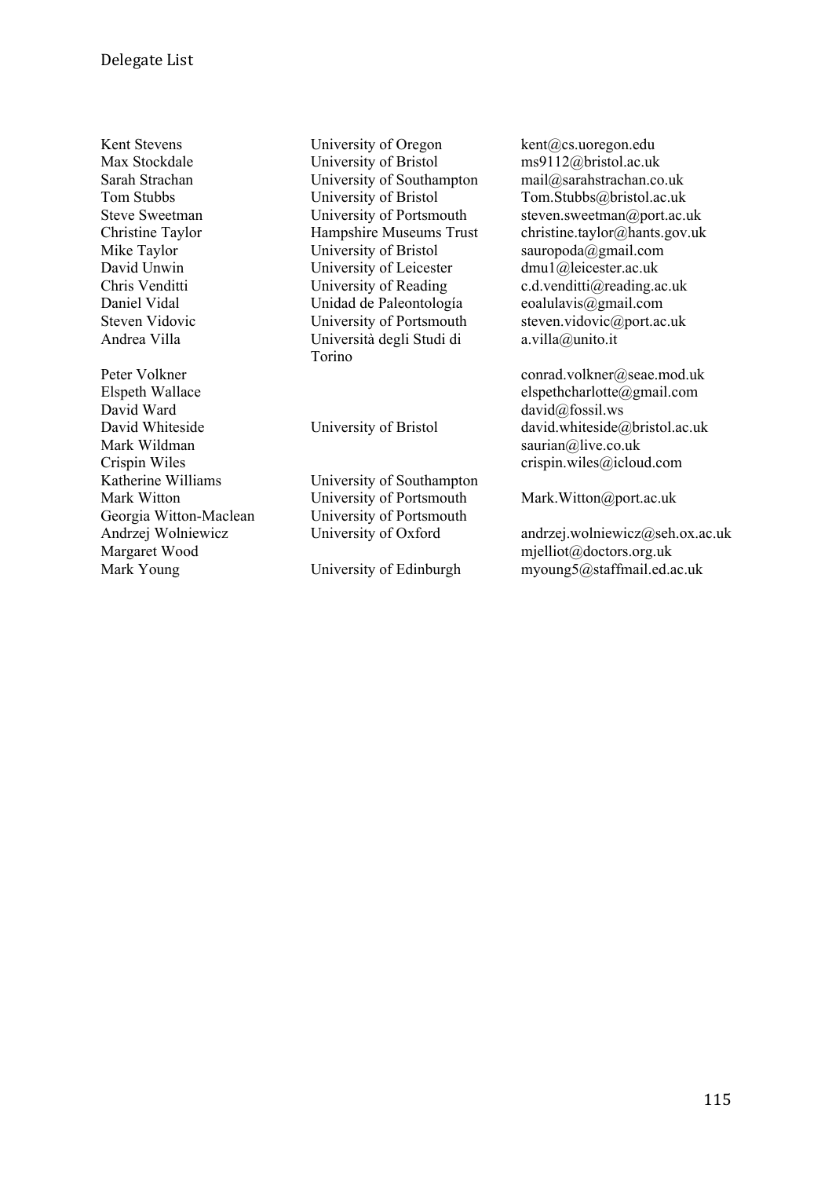| | | |
|---|---|---|
| Kent Stevens | University of Oregon | kent@cs.uoregon.edu |
| Max Stockdale | University of Bristol | ms9112@bristol.ac.uk |
| Sarah Strachan | University of Southampton | mail@sarahstrachan.co.uk |
| Tom Stubbs | University of Bristol | Tom.Stubbs@bristol.ac.uk |
| Steve Sweetman | University of Portsmouth | steven.sweetman@port.ac.uk |
| Christine Taylor | Hampshire Museums Trust | christine.taylor@hants.gov.uk |
| Mike Taylor | University of Bristol | sauropoda@gmail.com |
| David Unwin | University of Leicester | dmu1@leicester.ac.uk |
| Chris Venditti | University of Reading | c.d.venditti@reading.ac.uk |
| Daniel Vidal | Unidad de Paleontología | eoalulavis@gmail.com |
| Steven Vidovic | University of Portsmouth | steven.vidovic@port.ac.uk |
| Andrea Villa | Università degli Studi di Torino | a.villa@unito.it |
| Peter Volkner | | conrad.volkner@seae.mod.uk |
| Elspeth Wallace | | elspethcharlotte@gmail.com |
| David Ward | | david@fossil.ws |
| David Whiteside | University of Bristol | david.whiteside@bristol.ac.uk |
| Mark Wildman | | saurian@live.co.uk |
| Crispin Wiles | | crispin.wiles@icloud.com |
| Katherine Williams | University of Southampton | |
| Mark Witton | University of Portsmouth | Mark.Witton@port.ac.uk |
| Georgia Witton-Maclean | University of Portsmouth | |
| Andrzej Wolniewicz | University of Oxford | andrzej.wolniewicz@seh.ox.ac.uk |
| Margaret Wood | | mjelliot@doctors.org.uk |
| Mark Young | University of Edinburgh | myoung5@staffmail.ed.ac.uk |